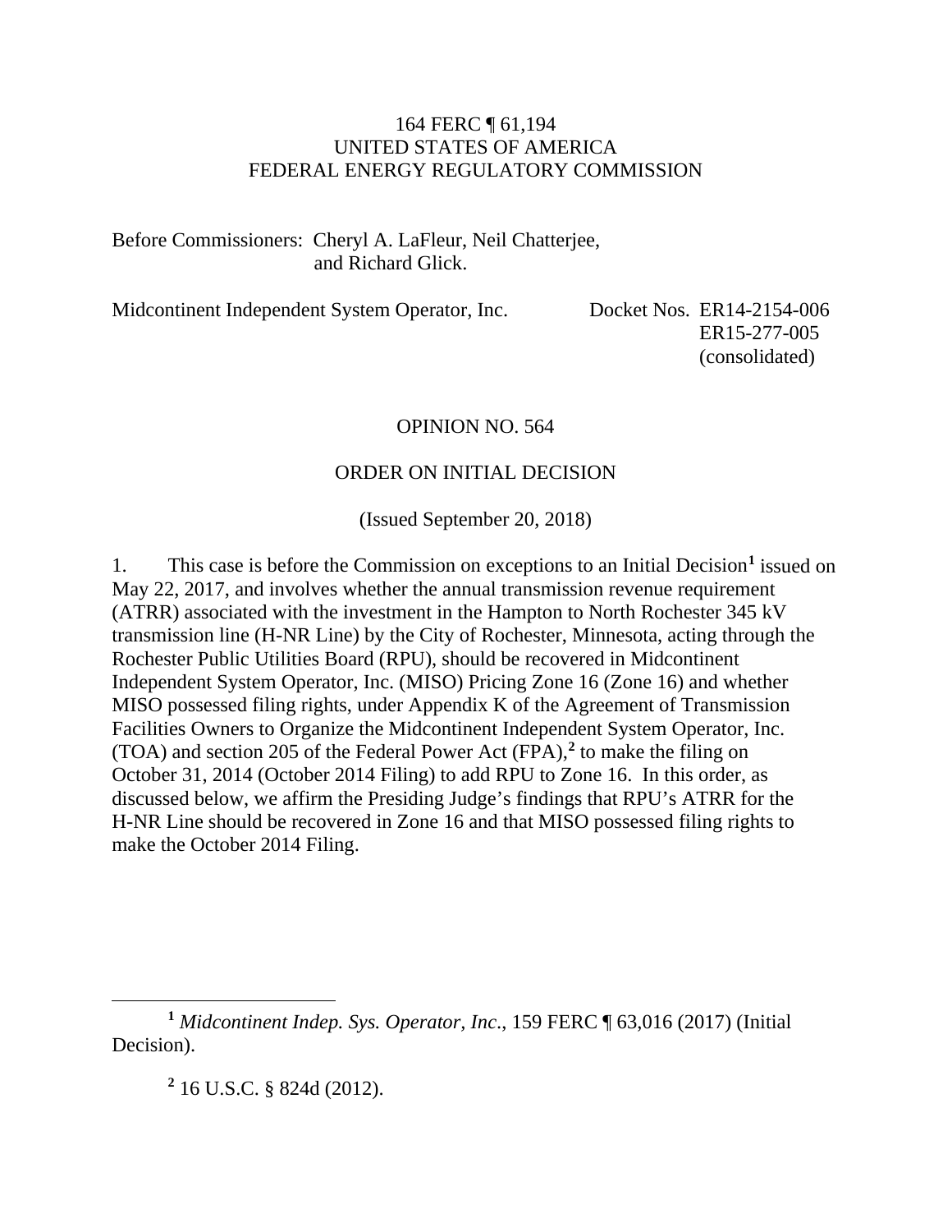164 FERC ¶ 61,194
UNITED STATES OF AMERICA
FEDERAL ENERGY REGULATORY COMMISSION

Before Commissioners: Cheryl A. LaFleur, Neil Chatterjee,
and Richard Glick.

Midcontinent Independent System Operator, Inc. Docket Nos. ER14-2154-006
ER15-277-005
(consolidated)

OPINION NO. 564

ORDER ON INITIAL DECISION

(Issued September 20, 2018)

1. This case is before the Commission on exceptions to an Initial Decision[1] issued on May 22, 2017, and involves whether the annual transmission revenue requirement (ATRR) associated with the investment in the Hampton to North Rochester 345 kV transmission line (H-NR Line) by the City of Rochester, Minnesota, acting through the Rochester Public Utilities Board (RPU), should be recovered in Midcontinent Independent System Operator, Inc. (MISO) Pricing Zone 16 (Zone 16) and whether MISO possessed filing rights, under Appendix K of the Agreement of Transmission Facilities Owners to Organize the Midcontinent Independent System Operator, Inc. (TOA) and section 205 of the Federal Power Act (FPA),[2] to make the filing on October 31, 2014 (October 2014 Filing) to add RPU to Zone 16. In this order, as discussed below, we affirm the Presiding Judge's findings that RPU's ATRR for the H-NR Line should be recovered in Zone 16 and that MISO possessed filing rights to make the October 2014 Filing.

[1] *Midcontinent Indep. Sys. Operator, Inc.*, 159 FERC ¶ 63,016 (2017) (Initial Decision).

[2] 16 U.S.C. § 824d (2012).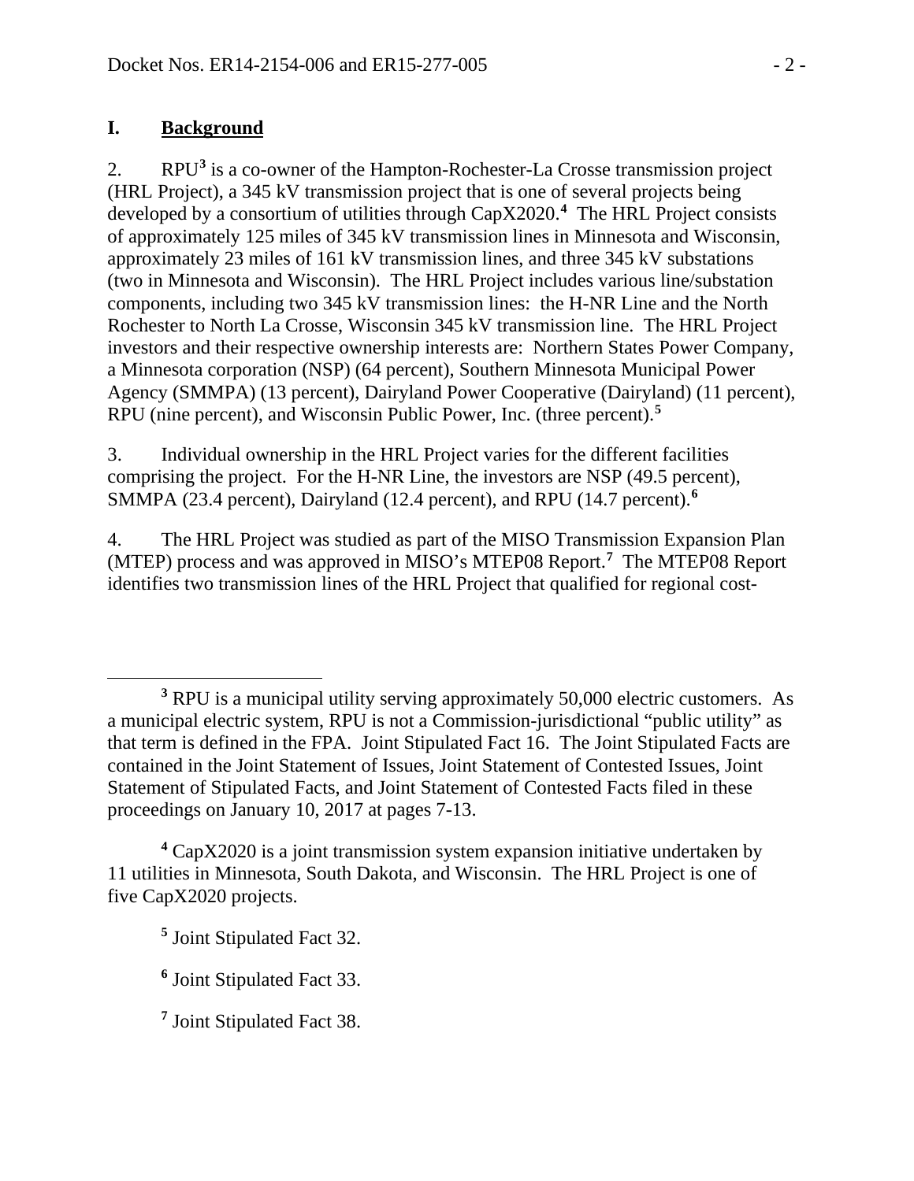## I. Background

2. RPU[3] is a co-owner of the Hampton-Rochester-La Crosse transmission project (HRL Project), a 345 kV transmission project that is one of several projects being developed by a consortium of utilities through CapX2020.[4] The HRL Project consists of approximately 125 miles of 345 kV transmission lines in Minnesota and Wisconsin, approximately 23 miles of 161 kV transmission lines, and three 345 kV substations (two in Minnesota and Wisconsin). The HRL Project includes various line/substation components, including two 345 kV transmission lines: the H-NR Line and the North Rochester to North La Crosse, Wisconsin 345 kV transmission line. The HRL Project investors and their respective ownership interests are: Northern States Power Company, a Minnesota corporation (NSP) (64 percent), Southern Minnesota Municipal Power Agency (SMMPA) (13 percent), Dairyland Power Cooperative (Dairyland) (11 percent), RPU (nine percent), and Wisconsin Public Power, Inc. (three percent).[5]

3. Individual ownership in the HRL Project varies for the different facilities comprising the project. For the H-NR Line, the investors are NSP (49.5 percent), SMMPA (23.4 percent), Dairyland (12.4 percent), and RPU (14.7 percent).[6]

4. The HRL Project was studied as part of the MISO Transmission Expansion Plan (MTEP) process and was approved in MISO's MTEP08 Report.[7] The MTEP08 Report identifies two transmission lines of the HRL Project that qualified for regional cost-

---

[3] RPU is a municipal utility serving approximately 50,000 electric customers. As a municipal electric system, RPU is not a Commission-jurisdictional "public utility" as that term is defined in the FPA. Joint Stipulated Fact 16. The Joint Stipulated Facts are contained in the Joint Statement of Issues, Joint Statement of Contested Issues, Joint Statement of Stipulated Facts, and Joint Statement of Contested Facts filed in these proceedings on January 10, 2017 at pages 7-13.

[4] CapX2020 is a joint transmission system expansion initiative undertaken by 11 utilities in Minnesota, South Dakota, and Wisconsin. The HRL Project is one of five CapX2020 projects.

[5] Joint Stipulated Fact 32.

[6] Joint Stipulated Fact 33.

[7] Joint Stipulated Fact 38.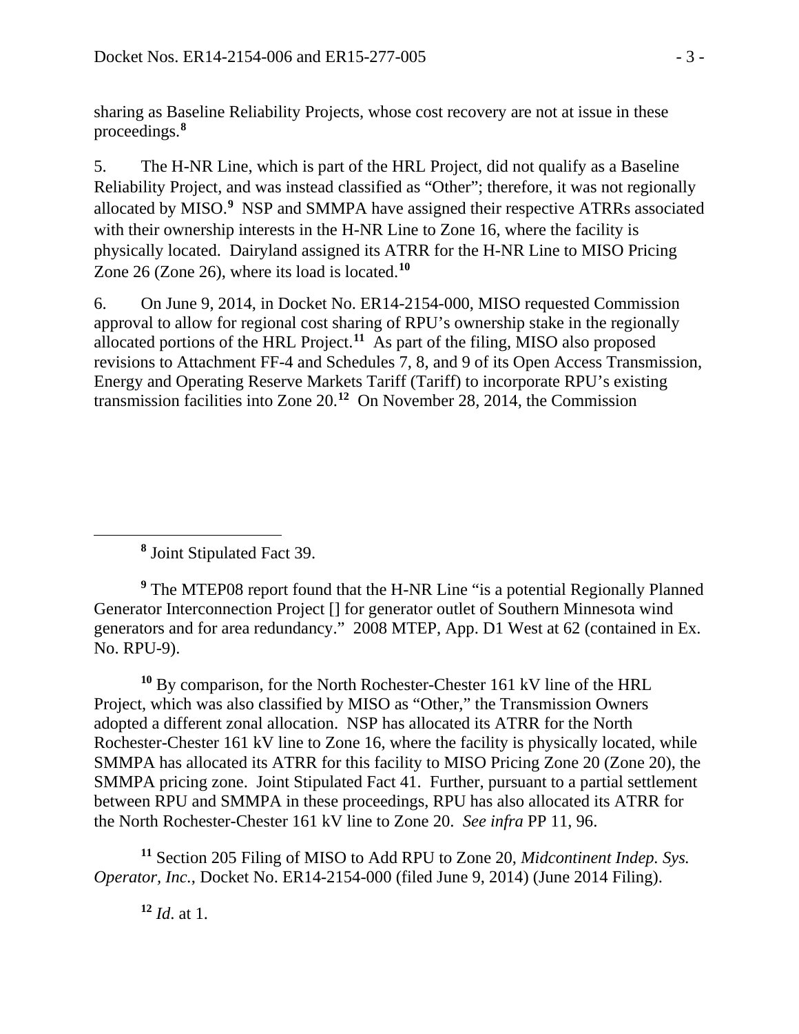sharing as Baseline Reliability Projects, whose cost recovery are not at issue in these proceedings.[8]

5. The H-NR Line, which is part of the HRL Project, did not qualify as a Baseline Reliability Project, and was instead classified as "Other"; therefore, it was not regionally allocated by MISO.[9] NSP and SMMPA have assigned their respective ATRRs associated with their ownership interests in the H-NR Line to Zone 16, where the facility is physically located. Dairyland assigned its ATRR for the H-NR Line to MISO Pricing Zone 26 (Zone 26), where its load is located.[10]

6. On June 9, 2014, in Docket No. ER14-2154-000, MISO requested Commission approval to allow for regional cost sharing of RPU's ownership stake in the regionally allocated portions of the HRL Project.[11] As part of the filing, MISO also proposed revisions to Attachment FF-4 and Schedules 7, 8, and 9 of its Open Access Transmission, Energy and Operating Reserve Markets Tariff (Tariff) to incorporate RPU's existing transmission facilities into Zone 20.[12] On November 28, 2014, the Commission

---

[8] Joint Stipulated Fact 39.

[9] The MTEP08 report found that the H-NR Line "is a potential Regionally Planned Generator Interconnection Project [] for generator outlet of Southern Minnesota wind generators and for area redundancy." 2008 MTEP, App. D1 West at 62 (contained in Ex. No. RPU-9).

[10] By comparison, for the North Rochester-Chester 161 kV line of the HRL Project, which was also classified by MISO as "Other," the Transmission Owners adopted a different zonal allocation. NSP has allocated its ATRR for the North Rochester-Chester 161 kV line to Zone 16, where the facility is physically located, while SMMPA has allocated its ATRR for this facility to MISO Pricing Zone 20 (Zone 20), the SMMPA pricing zone. Joint Stipulated Fact 41. Further, pursuant to a partial settlement between RPU and SMMPA in these proceedings, RPU has also allocated its ATRR for the North Rochester-Chester 161 kV line to Zone 20. *See infra* PP 11, 96.

[11] Section 205 Filing of MISO to Add RPU to Zone 20, *Midcontinent Indep. Sys. Operator, Inc.*, Docket No. ER14-2154-000 (filed June 9, 2014) (June 2014 Filing).

[12] *Id*. at 1.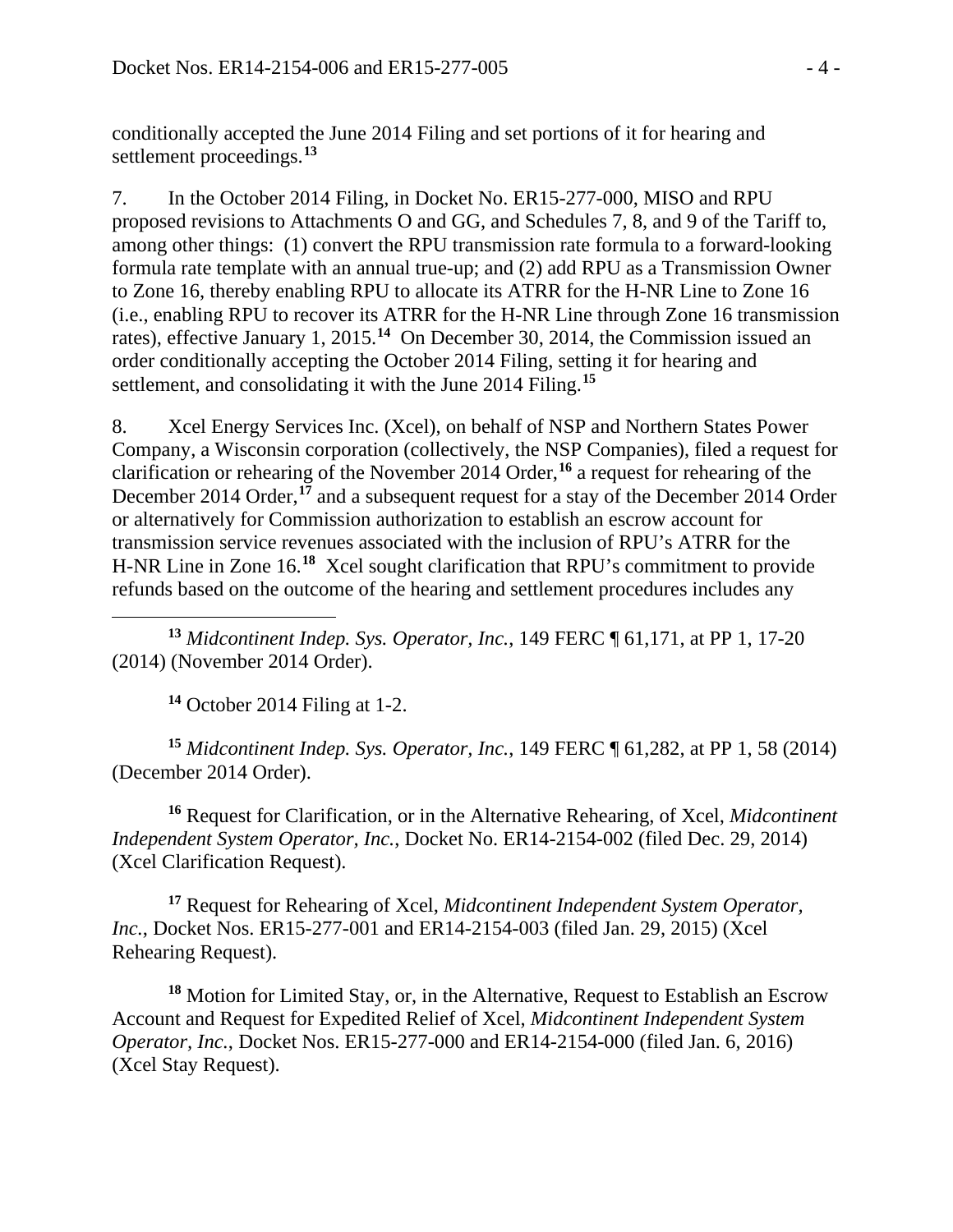conditionally accepted the June 2014 Filing and set portions of it for hearing and settlement proceedings.[13]

7. In the October 2014 Filing, in Docket No. ER15-277-000, MISO and RPU proposed revisions to Attachments O and GG, and Schedules 7, 8, and 9 of the Tariff to, among other things: (1) convert the RPU transmission rate formula to a forward-looking formula rate template with an annual true-up; and (2) add RPU as a Transmission Owner to Zone 16, thereby enabling RPU to allocate its ATRR for the H-NR Line to Zone 16 (i.e., enabling RPU to recover its ATRR for the H-NR Line through Zone 16 transmission rates), effective January 1, 2015.[14] On December 30, 2014, the Commission issued an order conditionally accepting the October 2014 Filing, setting it for hearing and settlement, and consolidating it with the June 2014 Filing.[15]

8. Xcel Energy Services Inc. (Xcel), on behalf of NSP and Northern States Power Company, a Wisconsin corporation (collectively, the NSP Companies), filed a request for clarification or rehearing of the November 2014 Order,[16] a request for rehearing of the December 2014 Order,[17] and a subsequent request for a stay of the December 2014 Order or alternatively for Commission authorization to establish an escrow account for transmission service revenues associated with the inclusion of RPU's ATRR for the H-NR Line in Zone 16.[18] Xcel sought clarification that RPU's commitment to provide refunds based on the outcome of the hearing and settlement procedures includes any

---

[13] *Midcontinent Indep. Sys. Operator, Inc.*, 149 FERC ¶ 61,171, at PP 1, 17-20 (2014) (November 2014 Order).

[14] October 2014 Filing at 1-2.

[15] *Midcontinent Indep. Sys. Operator, Inc.*, 149 FERC ¶ 61,282, at PP 1, 58 (2014) (December 2014 Order).

[16] Request for Clarification, or in the Alternative Rehearing, of Xcel, *Midcontinent Independent System Operator, Inc.*, Docket No. ER14-2154-002 (filed Dec. 29, 2014) (Xcel Clarification Request).

[17] Request for Rehearing of Xcel, *Midcontinent Independent System Operator, Inc.*, Docket Nos. ER15-277-001 and ER14-2154-003 (filed Jan. 29, 2015) (Xcel Rehearing Request).

[18] Motion for Limited Stay, or, in the Alternative, Request to Establish an Escrow Account and Request for Expedited Relief of Xcel, *Midcontinent Independent System Operator, Inc.*, Docket Nos. ER15-277-000 and ER14-2154-000 (filed Jan. 6, 2016) (Xcel Stay Request).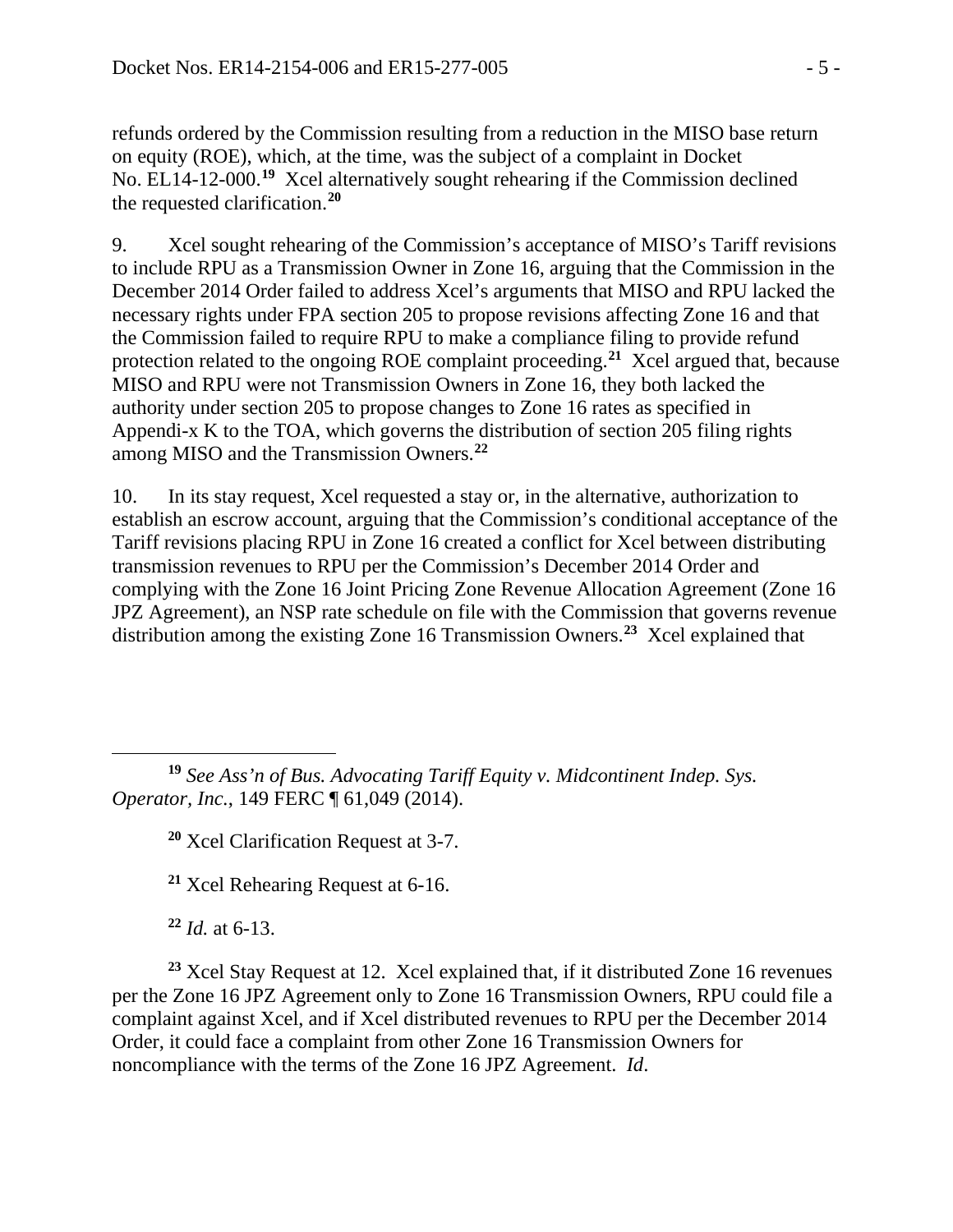refunds ordered by the Commission resulting from a reduction in the MISO base return on equity (ROE), which, at the time, was the subject of a complaint in Docket No. EL14-12-000.[19] Xcel alternatively sought rehearing if the Commission declined the requested clarification.[20]

9. Xcel sought rehearing of the Commission's acceptance of MISO's Tariff revisions to include RPU as a Transmission Owner in Zone 16, arguing that the Commission in the December 2014 Order failed to address Xcel's arguments that MISO and RPU lacked the necessary rights under FPA section 205 to propose revisions affecting Zone 16 and that the Commission failed to require RPU to make a compliance filing to provide refund protection related to the ongoing ROE complaint proceeding.[21] Xcel argued that, because MISO and RPU were not Transmission Owners in Zone 16, they both lacked the authority under section 205 to propose changes to Zone 16 rates as specified in Appendi-x K to the TOA, which governs the distribution of section 205 filing rights among MISO and the Transmission Owners.[22]

10. In its stay request, Xcel requested a stay or, in the alternative, authorization to establish an escrow account, arguing that the Commission's conditional acceptance of the Tariff revisions placing RPU in Zone 16 created a conflict for Xcel between distributing transmission revenues to RPU per the Commission's December 2014 Order and complying with the Zone 16 Joint Pricing Zone Revenue Allocation Agreement (Zone 16 JPZ Agreement), an NSP rate schedule on file with the Commission that governs revenue distribution among the existing Zone 16 Transmission Owners.[23] Xcel explained that

---

[19] *See Ass'n of Bus. Advocating Tariff Equity v. Midcontinent Indep. Sys. Operator, Inc.*, 149 FERC ¶ 61,049 (2014).

[20] Xcel Clarification Request at 3-7.

[21] Xcel Rehearing Request at 6-16.

[22] *Id.* at 6-13.

[23] Xcel Stay Request at 12. Xcel explained that, if it distributed Zone 16 revenues per the Zone 16 JPZ Agreement only to Zone 16 Transmission Owners, RPU could file a complaint against Xcel, and if Xcel distributed revenues to RPU per the December 2014 Order, it could face a complaint from other Zone 16 Transmission Owners for noncompliance with the terms of the Zone 16 JPZ Agreement. *Id*.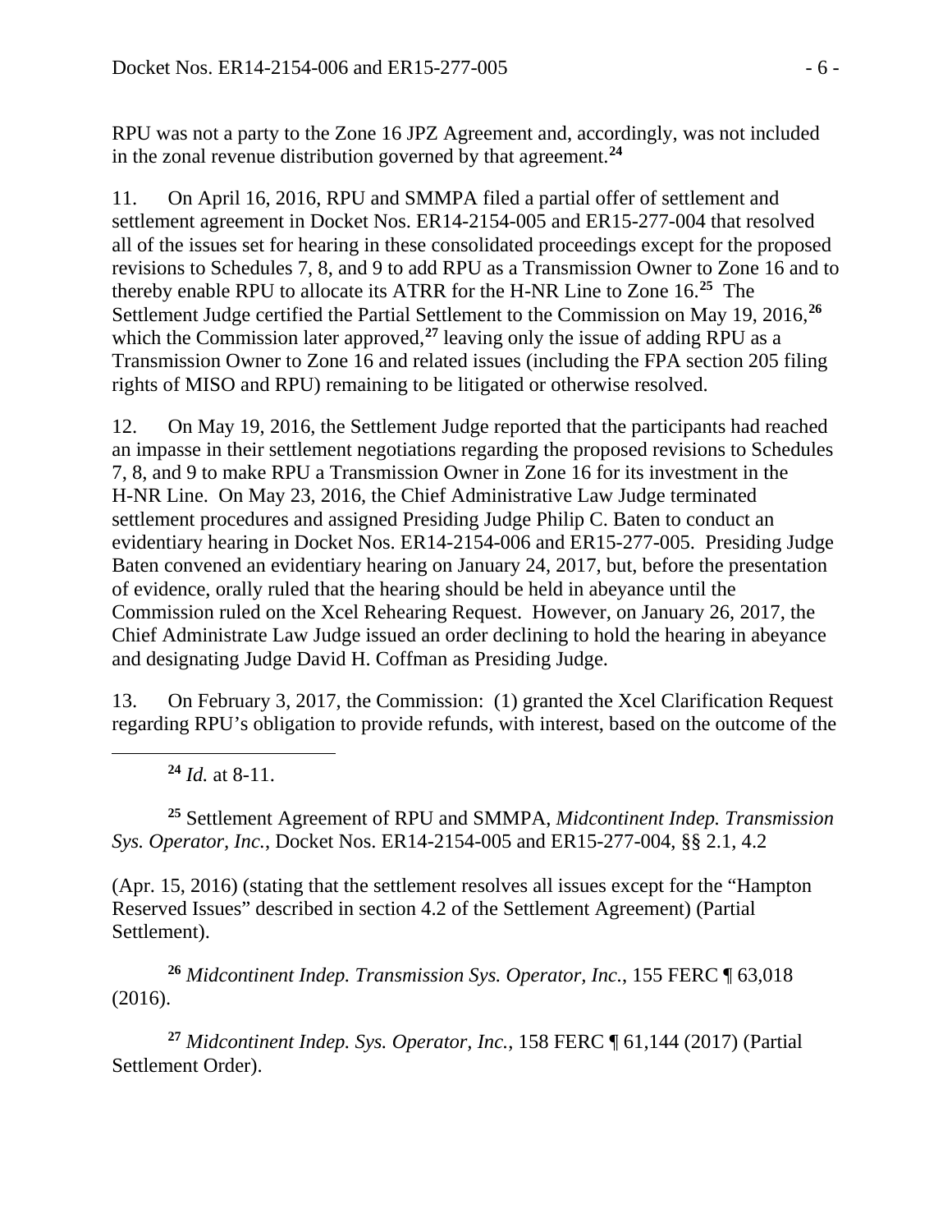RPU was not a party to the Zone 16 JPZ Agreement and, accordingly, was not included in the zonal revenue distribution governed by that agreement.[24]

11. On April 16, 2016, RPU and SMMPA filed a partial offer of settlement and settlement agreement in Docket Nos. ER14-2154-005 and ER15-277-004 that resolved all of the issues set for hearing in these consolidated proceedings except for the proposed revisions to Schedules 7, 8, and 9 to add RPU as a Transmission Owner to Zone 16 and to thereby enable RPU to allocate its ATRR for the H-NR Line to Zone 16.[25] The Settlement Judge certified the Partial Settlement to the Commission on May 19, 2016,[26] which the Commission later approved,[27] leaving only the issue of adding RPU as a Transmission Owner to Zone 16 and related issues (including the FPA section 205 filing rights of MISO and RPU) remaining to be litigated or otherwise resolved.

12. On May 19, 2016, the Settlement Judge reported that the participants had reached an impasse in their settlement negotiations regarding the proposed revisions to Schedules 7, 8, and 9 to make RPU a Transmission Owner in Zone 16 for its investment in the H-NR Line. On May 23, 2016, the Chief Administrative Law Judge terminated settlement procedures and assigned Presiding Judge Philip C. Baten to conduct an evidentiary hearing in Docket Nos. ER14-2154-006 and ER15-277-005. Presiding Judge Baten convened an evidentiary hearing on January 24, 2017, but, before the presentation of evidence, orally ruled that the hearing should be held in abeyance until the Commission ruled on the Xcel Rehearing Request. However, on January 26, 2017, the Chief Administrate Law Judge issued an order declining to hold the hearing in abeyance and designating Judge David H. Coffman as Presiding Judge.

13. On February 3, 2017, the Commission: (1) granted the Xcel Clarification Request regarding RPU's obligation to provide refunds, with interest, based on the outcome of the

---

[24] *Id.* at 8-11.

[25] Settlement Agreement of RPU and SMMPA, *Midcontinent Indep. Transmission Sys. Operator, Inc.*, Docket Nos. ER14-2154-005 and ER15-277-004, §§ 2.1, 4.2 (Apr. 15, 2016) (stating that the settlement resolves all issues except for the "Hampton Reserved Issues" described in section 4.2 of the Settlement Agreement) (Partial Settlement).

[26] *Midcontinent Indep. Transmission Sys. Operator, Inc.*, 155 FERC ¶ 63,018 (2016).

[27] *Midcontinent Indep. Sys. Operator, Inc.*, 158 FERC ¶ 61,144 (2017) (Partial Settlement Order).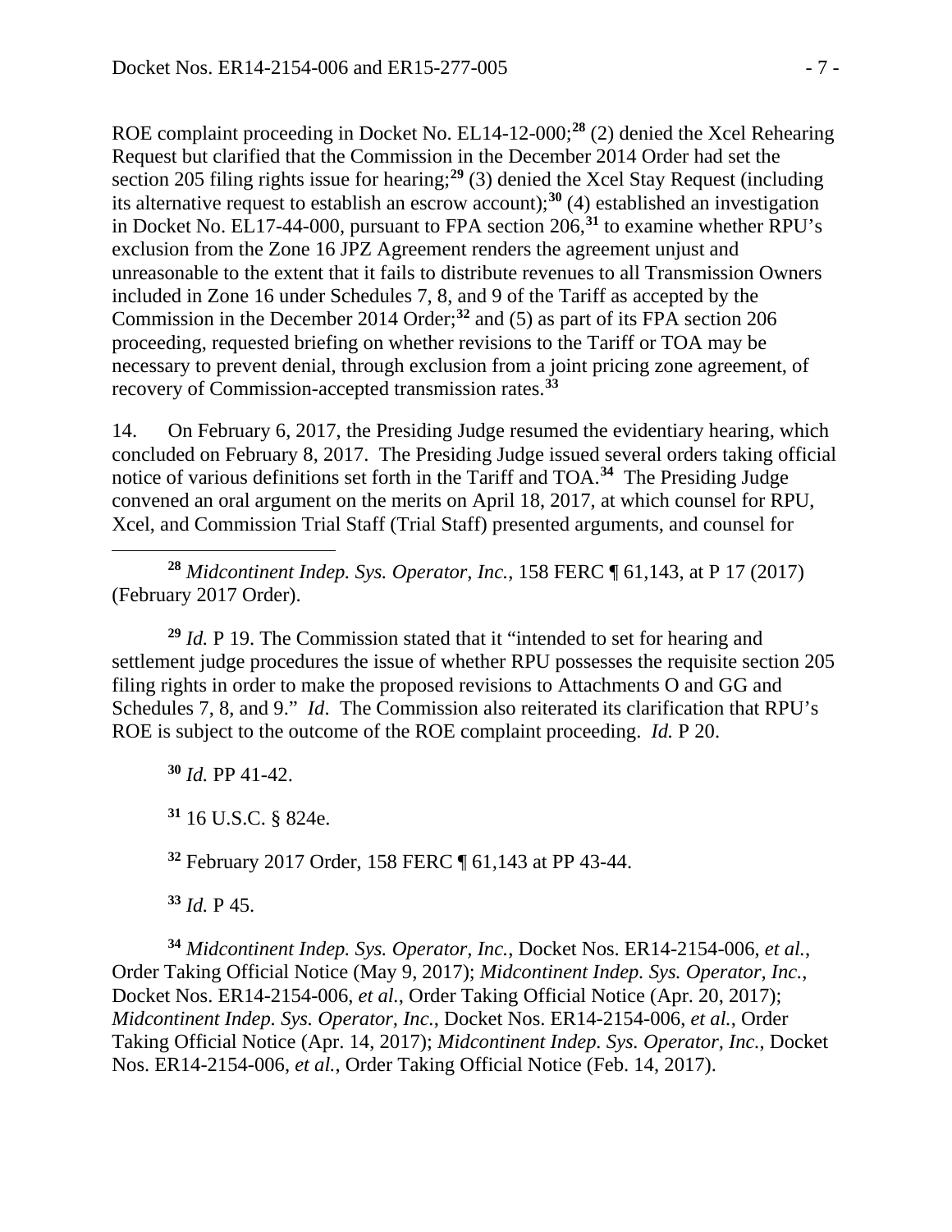ROE complaint proceeding in Docket No. EL14-12-000;[28] (2) denied the Xcel Rehearing Request but clarified that the Commission in the December 2014 Order had set the section 205 filing rights issue for hearing;[29] (3) denied the Xcel Stay Request (including its alternative request to establish an escrow account);[30] (4) established an investigation in Docket No. EL17-44-000, pursuant to FPA section 206,[31] to examine whether RPU's exclusion from the Zone 16 JPZ Agreement renders the agreement unjust and unreasonable to the extent that it fails to distribute revenues to all Transmission Owners included in Zone 16 under Schedules 7, 8, and 9 of the Tariff as accepted by the Commission in the December 2014 Order;[32] and (5) as part of its FPA section 206 proceeding, requested briefing on whether revisions to the Tariff or TOA may be necessary to prevent denial, through exclusion from a joint pricing zone agreement, of recovery of Commission-accepted transmission rates.[33]

14. On February 6, 2017, the Presiding Judge resumed the evidentiary hearing, which concluded on February 8, 2017. The Presiding Judge issued several orders taking official notice of various definitions set forth in the Tariff and TOA.[34] The Presiding Judge convened an oral argument on the merits on April 18, 2017, at which counsel for RPU, Xcel, and Commission Trial Staff (Trial Staff) presented arguments, and counsel for

---

[28] *Midcontinent Indep. Sys. Operator, Inc.*, 158 FERC ¶ 61,143, at P 17 (2017) (February 2017 Order).

[29] *Id.* P 19. The Commission stated that it "intended to set for hearing and settlement judge procedures the issue of whether RPU possesses the requisite section 205 filing rights in order to make the proposed revisions to Attachments O and GG and Schedules 7, 8, and 9." *Id*. The Commission also reiterated its clarification that RPU's ROE is subject to the outcome of the ROE complaint proceeding. *Id.* P 20.

[30] *Id.* PP 41-42.

[31] 16 U.S.C. § 824e.

[32] February 2017 Order, 158 FERC ¶ 61,143 at PP 43-44.

[33] *Id.* P 45.

[34] *Midcontinent Indep. Sys. Operator, Inc.*, Docket Nos. ER14-2154-006, *et al.*, Order Taking Official Notice (May 9, 2017); *Midcontinent Indep. Sys. Operator, Inc.*, Docket Nos. ER14-2154-006, *et al.*, Order Taking Official Notice (Apr. 20, 2017); *Midcontinent Indep. Sys. Operator, Inc.*, Docket Nos. ER14-2154-006, *et al.*, Order Taking Official Notice (Apr. 14, 2017); *Midcontinent Indep. Sys. Operator, Inc.*, Docket Nos. ER14-2154-006, *et al.*, Order Taking Official Notice (Feb. 14, 2017).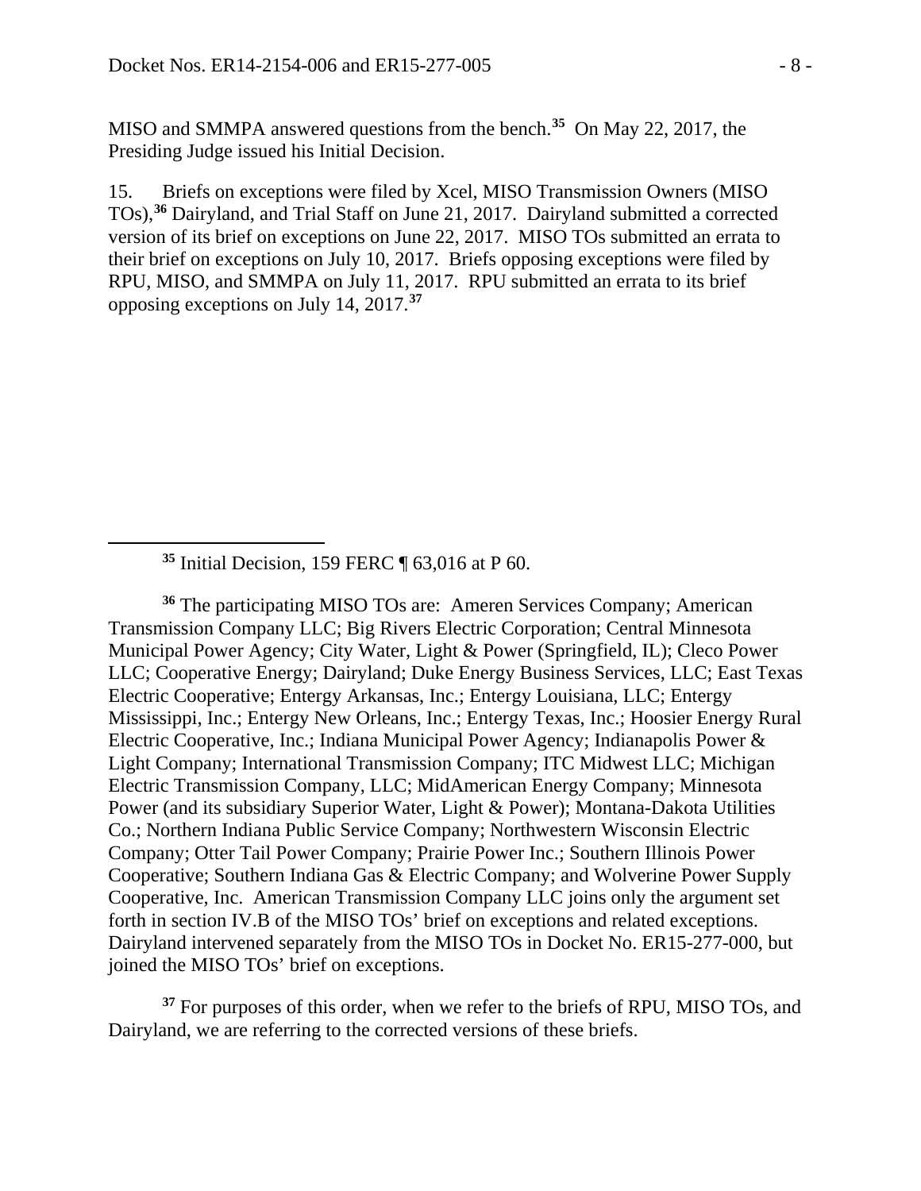MISO and SMMPA answered questions from the bench.[35] On May 22, 2017, the Presiding Judge issued his Initial Decision.

15. Briefs on exceptions were filed by Xcel, MISO Transmission Owners (MISO TOs),[36] Dairyland, and Trial Staff on June 21, 2017. Dairyland submitted a corrected version of its brief on exceptions on June 22, 2017. MISO TOs submitted an errata to their brief on exceptions on July 10, 2017. Briefs opposing exceptions were filed by RPU, MISO, and SMMPA on July 11, 2017. RPU submitted an errata to its brief opposing exceptions on July 14, 2017.[37]

---

[35] Initial Decision, 159 FERC ¶ 63,016 at P 60.

[36] The participating MISO TOs are: Ameren Services Company; American Transmission Company LLC; Big Rivers Electric Corporation; Central Minnesota Municipal Power Agency; City Water, Light & Power (Springfield, IL); Cleco Power LLC; Cooperative Energy; Dairyland; Duke Energy Business Services, LLC; East Texas Electric Cooperative; Entergy Arkansas, Inc.; Entergy Louisiana, LLC; Entergy Mississippi, Inc.; Entergy New Orleans, Inc.; Entergy Texas, Inc.; Hoosier Energy Rural Electric Cooperative, Inc.; Indiana Municipal Power Agency; Indianapolis Power & Light Company; International Transmission Company; ITC Midwest LLC; Michigan Electric Transmission Company, LLC; MidAmerican Energy Company; Minnesota Power (and its subsidiary Superior Water, Light & Power); Montana-Dakota Utilities Co.; Northern Indiana Public Service Company; Northwestern Wisconsin Electric Company; Otter Tail Power Company; Prairie Power Inc.; Southern Illinois Power Cooperative; Southern Indiana Gas & Electric Company; and Wolverine Power Supply Cooperative, Inc. American Transmission Company LLC joins only the argument set forth in section IV.B of the MISO TOs' brief on exceptions and related exceptions. Dairyland intervened separately from the MISO TOs in Docket No. ER15-277-000, but joined the MISO TOs' brief on exceptions.

[37] For purposes of this order, when we refer to the briefs of RPU, MISO TOs, and Dairyland, we are referring to the corrected versions of these briefs.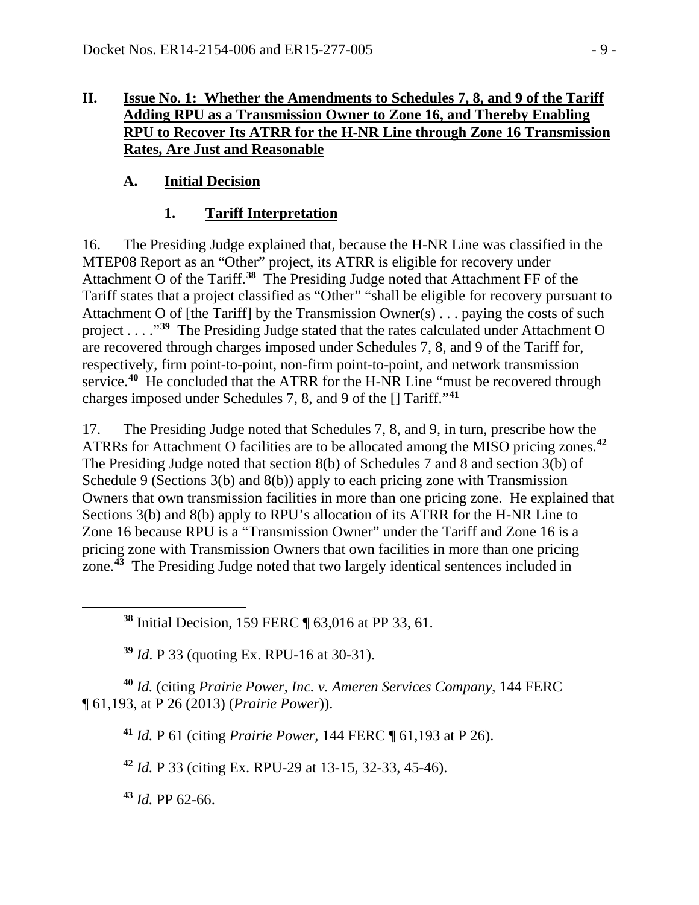## II. Issue No. 1: Whether the Amendments to Schedules 7, 8, and 9 of the Tariff Adding RPU as a Transmission Owner to Zone 16, and Thereby Enabling RPU to Recover Its ATRR for the H-NR Line through Zone 16 Transmission Rates, Are Just and Reasonable

### A. Initial Decision

#### 1. Tariff Interpretation

16. The Presiding Judge explained that, because the H-NR Line was classified in the MTEP08 Report as an "Other" project, its ATRR is eligible for recovery under Attachment O of the Tariff.[38] The Presiding Judge noted that Attachment FF of the Tariff states that a project classified as "Other" "shall be eligible for recovery pursuant to Attachment O of [the Tariff] by the Transmission Owner(s) . . . paying the costs of such project . . . ."[39] The Presiding Judge stated that the rates calculated under Attachment O are recovered through charges imposed under Schedules 7, 8, and 9 of the Tariff for, respectively, firm point-to-point, non-firm point-to-point, and network transmission service.[40] He concluded that the ATRR for the H-NR Line "must be recovered through charges imposed under Schedules 7, 8, and 9 of the [] Tariff."[41]

17. The Presiding Judge noted that Schedules 7, 8, and 9, in turn, prescribe how the ATRRs for Attachment O facilities are to be allocated among the MISO pricing zones.[42] The Presiding Judge noted that section 8(b) of Schedules 7 and 8 and section 3(b) of Schedule 9 (Sections 3(b) and 8(b)) apply to each pricing zone with Transmission Owners that own transmission facilities in more than one pricing zone. He explained that Sections 3(b) and 8(b) apply to RPU's allocation of its ATRR for the H-NR Line to Zone 16 because RPU is a "Transmission Owner" under the Tariff and Zone 16 is a pricing zone with Transmission Owners that own facilities in more than one pricing zone.[43] The Presiding Judge noted that two largely identical sentences included in

---

[38] Initial Decision, 159 FERC ¶ 63,016 at PP 33, 61.

[39] *Id*. P 33 (quoting Ex. RPU-16 at 30-31).

[40] *Id.* (citing *Prairie Power, Inc. v. Ameren Services Company*, 144 FERC ¶ 61,193, at P 26 (2013) (*Prairie Power*)).

[41] *Id.* P 61 (citing *Prairie Power*, 144 FERC ¶ 61,193 at P 26).

[42] *Id.* P 33 (citing Ex. RPU-29 at 13-15, 32-33, 45-46).

[43] *Id.* PP 62-66.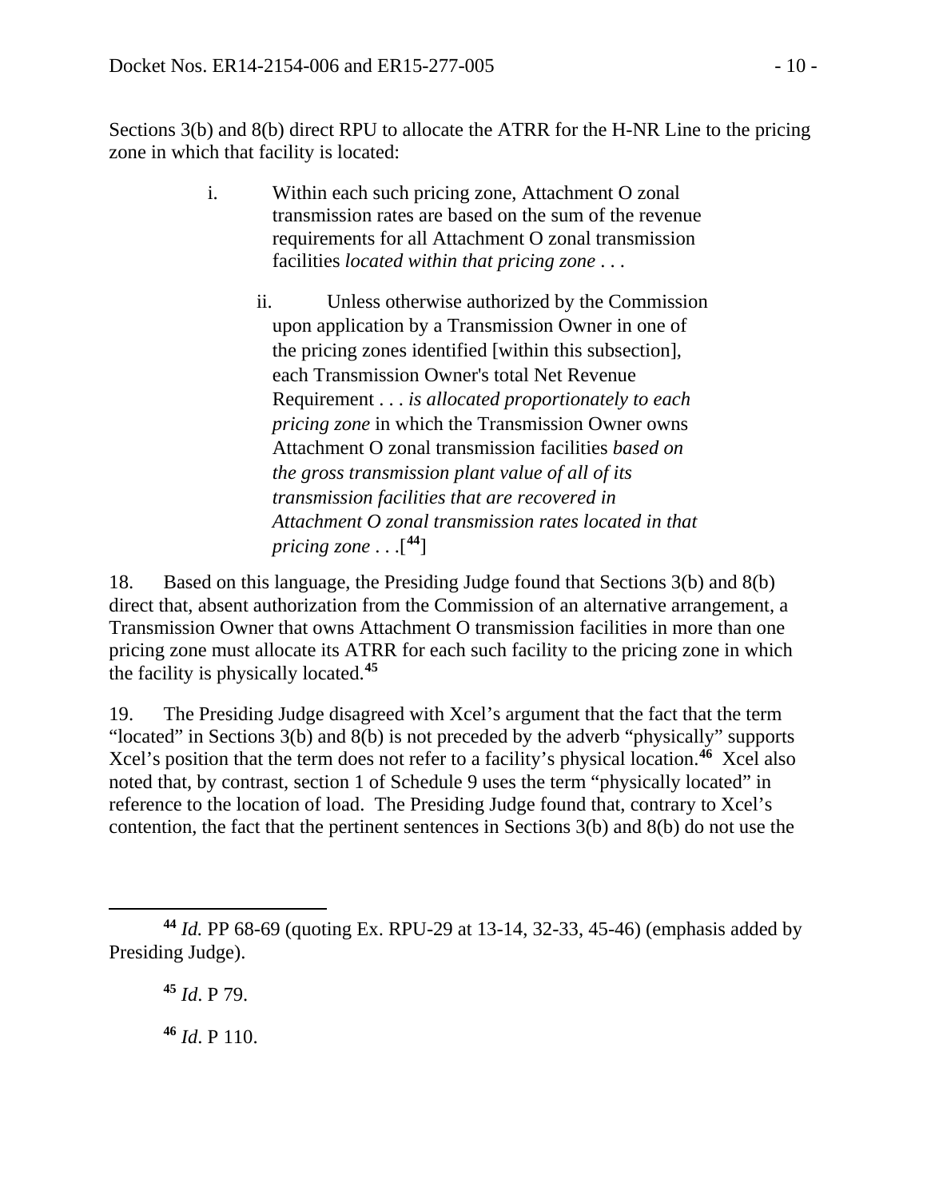Sections 3(b) and 8(b) direct RPU to allocate the ATRR for the H-NR Line to the pricing zone in which that facility is located:

> i. Within each such pricing zone, Attachment O zonal transmission rates are based on the sum of the revenue requirements for all Attachment O zonal transmission facilities *located within that pricing zone* . . .
>
> ii. Unless otherwise authorized by the Commission upon application by a Transmission Owner in one of the pricing zones identified [within this subsection], each Transmission Owner's total Net Revenue Requirement . . . *is allocated proportionately to each pricing zone* in which the Transmission Owner owns Attachment O zonal transmission facilities *based on the gross transmission plant value of all of its transmission facilities that are recovered in Attachment O zonal transmission rates located in that pricing zone* . . .[44]

18. Based on this language, the Presiding Judge found that Sections 3(b) and 8(b) direct that, absent authorization from the Commission of an alternative arrangement, a Transmission Owner that owns Attachment O transmission facilities in more than one pricing zone must allocate its ATRR for each such facility to the pricing zone in which the facility is physically located.[45]

19. The Presiding Judge disagreed with Xcel's argument that the fact that the term "located" in Sections 3(b) and 8(b) is not preceded by the adverb "physically" supports Xcel's position that the term does not refer to a facility's physical location.[46] Xcel also noted that, by contrast, section 1 of Schedule 9 uses the term "physically located" in reference to the location of load. The Presiding Judge found that, contrary to Xcel's contention, the fact that the pertinent sentences in Sections 3(b) and 8(b) do not use the

---

[44] *Id.* PP 68-69 (quoting Ex. RPU-29 at 13-14, 32-33, 45-46) (emphasis added by Presiding Judge).

[45] *Id*. P 79.

[46] *Id*. P 110.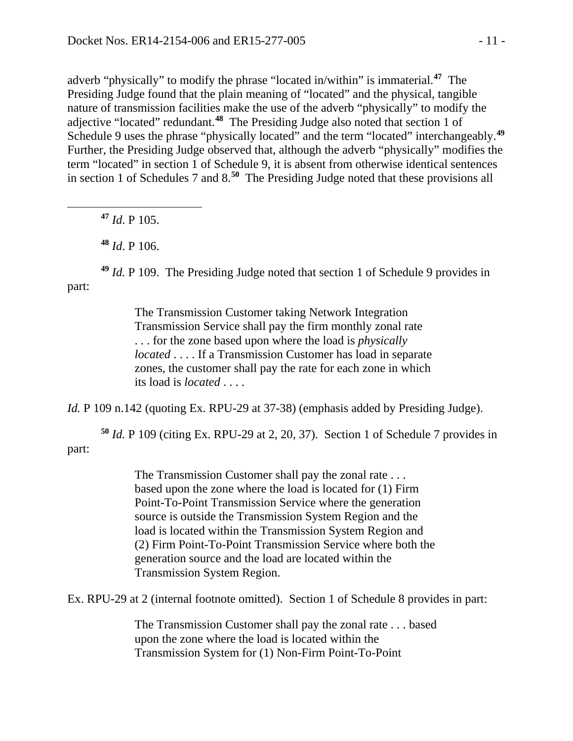adverb "physically" to modify the phrase "located in/within" is immaterial.[47] The Presiding Judge found that the plain meaning of "located" and the physical, tangible nature of transmission facilities make the use of the adverb "physically" to modify the adjective "located" redundant.[48] The Presiding Judge also noted that section 1 of Schedule 9 uses the phrase "physically located" and the term "located" interchangeably.[49] Further, the Presiding Judge observed that, although the adverb "physically" modifies the term "located" in section 1 of Schedule 9, it is absent from otherwise identical sentences in section 1 of Schedules 7 and 8.[50] The Presiding Judge noted that these provisions all

---

[47] *Id*. P 105.

[48] *Id*. P 106.

[49] *Id.* P 109. The Presiding Judge noted that section 1 of Schedule 9 provides in part:

> The Transmission Customer taking Network Integration Transmission Service shall pay the firm monthly zonal rate . . . for the zone based upon where the load is *physically located* . . . . If a Transmission Customer has load in separate zones, the customer shall pay the rate for each zone in which its load is *located* . . . .

*Id.* P 109 n.142 (quoting Ex. RPU-29 at 37-38) (emphasis added by Presiding Judge).

[50] *Id.* P 109 (citing Ex. RPU-29 at 2, 20, 37). Section 1 of Schedule 7 provides in part:

> The Transmission Customer shall pay the zonal rate . . . based upon the zone where the load is located for (1) Firm Point-To-Point Transmission Service where the generation source is outside the Transmission System Region and the load is located within the Transmission System Region and (2) Firm Point-To-Point Transmission Service where both the generation source and the load are located within the Transmission System Region.

Ex. RPU-29 at 2 (internal footnote omitted). Section 1 of Schedule 8 provides in part:

> The Transmission Customer shall pay the zonal rate . . . based upon the zone where the load is located within the Transmission System for (1) Non-Firm Point-To-Point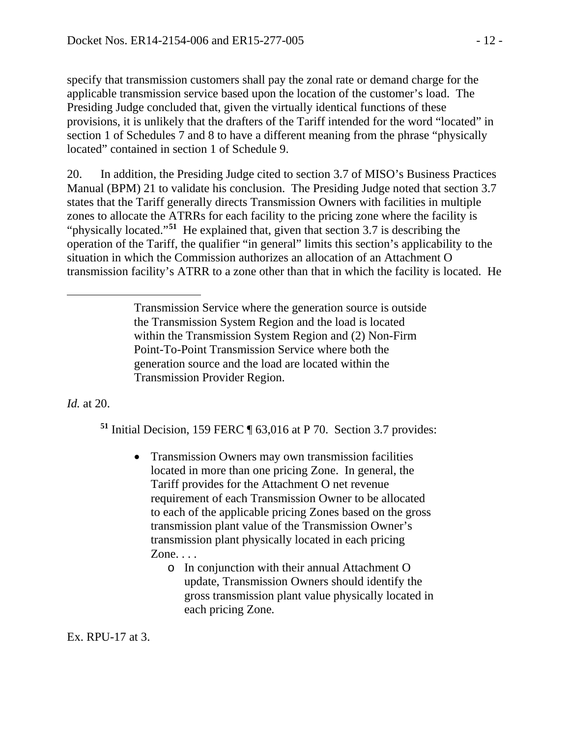specify that transmission customers shall pay the zonal rate or demand charge for the applicable transmission service based upon the location of the customer's load. The Presiding Judge concluded that, given the virtually identical functions of these provisions, it is unlikely that the drafters of the Tariff intended for the word "located" in section 1 of Schedules 7 and 8 to have a different meaning from the phrase "physically located" contained in section 1 of Schedule 9.

20. In addition, the Presiding Judge cited to section 3.7 of MISO's Business Practices Manual (BPM) 21 to validate his conclusion. The Presiding Judge noted that section 3.7 states that the Tariff generally directs Transmission Owners with facilities in multiple zones to allocate the ATRRs for each facility to the pricing zone where the facility is "physically located."[51] He explained that, given that section 3.7 is describing the operation of the Tariff, the qualifier "in general" limits this section's applicability to the situation in which the Commission authorizes an allocation of an Attachment O transmission facility's ATRR to a zone other than that in which the facility is located. He

---

> Transmission Service where the generation source is outside the Transmission System Region and the load is located within the Transmission System Region and (2) Non-Firm Point-To-Point Transmission Service where both the generation source and the load are located within the Transmission Provider Region.

*Id.* at 20.

[51] Initial Decision, 159 FERC ¶ 63,016 at P 70. Section 3.7 provides:

> - Transmission Owners may own transmission facilities located in more than one pricing Zone. In general, the Tariff provides for the Attachment O net revenue requirement of each Transmission Owner to be allocated to each of the applicable pricing Zones based on the gross transmission plant value of the Transmission Owner's transmission plant physically located in each pricing Zone. . . .
>   - In conjunction with their annual Attachment O update, Transmission Owners should identify the gross transmission plant value physically located in each pricing Zone.

Ex. RPU-17 at 3.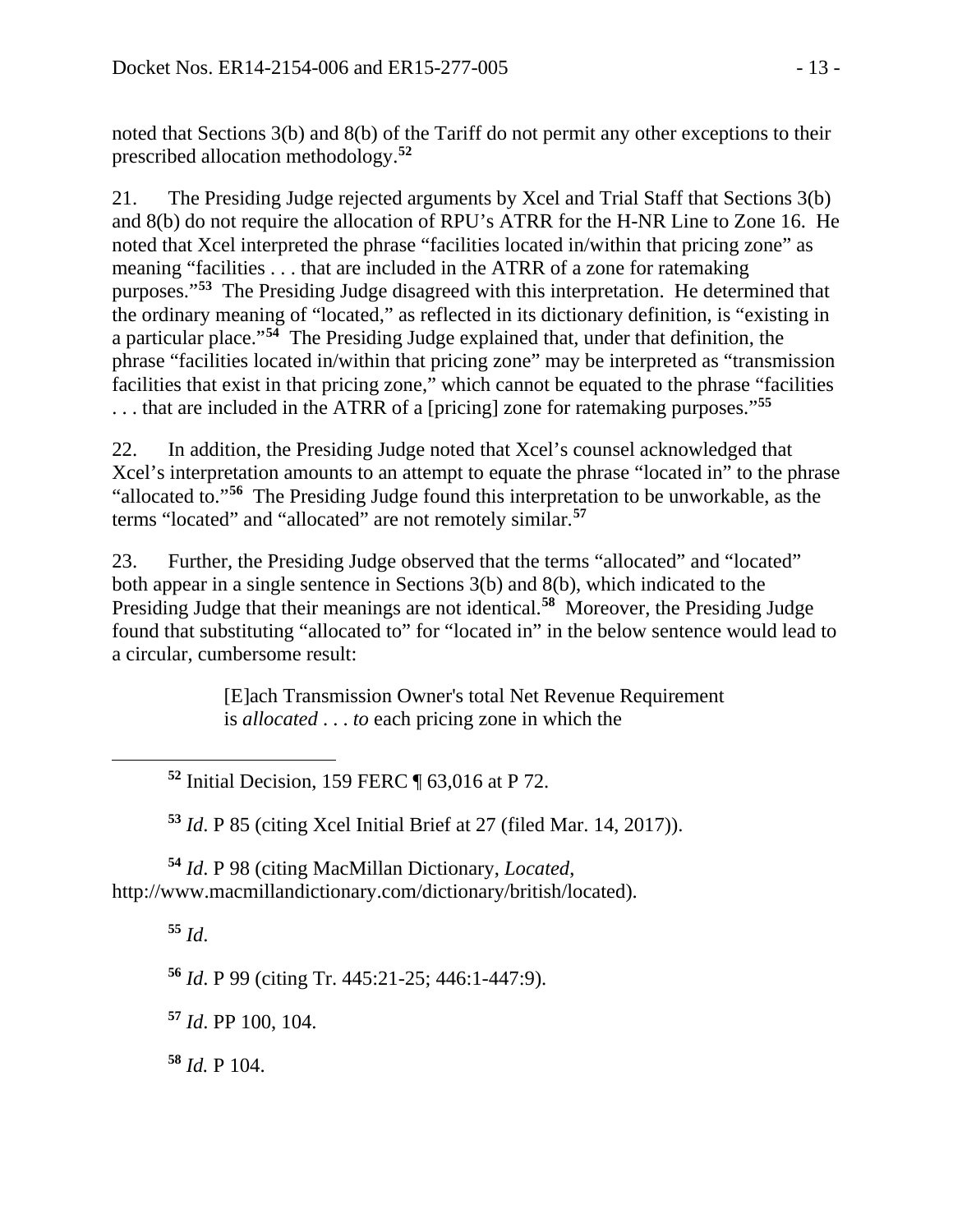noted that Sections 3(b) and 8(b) of the Tariff do not permit any other exceptions to their prescribed allocation methodology.[52]

21. The Presiding Judge rejected arguments by Xcel and Trial Staff that Sections 3(b) and 8(b) do not require the allocation of RPU's ATRR for the H-NR Line to Zone 16. He noted that Xcel interpreted the phrase "facilities located in/within that pricing zone" as meaning "facilities . . . that are included in the ATRR of a zone for ratemaking purposes."[53] The Presiding Judge disagreed with this interpretation. He determined that the ordinary meaning of "located," as reflected in its dictionary definition, is "existing in a particular place."[54] The Presiding Judge explained that, under that definition, the phrase "facilities located in/within that pricing zone" may be interpreted as "transmission facilities that exist in that pricing zone," which cannot be equated to the phrase "facilities . . . that are included in the ATRR of a [pricing] zone for ratemaking purposes."[55]

22. In addition, the Presiding Judge noted that Xcel's counsel acknowledged that Xcel's interpretation amounts to an attempt to equate the phrase "located in" to the phrase "allocated to."[56] The Presiding Judge found this interpretation to be unworkable, as the terms "located" and "allocated" are not remotely similar.[57]

23. Further, the Presiding Judge observed that the terms "allocated" and "located" both appear in a single sentence in Sections 3(b) and 8(b), which indicated to the Presiding Judge that their meanings are not identical.[58] Moreover, the Presiding Judge found that substituting "allocated to" for "located in" in the below sentence would lead to a circular, cumbersome result:

> [E]ach Transmission Owner's total Net Revenue Requirement is *allocated* . . . *to* each pricing zone in which the

---

[52] Initial Decision, 159 FERC ¶ 63,016 at P 72.

[53] *Id*. P 85 (citing Xcel Initial Brief at 27 (filed Mar. 14, 2017)).

[54] *Id*. P 98 (citing MacMillan Dictionary, *Located*, http://www.macmillandictionary.com/dictionary/british/located).

[55] *Id*.

[56] *Id*. P 99 (citing Tr. 445:21-25; 446:1-447:9).

[57] *Id*. PP 100, 104.

[58] *Id.* P 104.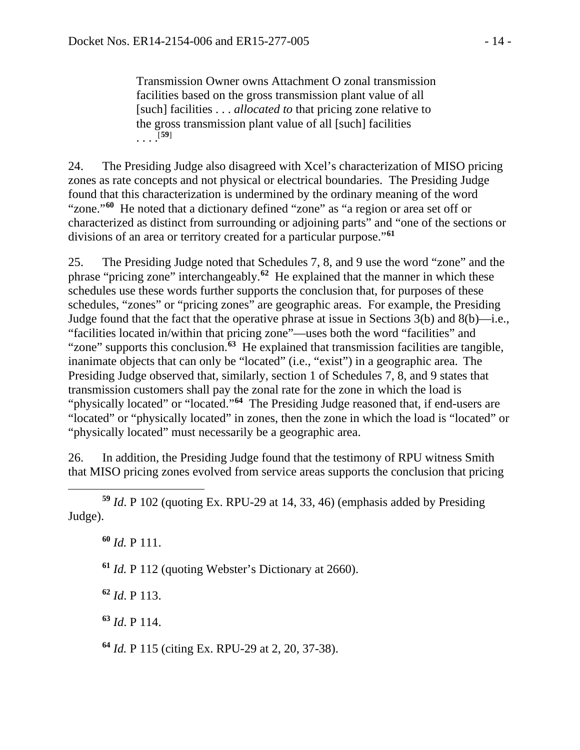> Transmission Owner owns Attachment O zonal transmission facilities based on the gross transmission plant value of all [such] facilities . . . *allocated to* that pricing zone relative to the gross transmission plant value of all [such] facilities . . . .[59]

24. The Presiding Judge also disagreed with Xcel's characterization of MISO pricing zones as rate concepts and not physical or electrical boundaries. The Presiding Judge found that this characterization is undermined by the ordinary meaning of the word "zone."[60] He noted that a dictionary defined "zone" as "a region or area set off or characterized as distinct from surrounding or adjoining parts" and "one of the sections or divisions of an area or territory created for a particular purpose."[61]

25. The Presiding Judge noted that Schedules 7, 8, and 9 use the word "zone" and the phrase "pricing zone" interchangeably.[62] He explained that the manner in which these schedules use these words further supports the conclusion that, for purposes of these schedules, "zones" or "pricing zones" are geographic areas. For example, the Presiding Judge found that the fact that the operative phrase at issue in Sections 3(b) and 8(b)—i.e., "facilities located in/within that pricing zone"—uses both the word "facilities" and "zone" supports this conclusion.[63] He explained that transmission facilities are tangible, inanimate objects that can only be "located" (i.e., "exist") in a geographic area. The Presiding Judge observed that, similarly, section 1 of Schedules 7, 8, and 9 states that transmission customers shall pay the zonal rate for the zone in which the load is "physically located" or "located."[64] The Presiding Judge reasoned that, if end-users are "located" or "physically located" in zones, then the zone in which the load is "located" or "physically located" must necessarily be a geographic area.

26. In addition, the Presiding Judge found that the testimony of RPU witness Smith that MISO pricing zones evolved from service areas supports the conclusion that pricing

---

[59] *Id*. P 102 (quoting Ex. RPU-29 at 14, 33, 46) (emphasis added by Presiding Judge).

[60] *Id.* P 111.

[61] *Id.* P 112 (quoting Webster's Dictionary at 2660).

[62] *Id*. P 113.

[63] *Id*. P 114.

[64] *Id.* P 115 (citing Ex. RPU-29 at 2, 20, 37-38).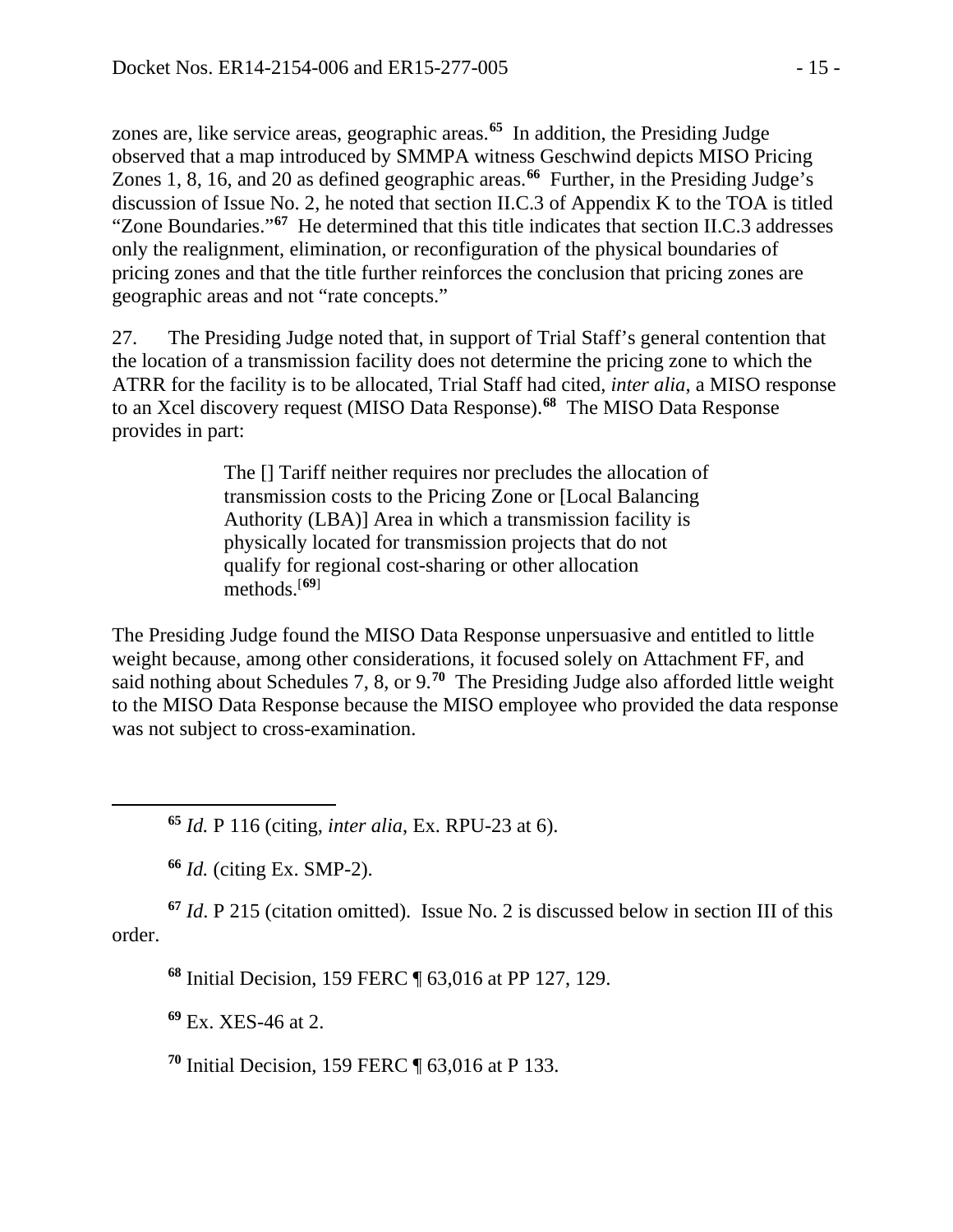zones are, like service areas, geographic areas.[65] In addition, the Presiding Judge observed that a map introduced by SMMPA witness Geschwind depicts MISO Pricing Zones 1, 8, 16, and 20 as defined geographic areas.[66] Further, in the Presiding Judge's discussion of Issue No. 2, he noted that section II.C.3 of Appendix K to the TOA is titled "Zone Boundaries."[67] He determined that this title indicates that section II.C.3 addresses only the realignment, elimination, or reconfiguration of the physical boundaries of pricing zones and that the title further reinforces the conclusion that pricing zones are geographic areas and not "rate concepts."

27. The Presiding Judge noted that, in support of Trial Staff's general contention that the location of a transmission facility does not determine the pricing zone to which the ATRR for the facility is to be allocated, Trial Staff had cited, *inter alia*, a MISO response to an Xcel discovery request (MISO Data Response).[68] The MISO Data Response provides in part:

> The [] Tariff neither requires nor precludes the allocation of transmission costs to the Pricing Zone or [Local Balancing Authority (LBA)] Area in which a transmission facility is physically located for transmission projects that do not qualify for regional cost-sharing or other allocation methods.[69]

The Presiding Judge found the MISO Data Response unpersuasive and entitled to little weight because, among other considerations, it focused solely on Attachment FF, and said nothing about Schedules 7, 8, or 9.[70] The Presiding Judge also afforded little weight to the MISO Data Response because the MISO employee who provided the data response was not subject to cross-examination.

---

[65] *Id.* P 116 (citing, *inter alia*, Ex. RPU-23 at 6).

[66] *Id.* (citing Ex. SMP-2).

[67] *Id*. P 215 (citation omitted). Issue No. 2 is discussed below in section III of this order.

[68] Initial Decision, 159 FERC ¶ 63,016 at PP 127, 129.

[69] Ex. XES-46 at 2.

[70] Initial Decision, 159 FERC ¶ 63,016 at P 133.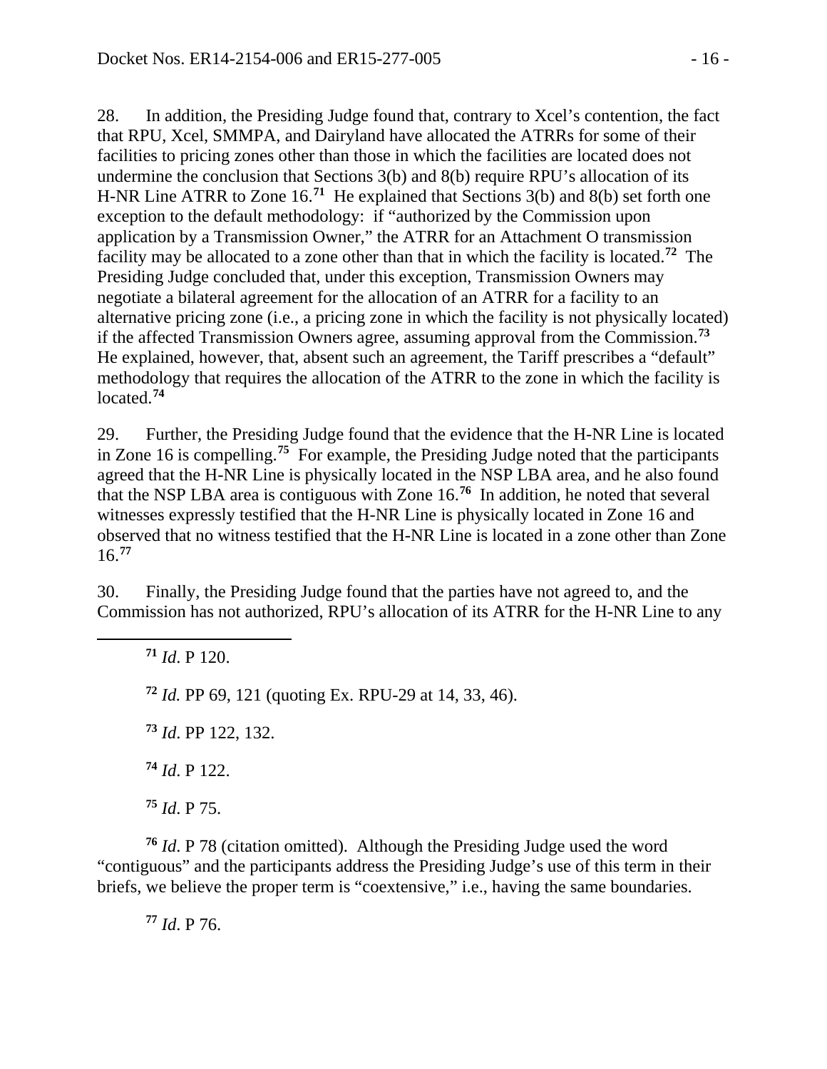28. In addition, the Presiding Judge found that, contrary to Xcel's contention, the fact that RPU, Xcel, SMMPA, and Dairyland have allocated the ATRRs for some of their facilities to pricing zones other than those in which the facilities are located does not undermine the conclusion that Sections 3(b) and 8(b) require RPU's allocation of its H-NR Line ATRR to Zone 16.[71] He explained that Sections 3(b) and 8(b) set forth one exception to the default methodology: if "authorized by the Commission upon application by a Transmission Owner," the ATRR for an Attachment O transmission facility may be allocated to a zone other than that in which the facility is located.[72] The Presiding Judge concluded that, under this exception, Transmission Owners may negotiate a bilateral agreement for the allocation of an ATRR for a facility to an alternative pricing zone (i.e., a pricing zone in which the facility is not physically located) if the affected Transmission Owners agree, assuming approval from the Commission.[73] He explained, however, that, absent such an agreement, the Tariff prescribes a "default" methodology that requires the allocation of the ATRR to the zone in which the facility is located.[74]

29. Further, the Presiding Judge found that the evidence that the H-NR Line is located in Zone 16 is compelling.[75] For example, the Presiding Judge noted that the participants agreed that the H-NR Line is physically located in the NSP LBA area, and he also found that the NSP LBA area is contiguous with Zone 16.[76] In addition, he noted that several witnesses expressly testified that the H-NR Line is physically located in Zone 16 and observed that no witness testified that the H-NR Line is located in a zone other than Zone 16.[77]

30. Finally, the Presiding Judge found that the parties have not agreed to, and the Commission has not authorized, RPU's allocation of its ATRR for the H-NR Line to any

---

[71] *Id*. P 120.

[72] *Id.* PP 69, 121 (quoting Ex. RPU-29 at 14, 33, 46).

[73] *Id*. PP 122, 132.

[74] *Id*. P 122.

[75] *Id*. P 75.

[76] *Id*. P 78 (citation omitted). Although the Presiding Judge used the word "contiguous" and the participants address the Presiding Judge's use of this term in their briefs, we believe the proper term is "coextensive," i.e., having the same boundaries.

[77] *Id*. P 76.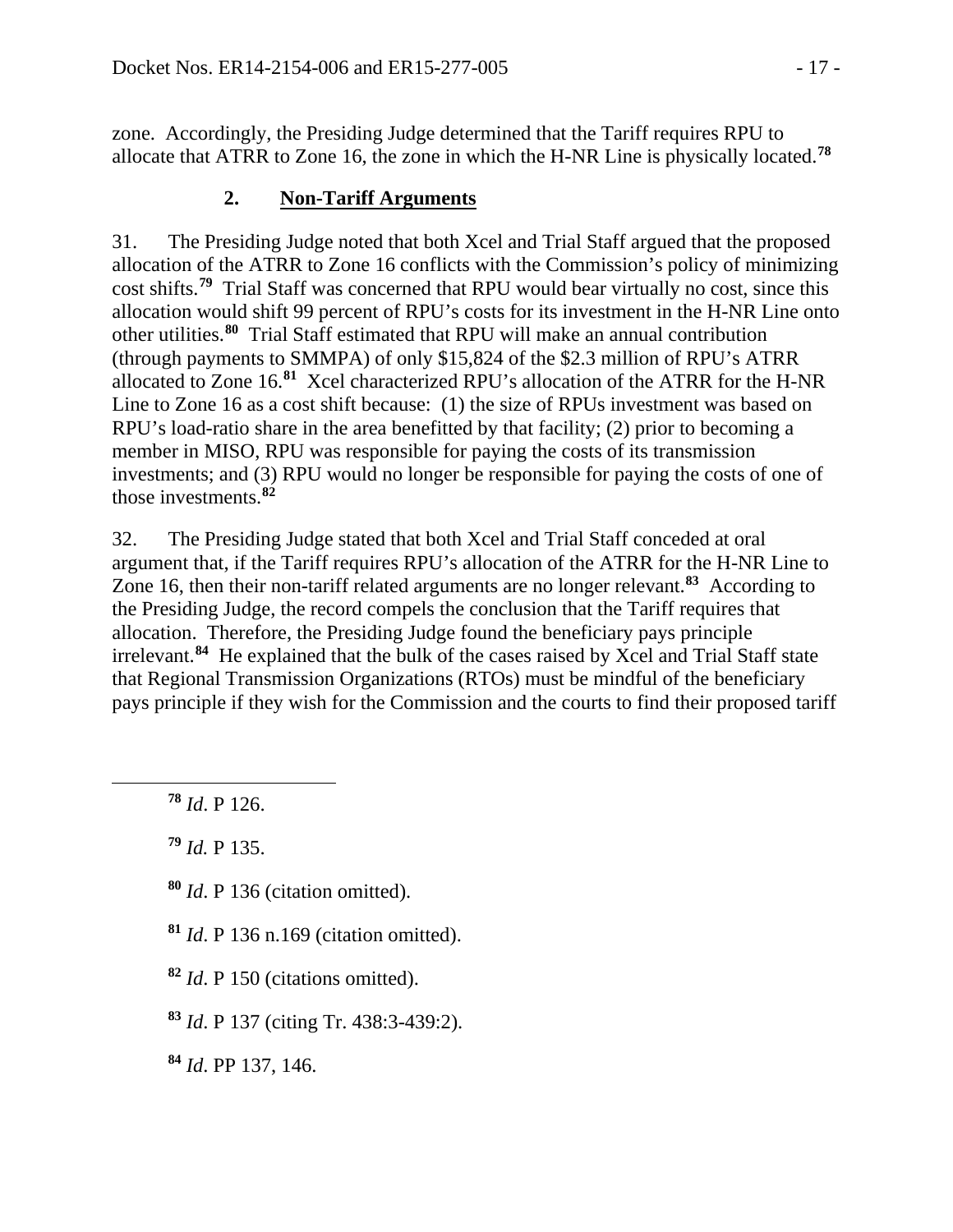zone. Accordingly, the Presiding Judge determined that the Tariff requires RPU to allocate that ATRR to Zone 16, the zone in which the H-NR Line is physically located.[78]

### 2. **Non-Tariff Arguments**

31. The Presiding Judge noted that both Xcel and Trial Staff argued that the proposed allocation of the ATRR to Zone 16 conflicts with the Commission's policy of minimizing cost shifts.[79] Trial Staff was concerned that RPU would bear virtually no cost, since this allocation would shift 99 percent of RPU's costs for its investment in the H-NR Line onto other utilities.[80] Trial Staff estimated that RPU will make an annual contribution (through payments to SMMPA) of only $15,824 of the $2.3 million of RPU's ATRR allocated to Zone 16.[81] Xcel characterized RPU's allocation of the ATRR for the H-NR Line to Zone 16 as a cost shift because: (1) the size of RPUs investment was based on RPU's load-ratio share in the area benefitted by that facility; (2) prior to becoming a member in MISO, RPU was responsible for paying the costs of its transmission investments; and (3) RPU would no longer be responsible for paying the costs of one of those investments.[82]

32. The Presiding Judge stated that both Xcel and Trial Staff conceded at oral argument that, if the Tariff requires RPU's allocation of the ATRR for the H-NR Line to Zone 16, then their non-tariff related arguments are no longer relevant.[83] According to the Presiding Judge, the record compels the conclusion that the Tariff requires that allocation. Therefore, the Presiding Judge found the beneficiary pays principle irrelevant.[84] He explained that the bulk of the cases raised by Xcel and Trial Staff state that Regional Transmission Organizations (RTOs) must be mindful of the beneficiary pays principle if they wish for the Commission and the courts to find their proposed tariff

---

[78] *Id*. P 126.

[79] *Id.* P 135.

[80] *Id*. P 136 (citation omitted).

[81] *Id*. P 136 n.169 (citation omitted).

[82] *Id*. P 150 (citations omitted).

[83] *Id*. P 137 (citing Tr. 438:3-439:2).

[84] *Id*. PP 137, 146.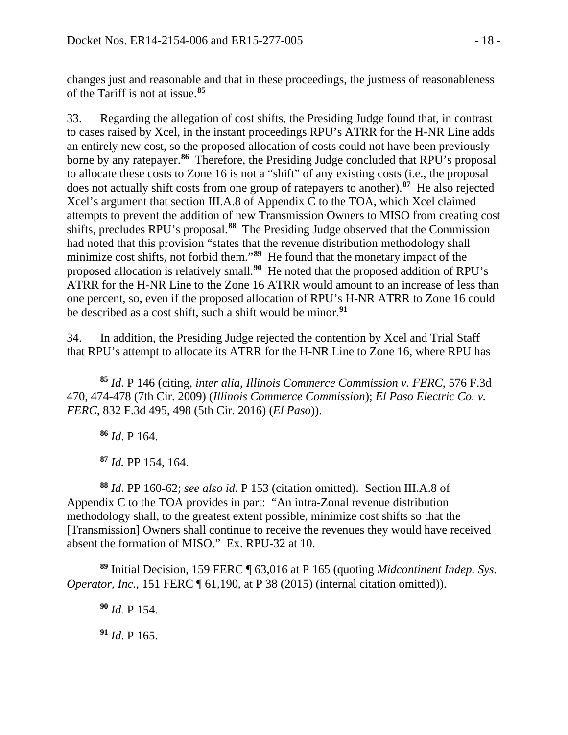changes just and reasonable and that in these proceedings, the justness of reasonableness of the Tariff is not at issue.[85]

33. Regarding the allegation of cost shifts, the Presiding Judge found that, in contrast to cases raised by Xcel, in the instant proceedings RPU's ATRR for the H-NR Line adds an entirely new cost, so the proposed allocation of costs could not have been previously borne by any ratepayer.[86] Therefore, the Presiding Judge concluded that RPU's proposal to allocate these costs to Zone 16 is not a "shift" of any existing costs (i.e., the proposal does not actually shift costs from one group of ratepayers to another).[87] He also rejected Xcel's argument that section III.A.8 of Appendix C to the TOA, which Xcel claimed attempts to prevent the addition of new Transmission Owners to MISO from creating cost shifts, precludes RPU's proposal.[88] The Presiding Judge observed that the Commission had noted that this provision "states that the revenue distribution methodology shall minimize cost shifts, not forbid them."[89] He found that the monetary impact of the proposed allocation is relatively small.[90] He noted that the proposed addition of RPU's ATRR for the H-NR Line to the Zone 16 ATRR would amount to an increase of less than one percent, so, even if the proposed allocation of RPU's H-NR ATRR to Zone 16 could be described as a cost shift, such a shift would be minor.[91]

34. In addition, the Presiding Judge rejected the contention by Xcel and Trial Staff that RPU's attempt to allocate its ATRR for the H-NR Line to Zone 16, where RPU has

---

[85] *Id*. P 146 (citing, *inter alia*, *Illinois Commerce Commission v. FERC*, 576 F.3d 470, 474-478 (7th Cir. 2009) (*Illinois Commerce Commission*); *El Paso Electric Co. v. FERC*, 832 F.3d 495, 498 (5th Cir. 2016) (*El Paso*)).

[86] *Id*. P 164.

[87] *Id.* PP 154, 164.

[88] *Id*. PP 160-62; *see also id.* P 153 (citation omitted). Section III.A.8 of Appendix C to the TOA provides in part: "An intra-Zonal revenue distribution methodology shall, to the greatest extent possible, minimize cost shifts so that the [Transmission] Owners shall continue to receive the revenues they would have received absent the formation of MISO." Ex. RPU-32 at 10.

[89] Initial Decision, 159 FERC ¶ 63,016 at P 165 (quoting *Midcontinent Indep. Sys. Operator, Inc.*, 151 FERC ¶ 61,190, at P 38 (2015) (internal citation omitted)).

[90] *Id.* P 154.

[91] *Id*. P 165.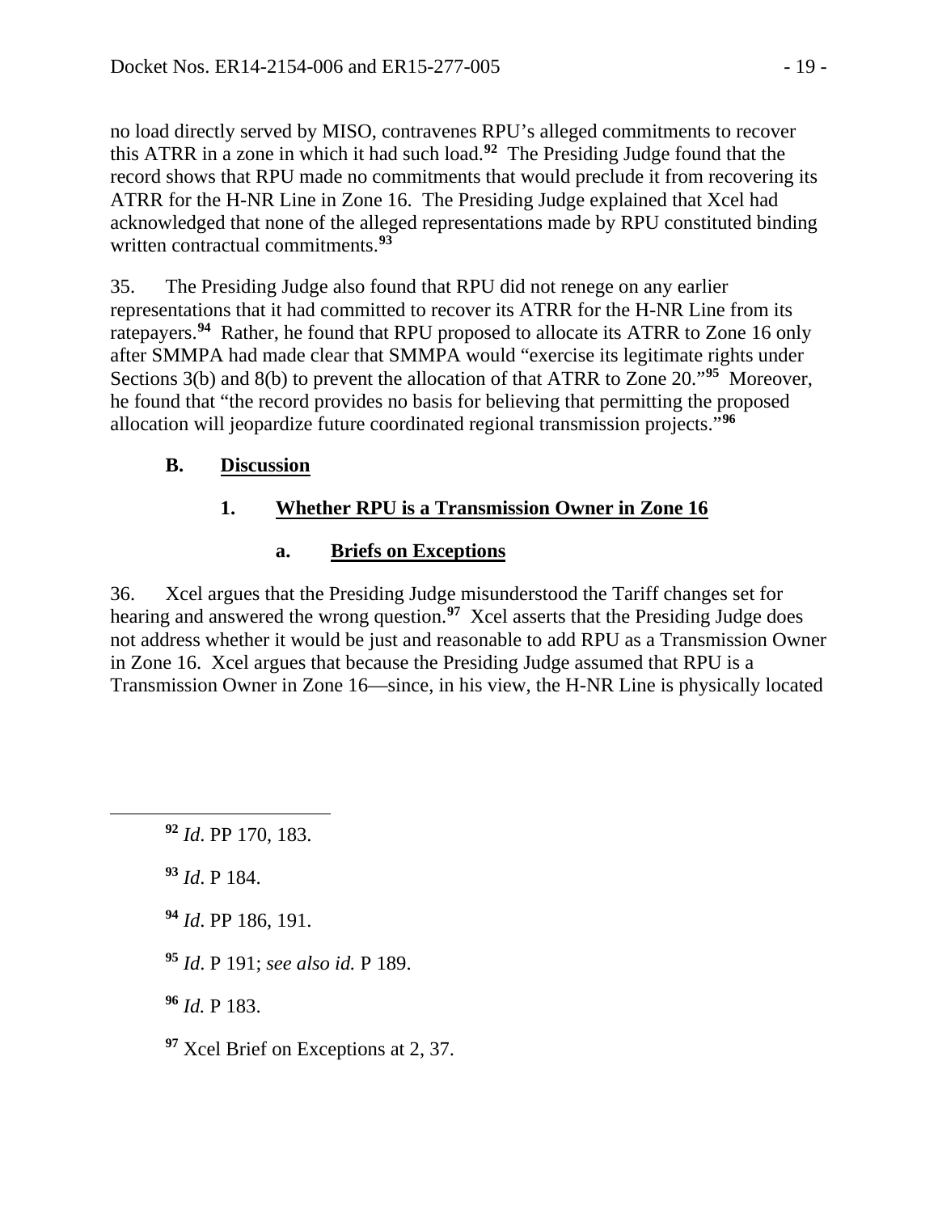no load directly served by MISO, contravenes RPU's alleged commitments to recover this ATRR in a zone in which it had such load.[92] The Presiding Judge found that the record shows that RPU made no commitments that would preclude it from recovering its ATRR for the H-NR Line in Zone 16. The Presiding Judge explained that Xcel had acknowledged that none of the alleged representations made by RPU constituted binding written contractual commitments.[93]

35. The Presiding Judge also found that RPU did not renege on any earlier representations that it had committed to recover its ATRR for the H-NR Line from its ratepayers.[94] Rather, he found that RPU proposed to allocate its ATRR to Zone 16 only after SMMPA had made clear that SMMPA would "exercise its legitimate rights under Sections 3(b) and 8(b) to prevent the allocation of that ATRR to Zone 20."[95] Moreover, he found that "the record provides no basis for believing that permitting the proposed allocation will jeopardize future coordinated regional transmission projects."[96]

## B. Discussion

### 1. Whether RPU is a Transmission Owner in Zone 16

#### a. Briefs on Exceptions

36. Xcel argues that the Presiding Judge misunderstood the Tariff changes set for hearing and answered the wrong question.[97] Xcel asserts that the Presiding Judge does not address whether it would be just and reasonable to add RPU as a Transmission Owner in Zone 16. Xcel argues that because the Presiding Judge assumed that RPU is a Transmission Owner in Zone 16—since, in his view, the H-NR Line is physically located

---

[92] *Id*. PP 170, 183.

[93] *Id*. P 184.

[94] *Id*. PP 186, 191.

[95] *Id*. P 191; *see also id.* P 189.

[96] *Id.* P 183.

[97] Xcel Brief on Exceptions at 2, 37.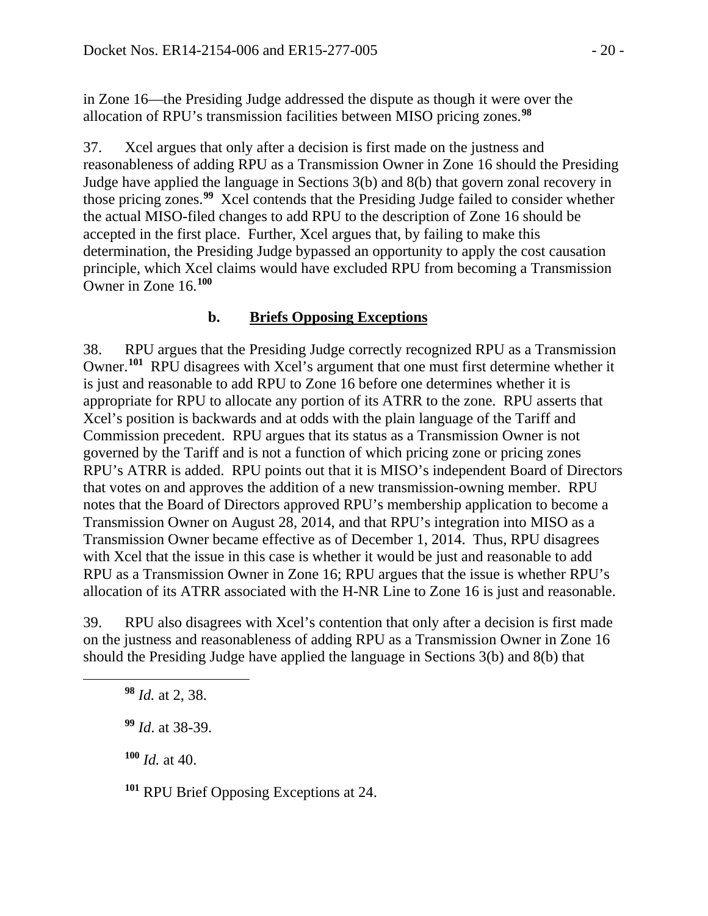in Zone 16—the Presiding Judge addressed the dispute as though it were over the allocation of RPU's transmission facilities between MISO pricing zones.[98]

37. Xcel argues that only after a decision is first made on the justness and reasonableness of adding RPU as a Transmission Owner in Zone 16 should the Presiding Judge have applied the language in Sections 3(b) and 8(b) that govern zonal recovery in those pricing zones.[99] Xcel contends that the Presiding Judge failed to consider whether the actual MISO-filed changes to add RPU to the description of Zone 16 should be accepted in the first place. Further, Xcel argues that, by failing to make this determination, the Presiding Judge bypassed an opportunity to apply the cost causation principle, which Xcel claims would have excluded RPU from becoming a Transmission Owner in Zone 16.[100]

### b. Briefs Opposing Exceptions

38. RPU argues that the Presiding Judge correctly recognized RPU as a Transmission Owner.[101] RPU disagrees with Xcel's argument that one must first determine whether it is just and reasonable to add RPU to Zone 16 before one determines whether it is appropriate for RPU to allocate any portion of its ATRR to the zone. RPU asserts that Xcel's position is backwards and at odds with the plain language of the Tariff and Commission precedent. RPU argues that its status as a Transmission Owner is not governed by the Tariff and is not a function of which pricing zone or pricing zones RPU's ATRR is added. RPU points out that it is MISO's independent Board of Directors that votes on and approves the addition of a new transmission-owning member. RPU notes that the Board of Directors approved RPU's membership application to become a Transmission Owner on August 28, 2014, and that RPU's integration into MISO as a Transmission Owner became effective as of December 1, 2014. Thus, RPU disagrees with Xcel that the issue in this case is whether it would be just and reasonable to add RPU as a Transmission Owner in Zone 16; RPU argues that the issue is whether RPU's allocation of its ATRR associated with the H-NR Line to Zone 16 is just and reasonable.

39. RPU also disagrees with Xcel's contention that only after a decision is first made on the justness and reasonableness of adding RPU as a Transmission Owner in Zone 16 should the Presiding Judge have applied the language in Sections 3(b) and 8(b) that

---

[98] *Id.* at 2, 38.

[99] *Id*. at 38-39.

[100] *Id.* at 40.

[101] RPU Brief Opposing Exceptions at 24.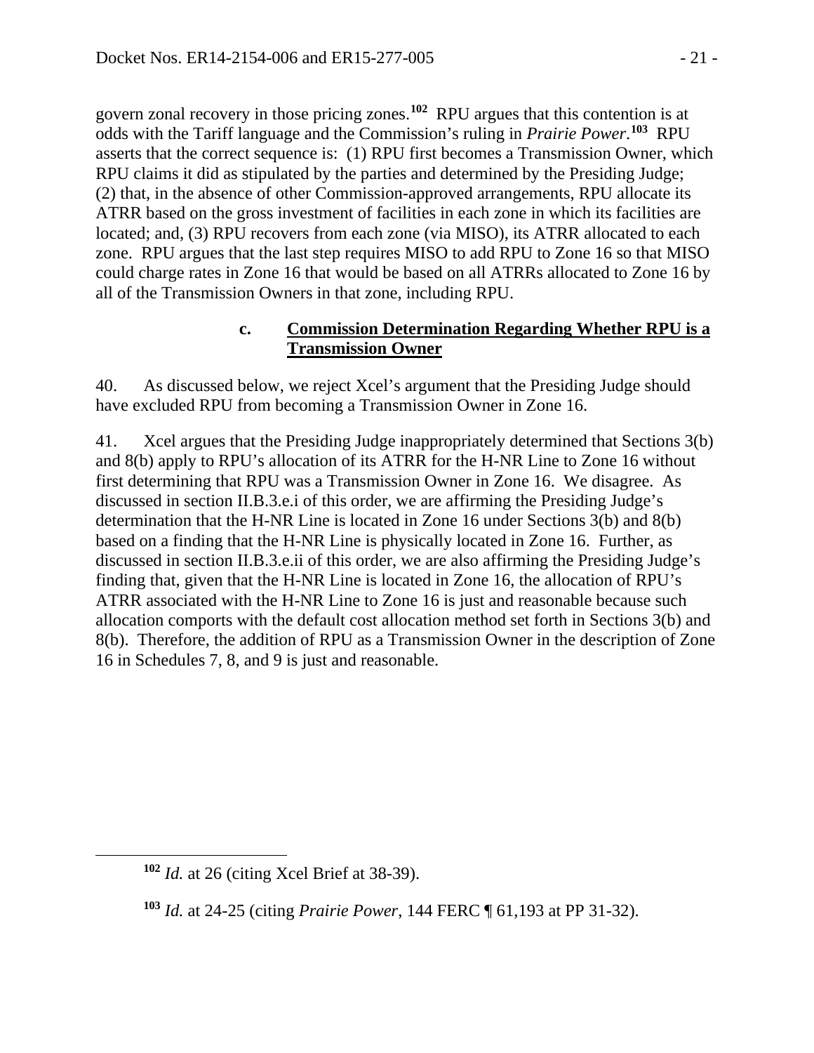govern zonal recovery in those pricing zones.[102] RPU argues that this contention is at odds with the Tariff language and the Commission's ruling in *Prairie Power*.[103] RPU asserts that the correct sequence is: (1) RPU first becomes a Transmission Owner, which RPU claims it did as stipulated by the parties and determined by the Presiding Judge; (2) that, in the absence of other Commission-approved arrangements, RPU allocate its ATRR based on the gross investment of facilities in each zone in which its facilities are located; and, (3) RPU recovers from each zone (via MISO), its ATRR allocated to each zone. RPU argues that the last step requires MISO to add RPU to Zone 16 so that MISO could charge rates in Zone 16 that would be based on all ATRRs allocated to Zone 16 by all of the Transmission Owners in that zone, including RPU.

#### c. **Commission Determination Regarding Whether RPU is a Transmission Owner**

40. As discussed below, we reject Xcel's argument that the Presiding Judge should have excluded RPU from becoming a Transmission Owner in Zone 16.

41. Xcel argues that the Presiding Judge inappropriately determined that Sections 3(b) and 8(b) apply to RPU's allocation of its ATRR for the H-NR Line to Zone 16 without first determining that RPU was a Transmission Owner in Zone 16. We disagree. As discussed in section II.B.3.e.i of this order, we are affirming the Presiding Judge's determination that the H-NR Line is located in Zone 16 under Sections 3(b) and 8(b) based on a finding that the H-NR Line is physically located in Zone 16. Further, as discussed in section II.B.3.e.ii of this order, we are also affirming the Presiding Judge's finding that, given that the H-NR Line is located in Zone 16, the allocation of RPU's ATRR associated with the H-NR Line to Zone 16 is just and reasonable because such allocation comports with the default cost allocation method set forth in Sections 3(b) and 8(b). Therefore, the addition of RPU as a Transmission Owner in the description of Zone 16 in Schedules 7, 8, and 9 is just and reasonable.

---

[102] *Id.* at 26 (citing Xcel Brief at 38-39).

[103] *Id.* at 24-25 (citing *Prairie Power*, 144 FERC ¶ 61,193 at PP 31-32).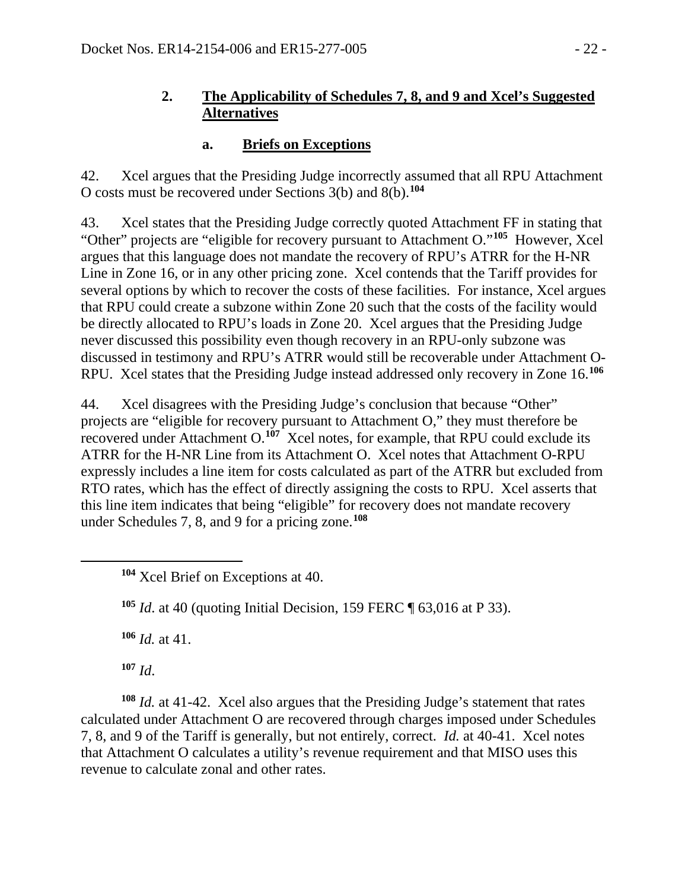### 2. <u>The Applicability of Schedules 7, 8, and 9 and Xcel's Suggested Alternatives</u>

#### a. <u>Briefs on Exceptions</u>

42. Xcel argues that the Presiding Judge incorrectly assumed that all RPU Attachment O costs must be recovered under Sections 3(b) and 8(b).[104]

43. Xcel states that the Presiding Judge correctly quoted Attachment FF in stating that "Other" projects are "eligible for recovery pursuant to Attachment O."[105] However, Xcel argues that this language does not mandate the recovery of RPU's ATRR for the H-NR Line in Zone 16, or in any other pricing zone. Xcel contends that the Tariff provides for several options by which to recover the costs of these facilities. For instance, Xcel argues that RPU could create a subzone within Zone 20 such that the costs of the facility would be directly allocated to RPU's loads in Zone 20. Xcel argues that the Presiding Judge never discussed this possibility even though recovery in an RPU-only subzone was discussed in testimony and RPU's ATRR would still be recoverable under Attachment O-RPU. Xcel states that the Presiding Judge instead addressed only recovery in Zone 16.[106]

44. Xcel disagrees with the Presiding Judge's conclusion that because "Other" projects are "eligible for recovery pursuant to Attachment O," they must therefore be recovered under Attachment O.[107] Xcel notes, for example, that RPU could exclude its ATRR for the H-NR Line from its Attachment O. Xcel notes that Attachment O-RPU expressly includes a line item for costs calculated as part of the ATRR but excluded from RTO rates, which has the effect of directly assigning the costs to RPU. Xcel asserts that this line item indicates that being "eligible" for recovery does not mandate recovery under Schedules 7, 8, and 9 for a pricing zone.[108]

---

[104] Xcel Brief on Exceptions at 40.

[105] *Id*. at 40 (quoting Initial Decision, 159 FERC ¶ 63,016 at P 33).

[106] *Id.* at 41.

[107] *Id*.

[108] *Id.* at 41-42. Xcel also argues that the Presiding Judge's statement that rates calculated under Attachment O are recovered through charges imposed under Schedules 7, 8, and 9 of the Tariff is generally, but not entirely, correct. *Id.* at 40-41. Xcel notes that Attachment O calculates a utility's revenue requirement and that MISO uses this revenue to calculate zonal and other rates.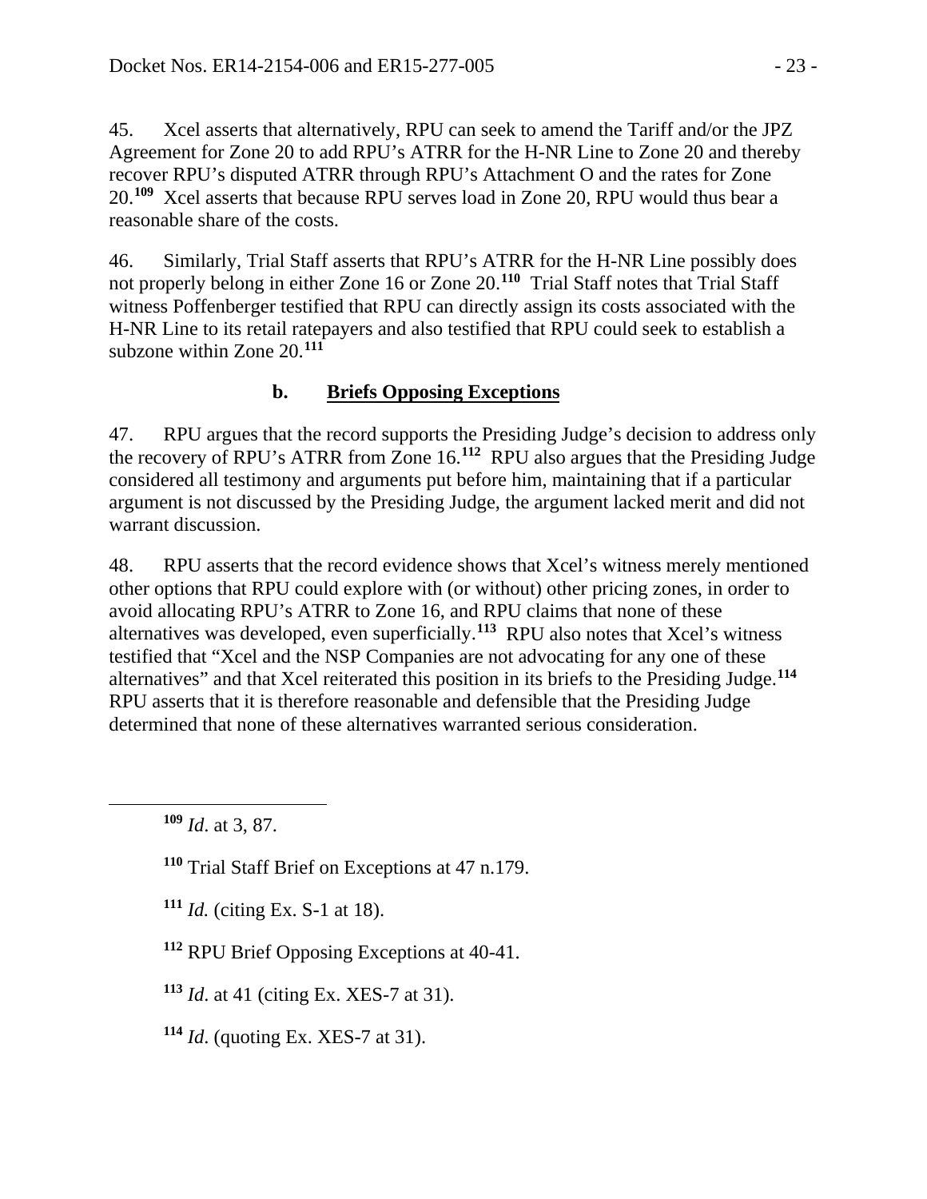45. Xcel asserts that alternatively, RPU can seek to amend the Tariff and/or the JPZ Agreement for Zone 20 to add RPU's ATRR for the H-NR Line to Zone 20 and thereby recover RPU's disputed ATRR through RPU's Attachment O and the rates for Zone 20.[109] Xcel asserts that because RPU serves load in Zone 20, RPU would thus bear a reasonable share of the costs.

46. Similarly, Trial Staff asserts that RPU's ATRR for the H-NR Line possibly does not properly belong in either Zone 16 or Zone 20.[110] Trial Staff notes that Trial Staff witness Poffenberger testified that RPU can directly assign its costs associated with the H-NR Line to its retail ratepayers and also testified that RPU could seek to establish a subzone within Zone 20.[111]

### b. **Briefs Opposing Exceptions**

47. RPU argues that the record supports the Presiding Judge's decision to address only the recovery of RPU's ATRR from Zone 16.[112] RPU also argues that the Presiding Judge considered all testimony and arguments put before him, maintaining that if a particular argument is not discussed by the Presiding Judge, the argument lacked merit and did not warrant discussion.

48. RPU asserts that the record evidence shows that Xcel's witness merely mentioned other options that RPU could explore with (or without) other pricing zones, in order to avoid allocating RPU's ATRR to Zone 16, and RPU claims that none of these alternatives was developed, even superficially.[113] RPU also notes that Xcel's witness testified that "Xcel and the NSP Companies are not advocating for any one of these alternatives" and that Xcel reiterated this position in its briefs to the Presiding Judge.[114] RPU asserts that it is therefore reasonable and defensible that the Presiding Judge determined that none of these alternatives warranted serious consideration.

---

[109] *Id*. at 3, 87.

[110] Trial Staff Brief on Exceptions at 47 n.179.

[111] *Id.* (citing Ex. S-1 at 18).

[112] RPU Brief Opposing Exceptions at 40-41.

[113] *Id*. at 41 (citing Ex. XES-7 at 31).

[114] *Id*. (quoting Ex. XES-7 at 31).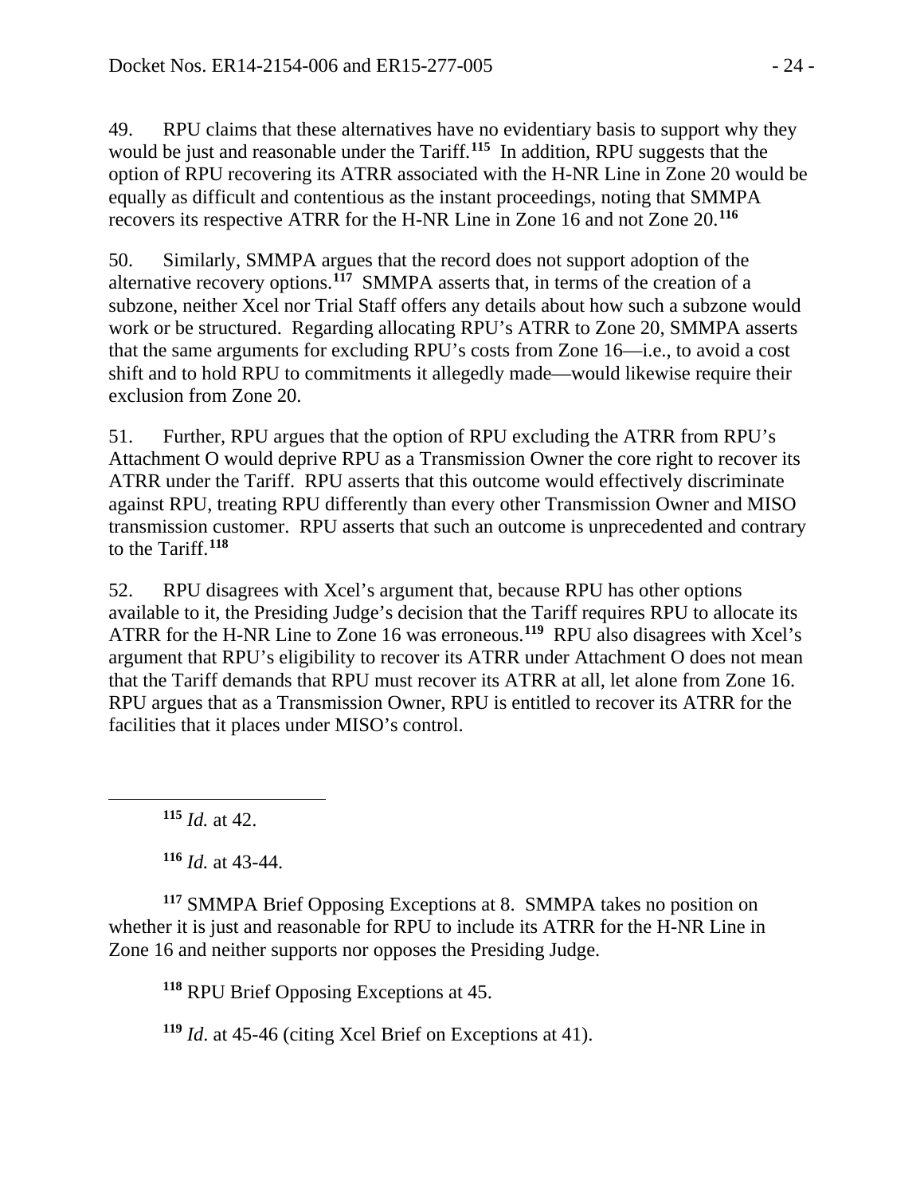49. RPU claims that these alternatives have no evidentiary basis to support why they would be just and reasonable under the Tariff.[115] In addition, RPU suggests that the option of RPU recovering its ATRR associated with the H-NR Line in Zone 20 would be equally as difficult and contentious as the instant proceedings, noting that SMMPA recovers its respective ATRR for the H-NR Line in Zone 16 and not Zone 20.[116]

50. Similarly, SMMPA argues that the record does not support adoption of the alternative recovery options.[117] SMMPA asserts that, in terms of the creation of a subzone, neither Xcel nor Trial Staff offers any details about how such a subzone would work or be structured. Regarding allocating RPU's ATRR to Zone 20, SMMPA asserts that the same arguments for excluding RPU's costs from Zone 16—i.e., to avoid a cost shift and to hold RPU to commitments it allegedly made—would likewise require their exclusion from Zone 20.

51. Further, RPU argues that the option of RPU excluding the ATRR from RPU's Attachment O would deprive RPU as a Transmission Owner the core right to recover its ATRR under the Tariff. RPU asserts that this outcome would effectively discriminate against RPU, treating RPU differently than every other Transmission Owner and MISO transmission customer. RPU asserts that such an outcome is unprecedented and contrary to the Tariff.[118]

52. RPU disagrees with Xcel's argument that, because RPU has other options available to it, the Presiding Judge's decision that the Tariff requires RPU to allocate its ATRR for the H-NR Line to Zone 16 was erroneous.[119] RPU also disagrees with Xcel's argument that RPU's eligibility to recover its ATRR under Attachment O does not mean that the Tariff demands that RPU must recover its ATRR at all, let alone from Zone 16. RPU argues that as a Transmission Owner, RPU is entitled to recover its ATRR for the facilities that it places under MISO's control.

---

[115] *Id.* at 42.

[116] *Id.* at 43-44.

[117] SMMPA Brief Opposing Exceptions at 8. SMMPA takes no position on whether it is just and reasonable for RPU to include its ATRR for the H-NR Line in Zone 16 and neither supports nor opposes the Presiding Judge.

[118] RPU Brief Opposing Exceptions at 45.

[119] *Id*. at 45-46 (citing Xcel Brief on Exceptions at 41).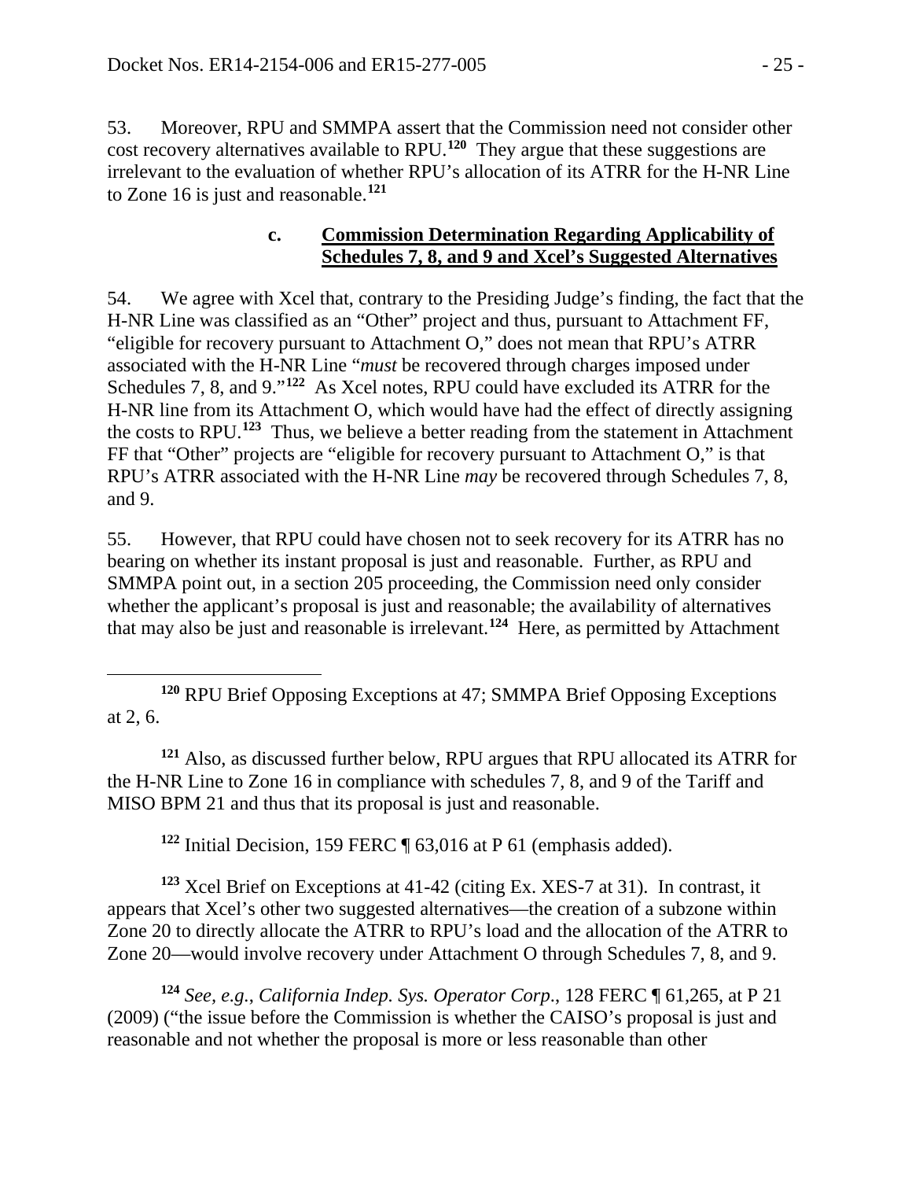53. Moreover, RPU and SMMPA assert that the Commission need not consider other cost recovery alternatives available to RPU.[120] They argue that these suggestions are irrelevant to the evaluation of whether RPU's allocation of its ATRR for the H-NR Line to Zone 16 is just and reasonable.[121]

### c. Commission Determination Regarding Applicability of Schedules 7, 8, and 9 and Xcel's Suggested Alternatives

54. We agree with Xcel that, contrary to the Presiding Judge's finding, the fact that the H-NR Line was classified as an "Other" project and thus, pursuant to Attachment FF, "eligible for recovery pursuant to Attachment O," does not mean that RPU's ATRR associated with the H-NR Line "*must* be recovered through charges imposed under Schedules 7, 8, and 9."[122] As Xcel notes, RPU could have excluded its ATRR for the H-NR line from its Attachment O, which would have had the effect of directly assigning the costs to RPU.[123] Thus, we believe a better reading from the statement in Attachment FF that "Other" projects are "eligible for recovery pursuant to Attachment O," is that RPU's ATRR associated with the H-NR Line *may* be recovered through Schedules 7, 8, and 9.

55. However, that RPU could have chosen not to seek recovery for its ATRR has no bearing on whether its instant proposal is just and reasonable. Further, as RPU and SMMPA point out, in a section 205 proceeding, the Commission need only consider whether the applicant's proposal is just and reasonable; the availability of alternatives that may also be just and reasonable is irrelevant.[124] Here, as permitted by Attachment

---

[120] RPU Brief Opposing Exceptions at 47; SMMPA Brief Opposing Exceptions at 2, 6.

[121] Also, as discussed further below, RPU argues that RPU allocated its ATRR for the H-NR Line to Zone 16 in compliance with schedules 7, 8, and 9 of the Tariff and MISO BPM 21 and thus that its proposal is just and reasonable.

[122] Initial Decision, 159 FERC ¶ 63,016 at P 61 (emphasis added).

[123] Xcel Brief on Exceptions at 41-42 (citing Ex. XES-7 at 31). In contrast, it appears that Xcel's other two suggested alternatives—the creation of a subzone within Zone 20 to directly allocate the ATRR to RPU's load and the allocation of the ATRR to Zone 20—would involve recovery under Attachment O through Schedules 7, 8, and 9.

[124] *See, e.g.*, *California Indep. Sys. Operator Corp*., 128 FERC ¶ 61,265, at P 21 (2009) ("the issue before the Commission is whether the CAISO's proposal is just and reasonable and not whether the proposal is more or less reasonable than other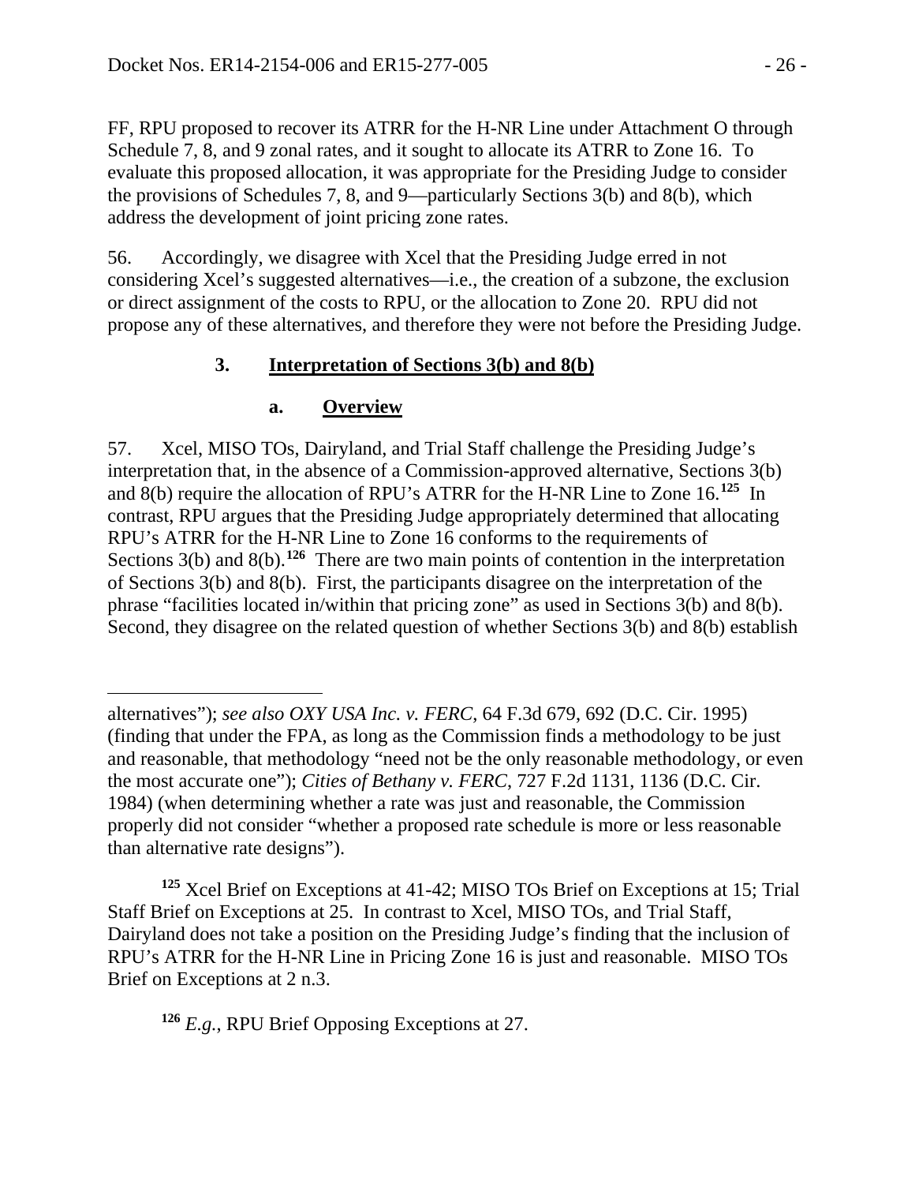FF, RPU proposed to recover its ATRR for the H-NR Line under Attachment O through Schedule 7, 8, and 9 zonal rates, and it sought to allocate its ATRR to Zone 16. To evaluate this proposed allocation, it was appropriate for the Presiding Judge to consider the provisions of Schedules 7, 8, and 9—particularly Sections 3(b) and 8(b), which address the development of joint pricing zone rates.

56. Accordingly, we disagree with Xcel that the Presiding Judge erred in not considering Xcel's suggested alternatives—i.e., the creation of a subzone, the exclusion or direct assignment of the costs to RPU, or the allocation to Zone 20. RPU did not propose any of these alternatives, and therefore they were not before the Presiding Judge.

### 3. **Interpretation of Sections 3(b) and 8(b)**

#### a. **Overview**

57. Xcel, MISO TOs, Dairyland, and Trial Staff challenge the Presiding Judge's interpretation that, in the absence of a Commission-approved alternative, Sections 3(b) and 8(b) require the allocation of RPU's ATRR for the H-NR Line to Zone 16.[125] In contrast, RPU argues that the Presiding Judge appropriately determined that allocating RPU's ATRR for the H-NR Line to Zone 16 conforms to the requirements of Sections 3(b) and 8(b).[126] There are two main points of contention in the interpretation of Sections 3(b) and 8(b). First, the participants disagree on the interpretation of the phrase "facilities located in/within that pricing zone" as used in Sections 3(b) and 8(b). Second, they disagree on the related question of whether Sections 3(b) and 8(b) establish

---

alternatives"); *see also OXY USA Inc. v. FERC*, 64 F.3d 679, 692 (D.C. Cir. 1995) (finding that under the FPA, as long as the Commission finds a methodology to be just and reasonable, that methodology "need not be the only reasonable methodology, or even the most accurate one"); *Cities of Bethany v. FERC*, 727 F.2d 1131, 1136 (D.C. Cir. 1984) (when determining whether a rate was just and reasonable, the Commission properly did not consider "whether a proposed rate schedule is more or less reasonable than alternative rate designs").

[125] Xcel Brief on Exceptions at 41-42; MISO TOs Brief on Exceptions at 15; Trial Staff Brief on Exceptions at 25. In contrast to Xcel, MISO TOs, and Trial Staff, Dairyland does not take a position on the Presiding Judge's finding that the inclusion of RPU's ATRR for the H-NR Line in Pricing Zone 16 is just and reasonable. MISO TOs Brief on Exceptions at 2 n.3.

[126] *E.g.*, RPU Brief Opposing Exceptions at 27.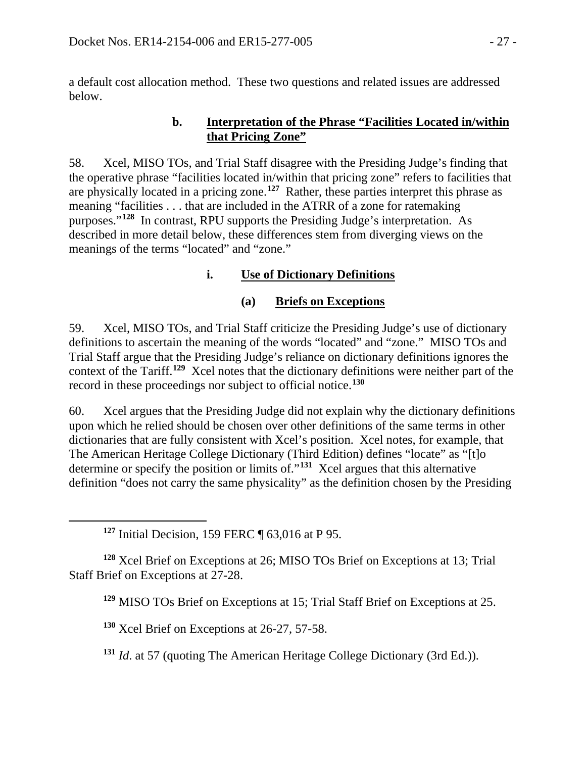a default cost allocation method. These two questions and related issues are addressed below.

### b. Interpretation of the Phrase "Facilities Located in/within that Pricing Zone"

58. Xcel, MISO TOs, and Trial Staff disagree with the Presiding Judge's finding that the operative phrase "facilities located in/within that pricing zone" refers to facilities that are physically located in a pricing zone.[127] Rather, these parties interpret this phrase as meaning "facilities . . . that are included in the ATRR of a zone for ratemaking purposes."[128] In contrast, RPU supports the Presiding Judge's interpretation. As described in more detail below, these differences stem from diverging views on the meanings of the terms "located" and "zone."

#### i. Use of Dictionary Definitions

##### (a) Briefs on Exceptions

59. Xcel, MISO TOs, and Trial Staff criticize the Presiding Judge's use of dictionary definitions to ascertain the meaning of the words "located" and "zone." MISO TOs and Trial Staff argue that the Presiding Judge's reliance on dictionary definitions ignores the context of the Tariff.[129] Xcel notes that the dictionary definitions were neither part of the record in these proceedings nor subject to official notice.[130]

60. Xcel argues that the Presiding Judge did not explain why the dictionary definitions upon which he relied should be chosen over other definitions of the same terms in other dictionaries that are fully consistent with Xcel's position. Xcel notes, for example, that The American Heritage College Dictionary (Third Edition) defines "locate" as "[t]o determine or specify the position or limits of."[131] Xcel argues that this alternative definition "does not carry the same physicality" as the definition chosen by the Presiding

---

[127] Initial Decision, 159 FERC ¶ 63,016 at P 95.

[128] Xcel Brief on Exceptions at 26; MISO TOs Brief on Exceptions at 13; Trial Staff Brief on Exceptions at 27-28.

[129] MISO TOs Brief on Exceptions at 15; Trial Staff Brief on Exceptions at 25.

[130] Xcel Brief on Exceptions at 26-27, 57-58.

[131] *Id*. at 57 (quoting The American Heritage College Dictionary (3rd Ed.)).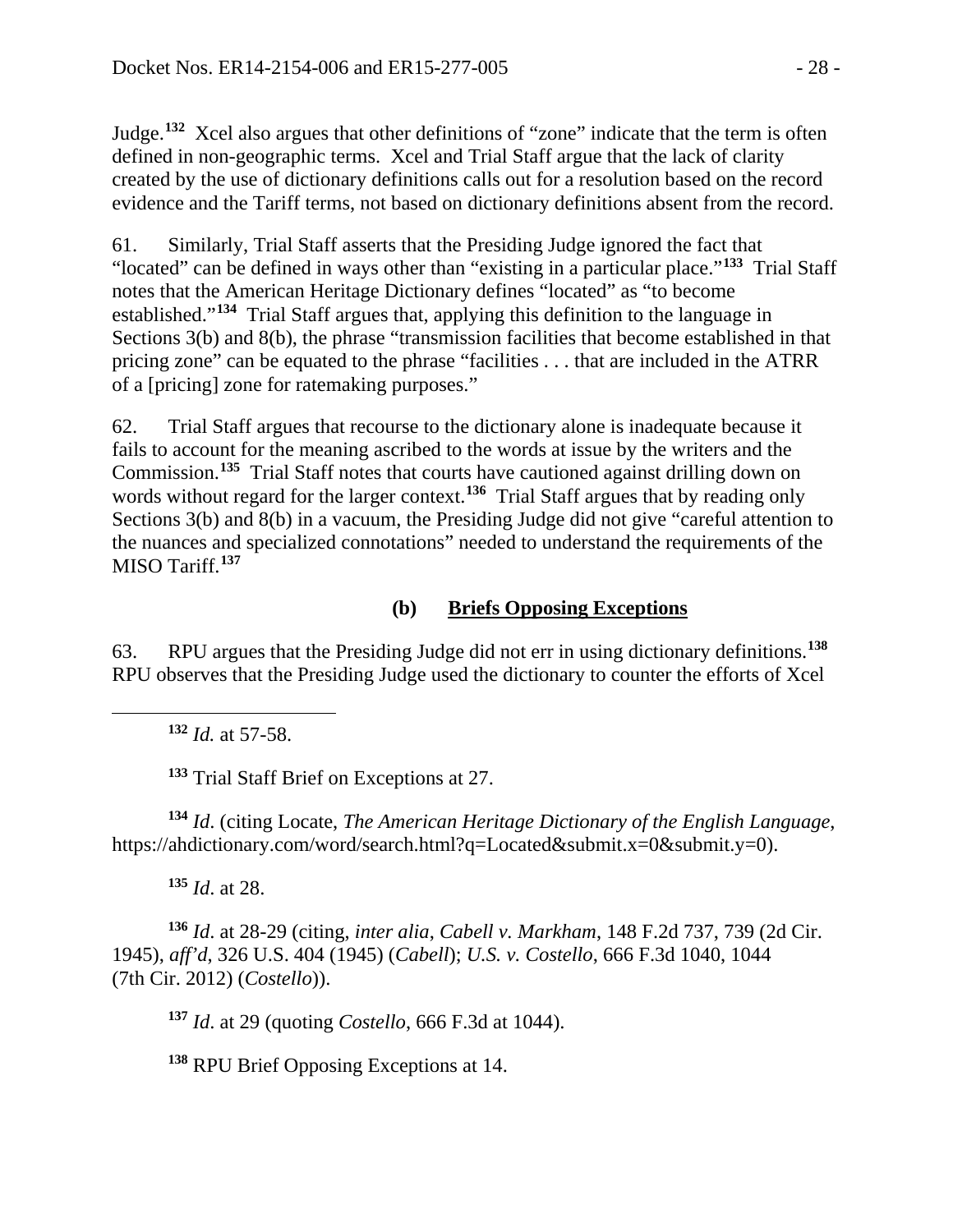Judge.[132] Xcel also argues that other definitions of "zone" indicate that the term is often defined in non-geographic terms. Xcel and Trial Staff argue that the lack of clarity created by the use of dictionary definitions calls out for a resolution based on the record evidence and the Tariff terms, not based on dictionary definitions absent from the record.

61. Similarly, Trial Staff asserts that the Presiding Judge ignored the fact that "located" can be defined in ways other than "existing in a particular place."[133] Trial Staff notes that the American Heritage Dictionary defines "located" as "to become established."[134] Trial Staff argues that, applying this definition to the language in Sections 3(b) and 8(b), the phrase "transmission facilities that become established in that pricing zone" can be equated to the phrase "facilities . . . that are included in the ATRR of a [pricing] zone for ratemaking purposes."

62. Trial Staff argues that recourse to the dictionary alone is inadequate because it fails to account for the meaning ascribed to the words at issue by the writers and the Commission.[135] Trial Staff notes that courts have cautioned against drilling down on words without regard for the larger context.[136] Trial Staff argues that by reading only Sections 3(b) and 8(b) in a vacuum, the Presiding Judge did not give "careful attention to the nuances and specialized connotations" needed to understand the requirements of the MISO Tariff.[137]

### (b) Briefs Opposing Exceptions

63. RPU argues that the Presiding Judge did not err in using dictionary definitions.[138] RPU observes that the Presiding Judge used the dictionary to counter the efforts of Xcel

---

[132] *Id.* at 57-58.

[133] Trial Staff Brief on Exceptions at 27.

[134] *Id.* (citing Locate, *The American Heritage Dictionary of the English Language*, https://ahdictionary.com/word/search.html?q=Located&submit.x=0&submit.y=0).

[135] *Id.* at 28.

[136] *Id.* at 28-29 (citing, *inter alia*, *Cabell v. Markham*, 148 F.2d 737, 739 (2d Cir. 1945), *aff'd*, 326 U.S. 404 (1945) (*Cabell*); *U.S. v. Costello*, 666 F.3d 1040, 1044 (7th Cir. 2012) (*Costello*)).

[137] *Id.* at 29 (quoting *Costello*, 666 F.3d at 1044).

[138] RPU Brief Opposing Exceptions at 14.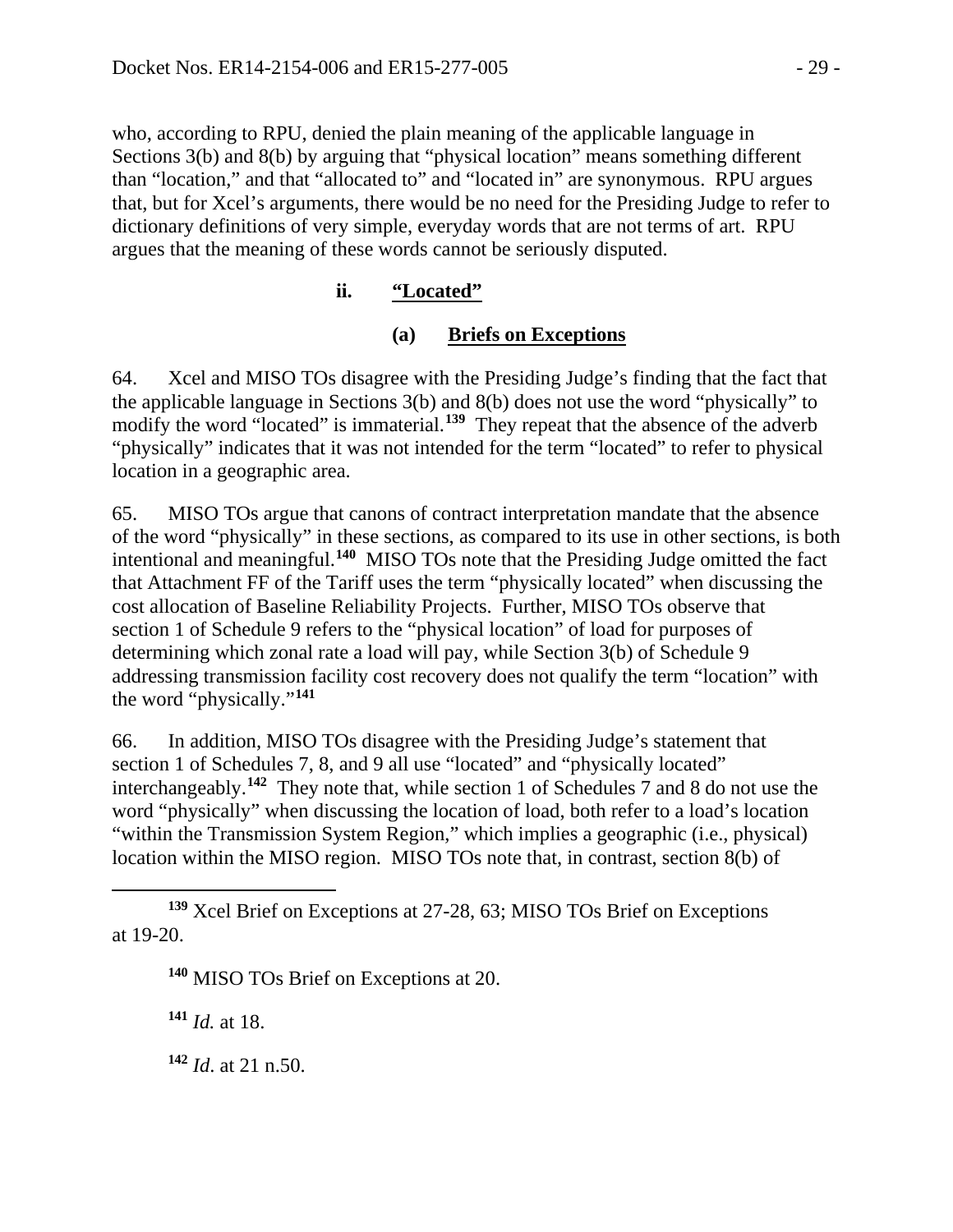who, according to RPU, denied the plain meaning of the applicable language in Sections 3(b) and 8(b) by arguing that "physical location" means something different than "location," and that "allocated to" and "located in" are synonymous. RPU argues that, but for Xcel's arguments, there would be no need for the Presiding Judge to refer to dictionary definitions of very simple, everyday words that are not terms of art. RPU argues that the meaning of these words cannot be seriously disputed.

#### ii. "Located"

##### (a) Briefs on Exceptions

64. Xcel and MISO TOs disagree with the Presiding Judge's finding that the fact that the applicable language in Sections 3(b) and 8(b) does not use the word "physically" to modify the word "located" is immaterial.[139] They repeat that the absence of the adverb "physically" indicates that it was not intended for the term "located" to refer to physical location in a geographic area.

65. MISO TOs argue that canons of contract interpretation mandate that the absence of the word "physically" in these sections, as compared to its use in other sections, is both intentional and meaningful.[140] MISO TOs note that the Presiding Judge omitted the fact that Attachment FF of the Tariff uses the term "physically located" when discussing the cost allocation of Baseline Reliability Projects. Further, MISO TOs observe that section 1 of Schedule 9 refers to the "physical location" of load for purposes of determining which zonal rate a load will pay, while Section 3(b) of Schedule 9 addressing transmission facility cost recovery does not qualify the term "location" with the word "physically."[141]

66. In addition, MISO TOs disagree with the Presiding Judge's statement that section 1 of Schedules 7, 8, and 9 all use "located" and "physically located" interchangeably.[142] They note that, while section 1 of Schedules 7 and 8 do not use the word "physically" when discussing the location of load, both refer to a load's location "within the Transmission System Region," which implies a geographic (i.e., physical) location within the MISO region. MISO TOs note that, in contrast, section 8(b) of

---

[139] Xcel Brief on Exceptions at 27-28, 63; MISO TOs Brief on Exceptions at 19-20.

[140] MISO TOs Brief on Exceptions at 20.

[141] *Id.* at 18.

[142] *Id*. at 21 n.50.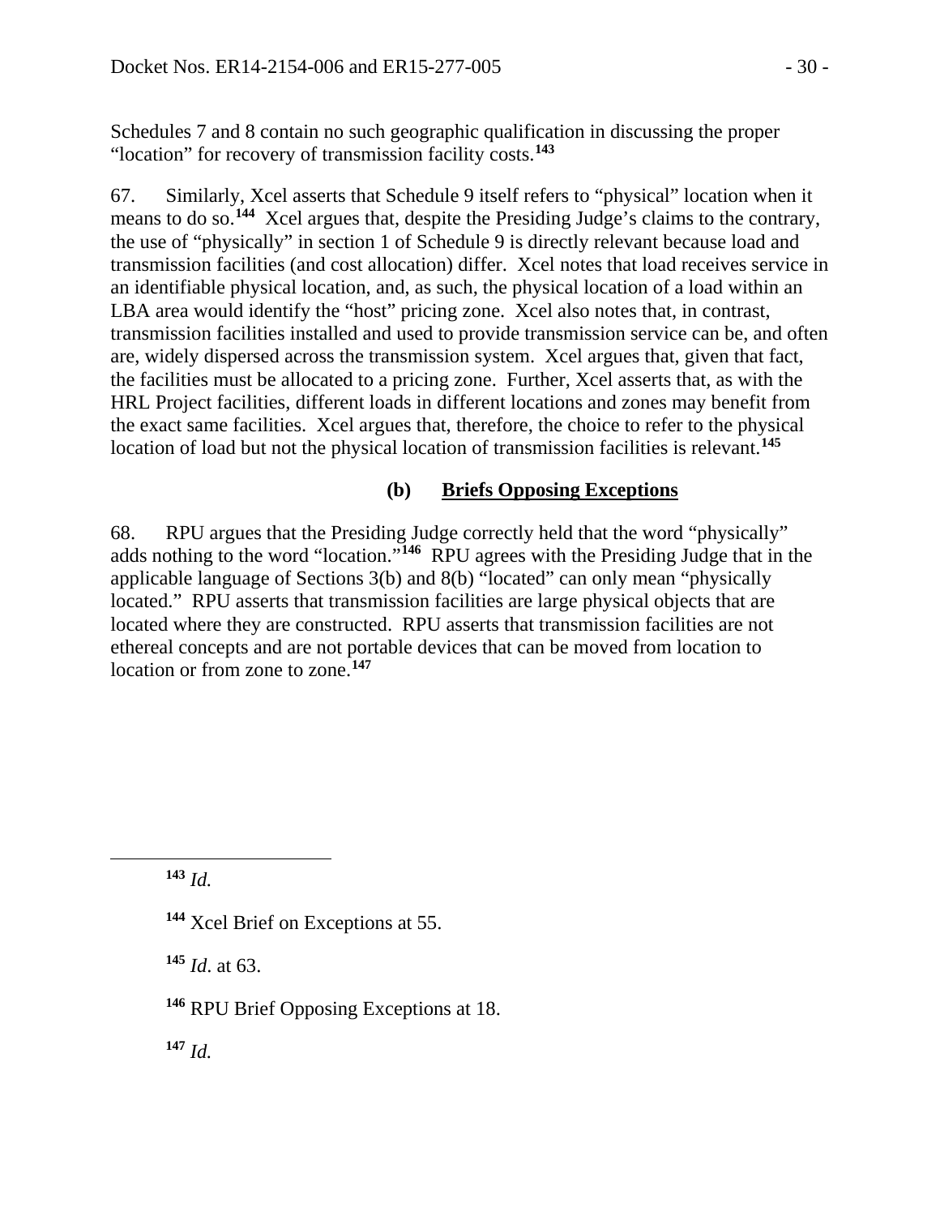Schedules 7 and 8 contain no such geographic qualification in discussing the proper "location" for recovery of transmission facility costs.[143]

67. Similarly, Xcel asserts that Schedule 9 itself refers to "physical" location when it means to do so.[144] Xcel argues that, despite the Presiding Judge's claims to the contrary, the use of "physically" in section 1 of Schedule 9 is directly relevant because load and transmission facilities (and cost allocation) differ. Xcel notes that load receives service in an identifiable physical location, and, as such, the physical location of a load within an LBA area would identify the "host" pricing zone. Xcel also notes that, in contrast, transmission facilities installed and used to provide transmission service can be, and often are, widely dispersed across the transmission system. Xcel argues that, given that fact, the facilities must be allocated to a pricing zone. Further, Xcel asserts that, as with the HRL Project facilities, different loads in different locations and zones may benefit from the exact same facilities. Xcel argues that, therefore, the choice to refer to the physical location of load but not the physical location of transmission facilities is relevant.[145]

**(b) Briefs Opposing Exceptions**

68. RPU argues that the Presiding Judge correctly held that the word "physically" adds nothing to the word "location."[146] RPU agrees with the Presiding Judge that in the applicable language of Sections 3(b) and 8(b) "located" can only mean "physically located." RPU asserts that transmission facilities are large physical objects that are located where they are constructed. RPU asserts that transmission facilities are not ethereal concepts and are not portable devices that can be moved from location to location or from zone to zone.[147]

---

[143] *Id.*

[144] Xcel Brief on Exceptions at 55.

[145] *Id*. at 63.

[146] RPU Brief Opposing Exceptions at 18.

[147] *Id.*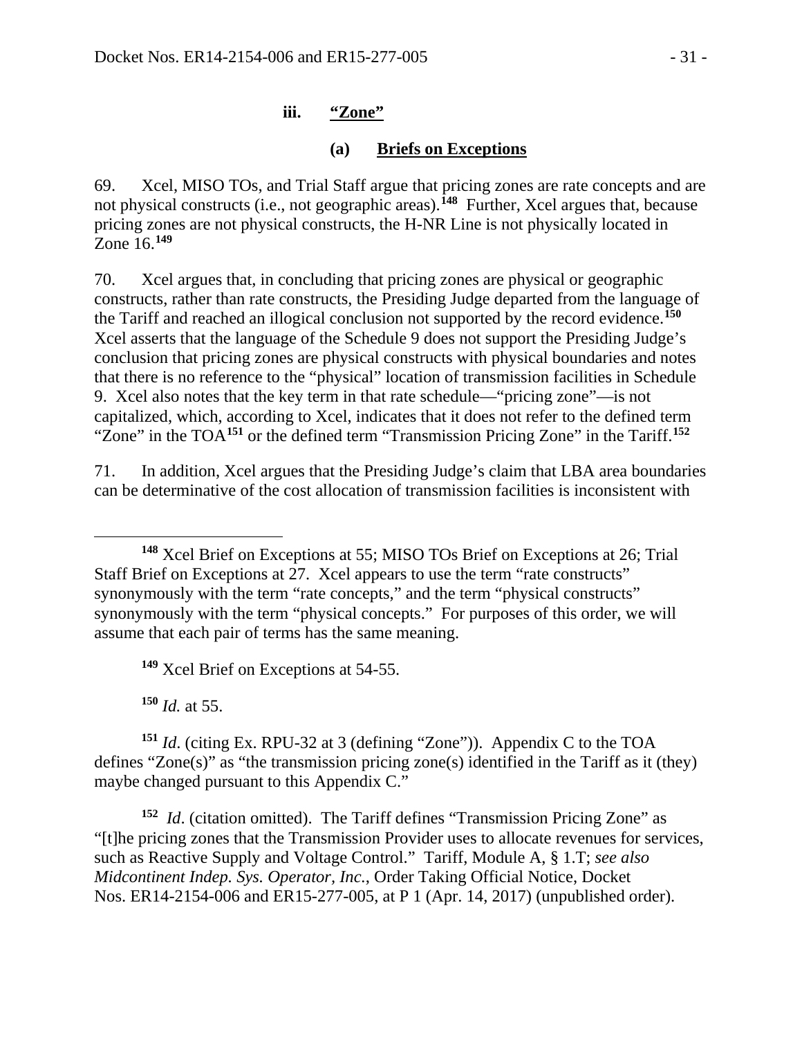### iii. "Zone"

#### (a) Briefs on Exceptions

69. Xcel, MISO TOs, and Trial Staff argue that pricing zones are rate concepts and are not physical constructs (i.e., not geographic areas).[148] Further, Xcel argues that, because pricing zones are not physical constructs, the H-NR Line is not physically located in Zone 16.[149]

70. Xcel argues that, in concluding that pricing zones are physical or geographic constructs, rather than rate constructs, the Presiding Judge departed from the language of the Tariff and reached an illogical conclusion not supported by the record evidence.[150] Xcel asserts that the language of the Schedule 9 does not support the Presiding Judge's conclusion that pricing zones are physical constructs with physical boundaries and notes that there is no reference to the "physical" location of transmission facilities in Schedule 9. Xcel also notes that the key term in that rate schedule—"pricing zone"—is not capitalized, which, according to Xcel, indicates that it does not refer to the defined term "Zone" in the TOA[151] or the defined term "Transmission Pricing Zone" in the Tariff.[152]

71. In addition, Xcel argues that the Presiding Judge's claim that LBA area boundaries can be determinative of the cost allocation of transmission facilities is inconsistent with

---

[148] Xcel Brief on Exceptions at 55; MISO TOs Brief on Exceptions at 26; Trial Staff Brief on Exceptions at 27. Xcel appears to use the term "rate constructs" synonymously with the term "rate concepts," and the term "physical constructs" synonymously with the term "physical concepts." For purposes of this order, we will assume that each pair of terms has the same meaning.

[149] Xcel Brief on Exceptions at 54-55.

[150] *Id.* at 55.

[151] *Id*. (citing Ex. RPU-32 at 3 (defining "Zone")). Appendix C to the TOA defines "Zone(s)" as "the transmission pricing zone(s) identified in the Tariff as it (they) maybe changed pursuant to this Appendix C."

[152] *Id*. (citation omitted). The Tariff defines "Transmission Pricing Zone" as "[t]he pricing zones that the Transmission Provider uses to allocate revenues for services, such as Reactive Supply and Voltage Control." Tariff, Module A, § 1.T; *see also Midcontinent Indep. Sys. Operator, Inc.*, Order Taking Official Notice, Docket Nos. ER14-2154-006 and ER15-277-005, at P 1 (Apr. 14, 2017) (unpublished order).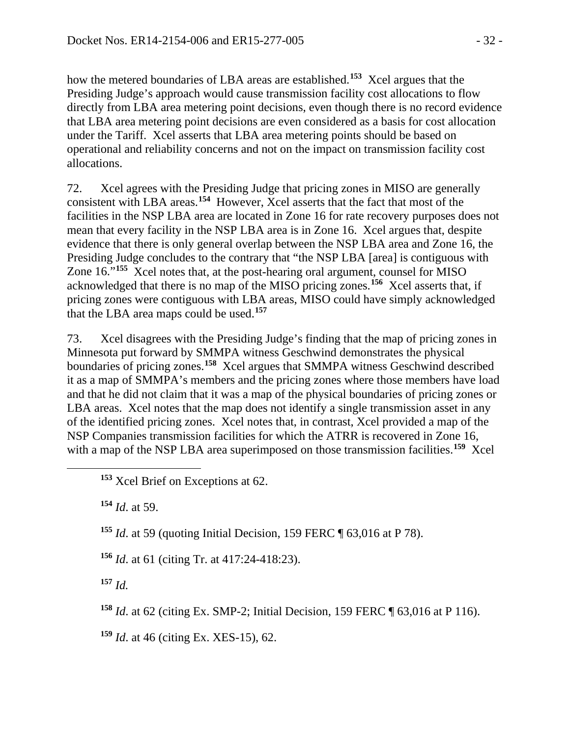how the metered boundaries of LBA areas are established.[153] Xcel argues that the Presiding Judge's approach would cause transmission facility cost allocations to flow directly from LBA area metering point decisions, even though there is no record evidence that LBA area metering point decisions are even considered as a basis for cost allocation under the Tariff. Xcel asserts that LBA area metering points should be based on operational and reliability concerns and not on the impact on transmission facility cost allocations.

72. Xcel agrees with the Presiding Judge that pricing zones in MISO are generally consistent with LBA areas.[154] However, Xcel asserts that the fact that most of the facilities in the NSP LBA area are located in Zone 16 for rate recovery purposes does not mean that every facility in the NSP LBA area is in Zone 16. Xcel argues that, despite evidence that there is only general overlap between the NSP LBA area and Zone 16, the Presiding Judge concludes to the contrary that "the NSP LBA [area] is contiguous with Zone 16."[155] Xcel notes that, at the post-hearing oral argument, counsel for MISO acknowledged that there is no map of the MISO pricing zones.[156] Xcel asserts that, if pricing zones were contiguous with LBA areas, MISO could have simply acknowledged that the LBA area maps could be used.[157]

73. Xcel disagrees with the Presiding Judge's finding that the map of pricing zones in Minnesota put forward by SMMPA witness Geschwind demonstrates the physical boundaries of pricing zones.[158] Xcel argues that SMMPA witness Geschwind described it as a map of SMMPA's members and the pricing zones where those members have load and that he did not claim that it was a map of the physical boundaries of pricing zones or LBA areas. Xcel notes that the map does not identify a single transmission asset in any of the identified pricing zones. Xcel notes that, in contrast, Xcel provided a map of the NSP Companies transmission facilities for which the ATRR is recovered in Zone 16, with a map of the NSP LBA area superimposed on those transmission facilities.[159] Xcel

---

[153] Xcel Brief on Exceptions at 62.

[154] *Id.* at 59.

[155] *Id.* at 59 (quoting Initial Decision, 159 FERC ¶ 63,016 at P 78).

[156] *Id.* at 61 (citing Tr. at 417:24-418:23).

[157] *Id.*

[158] *Id.* at 62 (citing Ex. SMP-2; Initial Decision, 159 FERC ¶ 63,016 at P 116).

[159] *Id.* at 46 (citing Ex. XES-15), 62.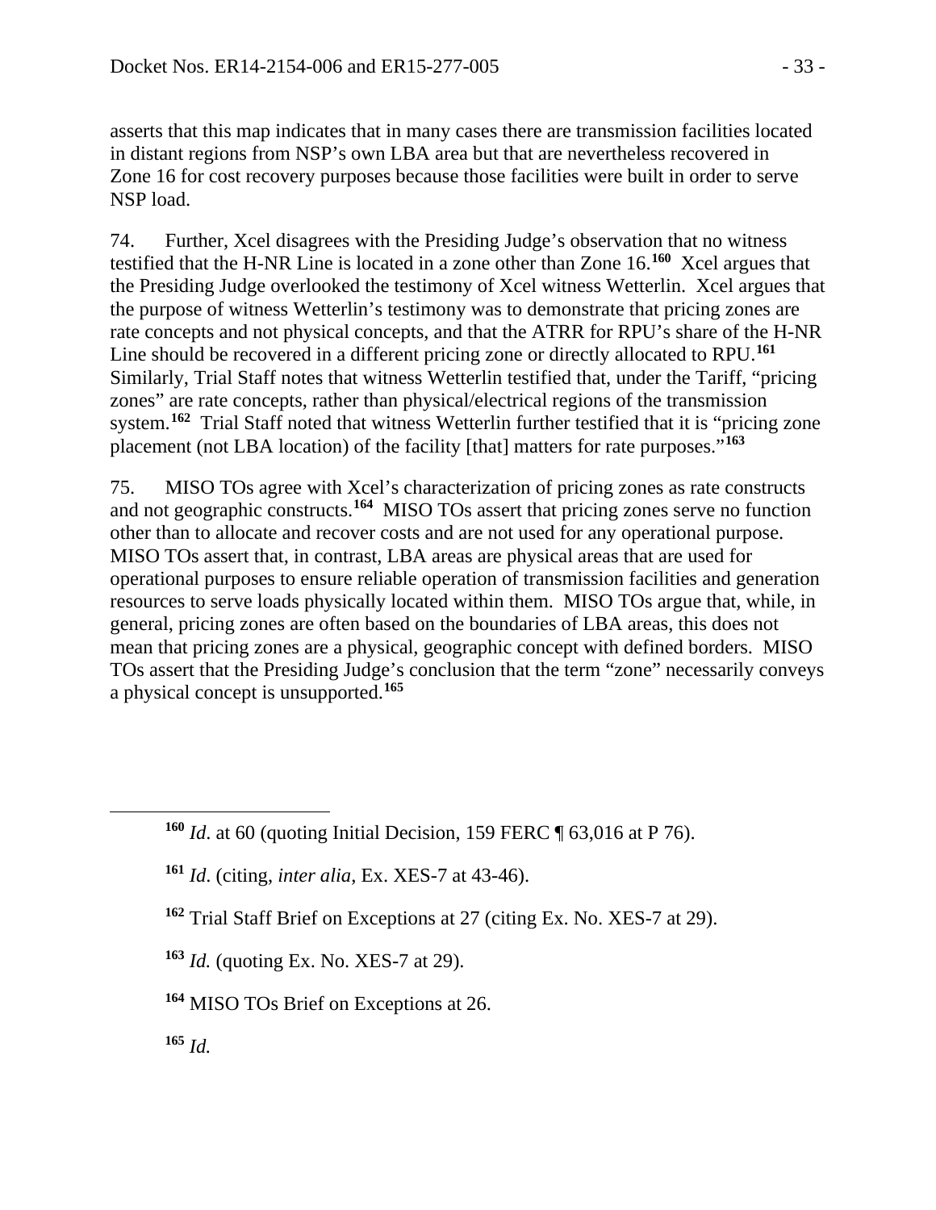asserts that this map indicates that in many cases there are transmission facilities located in distant regions from NSP's own LBA area but that are nevertheless recovered in Zone 16 for cost recovery purposes because those facilities were built in order to serve NSP load.

74. Further, Xcel disagrees with the Presiding Judge's observation that no witness testified that the H-NR Line is located in a zone other than Zone 16.[160] Xcel argues that the Presiding Judge overlooked the testimony of Xcel witness Wetterlin. Xcel argues that the purpose of witness Wetterlin's testimony was to demonstrate that pricing zones are rate concepts and not physical concepts, and that the ATRR for RPU's share of the H-NR Line should be recovered in a different pricing zone or directly allocated to RPU.[161] Similarly, Trial Staff notes that witness Wetterlin testified that, under the Tariff, "pricing zones" are rate concepts, rather than physical/electrical regions of the transmission system.[162] Trial Staff noted that witness Wetterlin further testified that it is "pricing zone placement (not LBA location) of the facility [that] matters for rate purposes."[163]

75. MISO TOs agree with Xcel's characterization of pricing zones as rate constructs and not geographic constructs.[164] MISO TOs assert that pricing zones serve no function other than to allocate and recover costs and are not used for any operational purpose. MISO TOs assert that, in contrast, LBA areas are physical areas that are used for operational purposes to ensure reliable operation of transmission facilities and generation resources to serve loads physically located within them. MISO TOs argue that, while, in general, pricing zones are often based on the boundaries of LBA areas, this does not mean that pricing zones are a physical, geographic concept with defined borders. MISO TOs assert that the Presiding Judge's conclusion that the term "zone" necessarily conveys a physical concept is unsupported.[165]

---

[160] *Id.* at 60 (quoting Initial Decision, 159 FERC ¶ 63,016 at P 76).

[161] *Id.* (citing, *inter alia*, Ex. XES-7 at 43-46).

[162] Trial Staff Brief on Exceptions at 27 (citing Ex. No. XES-7 at 29).

[163] *Id.* (quoting Ex. No. XES-7 at 29).

[164] MISO TOs Brief on Exceptions at 26.

[165] *Id.*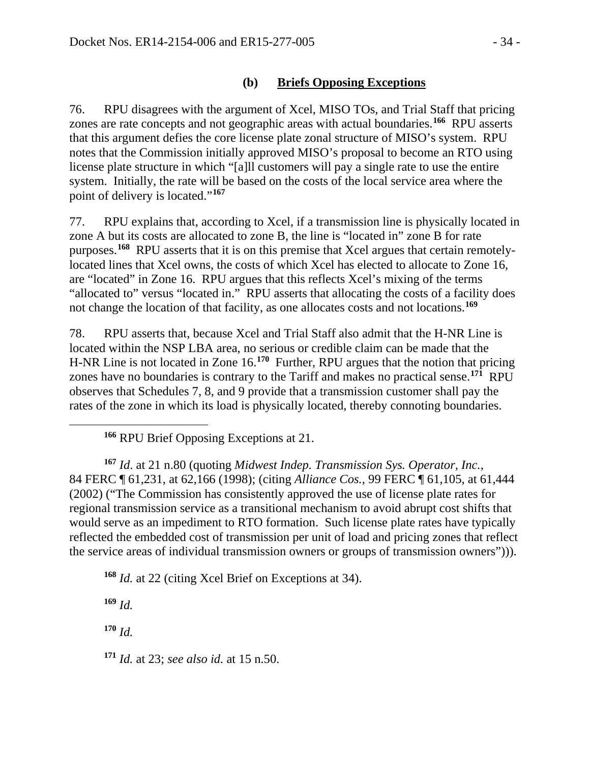#### (b) Briefs Opposing Exceptions

76. RPU disagrees with the argument of Xcel, MISO TOs, and Trial Staff that pricing zones are rate concepts and not geographic areas with actual boundaries.[166] RPU asserts that this argument defies the core license plate zonal structure of MISO's system. RPU notes that the Commission initially approved MISO's proposal to become an RTO using license plate structure in which "[a]ll customers will pay a single rate to use the entire system. Initially, the rate will be based on the costs of the local service area where the point of delivery is located."[167]

77. RPU explains that, according to Xcel, if a transmission line is physically located in zone A but its costs are allocated to zone B, the line is "located in" zone B for rate purposes.[168] RPU asserts that it is on this premise that Xcel argues that certain remotely-located lines that Xcel owns, the costs of which Xcel has elected to allocate to Zone 16, are "located" in Zone 16. RPU argues that this reflects Xcel's mixing of the terms "allocated to" versus "located in." RPU asserts that allocating the costs of a facility does not change the location of that facility, as one allocates costs and not locations.[169]

78. RPU asserts that, because Xcel and Trial Staff also admit that the H-NR Line is located within the NSP LBA area, no serious or credible claim can be made that the H-NR Line is not located in Zone 16.[170] Further, RPU argues that the notion that pricing zones have no boundaries is contrary to the Tariff and makes no practical sense.[171] RPU observes that Schedules 7, 8, and 9 provide that a transmission customer shall pay the rates of the zone in which its load is physically located, thereby connoting boundaries.

---

[166] RPU Brief Opposing Exceptions at 21.

[167] *Id*. at 21 n.80 (quoting *Midwest Indep. Transmission Sys. Operator, Inc.*, 84 FERC ¶ 61,231, at 62,166 (1998); (citing *Alliance Cos.*, 99 FERC ¶ 61,105, at 61,444 (2002) ("The Commission has consistently approved the use of license plate rates for regional transmission service as a transitional mechanism to avoid abrupt cost shifts that would serve as an impediment to RTO formation. Such license plate rates have typically reflected the embedded cost of transmission per unit of load and pricing zones that reflect the service areas of individual transmission owners or groups of transmission owners"))).

[168] *Id.* at 22 (citing Xcel Brief on Exceptions at 34).

[169] *Id.*

[170] *Id.*

[171] *Id.* at 23; *see also id.* at 15 n.50.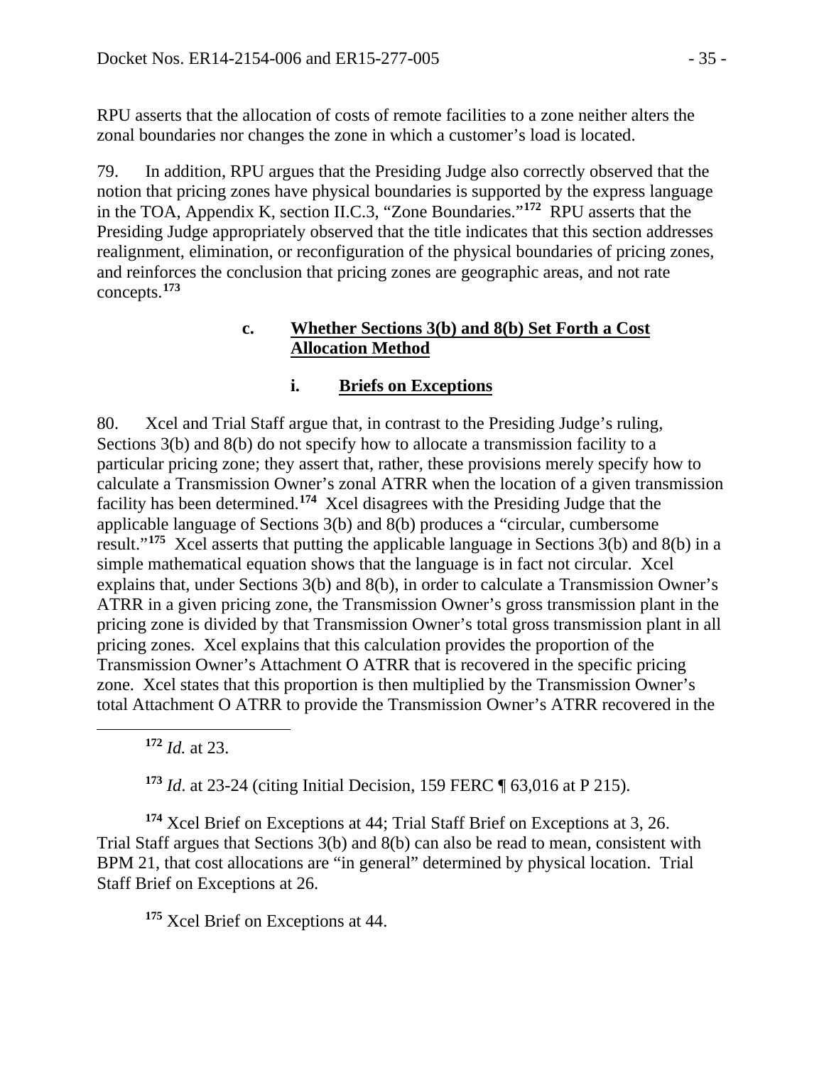RPU asserts that the allocation of costs of remote facilities to a zone neither alters the zonal boundaries nor changes the zone in which a customer's load is located.

79. In addition, RPU argues that the Presiding Judge also correctly observed that the notion that pricing zones have physical boundaries is supported by the express language in the TOA, Appendix K, section II.C.3, "Zone Boundaries."[172] RPU asserts that the Presiding Judge appropriately observed that the title indicates that this section addresses realignment, elimination, or reconfiguration of the physical boundaries of pricing zones, and reinforces the conclusion that pricing zones are geographic areas, and not rate concepts.[173]

#### c. Whether Sections 3(b) and 8(b) Set Forth a Cost Allocation Method

##### i. Briefs on Exceptions

80. Xcel and Trial Staff argue that, in contrast to the Presiding Judge's ruling, Sections 3(b) and 8(b) do not specify how to allocate a transmission facility to a particular pricing zone; they assert that, rather, these provisions merely specify how to calculate a Transmission Owner's zonal ATRR when the location of a given transmission facility has been determined.[174] Xcel disagrees with the Presiding Judge that the applicable language of Sections 3(b) and 8(b) produces a "circular, cumbersome result."[175] Xcel asserts that putting the applicable language in Sections 3(b) and 8(b) in a simple mathematical equation shows that the language is in fact not circular. Xcel explains that, under Sections 3(b) and 8(b), in order to calculate a Transmission Owner's ATRR in a given pricing zone, the Transmission Owner's gross transmission plant in the pricing zone is divided by that Transmission Owner's total gross transmission plant in all pricing zones. Xcel explains that this calculation provides the proportion of the Transmission Owner's Attachment O ATRR that is recovered in the specific pricing zone. Xcel states that this proportion is then multiplied by the Transmission Owner's total Attachment O ATRR to provide the Transmission Owner's ATRR recovered in the

---

[172] *Id.* at 23.

[173] *Id*. at 23-24 (citing Initial Decision, 159 FERC ¶ 63,016 at P 215).

[174] Xcel Brief on Exceptions at 44; Trial Staff Brief on Exceptions at 3, 26. Trial Staff argues that Sections 3(b) and 8(b) can also be read to mean, consistent with BPM 21, that cost allocations are "in general" determined by physical location. Trial Staff Brief on Exceptions at 26.

[175] Xcel Brief on Exceptions at 44.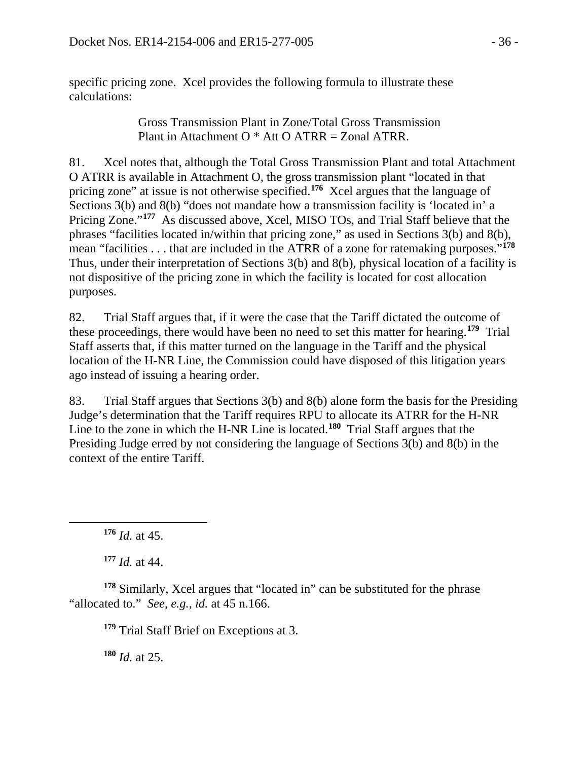specific pricing zone. Xcel provides the following formula to illustrate these calculations:

> Gross Transmission Plant in Zone/Total Gross Transmission Plant in Attachment O * Att O ATRR = Zonal ATRR.

81. Xcel notes that, although the Total Gross Transmission Plant and total Attachment O ATRR is available in Attachment O, the gross transmission plant "located in that pricing zone" at issue is not otherwise specified.[176] Xcel argues that the language of Sections 3(b) and 8(b) "does not mandate how a transmission facility is 'located in' a Pricing Zone."[177] As discussed above, Xcel, MISO TOs, and Trial Staff believe that the phrases "facilities located in/within that pricing zone," as used in Sections 3(b) and 8(b), mean "facilities . . . that are included in the ATRR of a zone for ratemaking purposes."[178] Thus, under their interpretation of Sections 3(b) and 8(b), physical location of a facility is not dispositive of the pricing zone in which the facility is located for cost allocation purposes.

82. Trial Staff argues that, if it were the case that the Tariff dictated the outcome of these proceedings, there would have been no need to set this matter for hearing.[179] Trial Staff asserts that, if this matter turned on the language in the Tariff and the physical location of the H-NR Line, the Commission could have disposed of this litigation years ago instead of issuing a hearing order.

83. Trial Staff argues that Sections 3(b) and 8(b) alone form the basis for the Presiding Judge's determination that the Tariff requires RPU to allocate its ATRR for the H-NR Line to the zone in which the H-NR Line is located.[180] Trial Staff argues that the Presiding Judge erred by not considering the language of Sections 3(b) and 8(b) in the context of the entire Tariff.

---

[176] *Id.* at 45.

[177] *Id.* at 44.

[178] Similarly, Xcel argues that "located in" can be substituted for the phrase "allocated to." *See, e.g.*, *id.* at 45 n.166.

[179] Trial Staff Brief on Exceptions at 3.

[180] *Id.* at 25.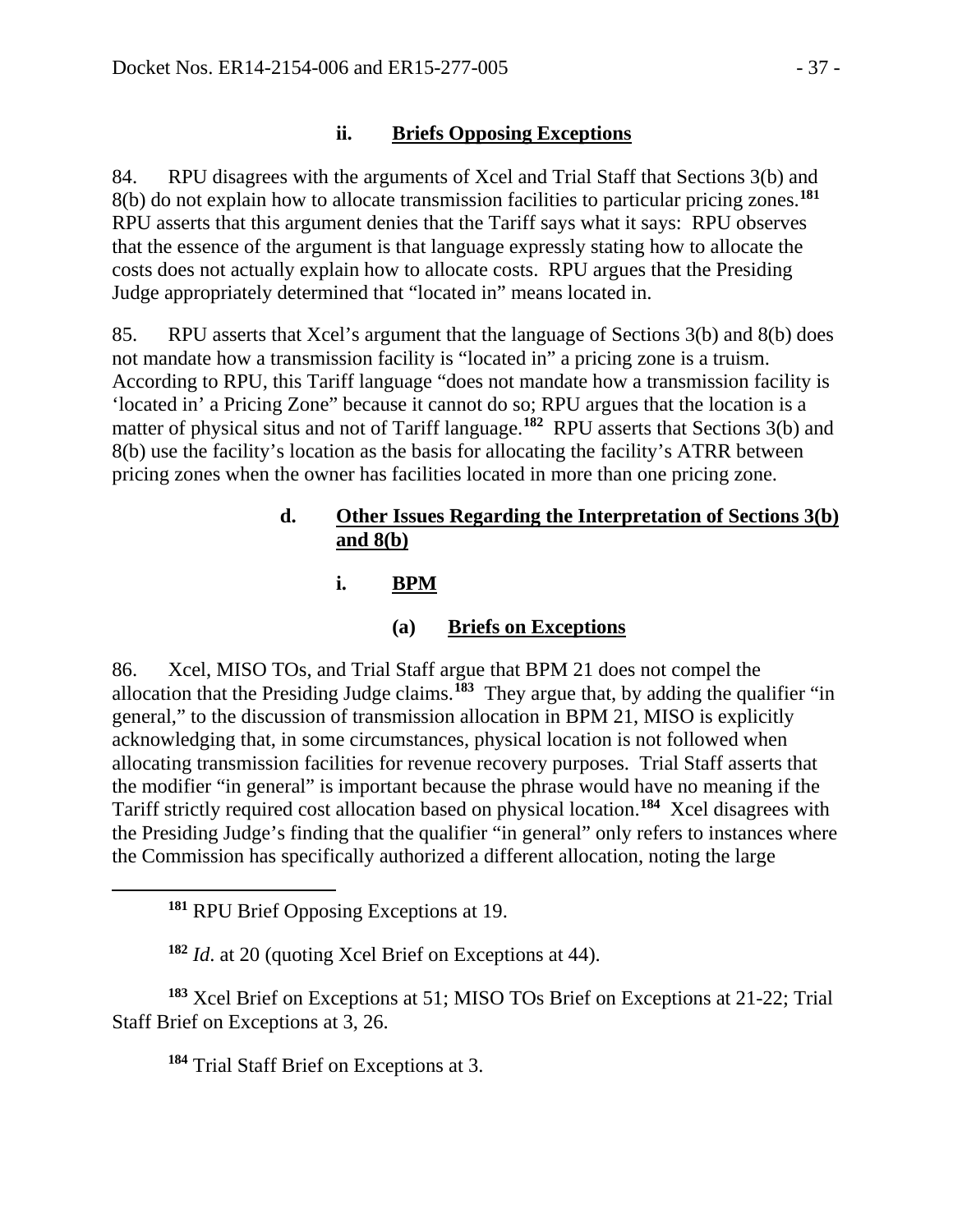### ii. Briefs Opposing Exceptions

84. RPU disagrees with the arguments of Xcel and Trial Staff that Sections 3(b) and 8(b) do not explain how to allocate transmission facilities to particular pricing zones.[181] RPU asserts that this argument denies that the Tariff says what it says: RPU observes that the essence of the argument is that language expressly stating how to allocate the costs does not actually explain how to allocate costs. RPU argues that the Presiding Judge appropriately determined that "located in" means located in.

85. RPU asserts that Xcel's argument that the language of Sections 3(b) and 8(b) does not mandate how a transmission facility is "located in" a pricing zone is a truism. According to RPU, this Tariff language "does not mandate how a transmission facility is 'located in' a Pricing Zone" because it cannot do so; RPU argues that the location is a matter of physical situs and not of Tariff language.[182] RPU asserts that Sections 3(b) and 8(b) use the facility's location as the basis for allocating the facility's ATRR between pricing zones when the owner has facilities located in more than one pricing zone.

### d. Other Issues Regarding the Interpretation of Sections 3(b) and 8(b)

#### i. BPM

##### (a) Briefs on Exceptions

86. Xcel, MISO TOs, and Trial Staff argue that BPM 21 does not compel the allocation that the Presiding Judge claims.[183] They argue that, by adding the qualifier "in general," to the discussion of transmission allocation in BPM 21, MISO is explicitly acknowledging that, in some circumstances, physical location is not followed when allocating transmission facilities for revenue recovery purposes. Trial Staff asserts that the modifier "in general" is important because the phrase would have no meaning if the Tariff strictly required cost allocation based on physical location.[184] Xcel disagrees with the Presiding Judge's finding that the qualifier "in general" only refers to instances where the Commission has specifically authorized a different allocation, noting the large

---

[181] RPU Brief Opposing Exceptions at 19.

[182] *Id.* at 20 (quoting Xcel Brief on Exceptions at 44).

[183] Xcel Brief on Exceptions at 51; MISO TOs Brief on Exceptions at 21-22; Trial Staff Brief on Exceptions at 3, 26.

[184] Trial Staff Brief on Exceptions at 3.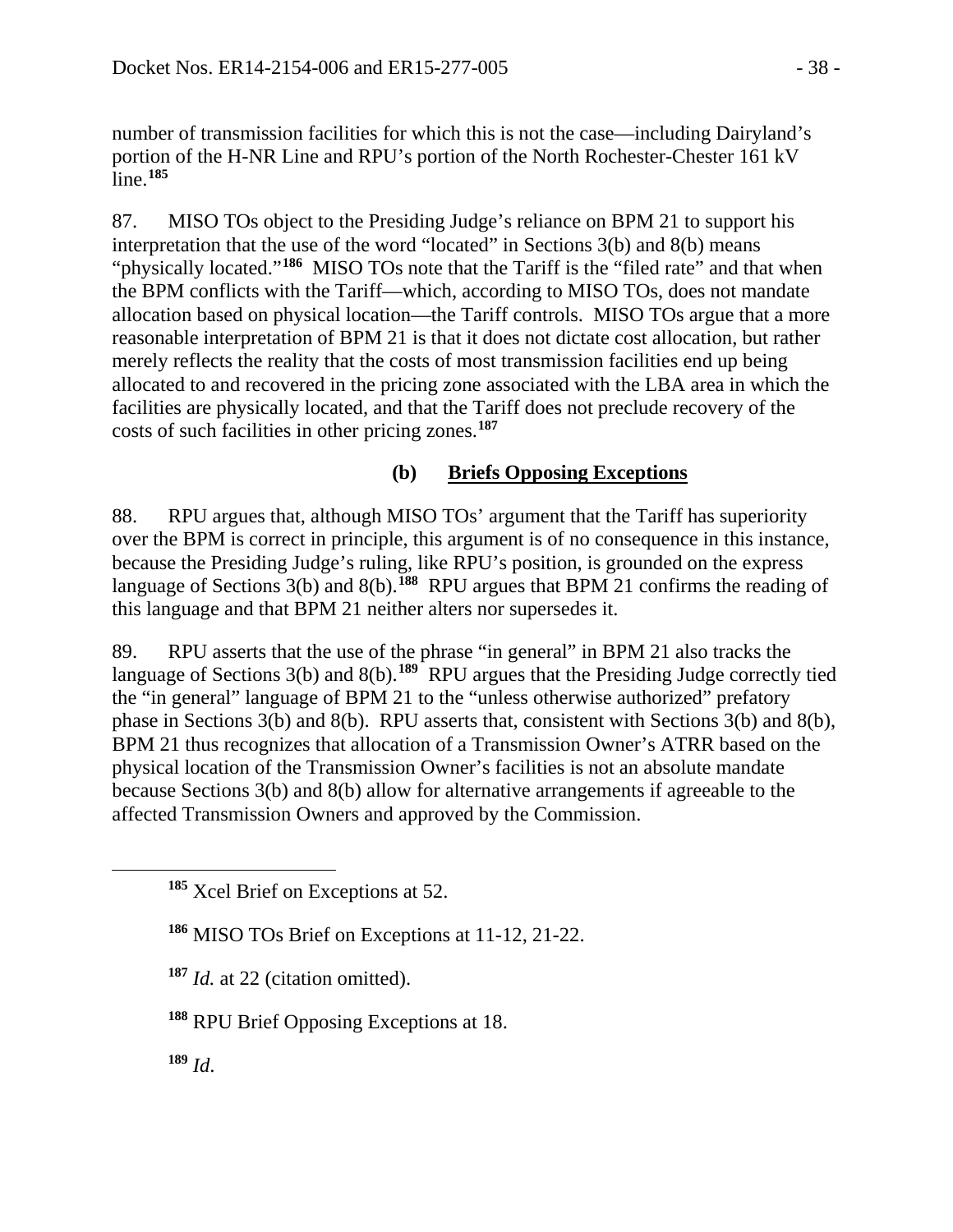number of transmission facilities for which this is not the case—including Dairyland's portion of the H-NR Line and RPU's portion of the North Rochester-Chester 161 kV line.[185]

87. MISO TOs object to the Presiding Judge's reliance on BPM 21 to support his interpretation that the use of the word "located" in Sections 3(b) and 8(b) means "physically located."[186] MISO TOs note that the Tariff is the "filed rate" and that when the BPM conflicts with the Tariff—which, according to MISO TOs, does not mandate allocation based on physical location—the Tariff controls. MISO TOs argue that a more reasonable interpretation of BPM 21 is that it does not dictate cost allocation, but rather merely reflects the reality that the costs of most transmission facilities end up being allocated to and recovered in the pricing zone associated with the LBA area in which the facilities are physically located, and that the Tariff does not preclude recovery of the costs of such facilities in other pricing zones.[187]

#### (b) Briefs Opposing Exceptions

88. RPU argues that, although MISO TOs' argument that the Tariff has superiority over the BPM is correct in principle, this argument is of no consequence in this instance, because the Presiding Judge's ruling, like RPU's position, is grounded on the express language of Sections 3(b) and 8(b).[188] RPU argues that BPM 21 confirms the reading of this language and that BPM 21 neither alters nor supersedes it.

89. RPU asserts that the use of the phrase "in general" in BPM 21 also tracks the language of Sections 3(b) and 8(b).[189] RPU argues that the Presiding Judge correctly tied the "in general" language of BPM 21 to the "unless otherwise authorized" prefatory phase in Sections 3(b) and 8(b). RPU asserts that, consistent with Sections 3(b) and 8(b), BPM 21 thus recognizes that allocation of a Transmission Owner's ATRR based on the physical location of the Transmission Owner's facilities is not an absolute mandate because Sections 3(b) and 8(b) allow for alternative arrangements if agreeable to the affected Transmission Owners and approved by the Commission.

---

[185] Xcel Brief on Exceptions at 52.

[186] MISO TOs Brief on Exceptions at 11-12, 21-22.

[187] *Id.* at 22 (citation omitted).

[188] RPU Brief Opposing Exceptions at 18.

[189] *Id.*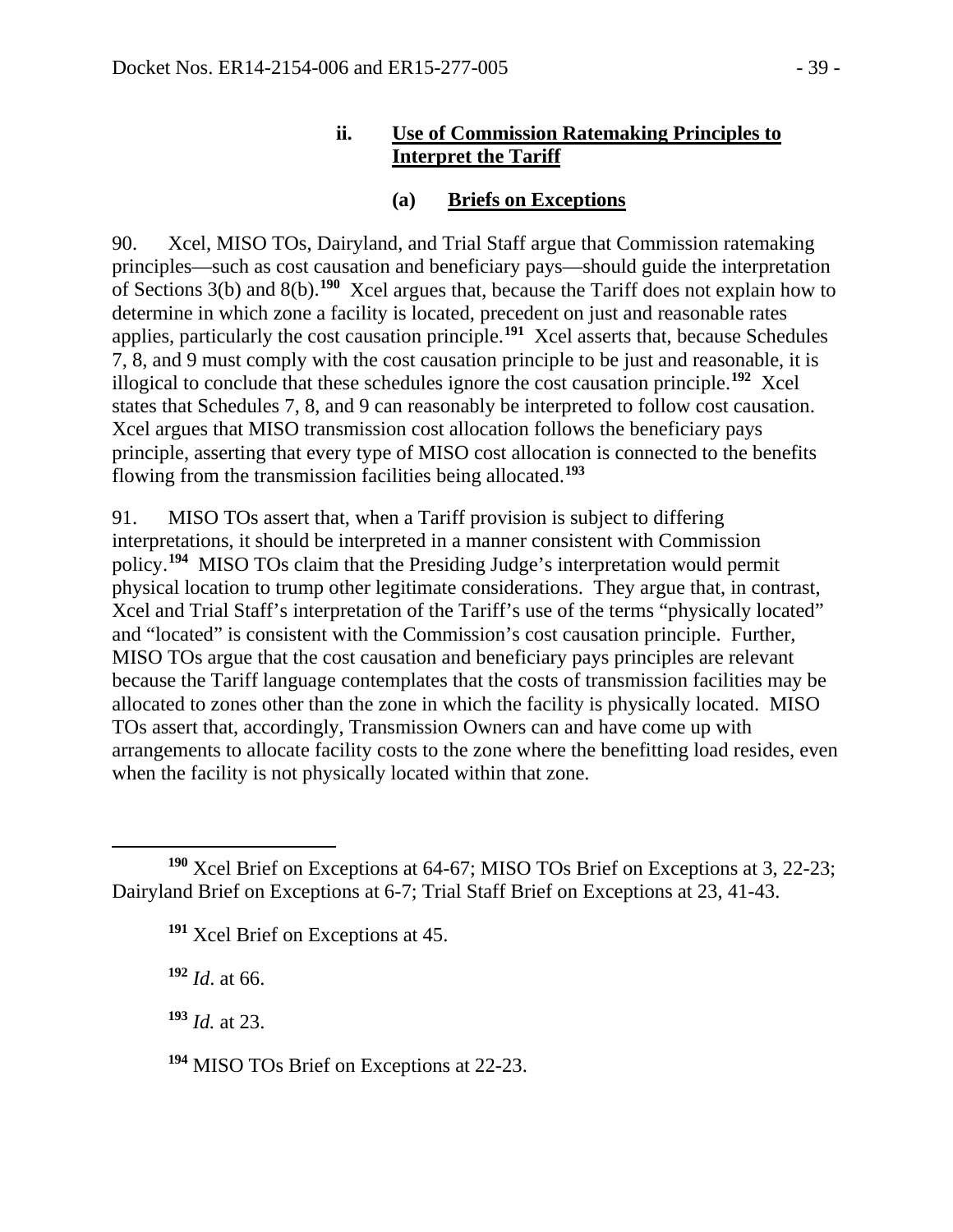### ii. Use of Commission Ratemaking Principles to Interpret the Tariff

#### (a) Briefs on Exceptions

90. Xcel, MISO TOs, Dairyland, and Trial Staff argue that Commission ratemaking principles—such as cost causation and beneficiary pays—should guide the interpretation of Sections 3(b) and 8(b).[190] Xcel argues that, because the Tariff does not explain how to determine in which zone a facility is located, precedent on just and reasonable rates applies, particularly the cost causation principle.[191] Xcel asserts that, because Schedules 7, 8, and 9 must comply with the cost causation principle to be just and reasonable, it is illogical to conclude that these schedules ignore the cost causation principle.[192] Xcel states that Schedules 7, 8, and 9 can reasonably be interpreted to follow cost causation. Xcel argues that MISO transmission cost allocation follows the beneficiary pays principle, asserting that every type of MISO cost allocation is connected to the benefits flowing from the transmission facilities being allocated.[193]

91. MISO TOs assert that, when a Tariff provision is subject to differing interpretations, it should be interpreted in a manner consistent with Commission policy.[194] MISO TOs claim that the Presiding Judge's interpretation would permit physical location to trump other legitimate considerations. They argue that, in contrast, Xcel and Trial Staff's interpretation of the Tariff's use of the terms "physically located" and "located" is consistent with the Commission's cost causation principle. Further, MISO TOs argue that the cost causation and beneficiary pays principles are relevant because the Tariff language contemplates that the costs of transmission facilities may be allocated to zones other than the zone in which the facility is physically located. MISO TOs assert that, accordingly, Transmission Owners can and have come up with arrangements to allocate facility costs to the zone where the benefitting load resides, even when the facility is not physically located within that zone.

---

[190] Xcel Brief on Exceptions at 64-67; MISO TOs Brief on Exceptions at 3, 22-23; Dairyland Brief on Exceptions at 6-7; Trial Staff Brief on Exceptions at 23, 41-43.

[191] Xcel Brief on Exceptions at 45.

[192] *Id.* at 66.

[193] *Id.* at 23.

[194] MISO TOs Brief on Exceptions at 22-23.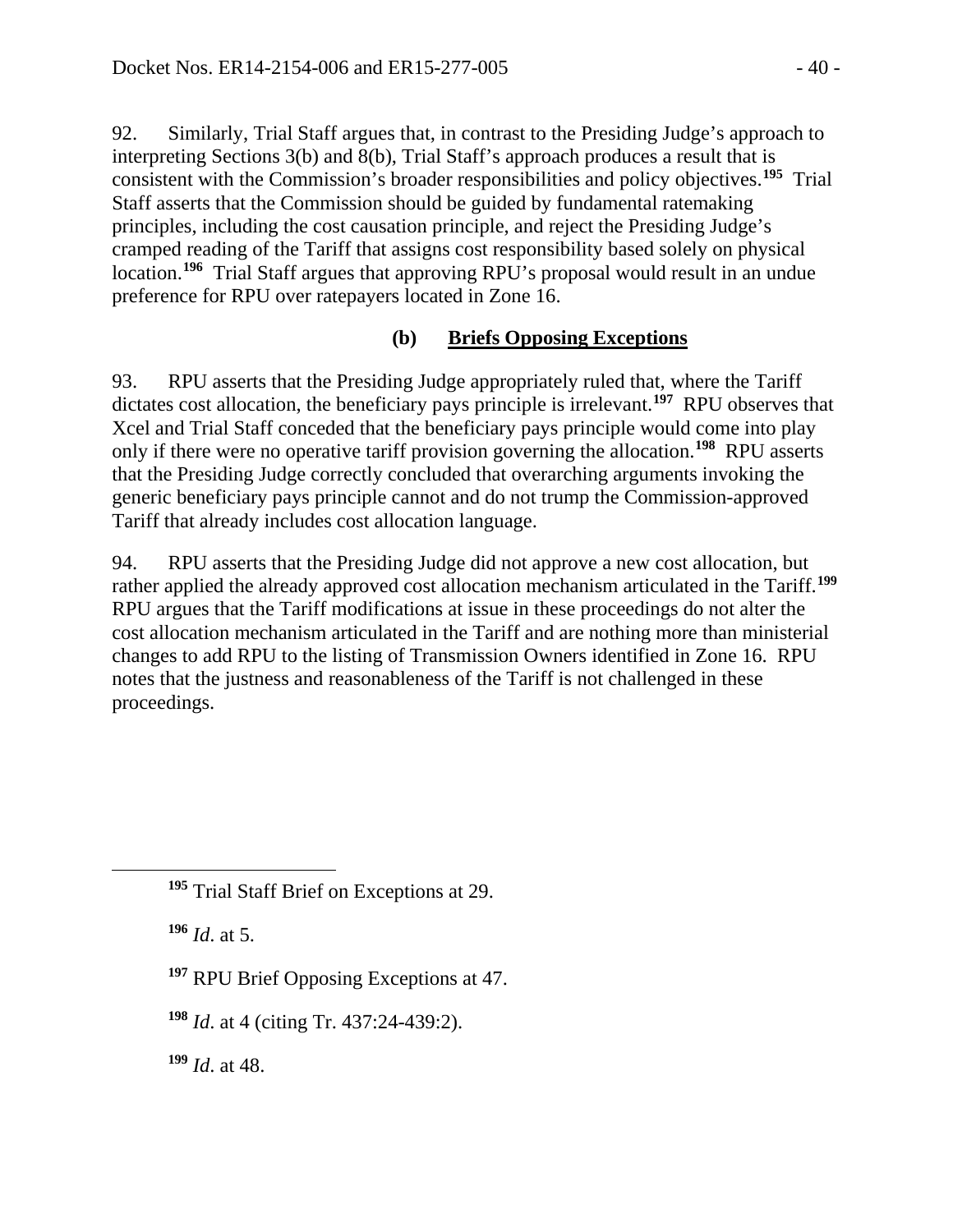92. Similarly, Trial Staff argues that, in contrast to the Presiding Judge's approach to interpreting Sections 3(b) and 8(b), Trial Staff's approach produces a result that is consistent with the Commission's broader responsibilities and policy objectives.[195] Trial Staff asserts that the Commission should be guided by fundamental ratemaking principles, including the cost causation principle, and reject the Presiding Judge's cramped reading of the Tariff that assigns cost responsibility based solely on physical location.[196] Trial Staff argues that approving RPU's proposal would result in an undue preference for RPU over ratepayers located in Zone 16.

#### (b) Briefs Opposing Exceptions

93. RPU asserts that the Presiding Judge appropriately ruled that, where the Tariff dictates cost allocation, the beneficiary pays principle is irrelevant.[197] RPU observes that Xcel and Trial Staff conceded that the beneficiary pays principle would come into play only if there were no operative tariff provision governing the allocation.[198] RPU asserts that the Presiding Judge correctly concluded that overarching arguments invoking the generic beneficiary pays principle cannot and do not trump the Commission-approved Tariff that already includes cost allocation language.

94. RPU asserts that the Presiding Judge did not approve a new cost allocation, but rather applied the already approved cost allocation mechanism articulated in the Tariff.[199] RPU argues that the Tariff modifications at issue in these proceedings do not alter the cost allocation mechanism articulated in the Tariff and are nothing more than ministerial changes to add RPU to the listing of Transmission Owners identified in Zone 16. RPU notes that the justness and reasonableness of the Tariff is not challenged in these proceedings.

---

[195] Trial Staff Brief on Exceptions at 29.

[196] *Id.* at 5.

[197] RPU Brief Opposing Exceptions at 47.

[198] *Id.* at 4 (citing Tr. 437:24-439:2).

[199] *Id.* at 48.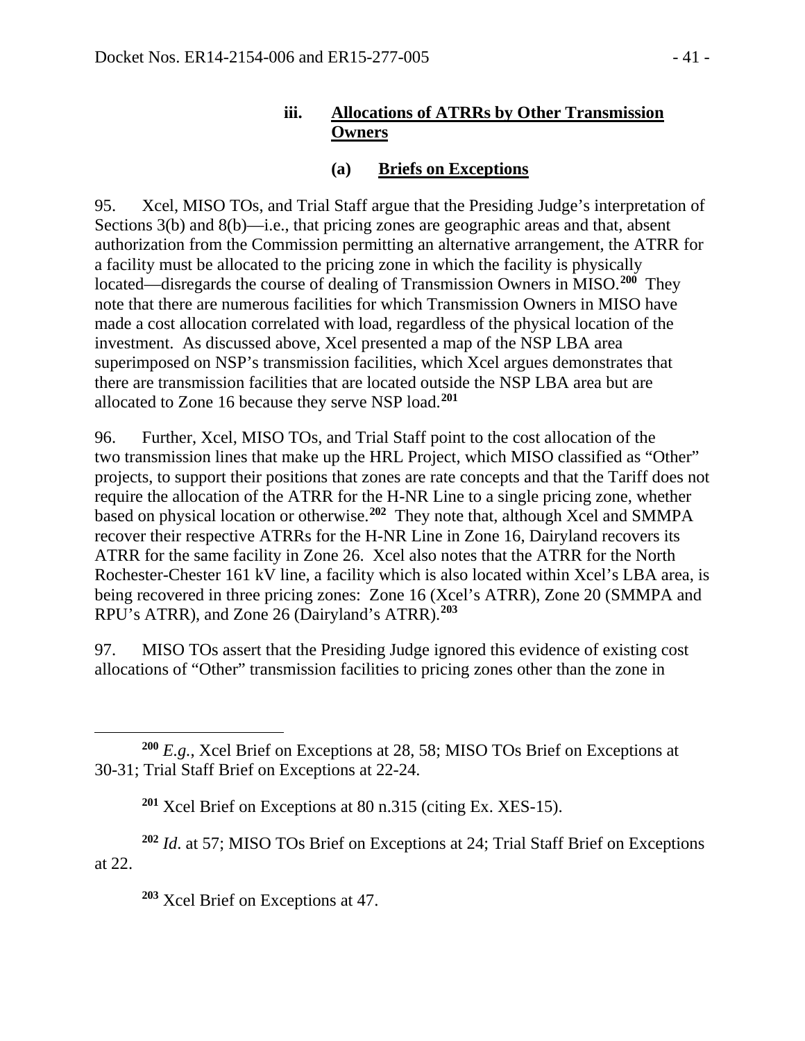### iii. Allocations of ATRRs by Other Transmission Owners

#### (a) Briefs on Exceptions

95. Xcel, MISO TOs, and Trial Staff argue that the Presiding Judge's interpretation of Sections 3(b) and 8(b)—i.e., that pricing zones are geographic areas and that, absent authorization from the Commission permitting an alternative arrangement, the ATRR for a facility must be allocated to the pricing zone in which the facility is physically located—disregards the course of dealing of Transmission Owners in MISO.[200] They note that there are numerous facilities for which Transmission Owners in MISO have made a cost allocation correlated with load, regardless of the physical location of the investment. As discussed above, Xcel presented a map of the NSP LBA area superimposed on NSP's transmission facilities, which Xcel argues demonstrates that there are transmission facilities that are located outside the NSP LBA area but are allocated to Zone 16 because they serve NSP load.[201]

96. Further, Xcel, MISO TOs, and Trial Staff point to the cost allocation of the two transmission lines that make up the HRL Project, which MISO classified as "Other" projects, to support their positions that zones are rate concepts and that the Tariff does not require the allocation of the ATRR for the H-NR Line to a single pricing zone, whether based on physical location or otherwise.[202] They note that, although Xcel and SMMPA recover their respective ATRRs for the H-NR Line in Zone 16, Dairyland recovers its ATRR for the same facility in Zone 26. Xcel also notes that the ATRR for the North Rochester-Chester 161 kV line, a facility which is also located within Xcel's LBA area, is being recovered in three pricing zones: Zone 16 (Xcel's ATRR), Zone 20 (SMMPA and RPU's ATRR), and Zone 26 (Dairyland's ATRR).[203]

97. MISO TOs assert that the Presiding Judge ignored this evidence of existing cost allocations of "Other" transmission facilities to pricing zones other than the zone in

---

[200] *E.g.*, Xcel Brief on Exceptions at 28, 58; MISO TOs Brief on Exceptions at 30-31; Trial Staff Brief on Exceptions at 22-24.

[201] Xcel Brief on Exceptions at 80 n.315 (citing Ex. XES-15).

[202] *Id*. at 57; MISO TOs Brief on Exceptions at 24; Trial Staff Brief on Exceptions at 22.

[203] Xcel Brief on Exceptions at 47.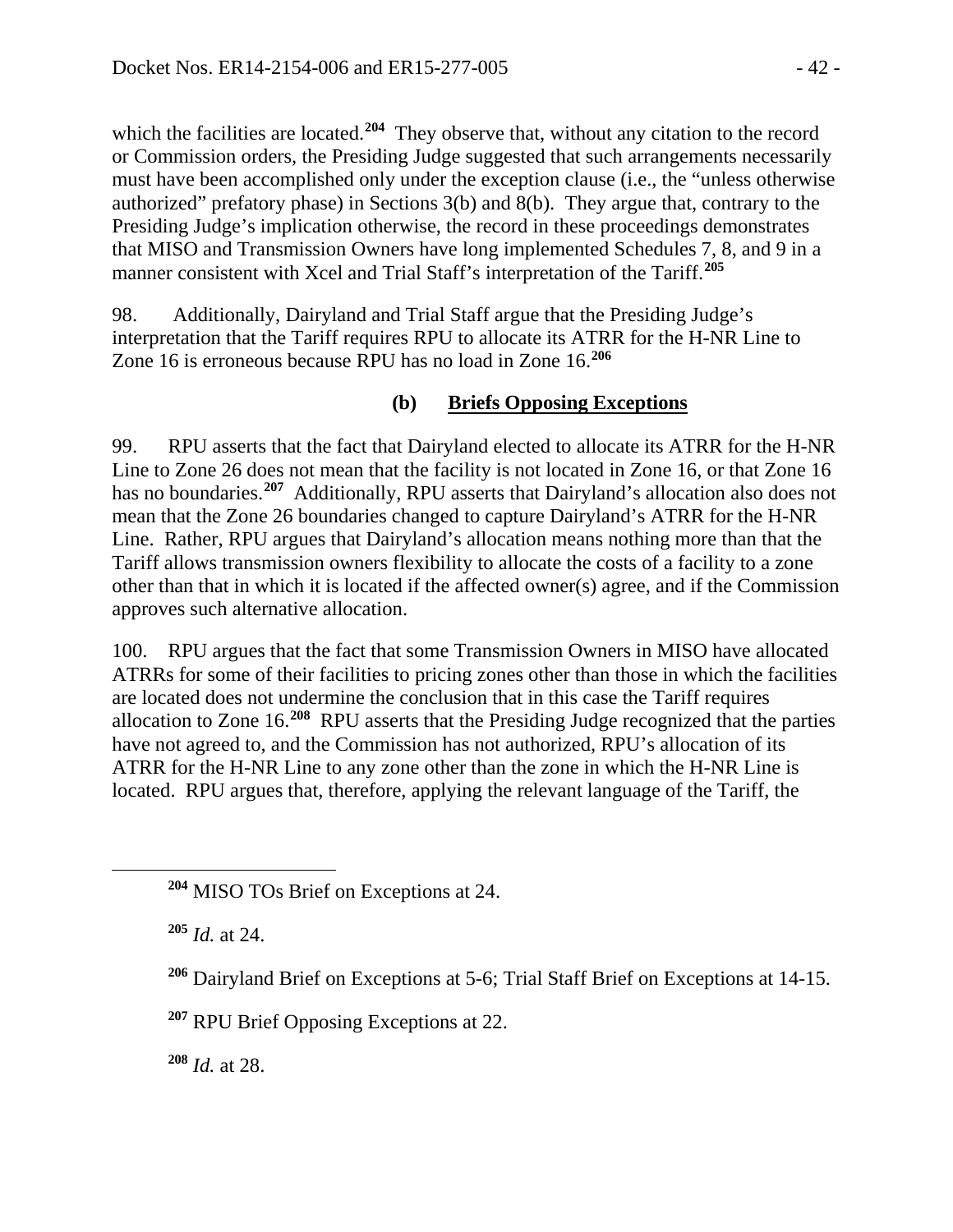which the facilities are located.[204] They observe that, without any citation to the record or Commission orders, the Presiding Judge suggested that such arrangements necessarily must have been accomplished only under the exception clause (i.e., the "unless otherwise authorized" prefatory phase) in Sections 3(b) and 8(b). They argue that, contrary to the Presiding Judge's implication otherwise, the record in these proceedings demonstrates that MISO and Transmission Owners have long implemented Schedules 7, 8, and 9 in a manner consistent with Xcel and Trial Staff's interpretation of the Tariff.[205]

98. Additionally, Dairyland and Trial Staff argue that the Presiding Judge's interpretation that the Tariff requires RPU to allocate its ATRR for the H-NR Line to Zone 16 is erroneous because RPU has no load in Zone 16.[206]

#### (b) Briefs Opposing Exceptions

99. RPU asserts that the fact that Dairyland elected to allocate its ATRR for the H-NR Line to Zone 26 does not mean that the facility is not located in Zone 16, or that Zone 16 has no boundaries.[207] Additionally, RPU asserts that Dairyland's allocation also does not mean that the Zone 26 boundaries changed to capture Dairyland's ATRR for the H-NR Line. Rather, RPU argues that Dairyland's allocation means nothing more than that the Tariff allows transmission owners flexibility to allocate the costs of a facility to a zone other than that in which it is located if the affected owner(s) agree, and if the Commission approves such alternative allocation.

100. RPU argues that the fact that some Transmission Owners in MISO have allocated ATRRs for some of their facilities to pricing zones other than those in which the facilities are located does not undermine the conclusion that in this case the Tariff requires allocation to Zone 16.[208] RPU asserts that the Presiding Judge recognized that the parties have not agreed to, and the Commission has not authorized, RPU's allocation of its ATRR for the H-NR Line to any zone other than the zone in which the H-NR Line is located. RPU argues that, therefore, applying the relevant language of the Tariff, the

---

[204] MISO TOs Brief on Exceptions at 24.

[205] *Id.* at 24.

[206] Dairyland Brief on Exceptions at 5-6; Trial Staff Brief on Exceptions at 14-15.

[207] RPU Brief Opposing Exceptions at 22.

[208] *Id.* at 28.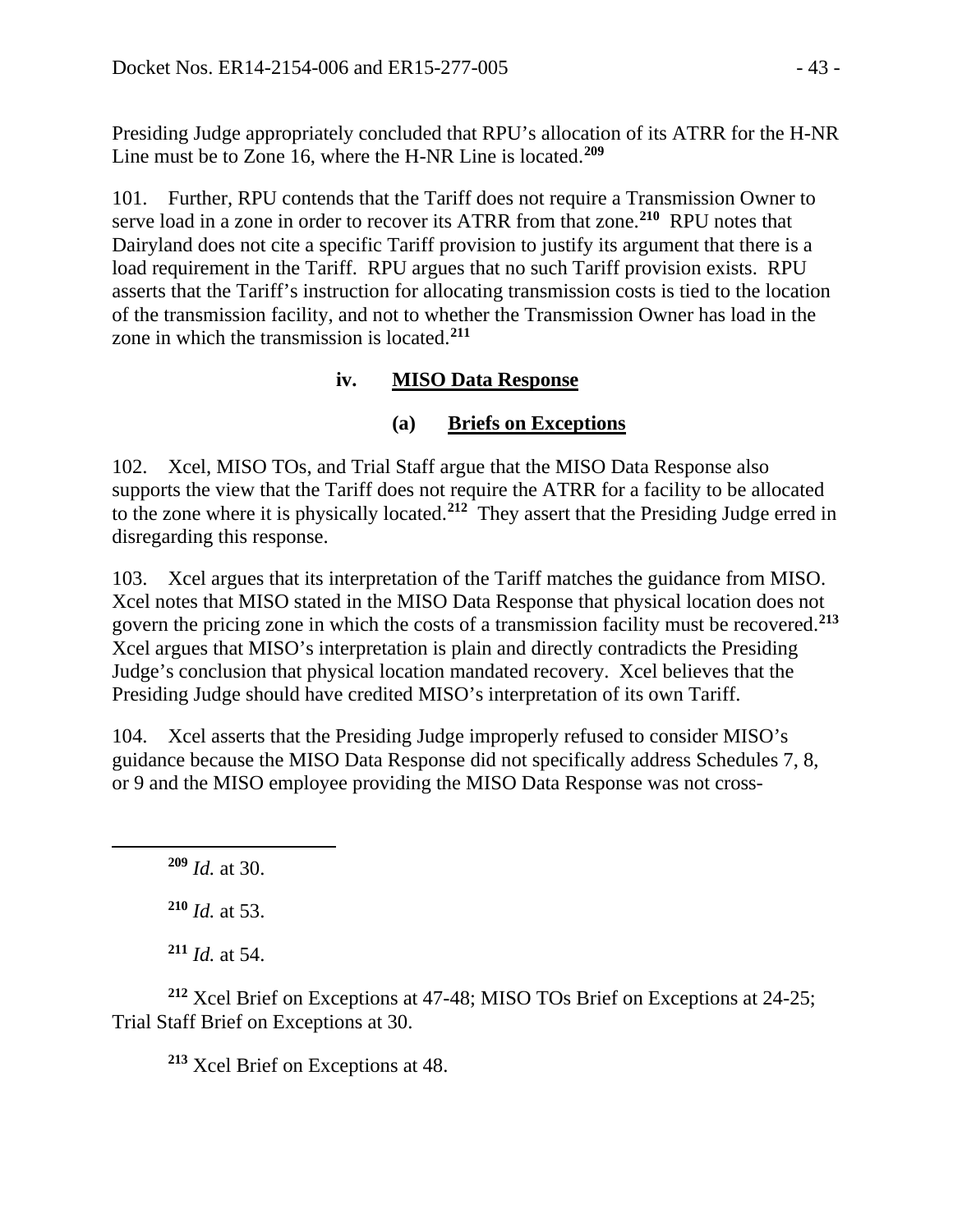Presiding Judge appropriately concluded that RPU's allocation of its ATRR for the H-NR Line must be to Zone 16, where the H-NR Line is located.[209]

101. Further, RPU contends that the Tariff does not require a Transmission Owner to serve load in a zone in order to recover its ATRR from that zone.[210] RPU notes that Dairyland does not cite a specific Tariff provision to justify its argument that there is a load requirement in the Tariff. RPU argues that no such Tariff provision exists. RPU asserts that the Tariff's instruction for allocating transmission costs is tied to the location of the transmission facility, and not to whether the Transmission Owner has load in the zone in which the transmission is located.[211]

#### iv. MISO Data Response

##### (a) Briefs on Exceptions

102. Xcel, MISO TOs, and Trial Staff argue that the MISO Data Response also supports the view that the Tariff does not require the ATRR for a facility to be allocated to the zone where it is physically located.[212] They assert that the Presiding Judge erred in disregarding this response.

103. Xcel argues that its interpretation of the Tariff matches the guidance from MISO. Xcel notes that MISO stated in the MISO Data Response that physical location does not govern the pricing zone in which the costs of a transmission facility must be recovered.[213] Xcel argues that MISO's interpretation is plain and directly contradicts the Presiding Judge's conclusion that physical location mandated recovery. Xcel believes that the Presiding Judge should have credited MISO's interpretation of its own Tariff.

104. Xcel asserts that the Presiding Judge improperly refused to consider MISO's guidance because the MISO Data Response did not specifically address Schedules 7, 8, or 9 and the MISO employee providing the MISO Data Response was not cross-

---

[209] *Id.* at 30.

[210] *Id.* at 53.

[211] *Id.* at 54.

[212] Xcel Brief on Exceptions at 47-48; MISO TOs Brief on Exceptions at 24-25; Trial Staff Brief on Exceptions at 30.

[213] Xcel Brief on Exceptions at 48.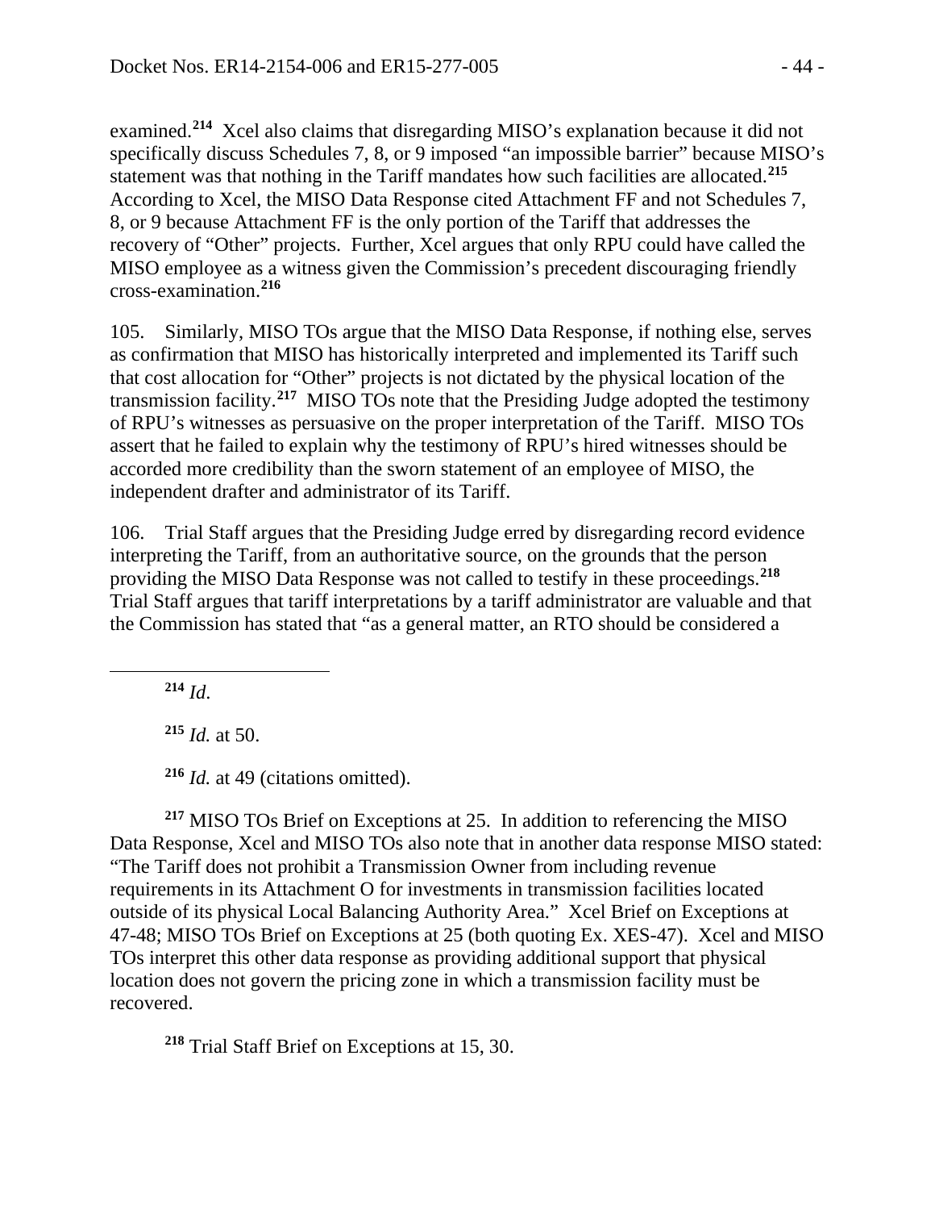examined.[214] Xcel also claims that disregarding MISO's explanation because it did not specifically discuss Schedules 7, 8, or 9 imposed "an impossible barrier" because MISO's statement was that nothing in the Tariff mandates how such facilities are allocated.[215] According to Xcel, the MISO Data Response cited Attachment FF and not Schedules 7, 8, or 9 because Attachment FF is the only portion of the Tariff that addresses the recovery of "Other" projects. Further, Xcel argues that only RPU could have called the MISO employee as a witness given the Commission's precedent discouraging friendly cross-examination.[216]

105. Similarly, MISO TOs argue that the MISO Data Response, if nothing else, serves as confirmation that MISO has historically interpreted and implemented its Tariff such that cost allocation for "Other" projects is not dictated by the physical location of the transmission facility.[217] MISO TOs note that the Presiding Judge adopted the testimony of RPU's witnesses as persuasive on the proper interpretation of the Tariff. MISO TOs assert that he failed to explain why the testimony of RPU's hired witnesses should be accorded more credibility than the sworn statement of an employee of MISO, the independent drafter and administrator of its Tariff.

106. Trial Staff argues that the Presiding Judge erred by disregarding record evidence interpreting the Tariff, from an authoritative source, on the grounds that the person providing the MISO Data Response was not called to testify in these proceedings.[218] Trial Staff argues that tariff interpretations by a tariff administrator are valuable and that the Commission has stated that "as a general matter, an RTO should be considered a

---

[214] *Id.*

[215] *Id.* at 50.

[216] *Id.* at 49 (citations omitted).

[217] MISO TOs Brief on Exceptions at 25. In addition to referencing the MISO Data Response, Xcel and MISO TOs also note that in another data response MISO stated: "The Tariff does not prohibit a Transmission Owner from including revenue requirements in its Attachment O for investments in transmission facilities located outside of its physical Local Balancing Authority Area." Xcel Brief on Exceptions at 47-48; MISO TOs Brief on Exceptions at 25 (both quoting Ex. XES-47). Xcel and MISO TOs interpret this other data response as providing additional support that physical location does not govern the pricing zone in which a transmission facility must be recovered.

[218] Trial Staff Brief on Exceptions at 15, 30.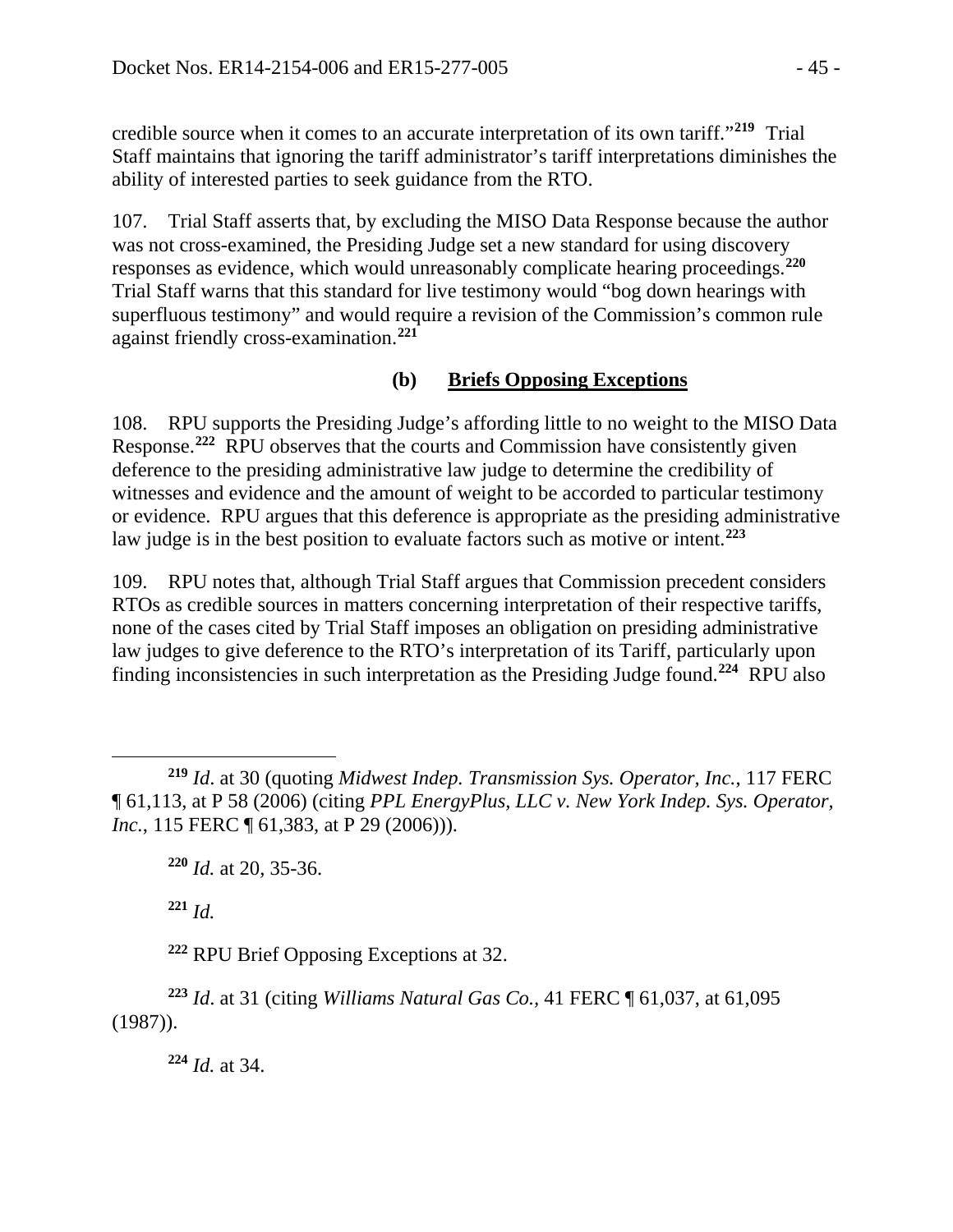credible source when it comes to an accurate interpretation of its own tariff."[219] Trial Staff maintains that ignoring the tariff administrator's tariff interpretations diminishes the ability of interested parties to seek guidance from the RTO.

107. Trial Staff asserts that, by excluding the MISO Data Response because the author was not cross-examined, the Presiding Judge set a new standard for using discovery responses as evidence, which would unreasonably complicate hearing proceedings.[220] Trial Staff warns that this standard for live testimony would "bog down hearings with superfluous testimony" and would require a revision of the Commission's common rule against friendly cross-examination.[221]

**(b) Briefs Opposing Exceptions**

108. RPU supports the Presiding Judge's affording little to no weight to the MISO Data Response.[222] RPU observes that the courts and Commission have consistently given deference to the presiding administrative law judge to determine the credibility of witnesses and evidence and the amount of weight to be accorded to particular testimony or evidence. RPU argues that this deference is appropriate as the presiding administrative law judge is in the best position to evaluate factors such as motive or intent.[223]

109. RPU notes that, although Trial Staff argues that Commission precedent considers RTOs as credible sources in matters concerning interpretation of their respective tariffs, none of the cases cited by Trial Staff imposes an obligation on presiding administrative law judges to give deference to the RTO's interpretation of its Tariff, particularly upon finding inconsistencies in such interpretation as the Presiding Judge found.[224] RPU also

---

[219] *Id*. at 30 (quoting *Midwest Indep. Transmission Sys. Operator, Inc.*, 117 FERC ¶ 61,113, at P 58 (2006) (citing *PPL EnergyPlus, LLC v. New York Indep. Sys. Operator, Inc.*, 115 FERC ¶ 61,383, at P 29 (2006))).

[220] *Id.* at 20, 35-36.

[221] *Id.*

[222] RPU Brief Opposing Exceptions at 32.

[223] *Id*. at 31 (citing *Williams Natural Gas Co.*, 41 FERC ¶ 61,037, at 61,095 (1987)).

[224] *Id.* at 34.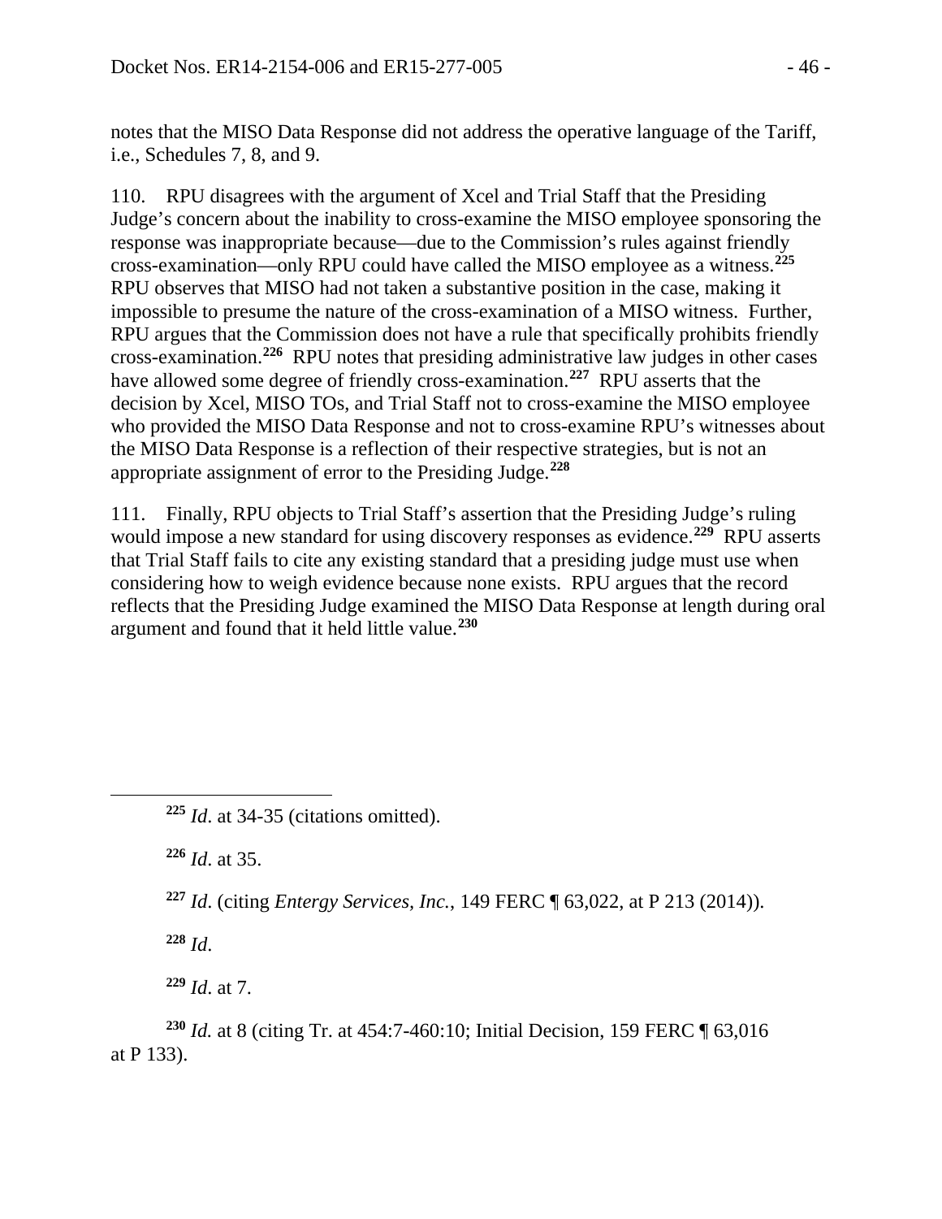notes that the MISO Data Response did not address the operative language of the Tariff, i.e., Schedules 7, 8, and 9.

110. RPU disagrees with the argument of Xcel and Trial Staff that the Presiding Judge's concern about the inability to cross-examine the MISO employee sponsoring the response was inappropriate because—due to the Commission's rules against friendly cross-examination—only RPU could have called the MISO employee as a witness.[225] RPU observes that MISO had not taken a substantive position in the case, making it impossible to presume the nature of the cross-examination of a MISO witness. Further, RPU argues that the Commission does not have a rule that specifically prohibits friendly cross-examination.[226] RPU notes that presiding administrative law judges in other cases have allowed some degree of friendly cross-examination.[227] RPU asserts that the decision by Xcel, MISO TOs, and Trial Staff not to cross-examine the MISO employee who provided the MISO Data Response and not to cross-examine RPU's witnesses about the MISO Data Response is a reflection of their respective strategies, but is not an appropriate assignment of error to the Presiding Judge.[228]

111. Finally, RPU objects to Trial Staff's assertion that the Presiding Judge's ruling would impose a new standard for using discovery responses as evidence.[229] RPU asserts that Trial Staff fails to cite any existing standard that a presiding judge must use when considering how to weigh evidence because none exists. RPU argues that the record reflects that the Presiding Judge examined the MISO Data Response at length during oral argument and found that it held little value.[230]

---

[225] *Id*. at 34-35 (citations omitted).

[226] *Id*. at 35.

[227] *Id*. (citing *Entergy Services, Inc.*, 149 FERC ¶ 63,022, at P 213 (2014)).

[228] *Id*.

[229] *Id*. at 7.

[230] *Id.* at 8 (citing Tr. at 454:7-460:10; Initial Decision, 159 FERC ¶ 63,016 at P 133).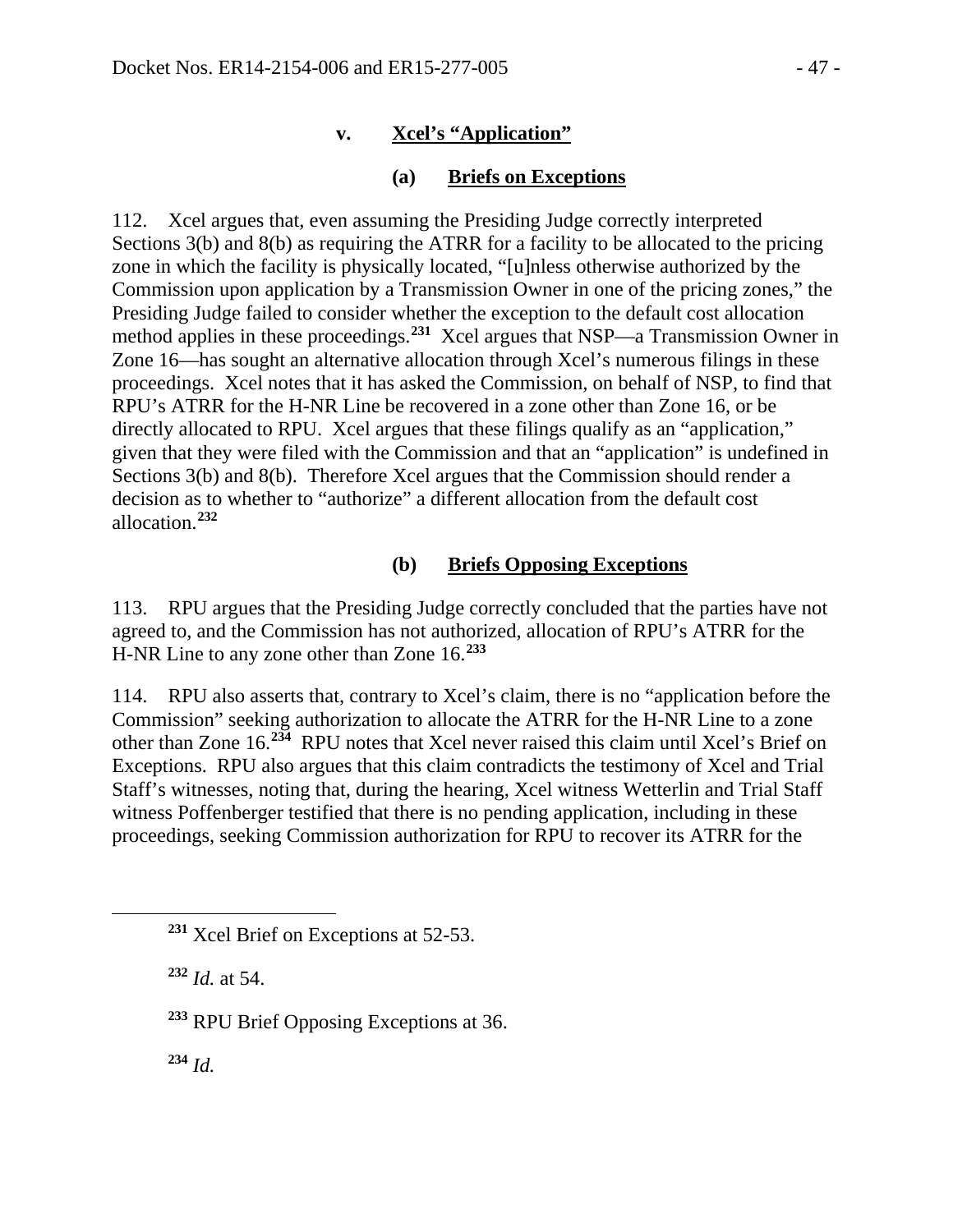### v. Xcel's "Application"

#### (a) Briefs on Exceptions

112. Xcel argues that, even assuming the Presiding Judge correctly interpreted Sections 3(b) and 8(b) as requiring the ATRR for a facility to be allocated to the pricing zone in which the facility is physically located, "[u]nless otherwise authorized by the Commission upon application by a Transmission Owner in one of the pricing zones," the Presiding Judge failed to consider whether the exception to the default cost allocation method applies in these proceedings.[231] Xcel argues that NSP—a Transmission Owner in Zone 16—has sought an alternative allocation through Xcel's numerous filings in these proceedings. Xcel notes that it has asked the Commission, on behalf of NSP, to find that RPU's ATRR for the H-NR Line be recovered in a zone other than Zone 16, or be directly allocated to RPU. Xcel argues that these filings qualify as an "application," given that they were filed with the Commission and that an "application" is undefined in Sections 3(b) and 8(b). Therefore Xcel argues that the Commission should render a decision as to whether to "authorize" a different allocation from the default cost allocation.[232]

#### (b) Briefs Opposing Exceptions

113. RPU argues that the Presiding Judge correctly concluded that the parties have not agreed to, and the Commission has not authorized, allocation of RPU's ATRR for the H-NR Line to any zone other than Zone 16.[233]

114. RPU also asserts that, contrary to Xcel's claim, there is no "application before the Commission" seeking authorization to allocate the ATRR for the H-NR Line to a zone other than Zone 16.[234] RPU notes that Xcel never raised this claim until Xcel's Brief on Exceptions. RPU also argues that this claim contradicts the testimony of Xcel and Trial Staff's witnesses, noting that, during the hearing, Xcel witness Wetterlin and Trial Staff witness Poffenberger testified that there is no pending application, including in these proceedings, seeking Commission authorization for RPU to recover its ATRR for the

---

[231] Xcel Brief on Exceptions at 52-53.

[232] *Id.* at 54.

[233] RPU Brief Opposing Exceptions at 36.

[234] *Id.*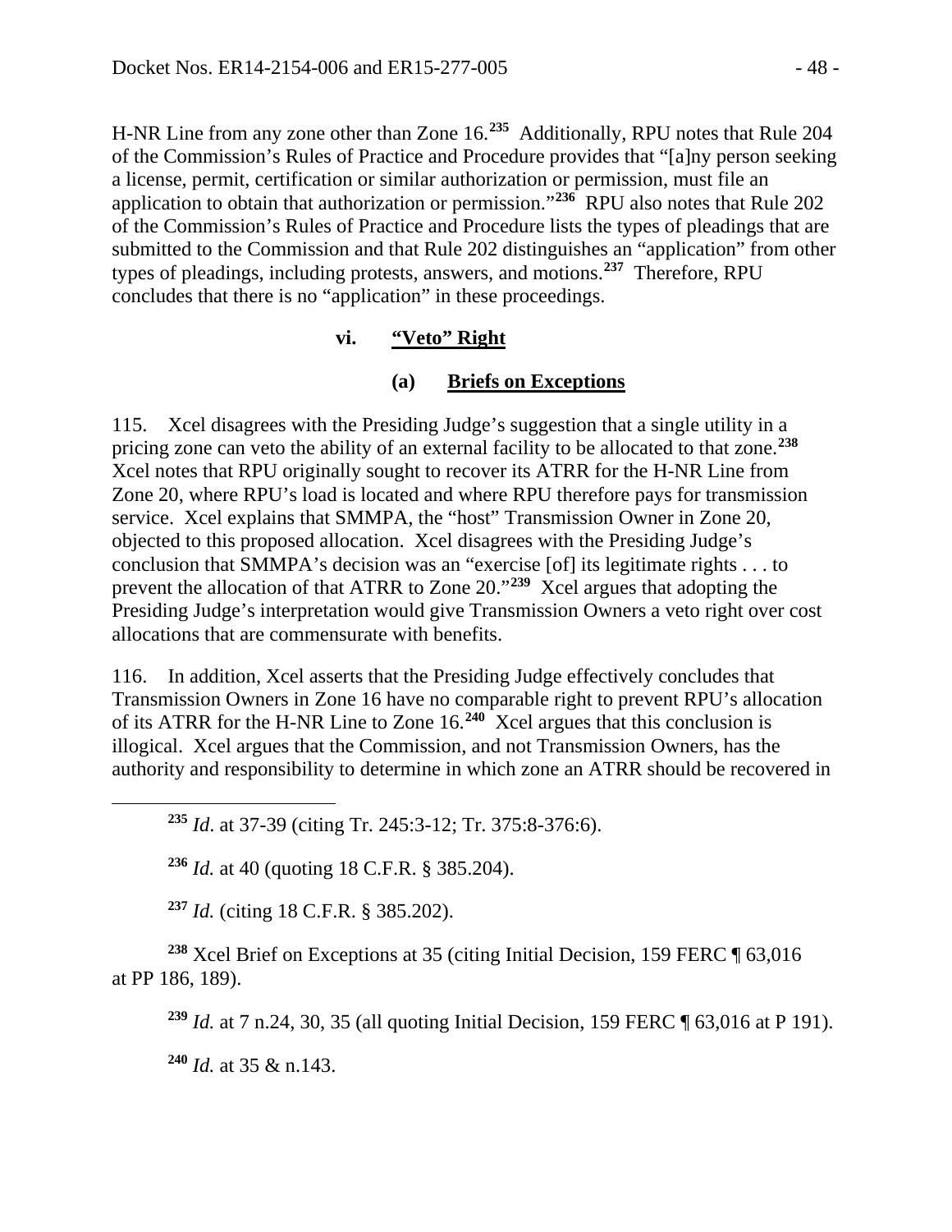H-NR Line from any zone other than Zone 16.[235] Additionally, RPU notes that Rule 204 of the Commission's Rules of Practice and Procedure provides that "[a]ny person seeking a license, permit, certification or similar authorization or permission, must file an application to obtain that authorization or permission."[236] RPU also notes that Rule 202 of the Commission's Rules of Practice and Procedure lists the types of pleadings that are submitted to the Commission and that Rule 202 distinguishes an "application" from other types of pleadings, including protests, answers, and motions.[237] Therefore, RPU concludes that there is no "application" in these proceedings.

#### vi. "Veto" Right

##### (a) Briefs on Exceptions

115. Xcel disagrees with the Presiding Judge's suggestion that a single utility in a pricing zone can veto the ability of an external facility to be allocated to that zone.[238] Xcel notes that RPU originally sought to recover its ATRR for the H-NR Line from Zone 20, where RPU's load is located and where RPU therefore pays for transmission service. Xcel explains that SMMPA, the "host" Transmission Owner in Zone 20, objected to this proposed allocation. Xcel disagrees with the Presiding Judge's conclusion that SMMPA's decision was an "exercise [of] its legitimate rights . . . to prevent the allocation of that ATRR to Zone 20."[239] Xcel argues that adopting the Presiding Judge's interpretation would give Transmission Owners a veto right over cost allocations that are commensurate with benefits.

116. In addition, Xcel asserts that the Presiding Judge effectively concludes that Transmission Owners in Zone 16 have no comparable right to prevent RPU's allocation of its ATRR for the H-NR Line to Zone 16.[240] Xcel argues that this conclusion is illogical. Xcel argues that the Commission, and not Transmission Owners, has the authority and responsibility to determine in which zone an ATRR should be recovered in

---

[235] *Id*. at 37-39 (citing Tr. 245:3-12; Tr. 375:8-376:6).

[236] *Id.* at 40 (quoting 18 C.F.R. § 385.204).

[237] *Id.* (citing 18 C.F.R. § 385.202).

[238] Xcel Brief on Exceptions at 35 (citing Initial Decision, 159 FERC ¶ 63,016 at PP 186, 189).

[239] *Id.* at 7 n.24, 30, 35 (all quoting Initial Decision, 159 FERC ¶ 63,016 at P 191).

[240] *Id.* at 35 & n.143.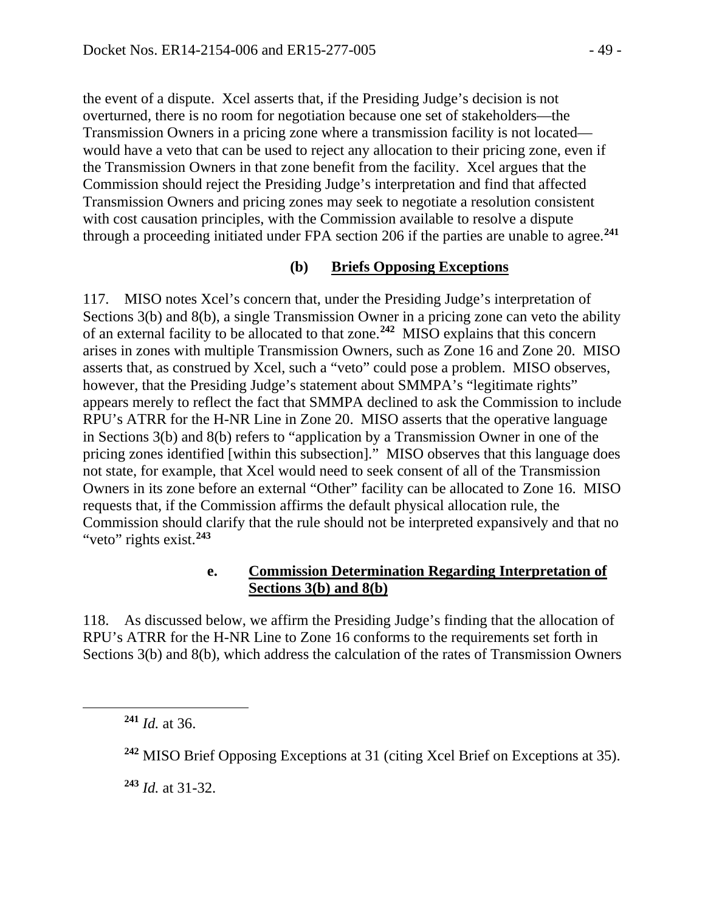the event of a dispute. Xcel asserts that, if the Presiding Judge's decision is not overturned, there is no room for negotiation because one set of stakeholders—the Transmission Owners in a pricing zone where a transmission facility is not located—would have a veto that can be used to reject any allocation to their pricing zone, even if the Transmission Owners in that zone benefit from the facility. Xcel argues that the Commission should reject the Presiding Judge's interpretation and find that affected Transmission Owners and pricing zones may seek to negotiate a resolution consistent with cost causation principles, with the Commission available to resolve a dispute through a proceeding initiated under FPA section 206 if the parties are unable to agree.[241]

#### (b) Briefs Opposing Exceptions

117. MISO notes Xcel's concern that, under the Presiding Judge's interpretation of Sections 3(b) and 8(b), a single Transmission Owner in a pricing zone can veto the ability of an external facility to be allocated to that zone.[242] MISO explains that this concern arises in zones with multiple Transmission Owners, such as Zone 16 and Zone 20. MISO asserts that, as construed by Xcel, such a "veto" could pose a problem. MISO observes, however, that the Presiding Judge's statement about SMMPA's "legitimate rights" appears merely to reflect the fact that SMMPA declined to ask the Commission to include RPU's ATRR for the H-NR Line in Zone 20. MISO asserts that the operative language in Sections 3(b) and 8(b) refers to "application by a Transmission Owner in one of the pricing zones identified [within this subsection]." MISO observes that this language does not state, for example, that Xcel would need to seek consent of all of the Transmission Owners in its zone before an external "Other" facility can be allocated to Zone 16. MISO requests that, if the Commission affirms the default physical allocation rule, the Commission should clarify that the rule should not be interpreted expansively and that no "veto" rights exist.[243]

### e. Commission Determination Regarding Interpretation of Sections 3(b) and 8(b)

118. As discussed below, we affirm the Presiding Judge's finding that the allocation of RPU's ATRR for the H-NR Line to Zone 16 conforms to the requirements set forth in Sections 3(b) and 8(b), which address the calculation of the rates of Transmission Owners

---

[241] *Id.* at 36.

[242] MISO Brief Opposing Exceptions at 31 (citing Xcel Brief on Exceptions at 35).

[243] *Id.* at 31-32.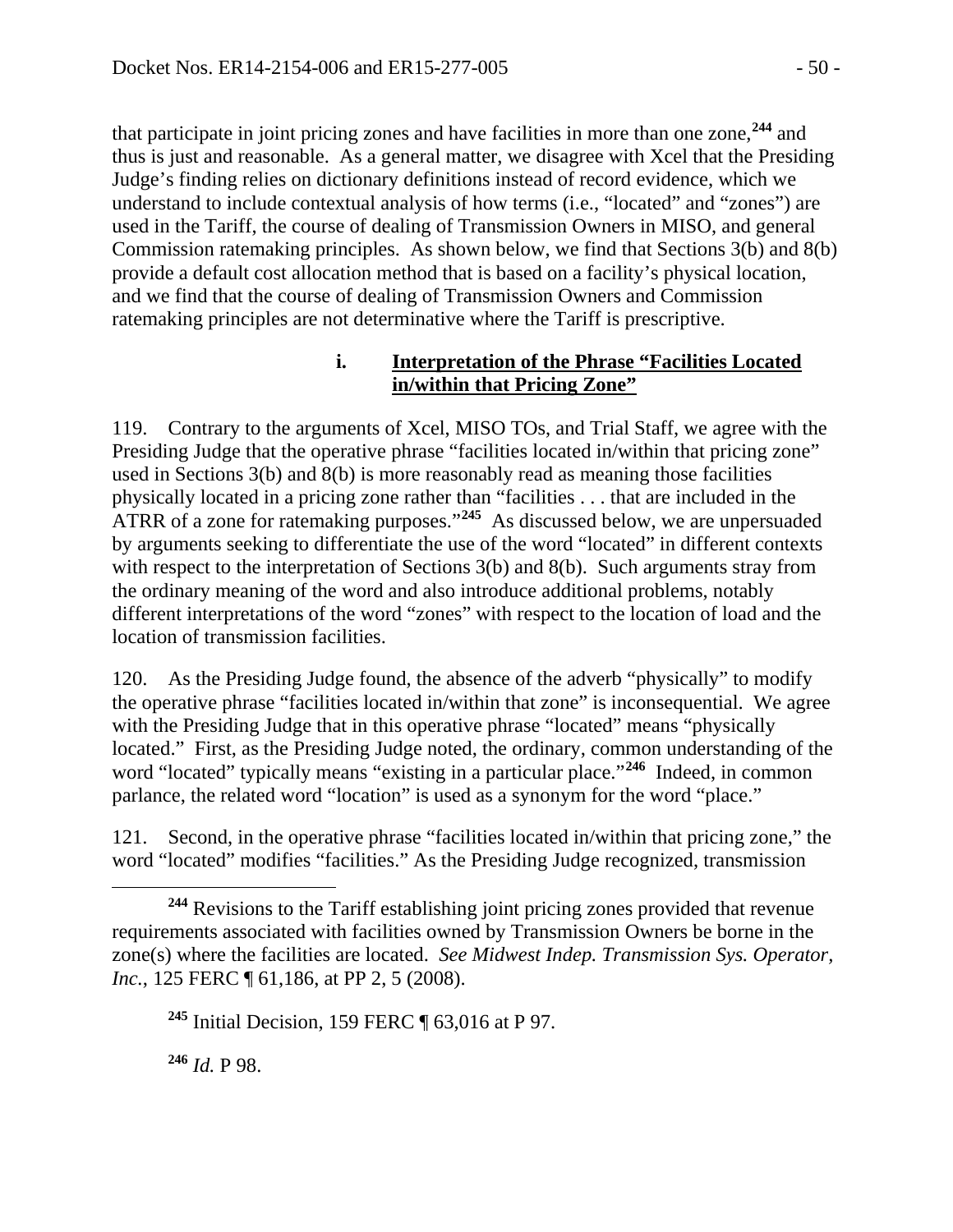that participate in joint pricing zones and have facilities in more than one zone,[244] and thus is just and reasonable. As a general matter, we disagree with Xcel that the Presiding Judge's finding relies on dictionary definitions instead of record evidence, which we understand to include contextual analysis of how terms (i.e., "located" and "zones") are used in the Tariff, the course of dealing of Transmission Owners in MISO, and general Commission ratemaking principles. As shown below, we find that Sections 3(b) and 8(b) provide a default cost allocation method that is based on a facility's physical location, and we find that the course of dealing of Transmission Owners and Commission ratemaking principles are not determinative where the Tariff is prescriptive.

#### i. <u>Interpretation of the Phrase "Facilities Located in/within that Pricing Zone"</u>

119. Contrary to the arguments of Xcel, MISO TOs, and Trial Staff, we agree with the Presiding Judge that the operative phrase "facilities located in/within that pricing zone" used in Sections 3(b) and 8(b) is more reasonably read as meaning those facilities physically located in a pricing zone rather than "facilities . . . that are included in the ATRR of a zone for ratemaking purposes."[245] As discussed below, we are unpersuaded by arguments seeking to differentiate the use of the word "located" in different contexts with respect to the interpretation of Sections 3(b) and 8(b). Such arguments stray from the ordinary meaning of the word and also introduce additional problems, notably different interpretations of the word "zones" with respect to the location of load and the location of transmission facilities.

120. As the Presiding Judge found, the absence of the adverb "physically" to modify the operative phrase "facilities located in/within that zone" is inconsequential. We agree with the Presiding Judge that in this operative phrase "located" means "physically located." First, as the Presiding Judge noted, the ordinary, common understanding of the word "located" typically means "existing in a particular place."[246] Indeed, in common parlance, the related word "location" is used as a synonym for the word "place."

121. Second, in the operative phrase "facilities located in/within that pricing zone," the word "located" modifies "facilities." As the Presiding Judge recognized, transmission

---

[244] Revisions to the Tariff establishing joint pricing zones provided that revenue requirements associated with facilities owned by Transmission Owners be borne in the zone(s) where the facilities are located. *See Midwest Indep. Transmission Sys. Operator, Inc.*, 125 FERC ¶ 61,186, at PP 2, 5 (2008).

[245] Initial Decision, 159 FERC ¶ 63,016 at P 97.

[246] *Id.* P 98.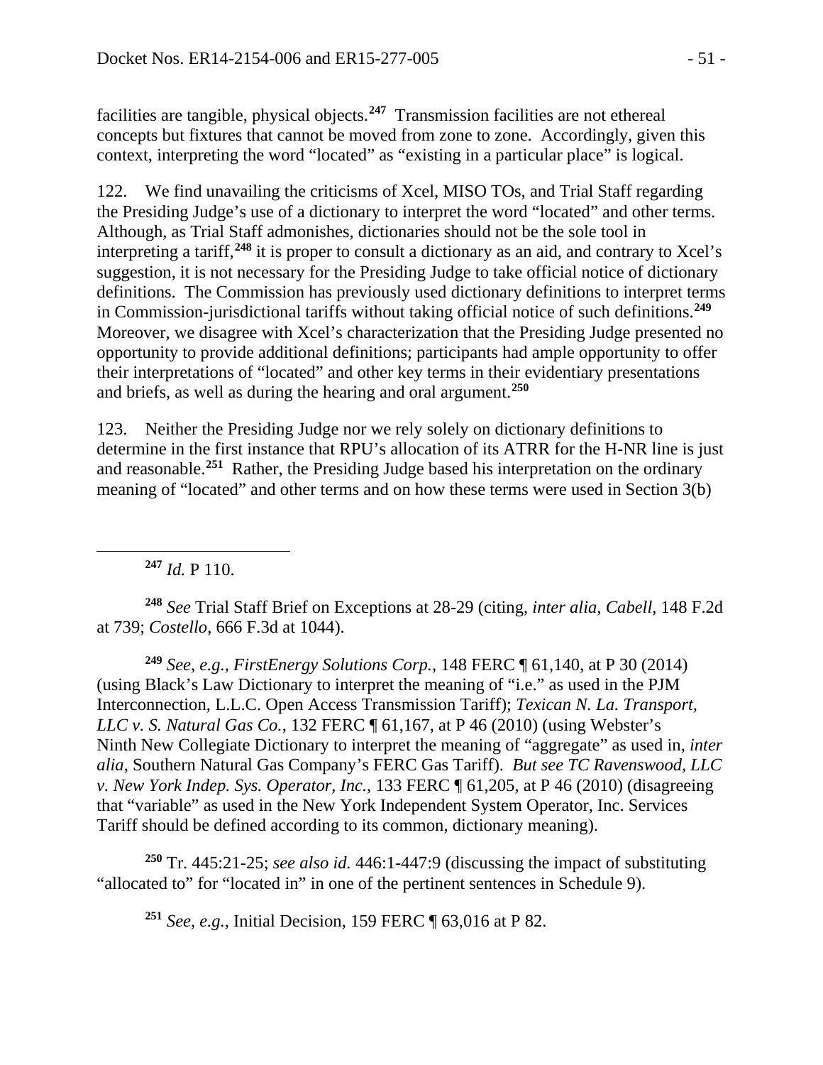facilities are tangible, physical objects.[247] Transmission facilities are not ethereal concepts but fixtures that cannot be moved from zone to zone. Accordingly, given this context, interpreting the word "located" as "existing in a particular place" is logical.

122. We find unavailing the criticisms of Xcel, MISO TOs, and Trial Staff regarding the Presiding Judge's use of a dictionary to interpret the word "located" and other terms. Although, as Trial Staff admonishes, dictionaries should not be the sole tool in interpreting a tariff,[248] it is proper to consult a dictionary as an aid, and contrary to Xcel's suggestion, it is not necessary for the Presiding Judge to take official notice of dictionary definitions. The Commission has previously used dictionary definitions to interpret terms in Commission-jurisdictional tariffs without taking official notice of such definitions.[249] Moreover, we disagree with Xcel's characterization that the Presiding Judge presented no opportunity to provide additional definitions; participants had ample opportunity to offer their interpretations of "located" and other key terms in their evidentiary presentations and briefs, as well as during the hearing and oral argument.[250]

123. Neither the Presiding Judge nor we rely solely on dictionary definitions to determine in the first instance that RPU's allocation of its ATRR for the H-NR line is just and reasonable.[251] Rather, the Presiding Judge based his interpretation on the ordinary meaning of "located" and other terms and on how these terms were used in Section 3(b)

---

[247] *Id.* P 110.

[248] *See* Trial Staff Brief on Exceptions at 28-29 (citing, *inter alia*, *Cabell*, 148 F.2d at 739; *Costello*, 666 F.3d at 1044).

[249] *See, e.g.*, *FirstEnergy Solutions Corp.*, 148 FERC ¶ 61,140, at P 30 (2014) (using Black's Law Dictionary to interpret the meaning of "i.e." as used in the PJM Interconnection, L.L.C. Open Access Transmission Tariff); *Texican N. La. Transport, LLC v. S. Natural Gas Co.*, 132 FERC ¶ 61,167, at P 46 (2010) (using Webster's Ninth New Collegiate Dictionary to interpret the meaning of "aggregate" as used in, *inter alia*, Southern Natural Gas Company's FERC Gas Tariff). *But see TC Ravenswood, LLC v. New York Indep. Sys. Operator, Inc.*, 133 FERC ¶ 61,205, at P 46 (2010) (disagreeing that "variable" as used in the New York Independent System Operator, Inc. Services Tariff should be defined according to its common, dictionary meaning).

[250] Tr. 445:21-25; *see also id.* 446:1-447:9 (discussing the impact of substituting "allocated to" for "located in" in one of the pertinent sentences in Schedule 9).

[251] *See, e.g.*, Initial Decision, 159 FERC ¶ 63,016 at P 82.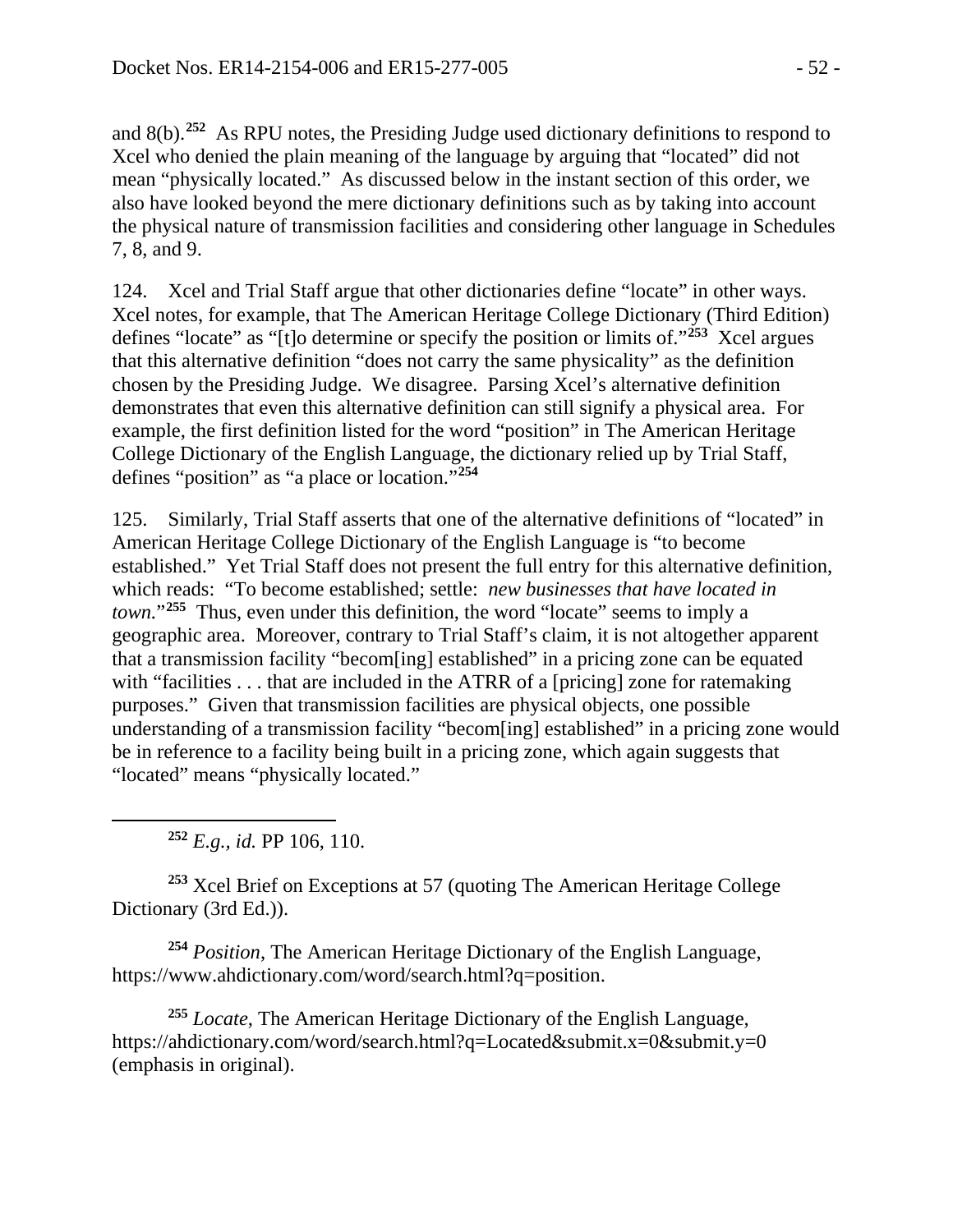and 8(b).[252] As RPU notes, the Presiding Judge used dictionary definitions to respond to Xcel who denied the plain meaning of the language by arguing that "located" did not mean "physically located." As discussed below in the instant section of this order, we also have looked beyond the mere dictionary definitions such as by taking into account the physical nature of transmission facilities and considering other language in Schedules 7, 8, and 9.

124. Xcel and Trial Staff argue that other dictionaries define "locate" in other ways. Xcel notes, for example, that The American Heritage College Dictionary (Third Edition) defines "locate" as "[t]o determine or specify the position or limits of."[253] Xcel argues that this alternative definition "does not carry the same physicality" as the definition chosen by the Presiding Judge. We disagree. Parsing Xcel's alternative definition demonstrates that even this alternative definition can still signify a physical area. For example, the first definition listed for the word "position" in The American Heritage College Dictionary of the English Language, the dictionary relied up by Trial Staff, defines "position" as "a place or location."[254]

125. Similarly, Trial Staff asserts that one of the alternative definitions of "located" in American Heritage College Dictionary of the English Language is "to become established." Yet Trial Staff does not present the full entry for this alternative definition, which reads: "To become established; settle: *new businesses that have located in town.*"[255] Thus, even under this definition, the word "locate" seems to imply a geographic area. Moreover, contrary to Trial Staff's claim, it is not altogether apparent that a transmission facility "becom[ing] established" in a pricing zone can be equated with "facilities . . . that are included in the ATRR of a [pricing] zone for ratemaking purposes." Given that transmission facilities are physical objects, one possible understanding of a transmission facility "becom[ing] established" in a pricing zone would be in reference to a facility being built in a pricing zone, which again suggests that "located" means "physically located."

---

[252] *E.g., id.* PP 106, 110.

[253] Xcel Brief on Exceptions at 57 (quoting The American Heritage College Dictionary (3rd Ed.)).

[254] *Position*, The American Heritage Dictionary of the English Language, https://www.ahdictionary.com/word/search.html?q=position.

[255] *Locate*, The American Heritage Dictionary of the English Language, https://ahdictionary.com/word/search.html?q=Located&submit.x=0&submit.y=0 (emphasis in original).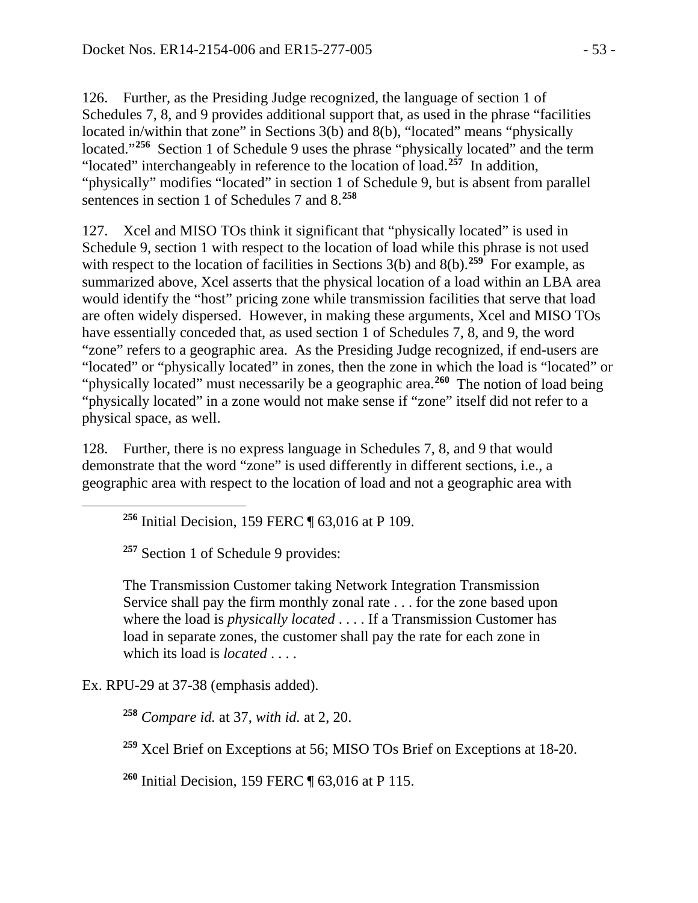126. Further, as the Presiding Judge recognized, the language of section 1 of Schedules 7, 8, and 9 provides additional support that, as used in the phrase "facilities located in/within that zone" in Sections 3(b) and 8(b), "located" means "physically located."[256] Section 1 of Schedule 9 uses the phrase "physically located" and the term "located" interchangeably in reference to the location of load.[257] In addition, "physically" modifies "located" in section 1 of Schedule 9, but is absent from parallel sentences in section 1 of Schedules 7 and 8.[258]

127. Xcel and MISO TOs think it significant that "physically located" is used in Schedule 9, section 1 with respect to the location of load while this phrase is not used with respect to the location of facilities in Sections 3(b) and 8(b).[259] For example, as summarized above, Xcel asserts that the physical location of a load within an LBA area would identify the "host" pricing zone while transmission facilities that serve that load are often widely dispersed. However, in making these arguments, Xcel and MISO TOs have essentially conceded that, as used section 1 of Schedules 7, 8, and 9, the word "zone" refers to a geographic area. As the Presiding Judge recognized, if end-users are "located" or "physically located" in zones, then the zone in which the load is "located" or "physically located" must necessarily be a geographic area.[260] The notion of load being "physically located" in a zone would not make sense if "zone" itself did not refer to a physical space, as well.

128. Further, there is no express language in Schedules 7, 8, and 9 that would demonstrate that the word "zone" is used differently in different sections, i.e., a geographic area with respect to the location of load and not a geographic area with

---

[256] Initial Decision, 159 FERC ¶ 63,016 at P 109.

[257] Section 1 of Schedule 9 provides:

> The Transmission Customer taking Network Integration Transmission Service shall pay the firm monthly zonal rate . . . for the zone based upon where the load is *physically located* . . . . If a Transmission Customer has load in separate zones, the customer shall pay the rate for each zone in which its load is *located* . . . .

Ex. RPU-29 at 37-38 (emphasis added).

[258] *Compare id.* at 37, *with id.* at 2, 20.

[259] Xcel Brief on Exceptions at 56; MISO TOs Brief on Exceptions at 18-20.

[260] Initial Decision, 159 FERC ¶ 63,016 at P 115.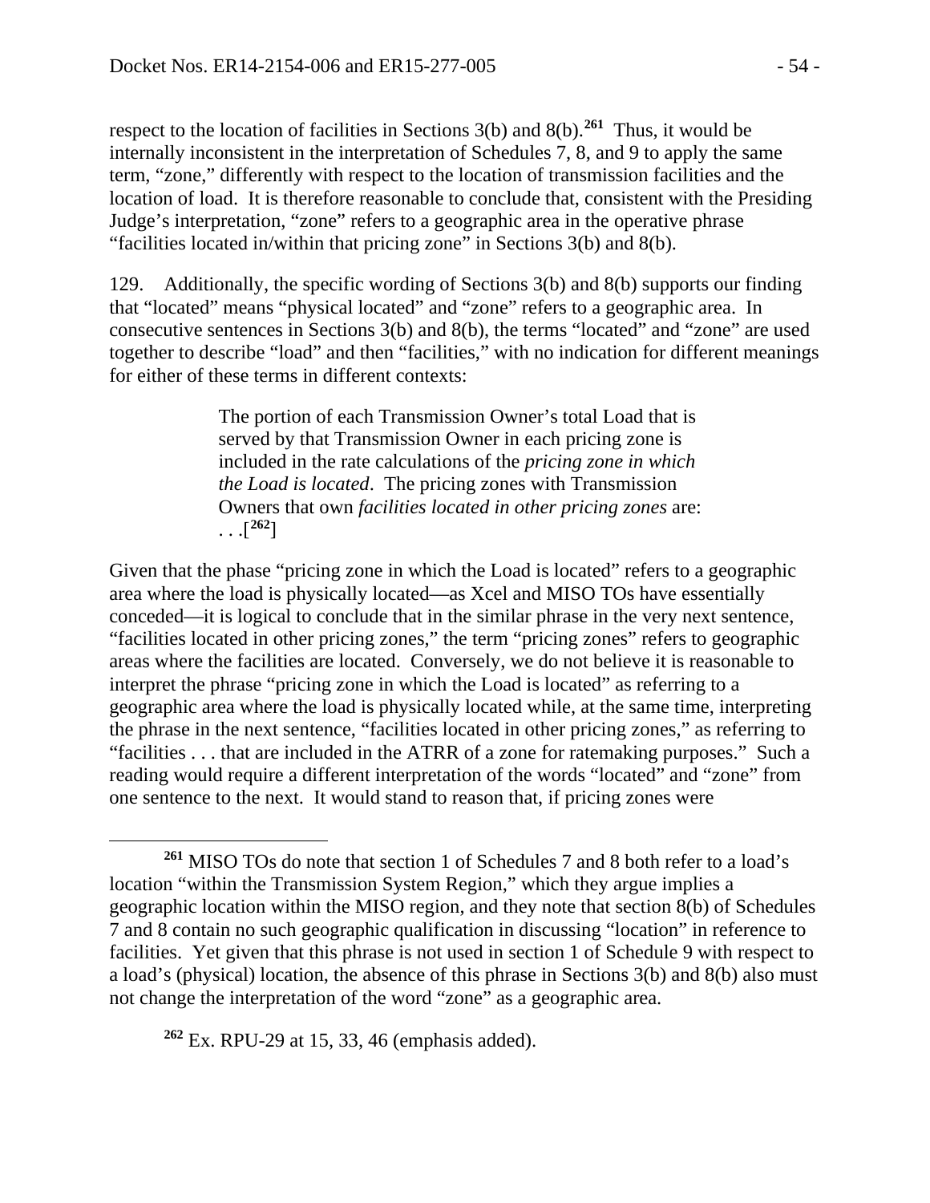respect to the location of facilities in Sections 3(b) and 8(b).[261] Thus, it would be internally inconsistent in the interpretation of Schedules 7, 8, and 9 to apply the same term, "zone," differently with respect to the location of transmission facilities and the location of load. It is therefore reasonable to conclude that, consistent with the Presiding Judge's interpretation, "zone" refers to a geographic area in the operative phrase "facilities located in/within that pricing zone" in Sections 3(b) and 8(b).

129. Additionally, the specific wording of Sections 3(b) and 8(b) supports our finding that "located" means "physical located" and "zone" refers to a geographic area. In consecutive sentences in Sections 3(b) and 8(b), the terms "located" and "zone" are used together to describe "load" and then "facilities," with no indication for different meanings for either of these terms in different contexts:

> The portion of each Transmission Owner's total Load that is served by that Transmission Owner in each pricing zone is included in the rate calculations of the *pricing zone in which the Load is located*. The pricing zones with Transmission Owners that own *facilities located in other pricing zones* are: . . .[[262]]

Given that the phase "pricing zone in which the Load is located" refers to a geographic area where the load is physically located—as Xcel and MISO TOs have essentially conceded—it is logical to conclude that in the similar phrase in the very next sentence, "facilities located in other pricing zones," the term "pricing zones" refers to geographic areas where the facilities are located. Conversely, we do not believe it is reasonable to interpret the phrase "pricing zone in which the Load is located" as referring to a geographic area where the load is physically located while, at the same time, interpreting the phrase in the next sentence, "facilities located in other pricing zones," as referring to "facilities . . . that are included in the ATRR of a zone for ratemaking purposes." Such a reading would require a different interpretation of the words "located" and "zone" from one sentence to the next. It would stand to reason that, if pricing zones were

---

[261] MISO TOs do note that section 1 of Schedules 7 and 8 both refer to a load's location "within the Transmission System Region," which they argue implies a geographic location within the MISO region, and they note that section 8(b) of Schedules 7 and 8 contain no such geographic qualification in discussing "location" in reference to facilities. Yet given that this phrase is not used in section 1 of Schedule 9 with respect to a load's (physical) location, the absence of this phrase in Sections 3(b) and 8(b) also must not change the interpretation of the word "zone" as a geographic area.

[262] Ex. RPU-29 at 15, 33, 46 (emphasis added).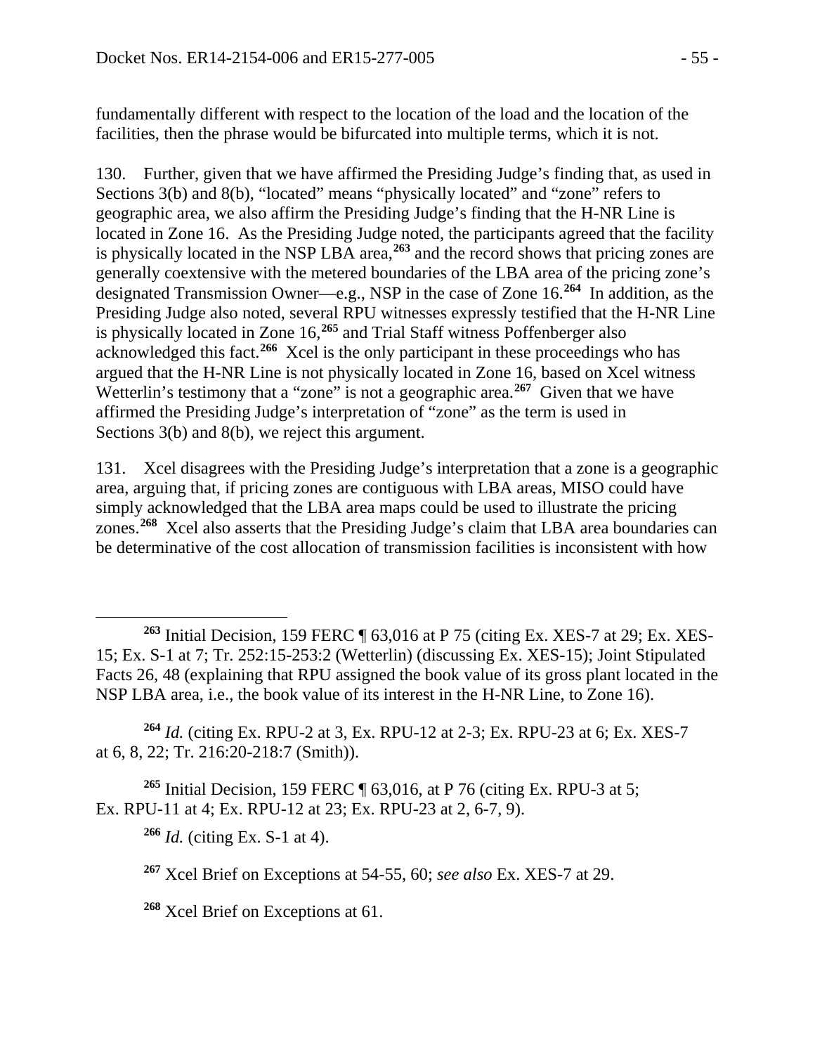fundamentally different with respect to the location of the load and the location of the facilities, then the phrase would be bifurcated into multiple terms, which it is not.

130. Further, given that we have affirmed the Presiding Judge's finding that, as used in Sections 3(b) and 8(b), "located" means "physically located" and "zone" refers to geographic area, we also affirm the Presiding Judge's finding that the H-NR Line is located in Zone 16. As the Presiding Judge noted, the participants agreed that the facility is physically located in the NSP LBA area,[263] and the record shows that pricing zones are generally coextensive with the metered boundaries of the LBA area of the pricing zone's designated Transmission Owner—e.g., NSP in the case of Zone 16.[264] In addition, as the Presiding Judge also noted, several RPU witnesses expressly testified that the H-NR Line is physically located in Zone 16,[265] and Trial Staff witness Poffenberger also acknowledged this fact.[266] Xcel is the only participant in these proceedings who has argued that the H-NR Line is not physically located in Zone 16, based on Xcel witness Wetterlin's testimony that a "zone" is not a geographic area.[267] Given that we have affirmed the Presiding Judge's interpretation of "zone" as the term is used in Sections 3(b) and 8(b), we reject this argument.

131. Xcel disagrees with the Presiding Judge's interpretation that a zone is a geographic area, arguing that, if pricing zones are contiguous with LBA areas, MISO could have simply acknowledged that the LBA area maps could be used to illustrate the pricing zones.[268] Xcel also asserts that the Presiding Judge's claim that LBA area boundaries can be determinative of the cost allocation of transmission facilities is inconsistent with how

[263] Initial Decision, 159 FERC ¶ 63,016 at P 75 (citing Ex. XES-7 at 29; Ex. XES-15; Ex. S-1 at 7; Tr. 252:15-253:2 (Wetterlin) (discussing Ex. XES-15); Joint Stipulated Facts 26, 48 (explaining that RPU assigned the book value of its gross plant located in the NSP LBA area, i.e., the book value of its interest in the H-NR Line, to Zone 16).

[264] *Id.* (citing Ex. RPU-2 at 3, Ex. RPU-12 at 2-3; Ex. RPU-23 at 6; Ex. XES-7 at 6, 8, 22; Tr. 216:20-218:7 (Smith)).

[265] Initial Decision, 159 FERC ¶ 63,016, at P 76 (citing Ex. RPU-3 at 5; Ex. RPU-11 at 4; Ex. RPU-12 at 23; Ex. RPU-23 at 2, 6-7, 9).

[266] *Id.* (citing Ex. S-1 at 4).

[267] Xcel Brief on Exceptions at 54-55, 60; *see also* Ex. XES-7 at 29.

[268] Xcel Brief on Exceptions at 61.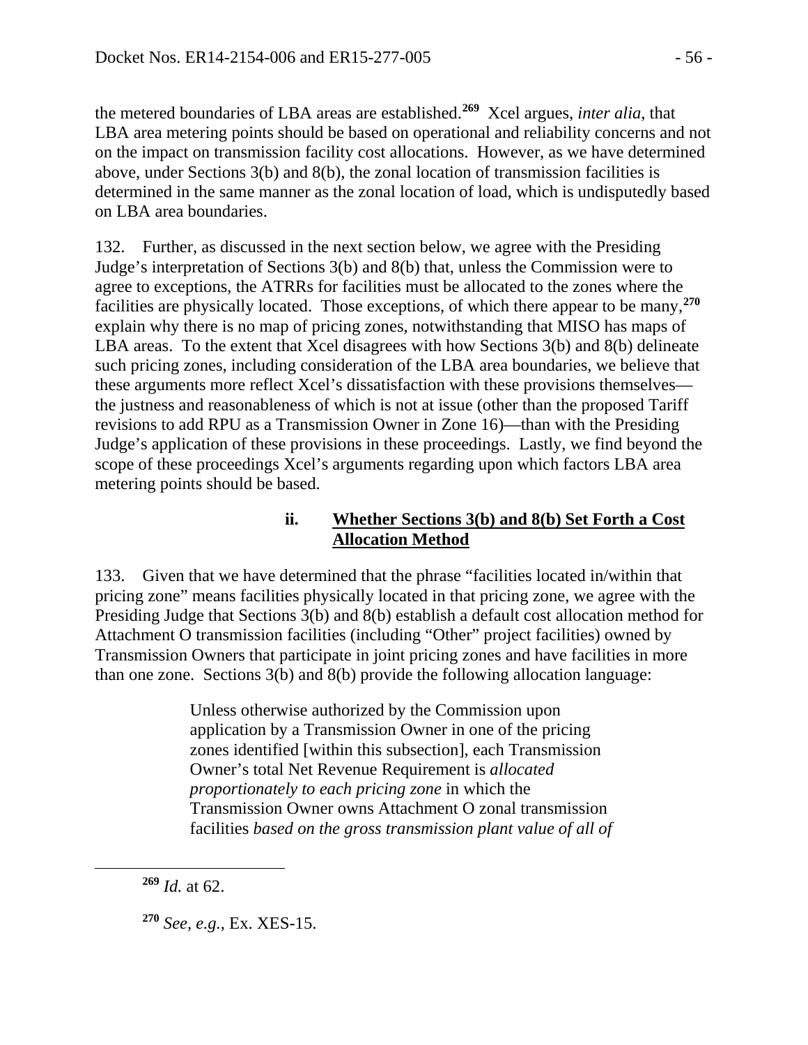the metered boundaries of LBA areas are established.[269] Xcel argues, *inter alia*, that LBA area metering points should be based on operational and reliability concerns and not on the impact on transmission facility cost allocations. However, as we have determined above, under Sections 3(b) and 8(b), the zonal location of transmission facilities is determined in the same manner as the zonal location of load, which is undisputedly based on LBA area boundaries.

132. Further, as discussed in the next section below, we agree with the Presiding Judge's interpretation of Sections 3(b) and 8(b) that, unless the Commission were to agree to exceptions, the ATRRs for facilities must be allocated to the zones where the facilities are physically located. Those exceptions, of which there appear to be many,[270] explain why there is no map of pricing zones, notwithstanding that MISO has maps of LBA areas. To the extent that Xcel disagrees with how Sections 3(b) and 8(b) delineate such pricing zones, including consideration of the LBA area boundaries, we believe that these arguments more reflect Xcel's dissatisfaction with these provisions themselves—the justness and reasonableness of which is not at issue (other than the proposed Tariff revisions to add RPU as a Transmission Owner in Zone 16)—than with the Presiding Judge's application of these provisions in these proceedings. Lastly, we find beyond the scope of these proceedings Xcel's arguments regarding upon which factors LBA area metering points should be based.

### ii. <u>Whether Sections 3(b) and 8(b) Set Forth a Cost Allocation Method</u>

133. Given that we have determined that the phrase "facilities located in/within that pricing zone" means facilities physically located in that pricing zone, we agree with the Presiding Judge that Sections 3(b) and 8(b) establish a default cost allocation method for Attachment O transmission facilities (including "Other" project facilities) owned by Transmission Owners that participate in joint pricing zones and have facilities in more than one zone. Sections 3(b) and 8(b) provide the following allocation language:

> Unless otherwise authorized by the Commission upon application by a Transmission Owner in one of the pricing zones identified [within this subsection], each Transmission Owner's total Net Revenue Requirement is *allocated proportionately to each pricing zone* in which the Transmission Owner owns Attachment O zonal transmission facilities *based on the gross transmission plant value of all of*

[269] *Id.* at 62.

[270] *See, e.g.*, Ex. XES-15.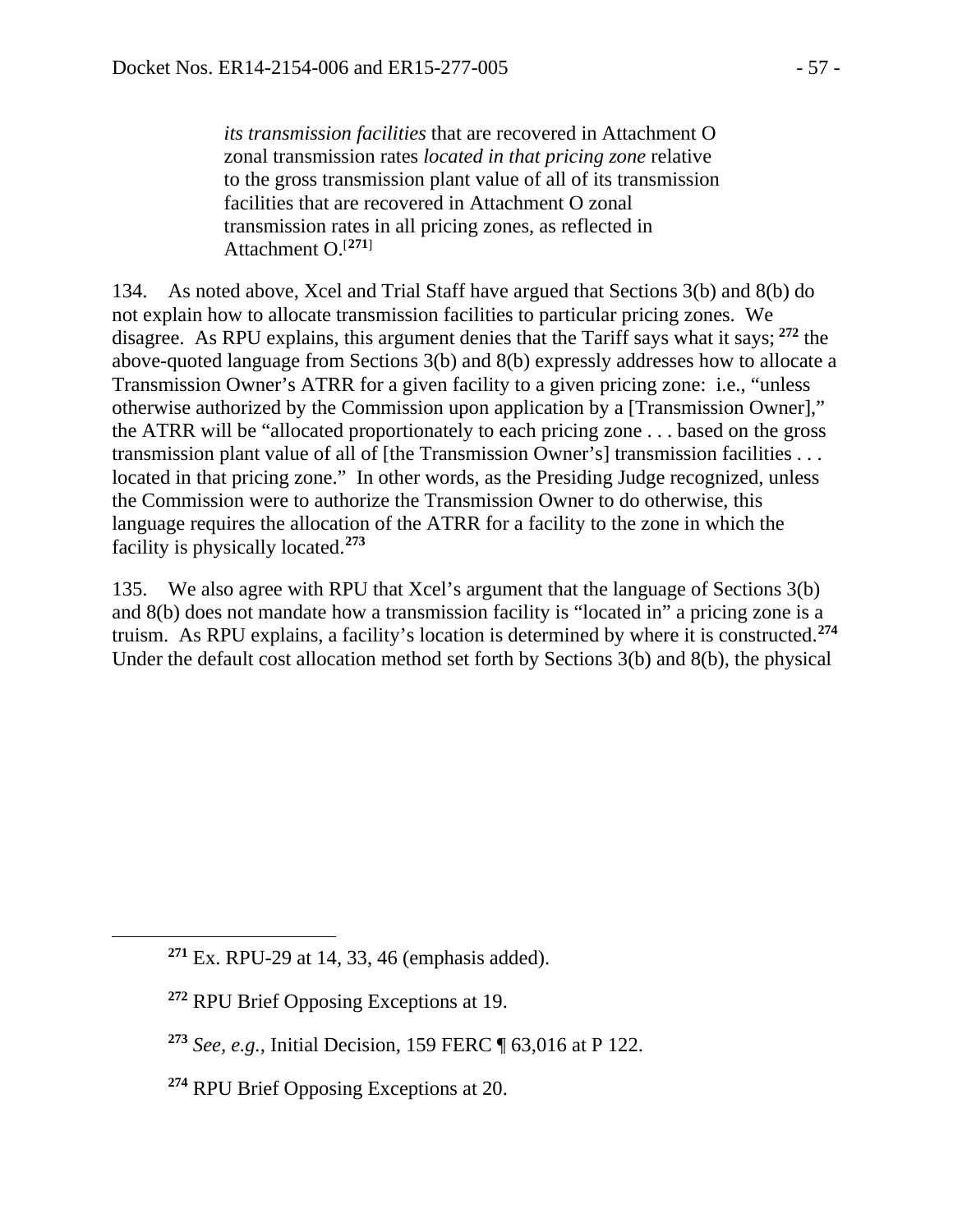> *its transmission facilities* that are recovered in Attachment O zonal transmission rates *located in that pricing zone* relative to the gross transmission plant value of all of its transmission facilities that are recovered in Attachment O zonal transmission rates in all pricing zones, as reflected in Attachment O.[271]

134. As noted above, Xcel and Trial Staff have argued that Sections 3(b) and 8(b) do not explain how to allocate transmission facilities to particular pricing zones. We disagree. As RPU explains, this argument denies that the Tariff says what it says; [272] the above-quoted language from Sections 3(b) and 8(b) expressly addresses how to allocate a Transmission Owner's ATRR for a given facility to a given pricing zone: i.e., "unless otherwise authorized by the Commission upon application by a [Transmission Owner]," the ATRR will be "allocated proportionately to each pricing zone . . . based on the gross transmission plant value of all of [the Transmission Owner's] transmission facilities . . . located in that pricing zone." In other words, as the Presiding Judge recognized, unless the Commission were to authorize the Transmission Owner to do otherwise, this language requires the allocation of the ATRR for a facility to the zone in which the facility is physically located.[273]

135. We also agree with RPU that Xcel's argument that the language of Sections 3(b) and 8(b) does not mandate how a transmission facility is "located in" a pricing zone is a truism. As RPU explains, a facility's location is determined by where it is constructed.[274] Under the default cost allocation method set forth by Sections 3(b) and 8(b), the physical

---

[271] Ex. RPU-29 at 14, 33, 46 (emphasis added).

[272] RPU Brief Opposing Exceptions at 19.

[273] *See, e.g.*, Initial Decision, 159 FERC ¶ 63,016 at P 122.

[274] RPU Brief Opposing Exceptions at 20.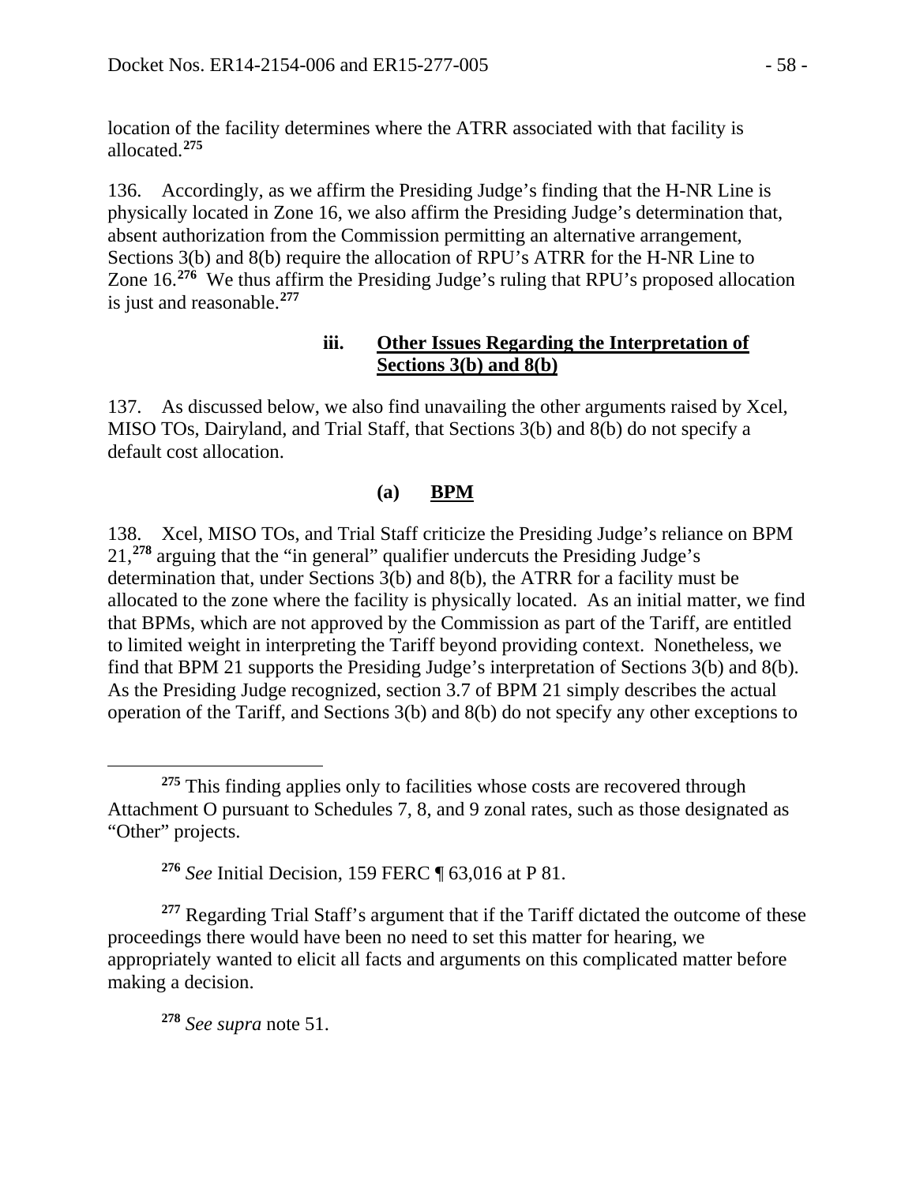location of the facility determines where the ATRR associated with that facility is allocated.[275]

136. Accordingly, as we affirm the Presiding Judge's finding that the H-NR Line is physically located in Zone 16, we also affirm the Presiding Judge's determination that, absent authorization from the Commission permitting an alternative arrangement, Sections 3(b) and 8(b) require the allocation of RPU's ATRR for the H-NR Line to Zone 16.[276] We thus affirm the Presiding Judge's ruling that RPU's proposed allocation is just and reasonable.[277]

#### iii. <u>Other Issues Regarding the Interpretation of Sections 3(b) and 8(b)</u>

137. As discussed below, we also find unavailing the other arguments raised by Xcel, MISO TOs, Dairyland, and Trial Staff, that Sections 3(b) and 8(b) do not specify a default cost allocation.

##### (a) <u>BPM</u>

138. Xcel, MISO TOs, and Trial Staff criticize the Presiding Judge's reliance on BPM 21,[278] arguing that the "in general" qualifier undercuts the Presiding Judge's determination that, under Sections 3(b) and 8(b), the ATRR for a facility must be allocated to the zone where the facility is physically located. As an initial matter, we find that BPMs, which are not approved by the Commission as part of the Tariff, are entitled to limited weight in interpreting the Tariff beyond providing context. Nonetheless, we find that BPM 21 supports the Presiding Judge's interpretation of Sections 3(b) and 8(b). As the Presiding Judge recognized, section 3.7 of BPM 21 simply describes the actual operation of the Tariff, and Sections 3(b) and 8(b) do not specify any other exceptions to

---

[275] This finding applies only to facilities whose costs are recovered through Attachment O pursuant to Schedules 7, 8, and 9 zonal rates, such as those designated as "Other" projects.

[276] *See* Initial Decision, 159 FERC ¶ 63,016 at P 81.

[277] Regarding Trial Staff's argument that if the Tariff dictated the outcome of these proceedings there would have been no need to set this matter for hearing, we appropriately wanted to elicit all facts and arguments on this complicated matter before making a decision.

[278] *See supra* note 51.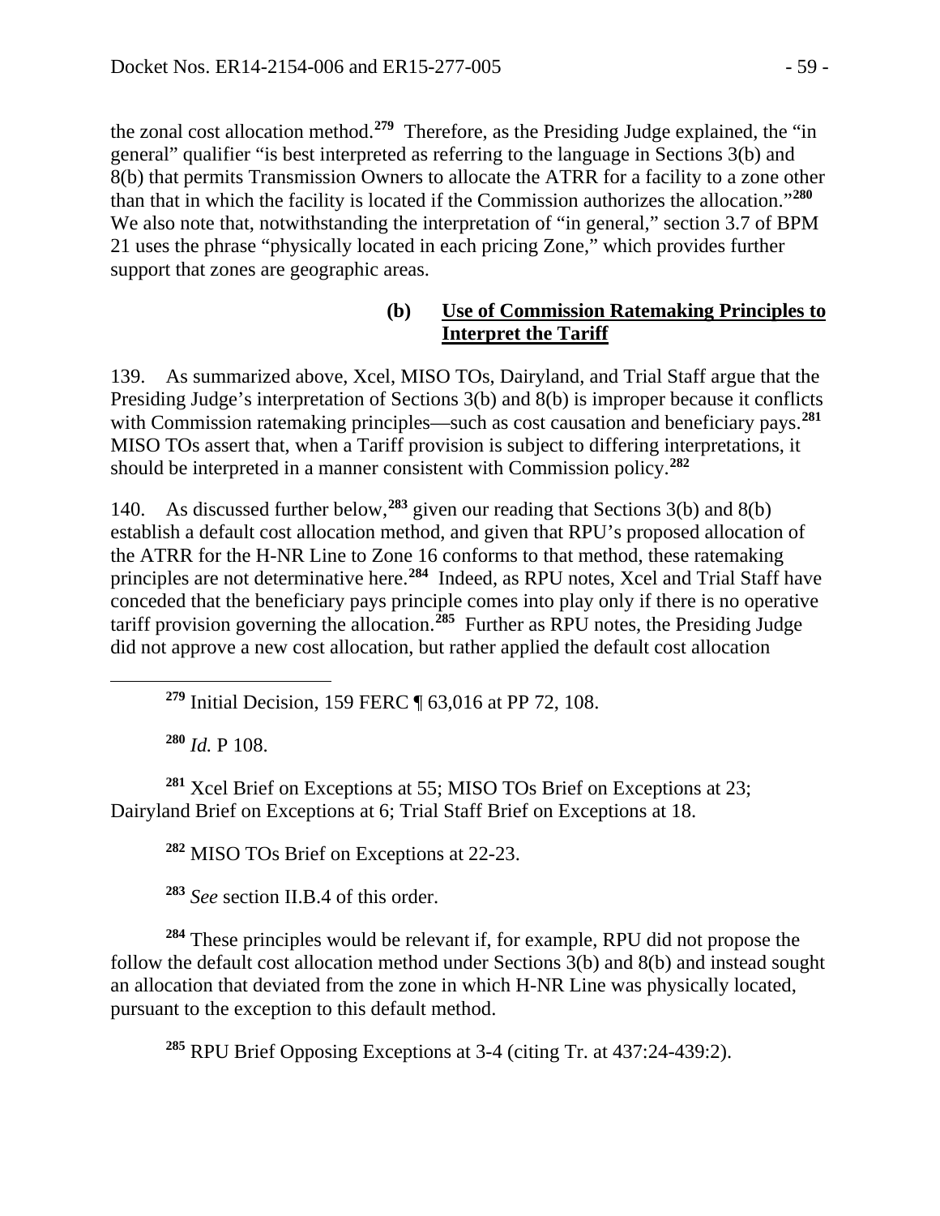the zonal cost allocation method.[279] Therefore, as the Presiding Judge explained, the "in general" qualifier "is best interpreted as referring to the language in Sections 3(b) and 8(b) that permits Transmission Owners to allocate the ATRR for a facility to a zone other than that in which the facility is located if the Commission authorizes the allocation."[280] We also note that, notwithstanding the interpretation of "in general," section 3.7 of BPM 21 uses the phrase "physically located in each pricing Zone," which provides further support that zones are geographic areas.

#### (b) Use of Commission Ratemaking Principles to Interpret the Tariff

139. As summarized above, Xcel, MISO TOs, Dairyland, and Trial Staff argue that the Presiding Judge's interpretation of Sections 3(b) and 8(b) is improper because it conflicts with Commission ratemaking principles—such as cost causation and beneficiary pays.[281] MISO TOs assert that, when a Tariff provision is subject to differing interpretations, it should be interpreted in a manner consistent with Commission policy.[282]

140. As discussed further below,[283] given our reading that Sections 3(b) and 8(b) establish a default cost allocation method, and given that RPU's proposed allocation of the ATRR for the H-NR Line to Zone 16 conforms to that method, these ratemaking principles are not determinative here.[284] Indeed, as RPU notes, Xcel and Trial Staff have conceded that the beneficiary pays principle comes into play only if there is no operative tariff provision governing the allocation.[285] Further as RPU notes, the Presiding Judge did not approve a new cost allocation, but rather applied the default cost allocation

---

[279] Initial Decision, 159 FERC ¶ 63,016 at PP 72, 108.

[280] *Id.* P 108.

[281] Xcel Brief on Exceptions at 55; MISO TOs Brief on Exceptions at 23; Dairyland Brief on Exceptions at 6; Trial Staff Brief on Exceptions at 18.

[282] MISO TOs Brief on Exceptions at 22-23.

[283] *See* section II.B.4 of this order.

[284] These principles would be relevant if, for example, RPU did not propose the follow the default cost allocation method under Sections 3(b) and 8(b) and instead sought an allocation that deviated from the zone in which H-NR Line was physically located, pursuant to the exception to this default method.

[285] RPU Brief Opposing Exceptions at 3-4 (citing Tr. at 437:24-439:2).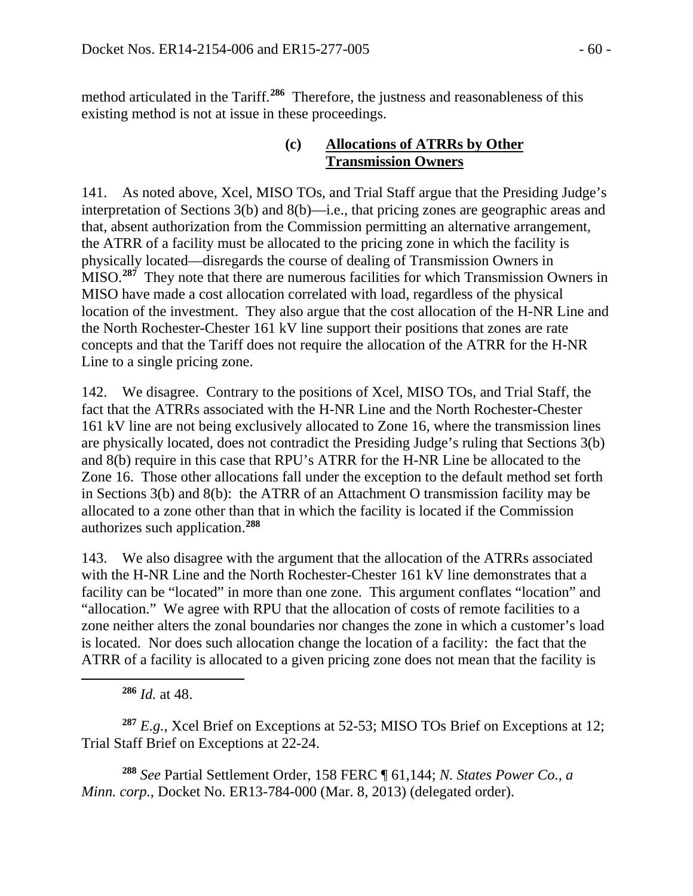method articulated in the Tariff.[286] Therefore, the justness and reasonableness of this existing method is not at issue in these proceedings.

#### (c) Allocations of ATRRs by Other Transmission Owners

141. As noted above, Xcel, MISO TOs, and Trial Staff argue that the Presiding Judge's interpretation of Sections 3(b) and 8(b)—i.e., that pricing zones are geographic areas and that, absent authorization from the Commission permitting an alternative arrangement, the ATRR of a facility must be allocated to the pricing zone in which the facility is physically located—disregards the course of dealing of Transmission Owners in MISO.[287] They note that there are numerous facilities for which Transmission Owners in MISO have made a cost allocation correlated with load, regardless of the physical location of the investment. They also argue that the cost allocation of the H-NR Line and the North Rochester-Chester 161 kV line support their positions that zones are rate concepts and that the Tariff does not require the allocation of the ATRR for the H-NR Line to a single pricing zone.

142. We disagree. Contrary to the positions of Xcel, MISO TOs, and Trial Staff, the fact that the ATRRs associated with the H-NR Line and the North Rochester-Chester 161 kV line are not being exclusively allocated to Zone 16, where the transmission lines are physically located, does not contradict the Presiding Judge's ruling that Sections 3(b) and 8(b) require in this case that RPU's ATRR for the H-NR Line be allocated to the Zone 16. Those other allocations fall under the exception to the default method set forth in Sections 3(b) and 8(b): the ATRR of an Attachment O transmission facility may be allocated to a zone other than that in which the facility is located if the Commission authorizes such application.[288]

143. We also disagree with the argument that the allocation of the ATRRs associated with the H-NR Line and the North Rochester-Chester 161 kV line demonstrates that a facility can be "located" in more than one zone. This argument conflates "location" and "allocation." We agree with RPU that the allocation of costs of remote facilities to a zone neither alters the zonal boundaries nor changes the zone in which a customer's load is located. Nor does such allocation change the location of a facility: the fact that the ATRR of a facility is allocated to a given pricing zone does not mean that the facility is

---

[286] *Id.* at 48.

[287] *E.g.*, Xcel Brief on Exceptions at 52-53; MISO TOs Brief on Exceptions at 12; Trial Staff Brief on Exceptions at 22-24.

[288] *See* Partial Settlement Order, 158 FERC ¶ 61,144; *N. States Power Co., a Minn. corp.*, Docket No. ER13-784-000 (Mar. 8, 2013) (delegated order).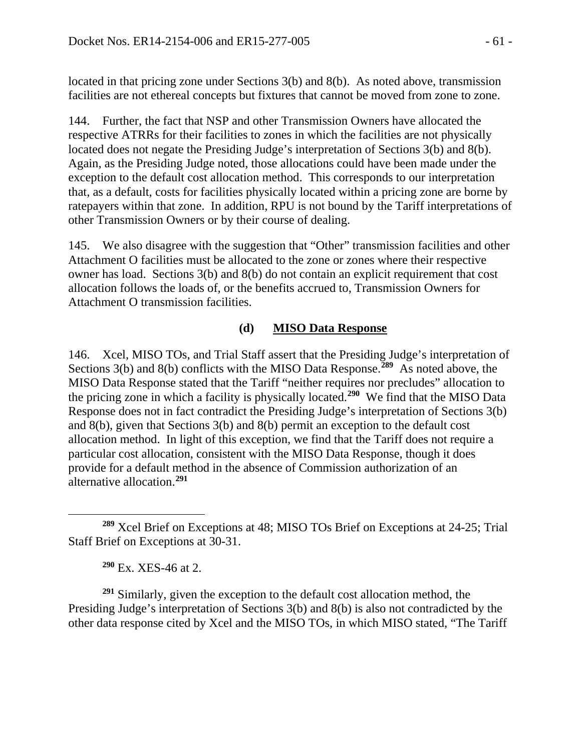located in that pricing zone under Sections 3(b) and 8(b). As noted above, transmission facilities are not ethereal concepts but fixtures that cannot be moved from zone to zone.

144. Further, the fact that NSP and other Transmission Owners have allocated the respective ATRRs for their facilities to zones in which the facilities are not physically located does not negate the Presiding Judge's interpretation of Sections 3(b) and 8(b). Again, as the Presiding Judge noted, those allocations could have been made under the exception to the default cost allocation method. This corresponds to our interpretation that, as a default, costs for facilities physically located within a pricing zone are borne by ratepayers within that zone. In addition, RPU is not bound by the Tariff interpretations of other Transmission Owners or by their course of dealing.

145. We also disagree with the suggestion that "Other" transmission facilities and other Attachment O facilities must be allocated to the zone or zones where their respective owner has load. Sections 3(b) and 8(b) do not contain an explicit requirement that cost allocation follows the loads of, or the benefits accrued to, Transmission Owners for Attachment O transmission facilities.

#### (d) MISO Data Response

146. Xcel, MISO TOs, and Trial Staff assert that the Presiding Judge's interpretation of Sections 3(b) and 8(b) conflicts with the MISO Data Response.[289] As noted above, the MISO Data Response stated that the Tariff "neither requires nor precludes" allocation to the pricing zone in which a facility is physically located.[290] We find that the MISO Data Response does not in fact contradict the Presiding Judge's interpretation of Sections 3(b) and 8(b), given that Sections 3(b) and 8(b) permit an exception to the default cost allocation method. In light of this exception, we find that the Tariff does not require a particular cost allocation, consistent with the MISO Data Response, though it does provide for a default method in the absence of Commission authorization of an alternative allocation.[291]

---

[289] Xcel Brief on Exceptions at 48; MISO TOs Brief on Exceptions at 24-25; Trial Staff Brief on Exceptions at 30-31.

[290] Ex. XES-46 at 2.

[291] Similarly, given the exception to the default cost allocation method, the Presiding Judge's interpretation of Sections 3(b) and 8(b) is also not contradicted by the other data response cited by Xcel and the MISO TOs, in which MISO stated, "The Tariff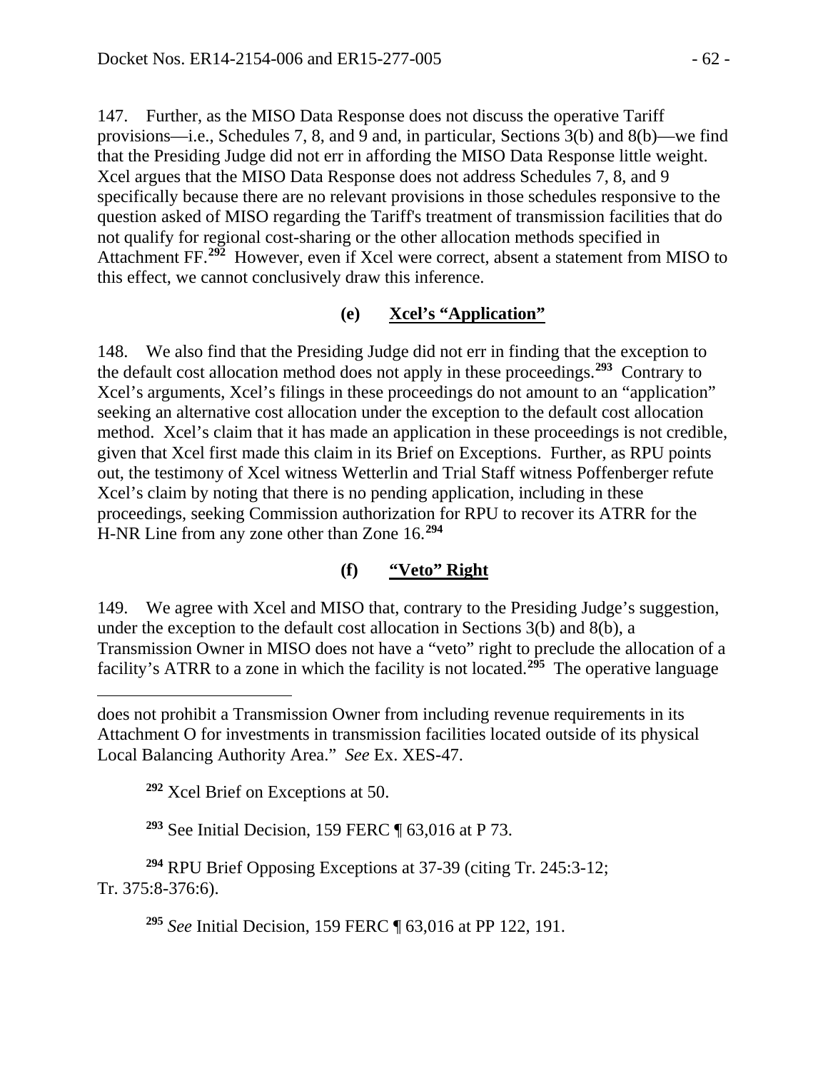147. Further, as the MISO Data Response does not discuss the operative Tariff provisions—i.e., Schedules 7, 8, and 9 and, in particular, Sections 3(b) and 8(b)—we find that the Presiding Judge did not err in affording the MISO Data Response little weight. Xcel argues that the MISO Data Response does not address Schedules 7, 8, and 9 specifically because there are no relevant provisions in those schedules responsive to the question asked of MISO regarding the Tariff's treatment of transmission facilities that do not qualify for regional cost-sharing or the other allocation methods specified in Attachment FF.[292] However, even if Xcel were correct, absent a statement from MISO to this effect, we cannot conclusively draw this inference.

### (e) Xcel's "Application"

148. We also find that the Presiding Judge did not err in finding that the exception to the default cost allocation method does not apply in these proceedings.[293] Contrary to Xcel's arguments, Xcel's filings in these proceedings do not amount to an "application" seeking an alternative cost allocation under the exception to the default cost allocation method. Xcel's claim that it has made an application in these proceedings is not credible, given that Xcel first made this claim in its Brief on Exceptions. Further, as RPU points out, the testimony of Xcel witness Wetterlin and Trial Staff witness Poffenberger refute Xcel's claim by noting that there is no pending application, including in these proceedings, seeking Commission authorization for RPU to recover its ATRR for the H-NR Line from any zone other than Zone 16.[294]

### (f) "Veto" Right

149. We agree with Xcel and MISO that, contrary to the Presiding Judge's suggestion, under the exception to the default cost allocation in Sections 3(b) and 8(b), a Transmission Owner in MISO does not have a "veto" right to preclude the allocation of a facility's ATRR to a zone in which the facility is not located.[295] The operative language

---

does not prohibit a Transmission Owner from including revenue requirements in its Attachment O for investments in transmission facilities located outside of its physical Local Balancing Authority Area." *See* Ex. XES-47.

[292] Xcel Brief on Exceptions at 50.

[293] See Initial Decision, 159 FERC ¶ 63,016 at P 73.

[294] RPU Brief Opposing Exceptions at 37-39 (citing Tr. 245:3-12; Tr. 375:8-376:6).

[295] *See* Initial Decision, 159 FERC ¶ 63,016 at PP 122, 191.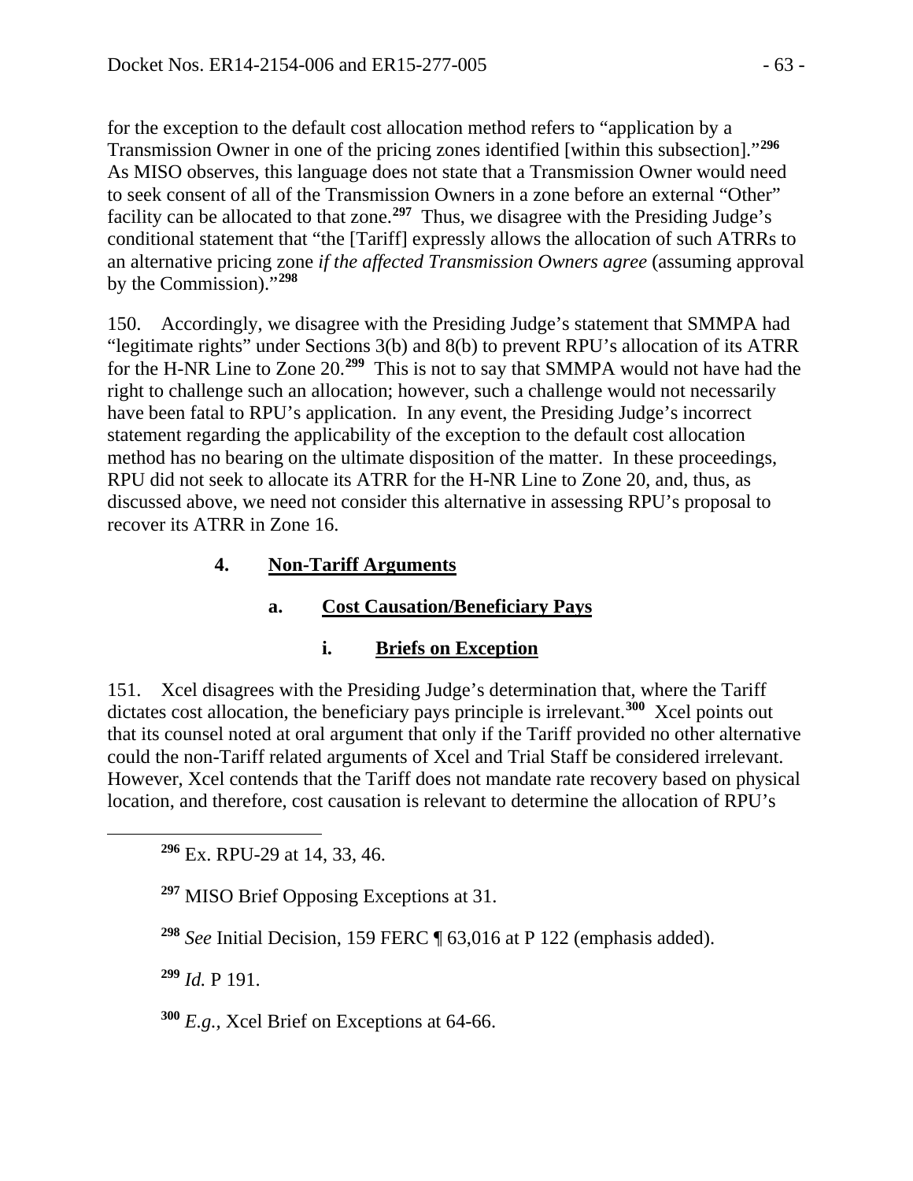for the exception to the default cost allocation method refers to "application by a Transmission Owner in one of the pricing zones identified [within this subsection]."[296] As MISO observes, this language does not state that a Transmission Owner would need to seek consent of all of the Transmission Owners in a zone before an external "Other" facility can be allocated to that zone.[297] Thus, we disagree with the Presiding Judge's conditional statement that "the [Tariff] expressly allows the allocation of such ATRRs to an alternative pricing zone *if the affected Transmission Owners agree* (assuming approval by the Commission)."[298]

150. Accordingly, we disagree with the Presiding Judge's statement that SMMPA had "legitimate rights" under Sections 3(b) and 8(b) to prevent RPU's allocation of its ATRR for the H-NR Line to Zone 20.[299] This is not to say that SMMPA would not have had the right to challenge such an allocation; however, such a challenge would not necessarily have been fatal to RPU's application. In any event, the Presiding Judge's incorrect statement regarding the applicability of the exception to the default cost allocation method has no bearing on the ultimate disposition of the matter. In these proceedings, RPU did not seek to allocate its ATRR for the H-NR Line to Zone 20, and, thus, as discussed above, we need not consider this alternative in assessing RPU's proposal to recover its ATRR in Zone 16.

### 4. Non-Tariff Arguments

#### a. Cost Causation/Beneficiary Pays

##### i. Briefs on Exception

151. Xcel disagrees with the Presiding Judge's determination that, where the Tariff dictates cost allocation, the beneficiary pays principle is irrelevant.[300] Xcel points out that its counsel noted at oral argument that only if the Tariff provided no other alternative could the non-Tariff related arguments of Xcel and Trial Staff be considered irrelevant. However, Xcel contends that the Tariff does not mandate rate recovery based on physical location, and therefore, cost causation is relevant to determine the allocation of RPU's

---

[296] Ex. RPU-29 at 14, 33, 46.

[297] MISO Brief Opposing Exceptions at 31.

[298] *See* Initial Decision, 159 FERC ¶ 63,016 at P 122 (emphasis added).

[299] *Id.* P 191.

[300] *E.g.*, Xcel Brief on Exceptions at 64-66.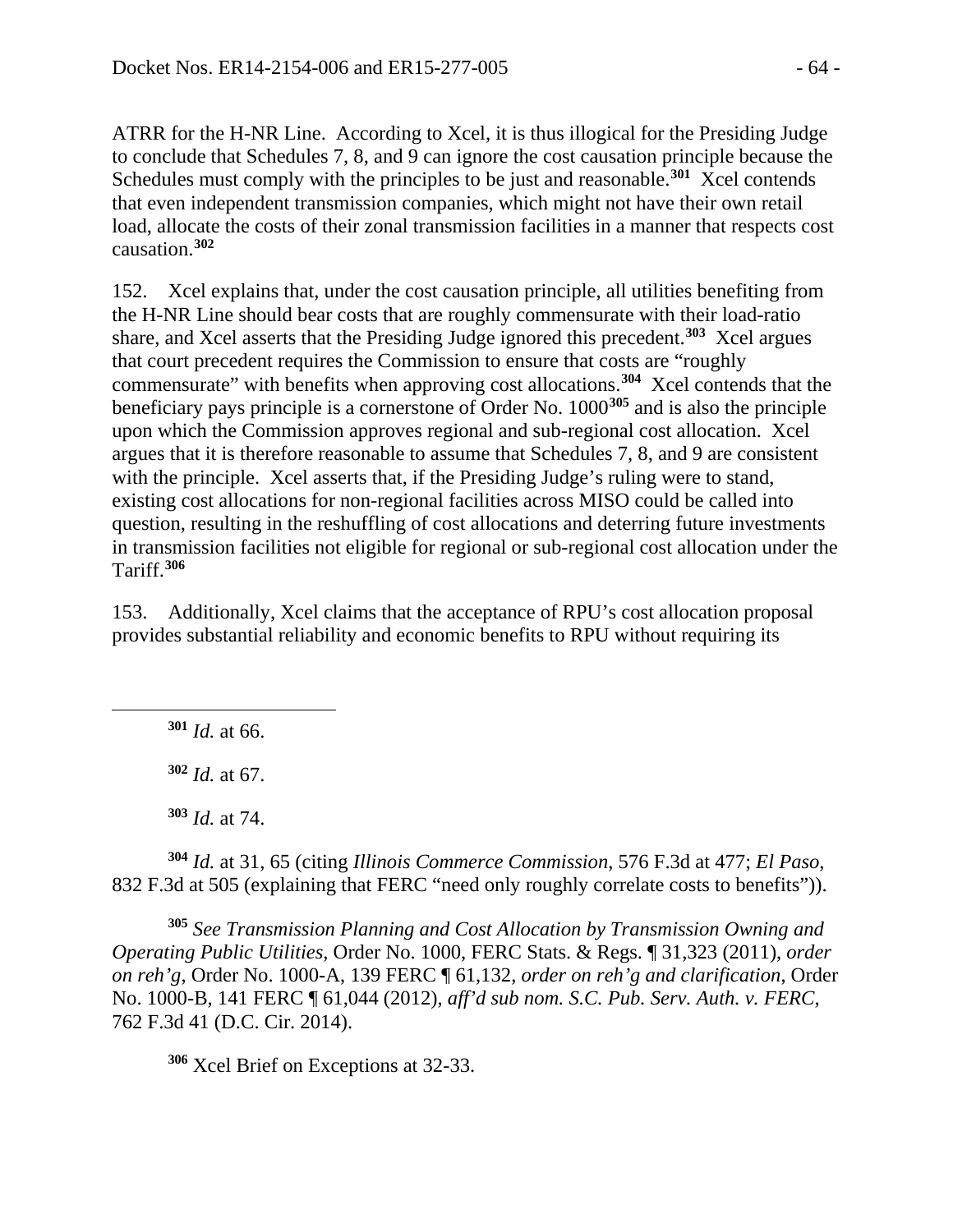ATRR for the H-NR Line. According to Xcel, it is thus illogical for the Presiding Judge to conclude that Schedules 7, 8, and 9 can ignore the cost causation principle because the Schedules must comply with the principles to be just and reasonable.[301] Xcel contends that even independent transmission companies, which might not have their own retail load, allocate the costs of their zonal transmission facilities in a manner that respects cost causation.[302]

152. Xcel explains that, under the cost causation principle, all utilities benefiting from the H-NR Line should bear costs that are roughly commensurate with their load-ratio share, and Xcel asserts that the Presiding Judge ignored this precedent.[303] Xcel argues that court precedent requires the Commission to ensure that costs are "roughly commensurate" with benefits when approving cost allocations.[304] Xcel contends that the beneficiary pays principle is a cornerstone of Order No. 1000[305] and is also the principle upon which the Commission approves regional and sub-regional cost allocation. Xcel argues that it is therefore reasonable to assume that Schedules 7, 8, and 9 are consistent with the principle. Xcel asserts that, if the Presiding Judge's ruling were to stand, existing cost allocations for non-regional facilities across MISO could be called into question, resulting in the reshuffling of cost allocations and deterring future investments in transmission facilities not eligible for regional or sub-regional cost allocation under the Tariff.[306]

153. Additionally, Xcel claims that the acceptance of RPU's cost allocation proposal provides substantial reliability and economic benefits to RPU without requiring its

---

[301] *Id.* at 66.

[302] *Id.* at 67.

[303] *Id.* at 74.

[304] *Id.* at 31, 65 (citing *Illinois Commerce Commission*, 576 F.3d at 477; *El Paso*, 832 F.3d at 505 (explaining that FERC "need only roughly correlate costs to benefits")).

[305] *See Transmission Planning and Cost Allocation by Transmission Owning and Operating Public Utilities*, Order No. 1000, FERC Stats. & Regs. ¶ 31,323 (2011), *order on reh'g*, Order No. 1000-A, 139 FERC ¶ 61,132, *order on reh'g and clarification*, Order No. 1000-B, 141 FERC ¶ 61,044 (2012), *aff'd sub nom. S.C. Pub. Serv. Auth. v. FERC*, 762 F.3d 41 (D.C. Cir. 2014).

[306] Xcel Brief on Exceptions at 32-33.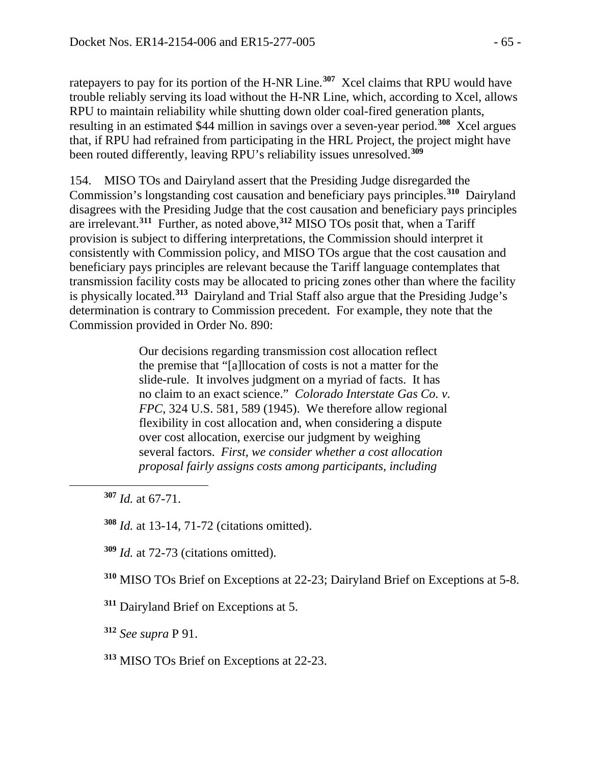ratepayers to pay for its portion of the H-NR Line.[307] Xcel claims that RPU would have trouble reliably serving its load without the H-NR Line, which, according to Xcel, allows RPU to maintain reliability while shutting down older coal-fired generation plants, resulting in an estimated $44 million in savings over a seven-year period.[308] Xcel argues that, if RPU had refrained from participating in the HRL Project, the project might have been routed differently, leaving RPU's reliability issues unresolved.[309]

154. MISO TOs and Dairyland assert that the Presiding Judge disregarded the Commission's longstanding cost causation and beneficiary pays principles.[310] Dairyland disagrees with the Presiding Judge that the cost causation and beneficiary pays principles are irrelevant.[311] Further, as noted above,[312] MISO TOs posit that, when a Tariff provision is subject to differing interpretations, the Commission should interpret it consistently with Commission policy, and MISO TOs argue that the cost causation and beneficiary pays principles are relevant because the Tariff language contemplates that transmission facility costs may be allocated to pricing zones other than where the facility is physically located.[313] Dairyland and Trial Staff also argue that the Presiding Judge's determination is contrary to Commission precedent. For example, they note that the Commission provided in Order No. 890:

> Our decisions regarding transmission cost allocation reflect the premise that "[a]llocation of costs is not a matter for the slide-rule. It involves judgment on a myriad of facts. It has no claim to an exact science." *Colorado Interstate Gas Co. v. FPC*, 324 U.S. 581, 589 (1945). We therefore allow regional flexibility in cost allocation and, when considering a dispute over cost allocation, exercise our judgment by weighing several factors. *First, we consider whether a cost allocation proposal fairly assigns costs among participants, including*

---

[307] *Id.* at 67-71.

[308] *Id.* at 13-14, 71-72 (citations omitted).

[309] *Id.* at 72-73 (citations omitted).

[310] MISO TOs Brief on Exceptions at 22-23; Dairyland Brief on Exceptions at 5-8.

[311] Dairyland Brief on Exceptions at 5.

[312] *See supra* P 91.

[313] MISO TOs Brief on Exceptions at 22-23.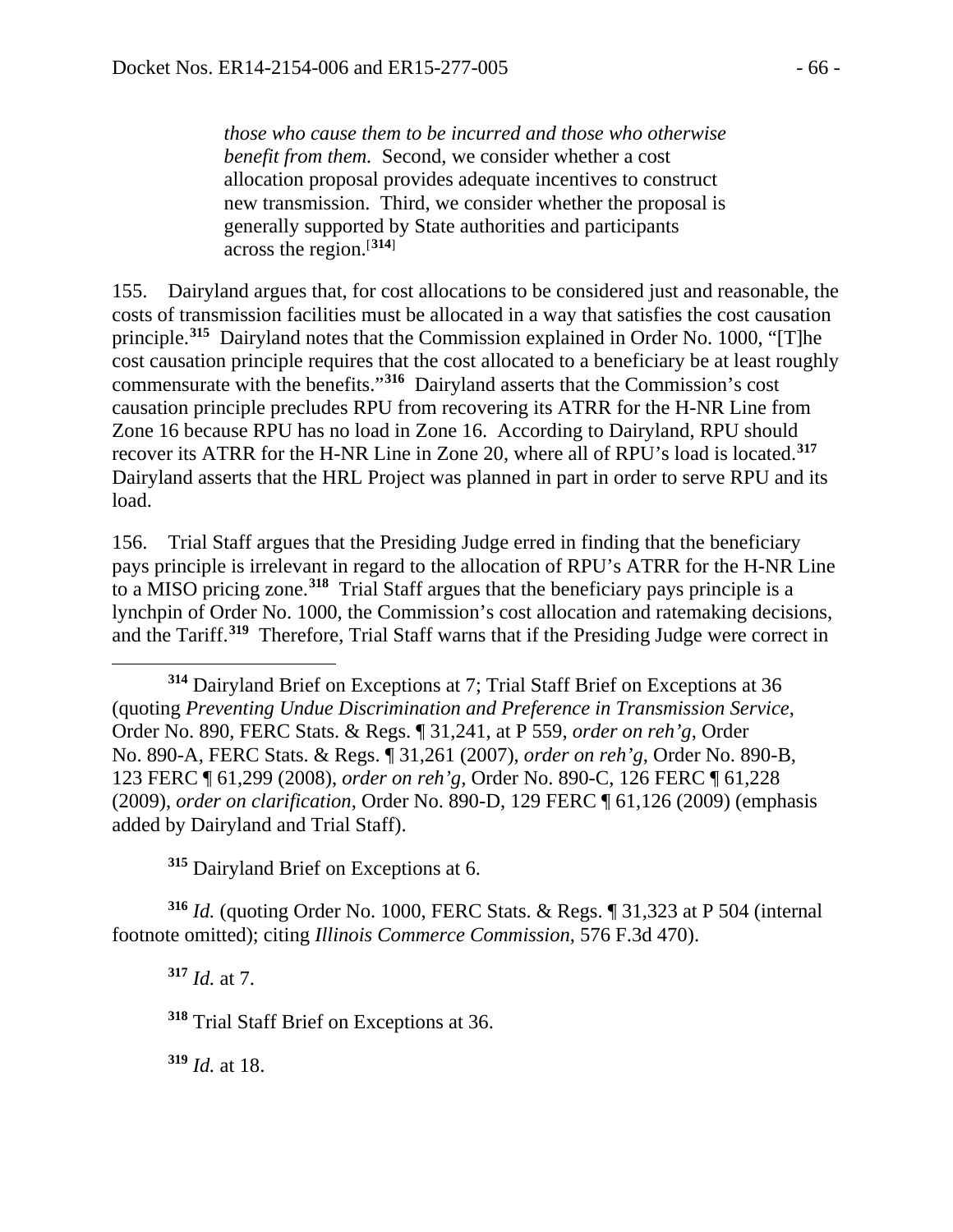> *those who cause them to be incurred and those who otherwise benefit from them.* Second, we consider whether a cost allocation proposal provides adequate incentives to construct new transmission. Third, we consider whether the proposal is generally supported by State authorities and participants across the region.[314]

155. Dairyland argues that, for cost allocations to be considered just and reasonable, the costs of transmission facilities must be allocated in a way that satisfies the cost causation principle.[315] Dairyland notes that the Commission explained in Order No. 1000, "[T]he cost causation principle requires that the cost allocated to a beneficiary be at least roughly commensurate with the benefits."[316] Dairyland asserts that the Commission's cost causation principle precludes RPU from recovering its ATRR for the H-NR Line from Zone 16 because RPU has no load in Zone 16. According to Dairyland, RPU should recover its ATRR for the H-NR Line in Zone 20, where all of RPU's load is located.[317] Dairyland asserts that the HRL Project was planned in part in order to serve RPU and its load.

156. Trial Staff argues that the Presiding Judge erred in finding that the beneficiary pays principle is irrelevant in regard to the allocation of RPU's ATRR for the H-NR Line to a MISO pricing zone.[318] Trial Staff argues that the beneficiary pays principle is a lynchpin of Order No. 1000, the Commission's cost allocation and ratemaking decisions, and the Tariff.[319] Therefore, Trial Staff warns that if the Presiding Judge were correct in

---

[314] Dairyland Brief on Exceptions at 7; Trial Staff Brief on Exceptions at 36 (quoting *Preventing Undue Discrimination and Preference in Transmission Service*, Order No. 890, FERC Stats. & Regs. ¶ 31,241, at P 559, *order on reh'g*, Order No. 890-A, FERC Stats. & Regs. ¶ 31,261 (2007), *order on reh'g*, Order No. 890-B, 123 FERC ¶ 61,299 (2008), *order on reh'g*, Order No. 890-C, 126 FERC ¶ 61,228 (2009), *order on clarification*, Order No. 890-D, 129 FERC ¶ 61,126 (2009) (emphasis added by Dairyland and Trial Staff).

[315] Dairyland Brief on Exceptions at 6.

[316] *Id.* (quoting Order No. 1000, FERC Stats. & Regs. ¶ 31,323 at P 504 (internal footnote omitted); citing *Illinois Commerce Commission*, 576 F.3d 470).

[317] *Id.* at 7.

[318] Trial Staff Brief on Exceptions at 36.

[319] *Id.* at 18.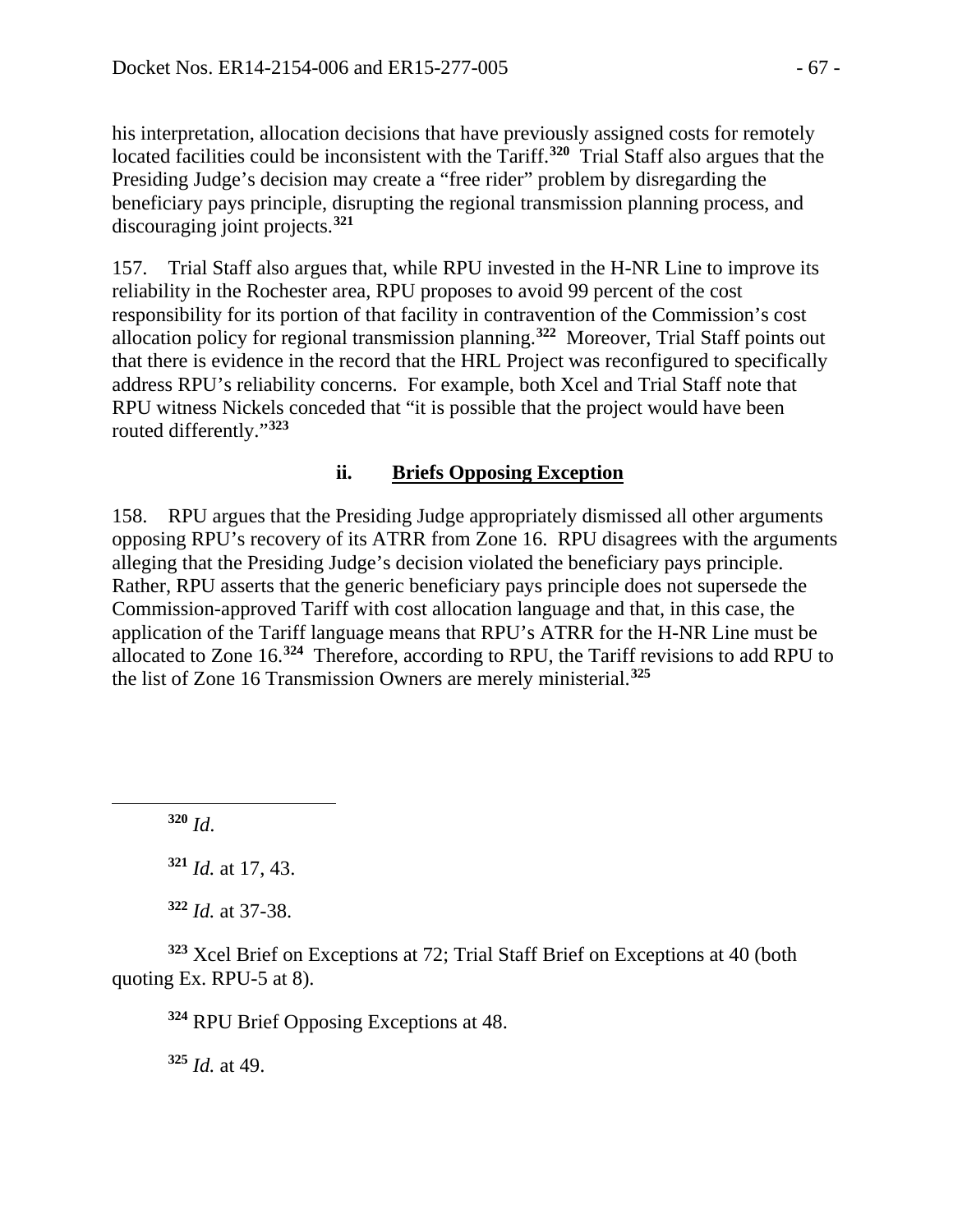his interpretation, allocation decisions that have previously assigned costs for remotely located facilities could be inconsistent with the Tariff.[320] Trial Staff also argues that the Presiding Judge's decision may create a "free rider" problem by disregarding the beneficiary pays principle, disrupting the regional transmission planning process, and discouraging joint projects.[321]

157. Trial Staff also argues that, while RPU invested in the H-NR Line to improve its reliability in the Rochester area, RPU proposes to avoid 99 percent of the cost responsibility for its portion of that facility in contravention of the Commission's cost allocation policy for regional transmission planning.[322] Moreover, Trial Staff points out that there is evidence in the record that the HRL Project was reconfigured to specifically address RPU's reliability concerns. For example, both Xcel and Trial Staff note that RPU witness Nickels conceded that "it is possible that the project would have been routed differently."[323]

#### ii. Briefs Opposing Exception

158. RPU argues that the Presiding Judge appropriately dismissed all other arguments opposing RPU's recovery of its ATRR from Zone 16. RPU disagrees with the arguments alleging that the Presiding Judge's decision violated the beneficiary pays principle. Rather, RPU asserts that the generic beneficiary pays principle does not supersede the Commission-approved Tariff with cost allocation language and that, in this case, the application of the Tariff language means that RPU's ATRR for the H-NR Line must be allocated to Zone 16.[324] Therefore, according to RPU, the Tariff revisions to add RPU to the list of Zone 16 Transmission Owners are merely ministerial.[325]

---

[320] *Id*.

[321] *Id.* at 17, 43.

[322] *Id.* at 37-38.

[323] Xcel Brief on Exceptions at 72; Trial Staff Brief on Exceptions at 40 (both quoting Ex. RPU-5 at 8).

[324] RPU Brief Opposing Exceptions at 48.

[325] *Id.* at 49.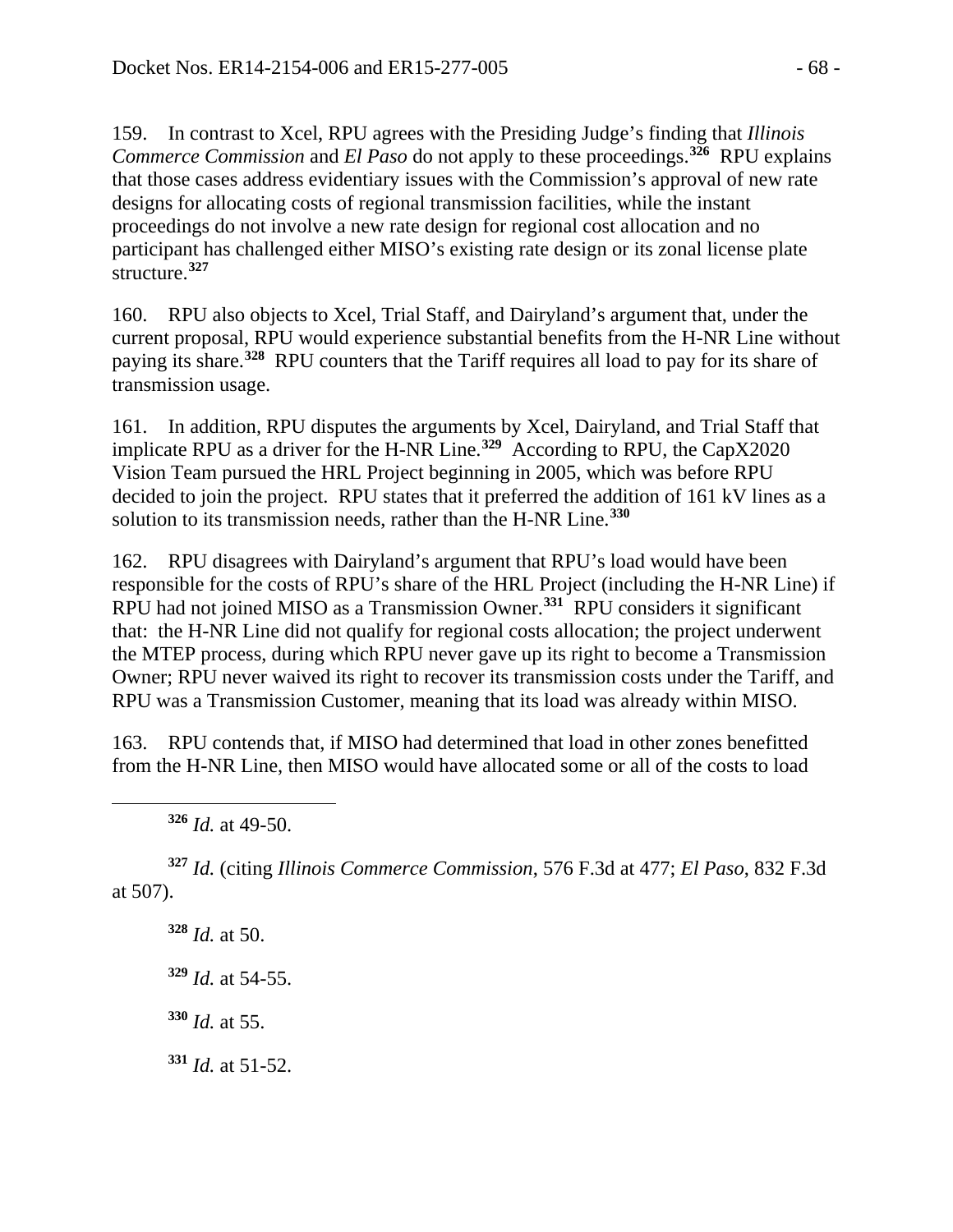159. In contrast to Xcel, RPU agrees with the Presiding Judge's finding that *Illinois Commerce Commission* and *El Paso* do not apply to these proceedings.[326] RPU explains that those cases address evidentiary issues with the Commission's approval of new rate designs for allocating costs of regional transmission facilities, while the instant proceedings do not involve a new rate design for regional cost allocation and no participant has challenged either MISO's existing rate design or its zonal license plate structure.[327]

160. RPU also objects to Xcel, Trial Staff, and Dairyland's argument that, under the current proposal, RPU would experience substantial benefits from the H-NR Line without paying its share.[328] RPU counters that the Tariff requires all load to pay for its share of transmission usage.

161. In addition, RPU disputes the arguments by Xcel, Dairyland, and Trial Staff that implicate RPU as a driver for the H-NR Line.[329] According to RPU, the CapX2020 Vision Team pursued the HRL Project beginning in 2005, which was before RPU decided to join the project. RPU states that it preferred the addition of 161 kV lines as a solution to its transmission needs, rather than the H-NR Line.[330]

162. RPU disagrees with Dairyland's argument that RPU's load would have been responsible for the costs of RPU's share of the HRL Project (including the H-NR Line) if RPU had not joined MISO as a Transmission Owner.[331] RPU considers it significant that: the H-NR Line did not qualify for regional costs allocation; the project underwent the MTEP process, during which RPU never gave up its right to become a Transmission Owner; RPU never waived its right to recover its transmission costs under the Tariff, and RPU was a Transmission Customer, meaning that its load was already within MISO.

163. RPU contends that, if MISO had determined that load in other zones benefitted from the H-NR Line, then MISO would have allocated some or all of the costs to load

---

[326] *Id.* at 49-50.

[327] *Id.* (citing *Illinois Commerce Commission*, 576 F.3d at 477; *El Paso*, 832 F.3d at 507).

[328] *Id.* at 50.

[329] *Id.* at 54-55.

[330] *Id.* at 55.

[331] *Id.* at 51-52.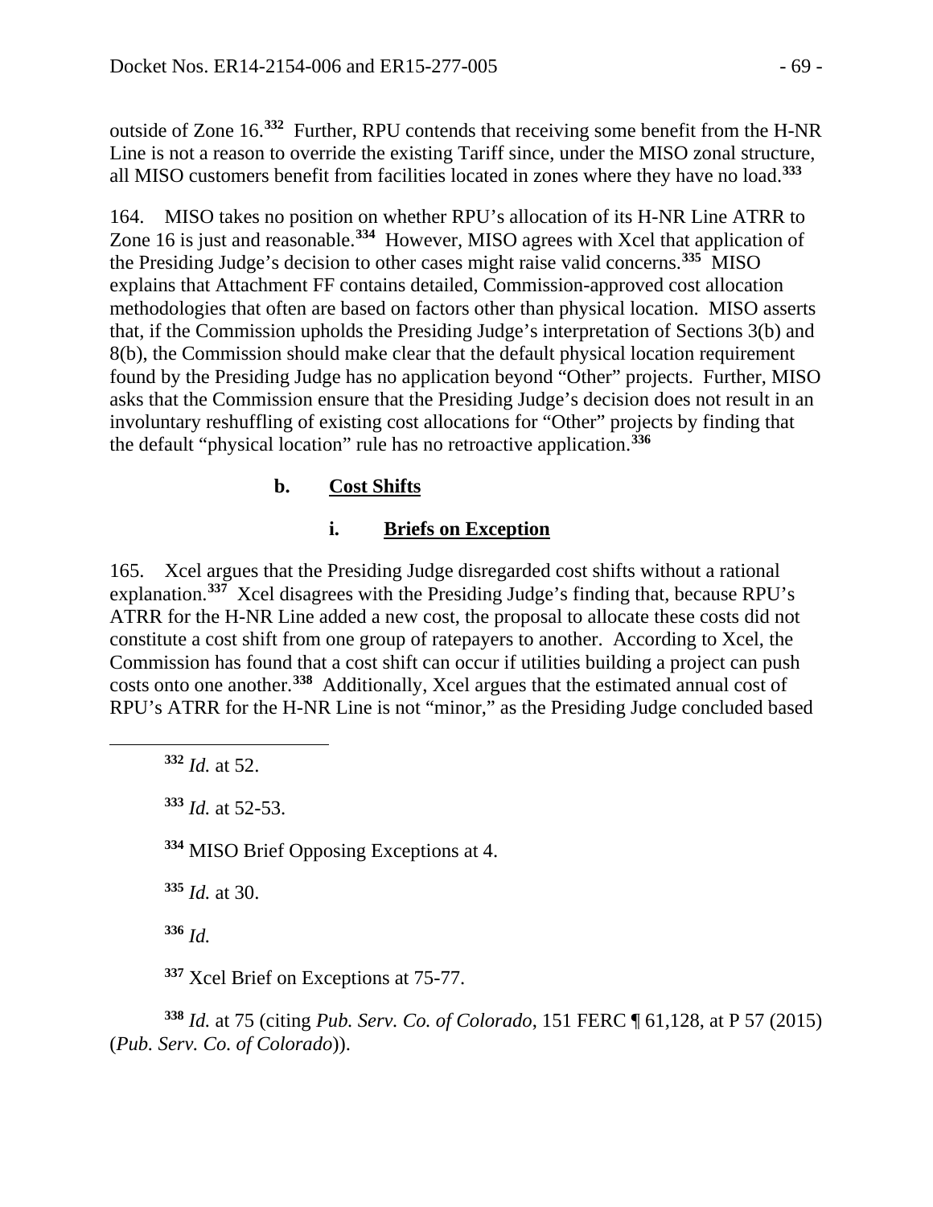outside of Zone 16.[332] Further, RPU contends that receiving some benefit from the H-NR Line is not a reason to override the existing Tariff since, under the MISO zonal structure, all MISO customers benefit from facilities located in zones where they have no load.[333]

164. MISO takes no position on whether RPU's allocation of its H-NR Line ATRR to Zone 16 is just and reasonable.[334] However, MISO agrees with Xcel that application of the Presiding Judge's decision to other cases might raise valid concerns.[335] MISO explains that Attachment FF contains detailed, Commission-approved cost allocation methodologies that often are based on factors other than physical location. MISO asserts that, if the Commission upholds the Presiding Judge's interpretation of Sections 3(b) and 8(b), the Commission should make clear that the default physical location requirement found by the Presiding Judge has no application beyond "Other" projects. Further, MISO asks that the Commission ensure that the Presiding Judge's decision does not result in an involuntary reshuffling of existing cost allocations for "Other" projects by finding that the default "physical location" rule has no retroactive application.[336]

### b. Cost Shifts

#### i. Briefs on Exception

165. Xcel argues that the Presiding Judge disregarded cost shifts without a rational explanation.[337] Xcel disagrees with the Presiding Judge's finding that, because RPU's ATRR for the H-NR Line added a new cost, the proposal to allocate these costs did not constitute a cost shift from one group of ratepayers to another. According to Xcel, the Commission has found that a cost shift can occur if utilities building a project can push costs onto one another.[338] Additionally, Xcel argues that the estimated annual cost of RPU's ATRR for the H-NR Line is not "minor," as the Presiding Judge concluded based

---

[332] *Id.* at 52.

[333] *Id.* at 52-53.

[334] MISO Brief Opposing Exceptions at 4.

[335] *Id.* at 30.

[336] *Id.*

[337] Xcel Brief on Exceptions at 75-77.

[338] *Id.* at 75 (citing *Pub. Serv. Co. of Colorado*, 151 FERC ¶ 61,128, at P 57 (2015) (*Pub. Serv. Co. of Colorado*)).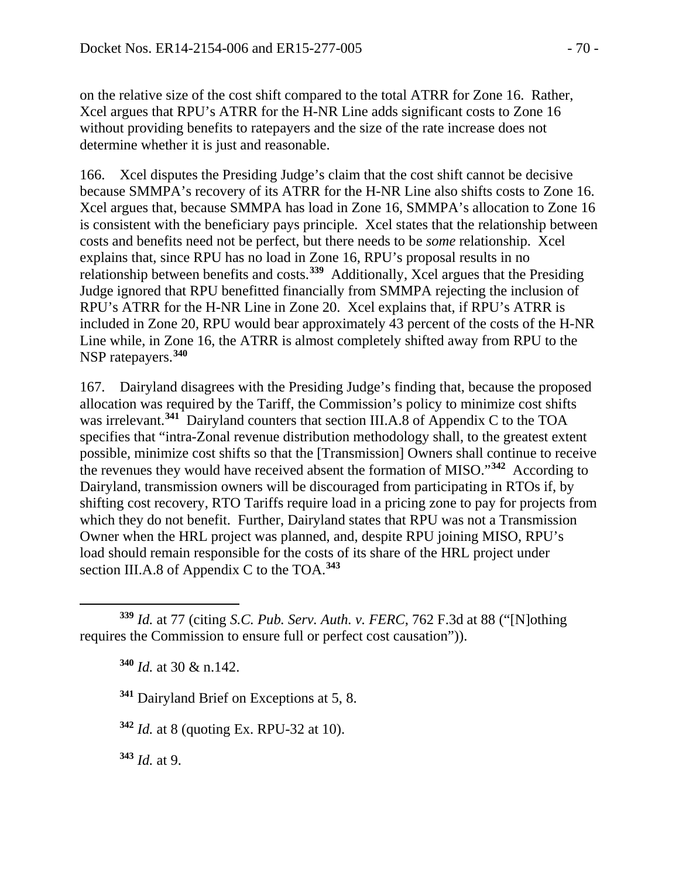on the relative size of the cost shift compared to the total ATRR for Zone 16. Rather, Xcel argues that RPU's ATRR for the H-NR Line adds significant costs to Zone 16 without providing benefits to ratepayers and the size of the rate increase does not determine whether it is just and reasonable.

166. Xcel disputes the Presiding Judge's claim that the cost shift cannot be decisive because SMMPA's recovery of its ATRR for the H-NR Line also shifts costs to Zone 16. Xcel argues that, because SMMPA has load in Zone 16, SMMPA's allocation to Zone 16 is consistent with the beneficiary pays principle. Xcel states that the relationship between costs and benefits need not be perfect, but there needs to be *some* relationship. Xcel explains that, since RPU has no load in Zone 16, RPU's proposal results in no relationship between benefits and costs.[339] Additionally, Xcel argues that the Presiding Judge ignored that RPU benefitted financially from SMMPA rejecting the inclusion of RPU's ATRR for the H-NR Line in Zone 20. Xcel explains that, if RPU's ATRR is included in Zone 20, RPU would bear approximately 43 percent of the costs of the H-NR Line while, in Zone 16, the ATRR is almost completely shifted away from RPU to the NSP ratepayers.[340]

167. Dairyland disagrees with the Presiding Judge's finding that, because the proposed allocation was required by the Tariff, the Commission's policy to minimize cost shifts was irrelevant.[341] Dairyland counters that section III.A.8 of Appendix C to the TOA specifies that "intra-Zonal revenue distribution methodology shall, to the greatest extent possible, minimize cost shifts so that the [Transmission] Owners shall continue to receive the revenues they would have received absent the formation of MISO."[342] According to Dairyland, transmission owners will be discouraged from participating in RTOs if, by shifting cost recovery, RTO Tariffs require load in a pricing zone to pay for projects from which they do not benefit. Further, Dairyland states that RPU was not a Transmission Owner when the HRL project was planned, and, despite RPU joining MISO, RPU's load should remain responsible for the costs of its share of the HRL project under section III.A.8 of Appendix C to the TOA.[343]

---

[339] *Id.* at 77 (citing *S.C. Pub. Serv. Auth. v. FERC*, 762 F.3d at 88 ("[N]othing requires the Commission to ensure full or perfect cost causation")).

[340] *Id.* at 30 & n.142.

[341] Dairyland Brief on Exceptions at 5, 8.

[342] *Id.* at 8 (quoting Ex. RPU-32 at 10).

[343] *Id.* at 9.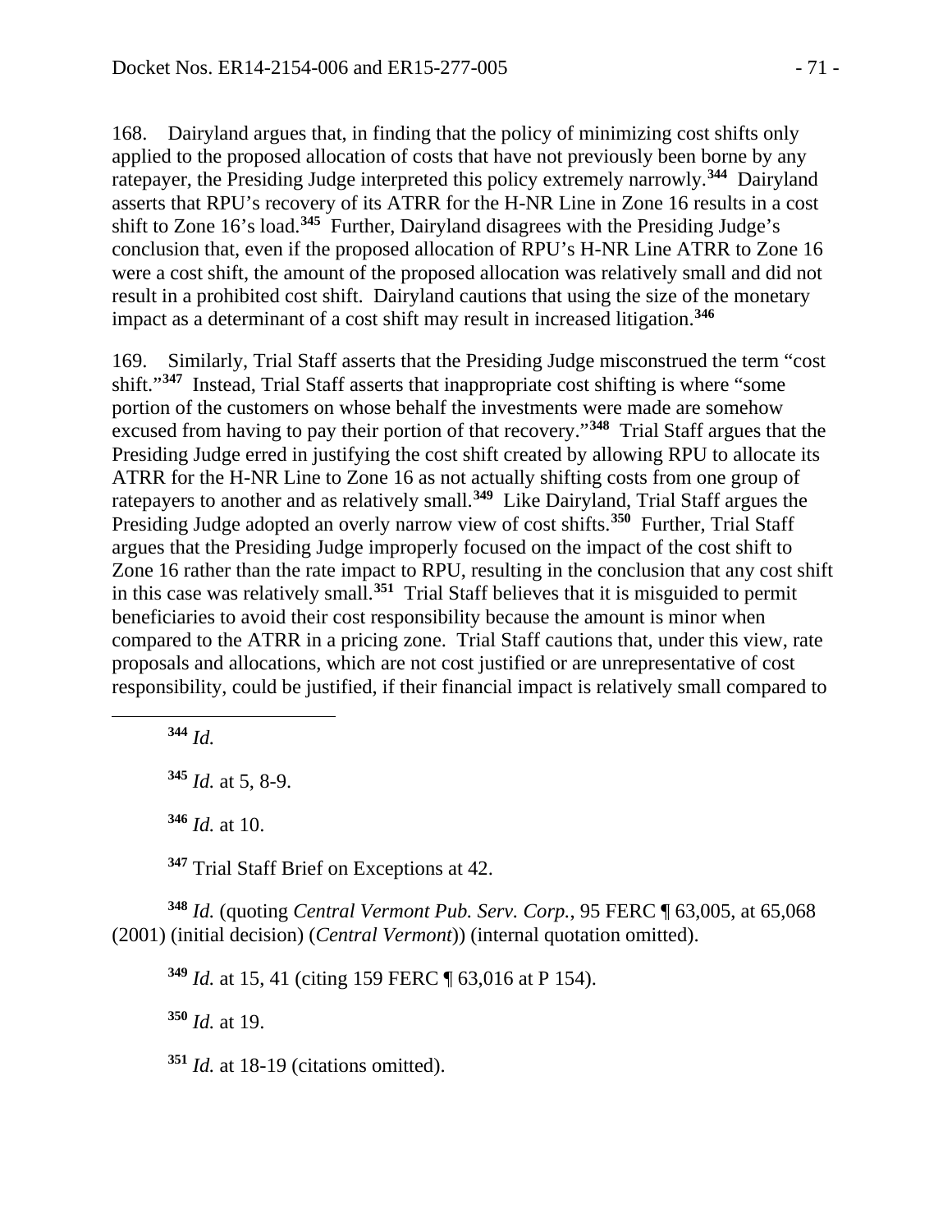168. Dairyland argues that, in finding that the policy of minimizing cost shifts only applied to the proposed allocation of costs that have not previously been borne by any ratepayer, the Presiding Judge interpreted this policy extremely narrowly.[344] Dairyland asserts that RPU's recovery of its ATRR for the H-NR Line in Zone 16 results in a cost shift to Zone 16's load.[345] Further, Dairyland disagrees with the Presiding Judge's conclusion that, even if the proposed allocation of RPU's H-NR Line ATRR to Zone 16 were a cost shift, the amount of the proposed allocation was relatively small and did not result in a prohibited cost shift. Dairyland cautions that using the size of the monetary impact as a determinant of a cost shift may result in increased litigation.[346]

169. Similarly, Trial Staff asserts that the Presiding Judge misconstrued the term "cost shift."[347] Instead, Trial Staff asserts that inappropriate cost shifting is where "some portion of the customers on whose behalf the investments were made are somehow excused from having to pay their portion of that recovery."[348] Trial Staff argues that the Presiding Judge erred in justifying the cost shift created by allowing RPU to allocate its ATRR for the H-NR Line to Zone 16 as not actually shifting costs from one group of ratepayers to another and as relatively small.[349] Like Dairyland, Trial Staff argues the Presiding Judge adopted an overly narrow view of cost shifts.[350] Further, Trial Staff argues that the Presiding Judge improperly focused on the impact of the cost shift to Zone 16 rather than the rate impact to RPU, resulting in the conclusion that any cost shift in this case was relatively small.[351] Trial Staff believes that it is misguided to permit beneficiaries to avoid their cost responsibility because the amount is minor when compared to the ATRR in a pricing zone. Trial Staff cautions that, under this view, rate proposals and allocations, which are not cost justified or are unrepresentative of cost responsibility, could be justified, if their financial impact is relatively small compared to

---

[344] *Id.*

[345] *Id.* at 5, 8-9.

[346] *Id.* at 10.

[347] Trial Staff Brief on Exceptions at 42.

[348] *Id.* (quoting *Central Vermont Pub. Serv. Corp.*, 95 FERC ¶ 63,005, at 65,068 (2001) (initial decision) (*Central Vermont*)) (internal quotation omitted).

[349] *Id.* at 15, 41 (citing 159 FERC ¶ 63,016 at P 154).

[350] *Id.* at 19.

[351] *Id.* at 18-19 (citations omitted).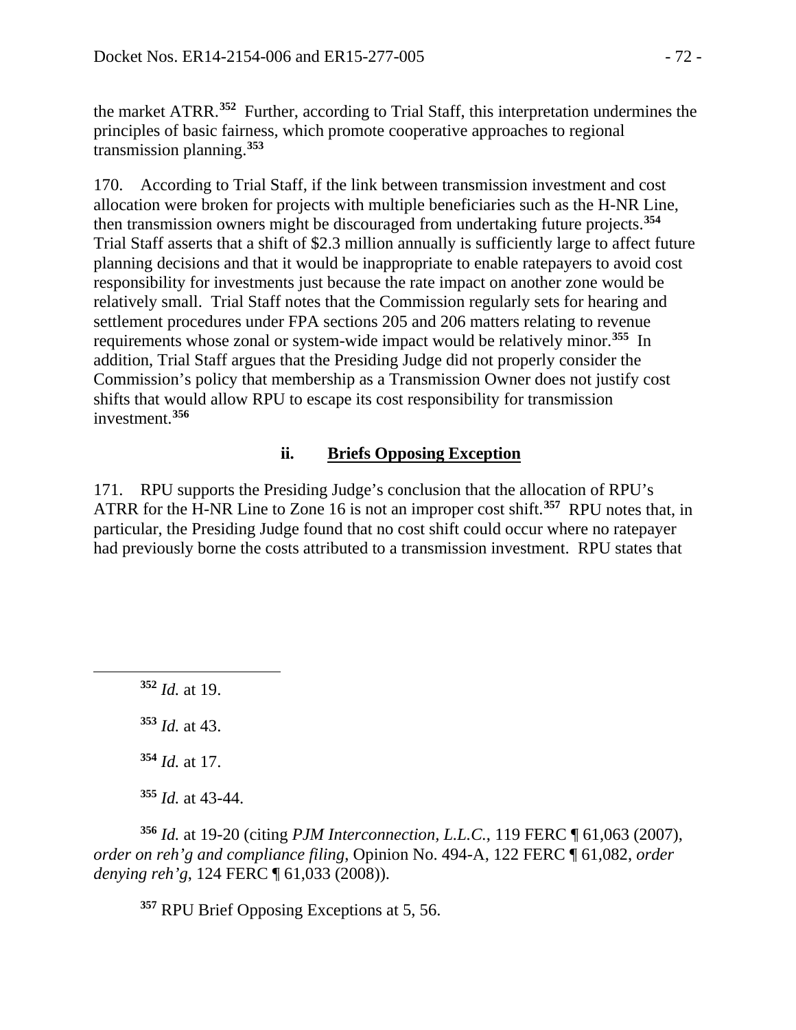the market ATRR.[352] Further, according to Trial Staff, this interpretation undermines the principles of basic fairness, which promote cooperative approaches to regional transmission planning.[353]

170. According to Trial Staff, if the link between transmission investment and cost allocation were broken for projects with multiple beneficiaries such as the H-NR Line, then transmission owners might be discouraged from undertaking future projects.[354] Trial Staff asserts that a shift of $2.3 million annually is sufficiently large to affect future planning decisions and that it would be inappropriate to enable ratepayers to avoid cost responsibility for investments just because the rate impact on another zone would be relatively small. Trial Staff notes that the Commission regularly sets for hearing and settlement procedures under FPA sections 205 and 206 matters relating to revenue requirements whose zonal or system-wide impact would be relatively minor.[355] In addition, Trial Staff argues that the Presiding Judge did not properly consider the Commission's policy that membership as a Transmission Owner does not justify cost shifts that would allow RPU to escape its cost responsibility for transmission investment.[356]

### ii. Briefs Opposing Exception

171. RPU supports the Presiding Judge's conclusion that the allocation of RPU's ATRR for the H-NR Line to Zone 16 is not an improper cost shift.[357] RPU notes that, in particular, the Presiding Judge found that no cost shift could occur where no ratepayer had previously borne the costs attributed to a transmission investment. RPU states that

---

[352] *Id.* at 19.

[353] *Id.* at 43.

[354] *Id.* at 17.

[355] *Id.* at 43-44.

[356] *Id.* at 19-20 (citing *PJM Interconnection, L.L.C.*, 119 FERC ¶ 61,063 (2007), *order on reh'g and compliance filing*, Opinion No. 494-A, 122 FERC ¶ 61,082, *order denying reh'g*, 124 FERC ¶ 61,033 (2008)).

[357] RPU Brief Opposing Exceptions at 5, 56.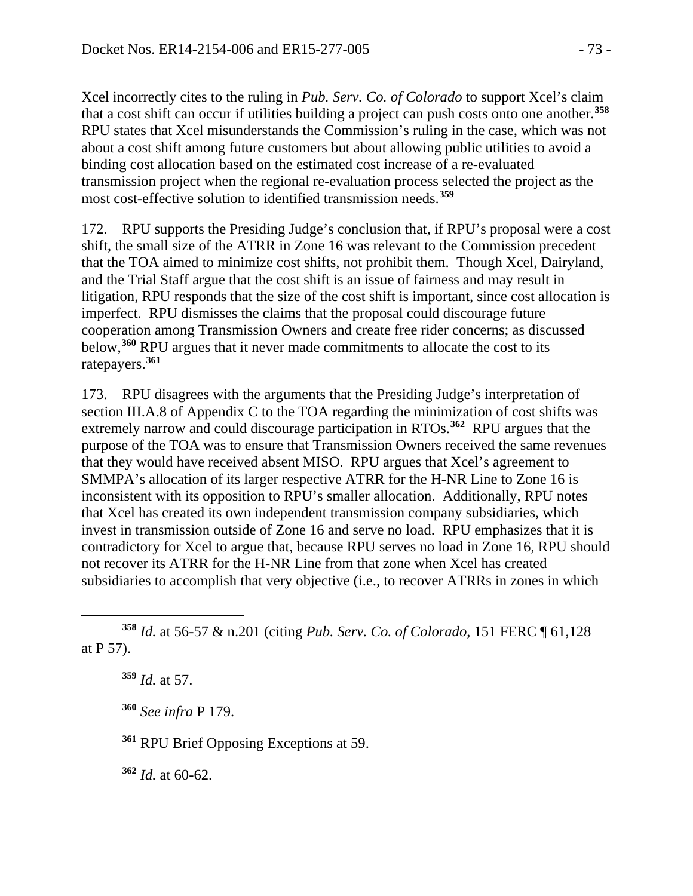Xcel incorrectly cites to the ruling in *Pub. Serv. Co. of Colorado* to support Xcel's claim that a cost shift can occur if utilities building a project can push costs onto one another.[358] RPU states that Xcel misunderstands the Commission's ruling in the case, which was not about a cost shift among future customers but about allowing public utilities to avoid a binding cost allocation based on the estimated cost increase of a re-evaluated transmission project when the regional re-evaluation process selected the project as the most cost-effective solution to identified transmission needs.[359]

172. RPU supports the Presiding Judge's conclusion that, if RPU's proposal were a cost shift, the small size of the ATRR in Zone 16 was relevant to the Commission precedent that the TOA aimed to minimize cost shifts, not prohibit them. Though Xcel, Dairyland, and the Trial Staff argue that the cost shift is an issue of fairness and may result in litigation, RPU responds that the size of the cost shift is important, since cost allocation is imperfect. RPU dismisses the claims that the proposal could discourage future cooperation among Transmission Owners and create free rider concerns; as discussed below,[360] RPU argues that it never made commitments to allocate the cost to its ratepayers.[361]

173. RPU disagrees with the arguments that the Presiding Judge's interpretation of section III.A.8 of Appendix C to the TOA regarding the minimization of cost shifts was extremely narrow and could discourage participation in RTOs.[362] RPU argues that the purpose of the TOA was to ensure that Transmission Owners received the same revenues that they would have received absent MISO. RPU argues that Xcel's agreement to SMMPA's allocation of its larger respective ATRR for the H-NR Line to Zone 16 is inconsistent with its opposition to RPU's smaller allocation. Additionally, RPU notes that Xcel has created its own independent transmission company subsidiaries, which invest in transmission outside of Zone 16 and serve no load. RPU emphasizes that it is contradictory for Xcel to argue that, because RPU serves no load in Zone 16, RPU should not recover its ATRR for the H-NR Line from that zone when Xcel has created subsidiaries to accomplish that very objective (i.e., to recover ATRRs in zones in which

[358] *Id.* at 56-57 & n.201 (citing *Pub. Serv. Co. of Colorado*, 151 FERC ¶ 61,128 at P 57).

[359] *Id.* at 57.

[360] *See infra* P 179.

[361] RPU Brief Opposing Exceptions at 59.

[362] *Id.* at 60-62.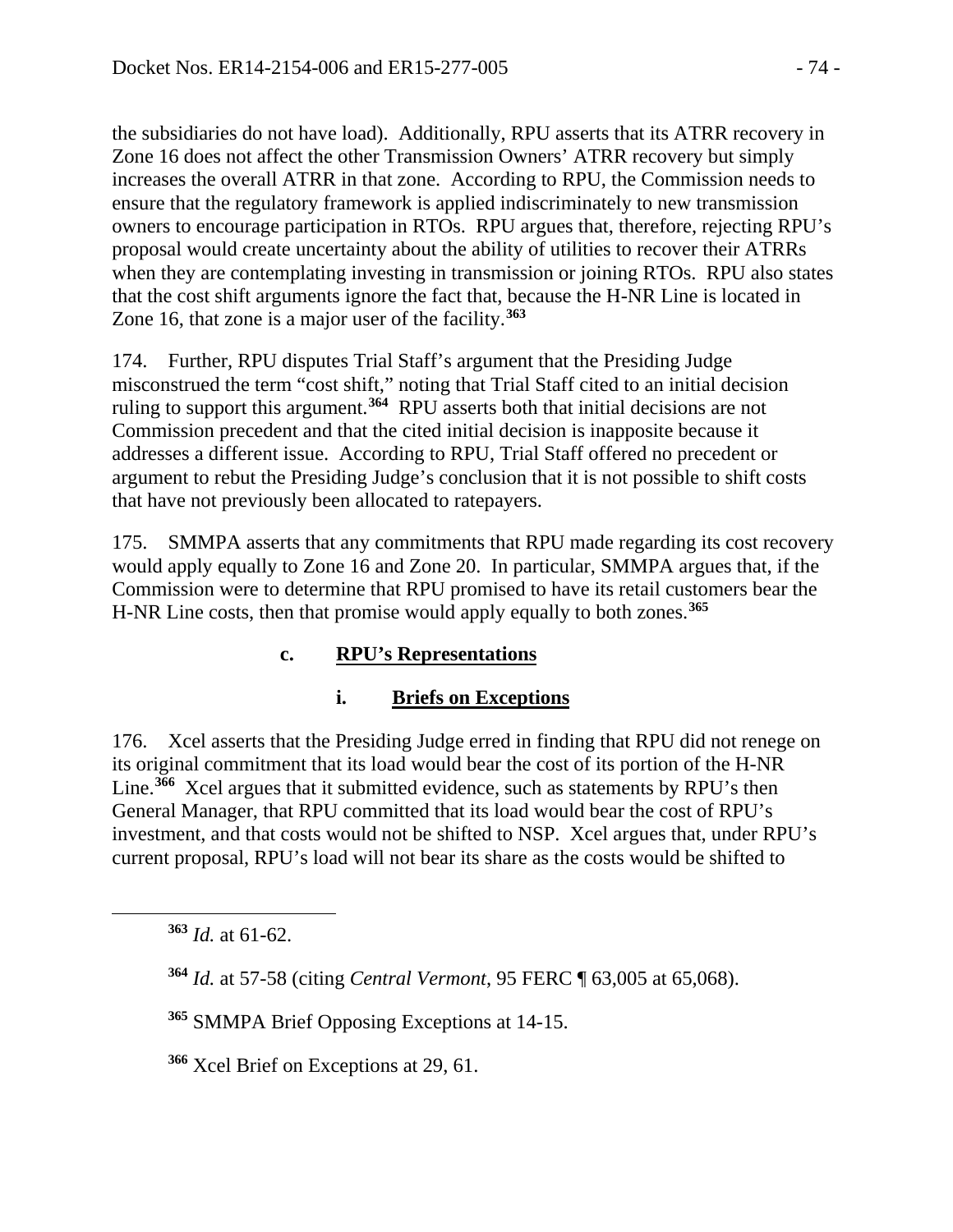the subsidiaries do not have load). Additionally, RPU asserts that its ATRR recovery in Zone 16 does not affect the other Transmission Owners' ATRR recovery but simply increases the overall ATRR in that zone. According to RPU, the Commission needs to ensure that the regulatory framework is applied indiscriminately to new transmission owners to encourage participation in RTOs. RPU argues that, therefore, rejecting RPU's proposal would create uncertainty about the ability of utilities to recover their ATRRs when they are contemplating investing in transmission or joining RTOs. RPU also states that the cost shift arguments ignore the fact that, because the H-NR Line is located in Zone 16, that zone is a major user of the facility.[363]

174. Further, RPU disputes Trial Staff's argument that the Presiding Judge misconstrued the term "cost shift," noting that Trial Staff cited to an initial decision ruling to support this argument.[364] RPU asserts both that initial decisions are not Commission precedent and that the cited initial decision is inapposite because it addresses a different issue. According to RPU, Trial Staff offered no precedent or argument to rebut the Presiding Judge's conclusion that it is not possible to shift costs that have not previously been allocated to ratepayers.

175. SMMPA asserts that any commitments that RPU made regarding its cost recovery would apply equally to Zone 16 and Zone 20. In particular, SMMPA argues that, if the Commission were to determine that RPU promised to have its retail customers bear the H-NR Line costs, then that promise would apply equally to both zones.[365]

#### c. RPU's Representations

##### i. Briefs on Exceptions

176. Xcel asserts that the Presiding Judge erred in finding that RPU did not renege on its original commitment that its load would bear the cost of its portion of the H-NR Line.[366] Xcel argues that it submitted evidence, such as statements by RPU's then General Manager, that RPU committed that its load would bear the cost of RPU's investment, and that costs would not be shifted to NSP. Xcel argues that, under RPU's current proposal, RPU's load will not bear its share as the costs would be shifted to

---

[363] *Id.* at 61-62.

[364] *Id.* at 57-58 (citing *Central Vermont*, 95 FERC ¶ 63,005 at 65,068).

[365] SMMPA Brief Opposing Exceptions at 14-15.

[366] Xcel Brief on Exceptions at 29, 61.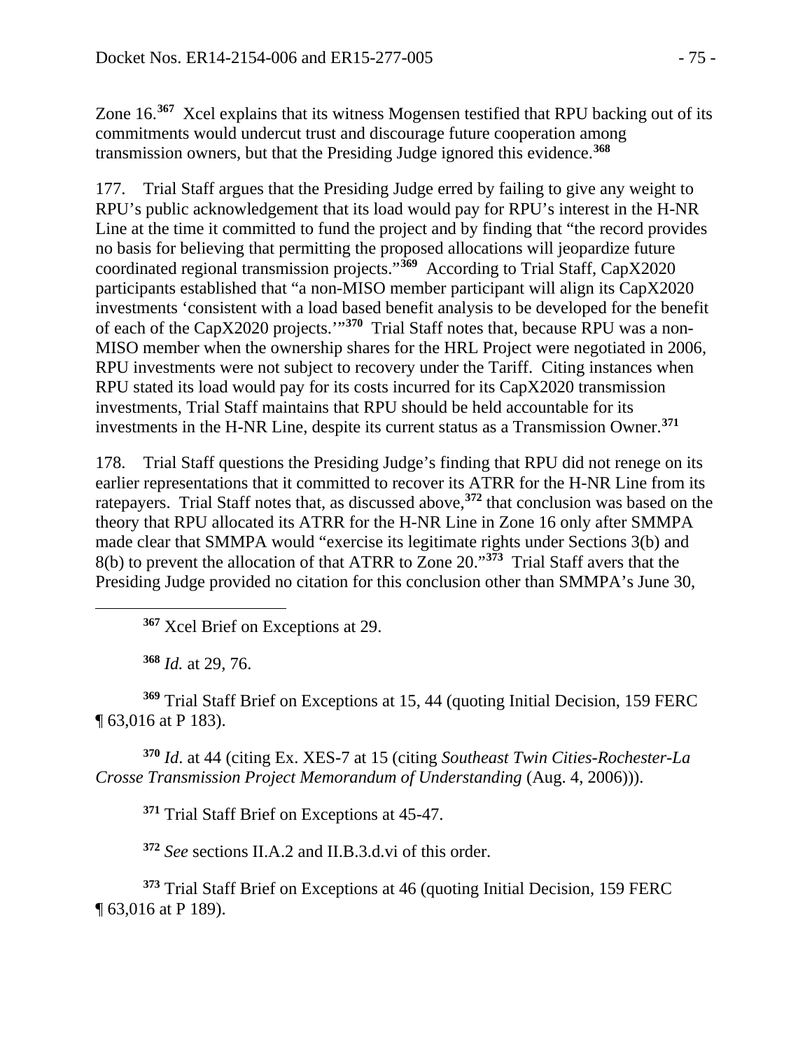Zone 16.[367] Xcel explains that its witness Mogensen testified that RPU backing out of its commitments would undercut trust and discourage future cooperation among transmission owners, but that the Presiding Judge ignored this evidence.[368]

177. Trial Staff argues that the Presiding Judge erred by failing to give any weight to RPU's public acknowledgement that its load would pay for RPU's interest in the H-NR Line at the time it committed to fund the project and by finding that "the record provides no basis for believing that permitting the proposed allocations will jeopardize future coordinated regional transmission projects."[369] According to Trial Staff, CapX2020 participants established that "a non-MISO member participant will align its CapX2020 investments 'consistent with a load based benefit analysis to be developed for the benefit of each of the CapX2020 projects.'"[370] Trial Staff notes that, because RPU was a non-MISO member when the ownership shares for the HRL Project were negotiated in 2006, RPU investments were not subject to recovery under the Tariff. Citing instances when RPU stated its load would pay for its costs incurred for its CapX2020 transmission investments, Trial Staff maintains that RPU should be held accountable for its investments in the H-NR Line, despite its current status as a Transmission Owner.[371]

178. Trial Staff questions the Presiding Judge's finding that RPU did not renege on its earlier representations that it committed to recover its ATRR for the H-NR Line from its ratepayers. Trial Staff notes that, as discussed above,[372] that conclusion was based on the theory that RPU allocated its ATRR for the H-NR Line in Zone 16 only after SMMPA made clear that SMMPA would "exercise its legitimate rights under Sections 3(b) and 8(b) to prevent the allocation of that ATRR to Zone 20."[373] Trial Staff avers that the Presiding Judge provided no citation for this conclusion other than SMMPA's June 30,

---

[367] Xcel Brief on Exceptions at 29.

[368] *Id.* at 29, 76.

[369] Trial Staff Brief on Exceptions at 15, 44 (quoting Initial Decision, 159 FERC ¶ 63,016 at P 183).

[370] *Id*. at 44 (citing Ex. XES-7 at 15 (citing *Southeast Twin Cities-Rochester-La Crosse Transmission Project Memorandum of Understanding* (Aug. 4, 2006))).

[371] Trial Staff Brief on Exceptions at 45-47.

[372] *See* sections II.A.2 and II.B.3.d.vi of this order.

[373] Trial Staff Brief on Exceptions at 46 (quoting Initial Decision, 159 FERC ¶ 63,016 at P 189).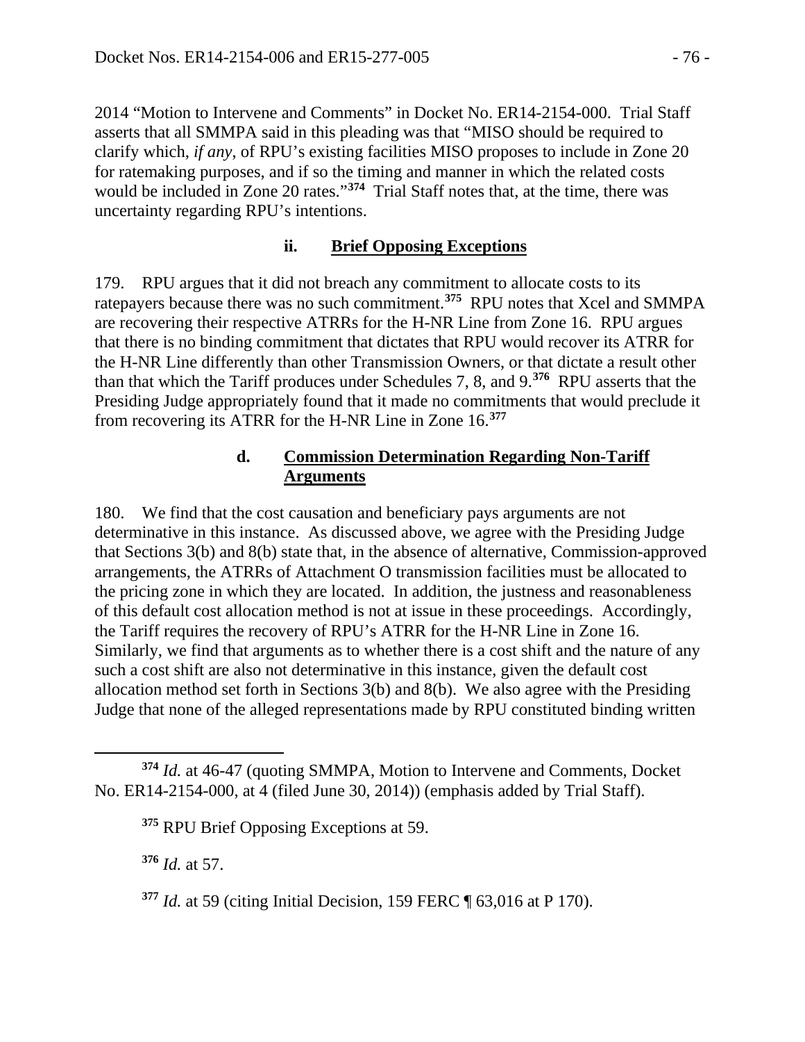2014 "Motion to Intervene and Comments" in Docket No. ER14-2154-000. Trial Staff asserts that all SMMPA said in this pleading was that "MISO should be required to clarify which, *if any*, of RPU's existing facilities MISO proposes to include in Zone 20 for ratemaking purposes, and if so the timing and manner in which the related costs would be included in Zone 20 rates."[374] Trial Staff notes that, at the time, there was uncertainty regarding RPU's intentions.

#### ii. Brief Opposing Exceptions

179. RPU argues that it did not breach any commitment to allocate costs to its ratepayers because there was no such commitment.[375] RPU notes that Xcel and SMMPA are recovering their respective ATRRs for the H-NR Line from Zone 16. RPU argues that there is no binding commitment that dictates that RPU would recover its ATRR for the H-NR Line differently than other Transmission Owners, or that dictate a result other than that which the Tariff produces under Schedules 7, 8, and 9.[376] RPU asserts that the Presiding Judge appropriately found that it made no commitments that would preclude it from recovering its ATRR for the H-NR Line in Zone 16.[377]

### d. Commission Determination Regarding Non-Tariff Arguments

180. We find that the cost causation and beneficiary pays arguments are not determinative in this instance. As discussed above, we agree with the Presiding Judge that Sections 3(b) and 8(b) state that, in the absence of alternative, Commission-approved arrangements, the ATRRs of Attachment O transmission facilities must be allocated to the pricing zone in which they are located. In addition, the justness and reasonableness of this default cost allocation method is not at issue in these proceedings. Accordingly, the Tariff requires the recovery of RPU's ATRR for the H-NR Line in Zone 16. Similarly, we find that arguments as to whether there is a cost shift and the nature of any such a cost shift are also not determinative in this instance, given the default cost allocation method set forth in Sections 3(b) and 8(b). We also agree with the Presiding Judge that none of the alleged representations made by RPU constituted binding written

---

[374] *Id.* at 46-47 (quoting SMMPA, Motion to Intervene and Comments, Docket No. ER14-2154-000, at 4 (filed June 30, 2014)) (emphasis added by Trial Staff).

[375] RPU Brief Opposing Exceptions at 59.

[376] *Id.* at 57.

[377] *Id.* at 59 (citing Initial Decision, 159 FERC ¶ 63,016 at P 170).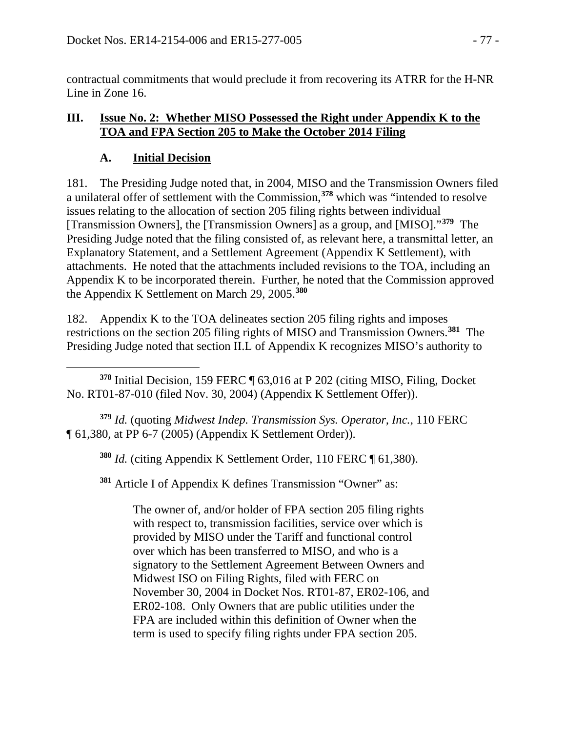contractual commitments that would preclude it from recovering its ATRR for the H-NR Line in Zone 16.

## III. Issue No. 2: Whether MISO Possessed the Right under Appendix K to the TOA and FPA Section 205 to Make the October 2014 Filing

### A. Initial Decision

181. The Presiding Judge noted that, in 2004, MISO and the Transmission Owners filed a unilateral offer of settlement with the Commission,[378] which was "intended to resolve issues relating to the allocation of section 205 filing rights between individual [Transmission Owners], the [Transmission Owners] as a group, and [MISO]."[379] The Presiding Judge noted that the filing consisted of, as relevant here, a transmittal letter, an Explanatory Statement, and a Settlement Agreement (Appendix K Settlement), with attachments. He noted that the attachments included revisions to the TOA, including an Appendix K to be incorporated therein. Further, he noted that the Commission approved the Appendix K Settlement on March 29, 2005.[380]

182. Appendix K to the TOA delineates section 205 filing rights and imposes restrictions on the section 205 filing rights of MISO and Transmission Owners.[381] The Presiding Judge noted that section II.L of Appendix K recognizes MISO's authority to

---

[378] Initial Decision, 159 FERC ¶ 63,016 at P 202 (citing MISO, Filing, Docket No. RT01-87-010 (filed Nov. 30, 2004) (Appendix K Settlement Offer)).

[379] *Id.* (quoting *Midwest Indep. Transmission Sys. Operator, Inc.*, 110 FERC ¶ 61,380, at PP 6-7 (2005) (Appendix K Settlement Order)).

[380] *Id.* (citing Appendix K Settlement Order, 110 FERC ¶ 61,380).

[381] Article I of Appendix K defines Transmission "Owner" as:

> The owner of, and/or holder of FPA section 205 filing rights with respect to, transmission facilities, service over which is provided by MISO under the Tariff and functional control over which has been transferred to MISO, and who is a signatory to the Settlement Agreement Between Owners and Midwest ISO on Filing Rights, filed with FERC on November 30, 2004 in Docket Nos. RT01-87, ER02-106, and ER02-108. Only Owners that are public utilities under the FPA are included within this definition of Owner when the term is used to specify filing rights under FPA section 205.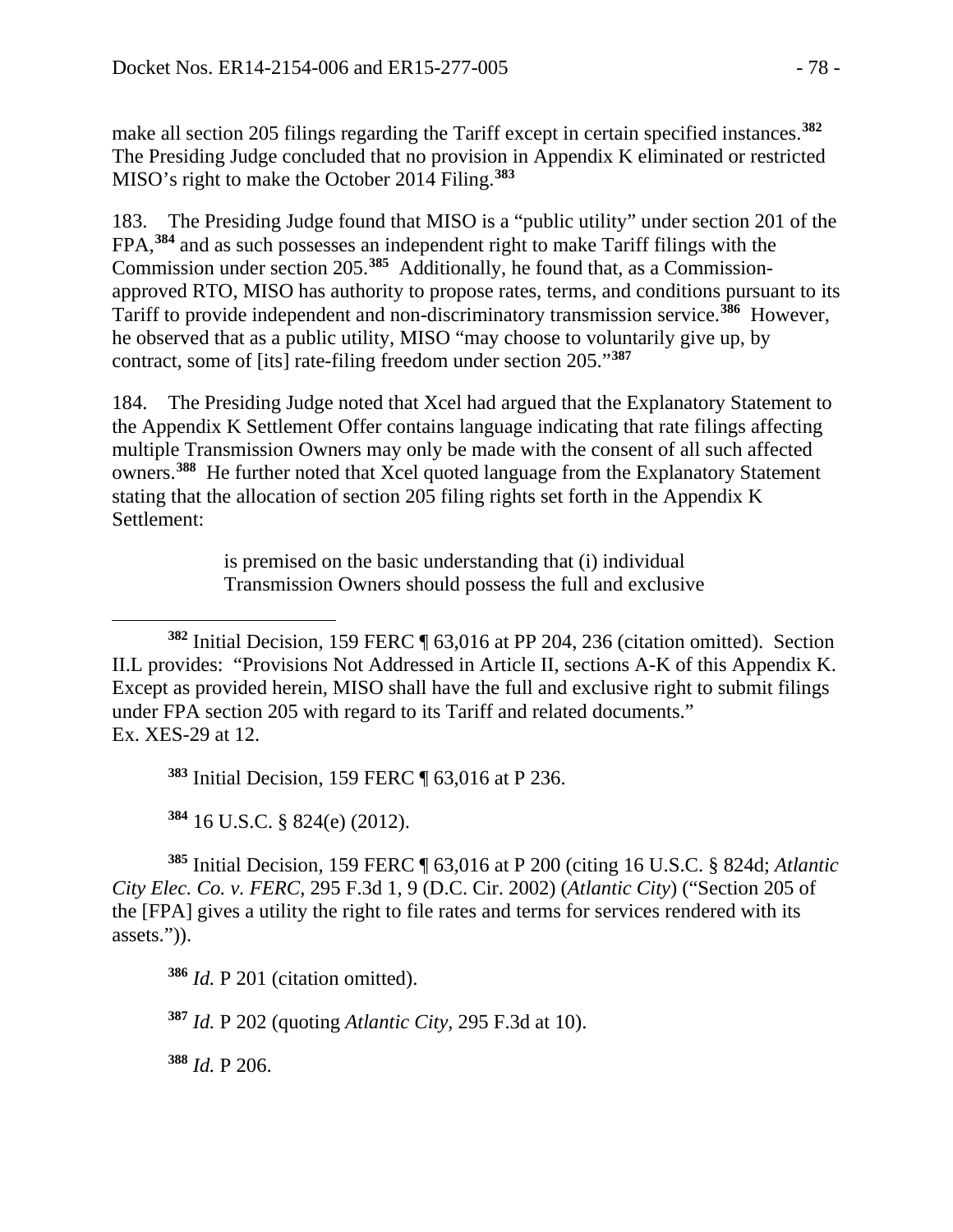make all section 205 filings regarding the Tariff except in certain specified instances.[382] The Presiding Judge concluded that no provision in Appendix K eliminated or restricted MISO's right to make the October 2014 Filing.[383]

183. The Presiding Judge found that MISO is a "public utility" under section 201 of the FPA,[384] and as such possesses an independent right to make Tariff filings with the Commission under section 205.[385] Additionally, he found that, as a Commission-approved RTO, MISO has authority to propose rates, terms, and conditions pursuant to its Tariff to provide independent and non-discriminatory transmission service.[386] However, he observed that as a public utility, MISO "may choose to voluntarily give up, by contract, some of [its] rate-filing freedom under section 205."[387]

184. The Presiding Judge noted that Xcel had argued that the Explanatory Statement to the Appendix K Settlement Offer contains language indicating that rate filings affecting multiple Transmission Owners may only be made with the consent of all such affected owners.[388] He further noted that Xcel quoted language from the Explanatory Statement stating that the allocation of section 205 filing rights set forth in the Appendix K Settlement:

> is premised on the basic understanding that (i) individual Transmission Owners should possess the full and exclusive

---

[382] Initial Decision, 159 FERC ¶ 63,016 at PP 204, 236 (citation omitted). Section II.L provides: "Provisions Not Addressed in Article II, sections A-K of this Appendix K. Except as provided herein, MISO shall have the full and exclusive right to submit filings under FPA section 205 with regard to its Tariff and related documents." Ex. XES-29 at 12.

[383] Initial Decision, 159 FERC ¶ 63,016 at P 236.

[384] 16 U.S.C. § 824(e) (2012).

[385] Initial Decision, 159 FERC ¶ 63,016 at P 200 (citing 16 U.S.C. § 824d; *Atlantic City Elec. Co. v. FERC*, 295 F.3d 1, 9 (D.C. Cir. 2002) (*Atlantic City*) ("Section 205 of the [FPA] gives a utility the right to file rates and terms for services rendered with its assets.")).

[386] *Id.* P 201 (citation omitted).

[387] *Id.* P 202 (quoting *Atlantic City*, 295 F.3d at 10).

[388] *Id.* P 206.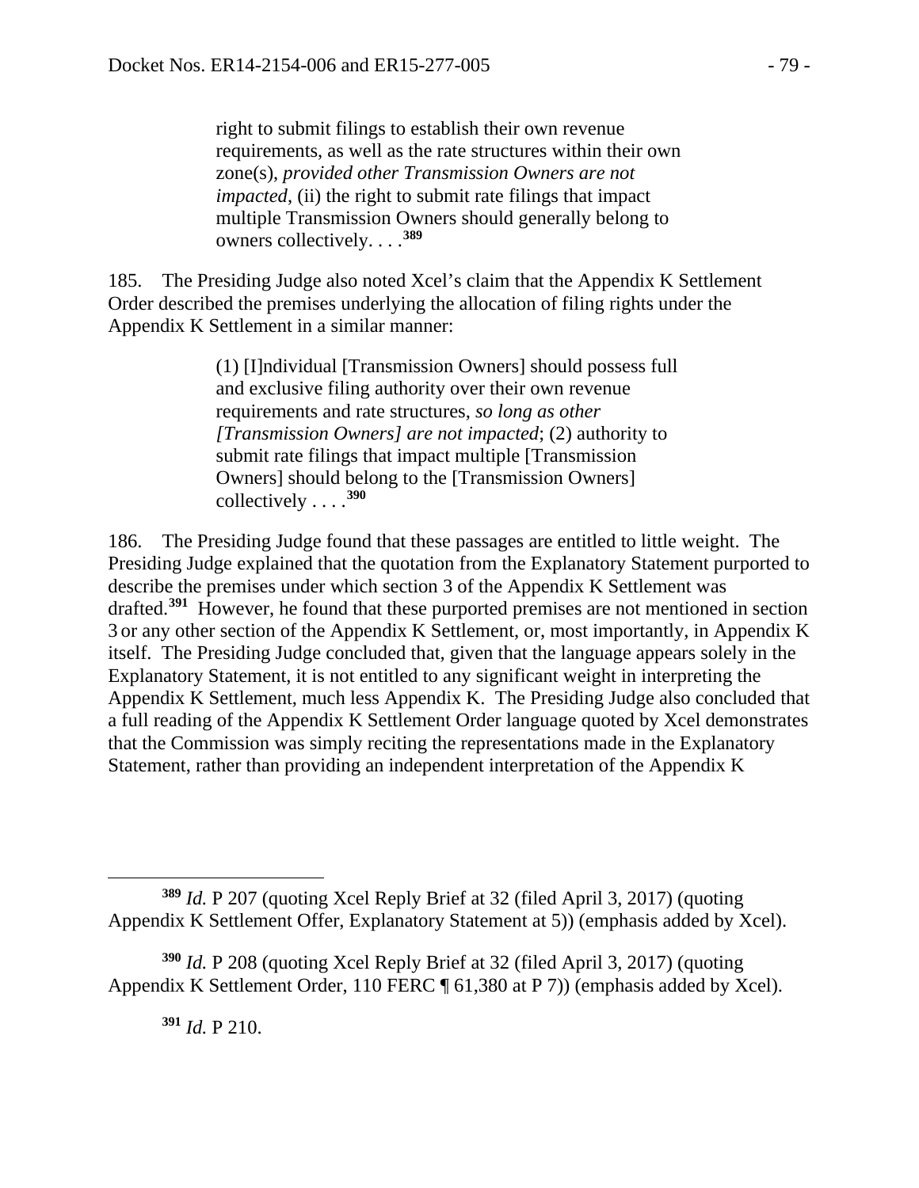> right to submit filings to establish their own revenue requirements, as well as the rate structures within their own zone(s), *provided other Transmission Owners are not impacted*, (ii) the right to submit rate filings that impact multiple Transmission Owners should generally belong to owners collectively. . . .[389]

185. The Presiding Judge also noted Xcel's claim that the Appendix K Settlement Order described the premises underlying the allocation of filing rights under the Appendix K Settlement in a similar manner:

> (1) [I]ndividual [Transmission Owners] should possess full and exclusive filing authority over their own revenue requirements and rate structures, *so long as other [Transmission Owners] are not impacted*; (2) authority to submit rate filings that impact multiple [Transmission Owners] should belong to the [Transmission Owners] collectively . . . .[390]

186. The Presiding Judge found that these passages are entitled to little weight. The Presiding Judge explained that the quotation from the Explanatory Statement purported to describe the premises under which section 3 of the Appendix K Settlement was drafted.[391] However, he found that these purported premises are not mentioned in section 3 or any other section of the Appendix K Settlement, or, most importantly, in Appendix K itself. The Presiding Judge concluded that, given that the language appears solely in the Explanatory Statement, it is not entitled to any significant weight in interpreting the Appendix K Settlement, much less Appendix K. The Presiding Judge also concluded that a full reading of the Appendix K Settlement Order language quoted by Xcel demonstrates that the Commission was simply reciting the representations made in the Explanatory Statement, rather than providing an independent interpretation of the Appendix K

---

[389] *Id.* P 207 (quoting Xcel Reply Brief at 32 (filed April 3, 2017) (quoting Appendix K Settlement Offer, Explanatory Statement at 5)) (emphasis added by Xcel).

[390] *Id.* P 208 (quoting Xcel Reply Brief at 32 (filed April 3, 2017) (quoting Appendix K Settlement Order, 110 FERC ¶ 61,380 at P 7)) (emphasis added by Xcel).

[391] *Id.* P 210.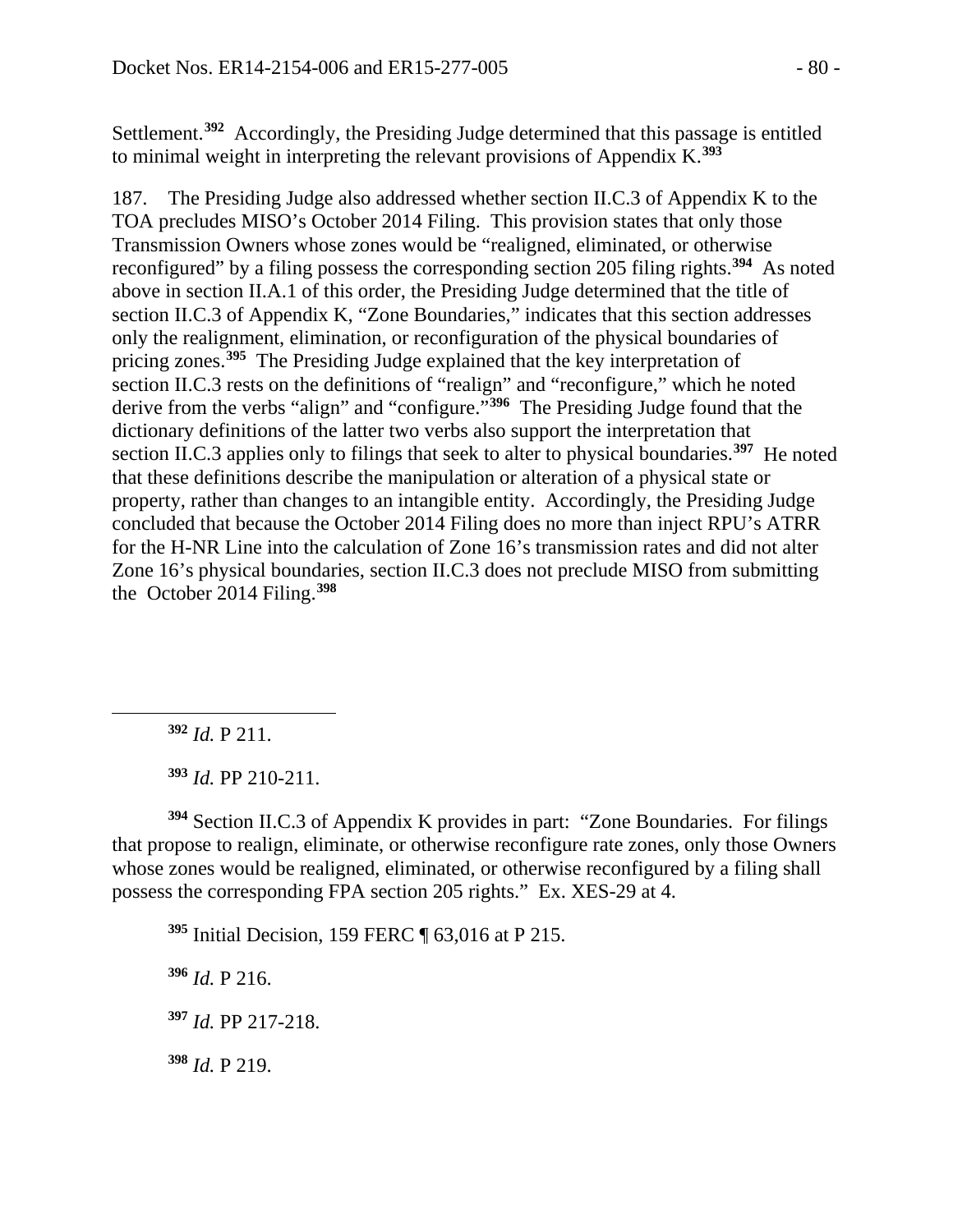Settlement.[392] Accordingly, the Presiding Judge determined that this passage is entitled to minimal weight in interpreting the relevant provisions of Appendix K.[393]

187. The Presiding Judge also addressed whether section II.C.3 of Appendix K to the TOA precludes MISO's October 2014 Filing. This provision states that only those Transmission Owners whose zones would be "realigned, eliminated, or otherwise reconfigured" by a filing possess the corresponding section 205 filing rights.[394] As noted above in section II.A.1 of this order, the Presiding Judge determined that the title of section II.C.3 of Appendix K, "Zone Boundaries," indicates that this section addresses only the realignment, elimination, or reconfiguration of the physical boundaries of pricing zones.[395] The Presiding Judge explained that the key interpretation of section II.C.3 rests on the definitions of "realign" and "reconfigure," which he noted derive from the verbs "align" and "configure."[396] The Presiding Judge found that the dictionary definitions of the latter two verbs also support the interpretation that section II.C.3 applies only to filings that seek to alter to physical boundaries.[397] He noted that these definitions describe the manipulation or alteration of a physical state or property, rather than changes to an intangible entity. Accordingly, the Presiding Judge concluded that because the October 2014 Filing does no more than inject RPU's ATRR for the H-NR Line into the calculation of Zone 16's transmission rates and did not alter Zone 16's physical boundaries, section II.C.3 does not preclude MISO from submitting the October 2014 Filing.[398]

---

[392] *Id.* P 211.

[393] *Id.* PP 210-211.

[394] Section II.C.3 of Appendix K provides in part: "Zone Boundaries. For filings that propose to realign, eliminate, or otherwise reconfigure rate zones, only those Owners whose zones would be realigned, eliminated, or otherwise reconfigured by a filing shall possess the corresponding FPA section 205 rights." Ex. XES-29 at 4.

[395] Initial Decision, 159 FERC ¶ 63,016 at P 215.

[396] *Id.* P 216.

[397] *Id.* PP 217-218.

[398] *Id.* P 219.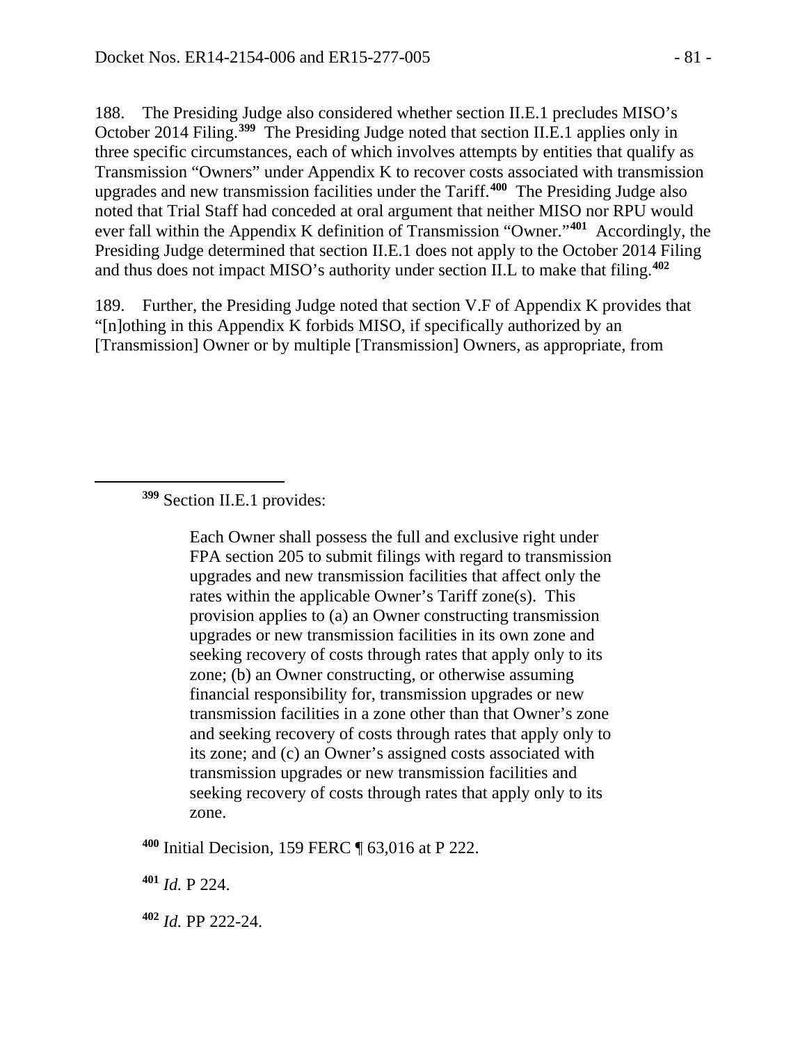188. The Presiding Judge also considered whether section II.E.1 precludes MISO's October 2014 Filing.[399] The Presiding Judge noted that section II.E.1 applies only in three specific circumstances, each of which involves attempts by entities that qualify as Transmission "Owners" under Appendix K to recover costs associated with transmission upgrades and new transmission facilities under the Tariff.[400] The Presiding Judge also noted that Trial Staff had conceded at oral argument that neither MISO nor RPU would ever fall within the Appendix K definition of Transmission "Owner."[401] Accordingly, the Presiding Judge determined that section II.E.1 does not apply to the October 2014 Filing and thus does not impact MISO's authority under section II.L to make that filing.[402]

189. Further, the Presiding Judge noted that section V.F of Appendix K provides that "[n]othing in this Appendix K forbids MISO, if specifically authorized by an [Transmission] Owner or by multiple [Transmission] Owners, as appropriate, from

---

[399] Section II.E.1 provides:

> Each Owner shall possess the full and exclusive right under FPA section 205 to submit filings with regard to transmission upgrades and new transmission facilities that affect only the rates within the applicable Owner's Tariff zone(s). This provision applies to (a) an Owner constructing transmission upgrades or new transmission facilities in its own zone and seeking recovery of costs through rates that apply only to its zone; (b) an Owner constructing, or otherwise assuming financial responsibility for, transmission upgrades or new transmission facilities in a zone other than that Owner's zone and seeking recovery of costs through rates that apply only to its zone; and (c) an Owner's assigned costs associated with transmission upgrades or new transmission facilities and seeking recovery of costs through rates that apply only to its zone.

[400] Initial Decision, 159 FERC ¶ 63,016 at P 222.

[401] *Id.* P 224.

[402] *Id.* PP 222-24.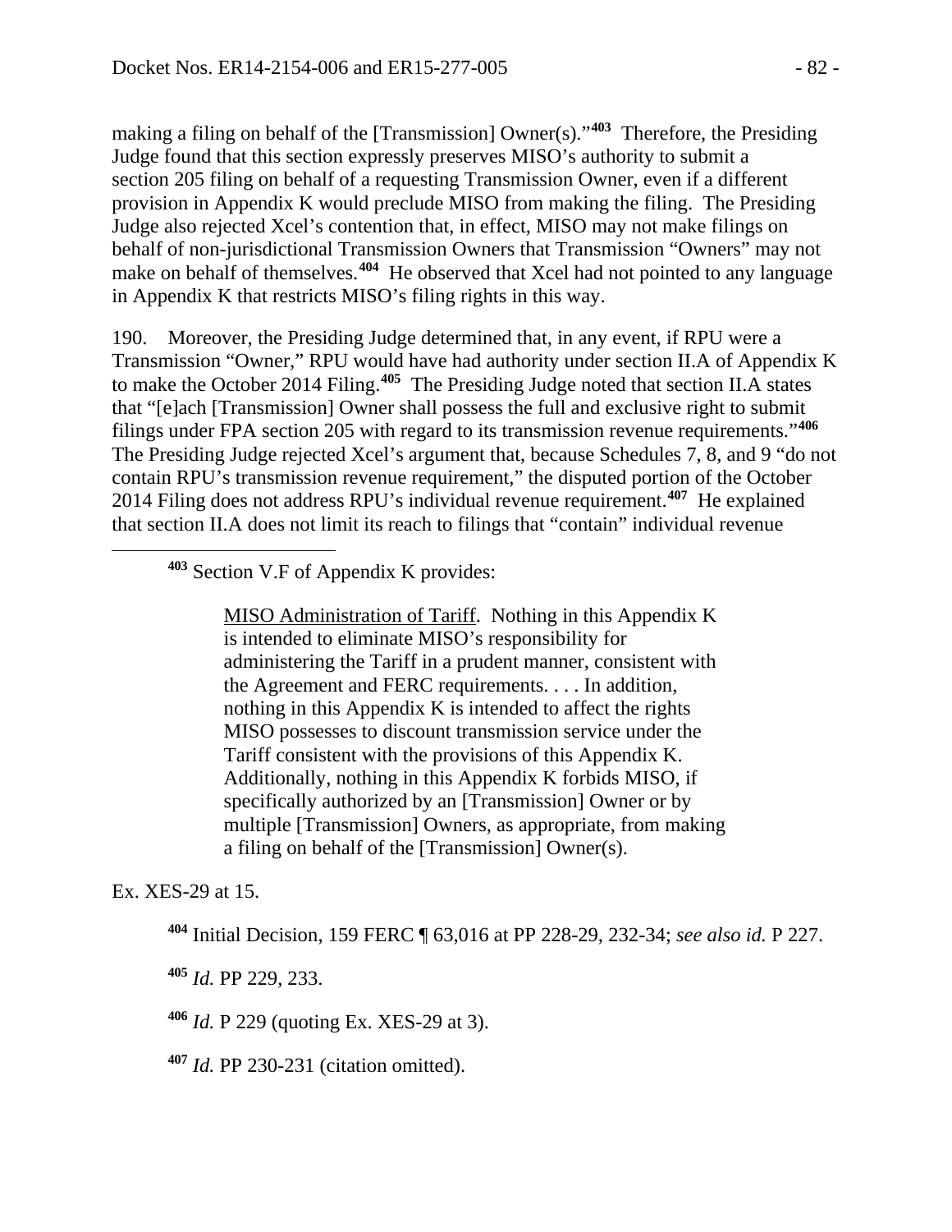making a filing on behalf of the [Transmission] Owner(s)."[403] Therefore, the Presiding Judge found that this section expressly preserves MISO's authority to submit a section 205 filing on behalf of a requesting Transmission Owner, even if a different provision in Appendix K would preclude MISO from making the filing. The Presiding Judge also rejected Xcel's contention that, in effect, MISO may not make filings on behalf of non-jurisdictional Transmission Owners that Transmission "Owners" may not make on behalf of themselves.[404] He observed that Xcel had not pointed to any language in Appendix K that restricts MISO's filing rights in this way.

190. Moreover, the Presiding Judge determined that, in any event, if RPU were a Transmission "Owner," RPU would have had authority under section II.A of Appendix K to make the October 2014 Filing.[405] The Presiding Judge noted that section II.A states that "[e]ach [Transmission] Owner shall possess the full and exclusive right to submit filings under FPA section 205 with regard to its transmission revenue requirements."[406] The Presiding Judge rejected Xcel's argument that, because Schedules 7, 8, and 9 "do not contain RPU's transmission revenue requirement," the disputed portion of the October 2014 Filing does not address RPU's individual revenue requirement.[407] He explained that section II.A does not limit its reach to filings that "contain" individual revenue

---

[403] Section V.F of Appendix K provides:

> MISO Administration of Tariff. Nothing in this Appendix K is intended to eliminate MISO's responsibility for administering the Tariff in a prudent manner, consistent with the Agreement and FERC requirements. . . . In addition, nothing in this Appendix K is intended to affect the rights MISO possesses to discount transmission service under the Tariff consistent with the provisions of this Appendix K. Additionally, nothing in this Appendix K forbids MISO, if specifically authorized by an [Transmission] Owner or by multiple [Transmission] Owners, as appropriate, from making a filing on behalf of the [Transmission] Owner(s).

Ex. XES-29 at 15.

[404] Initial Decision, 159 FERC ¶ 63,016 at PP 228-29, 232-34; *see also id.* P 227.

[405] *Id.* PP 229, 233.

[406] *Id.* P 229 (quoting Ex. XES-29 at 3).

[407] *Id.* PP 230-231 (citation omitted).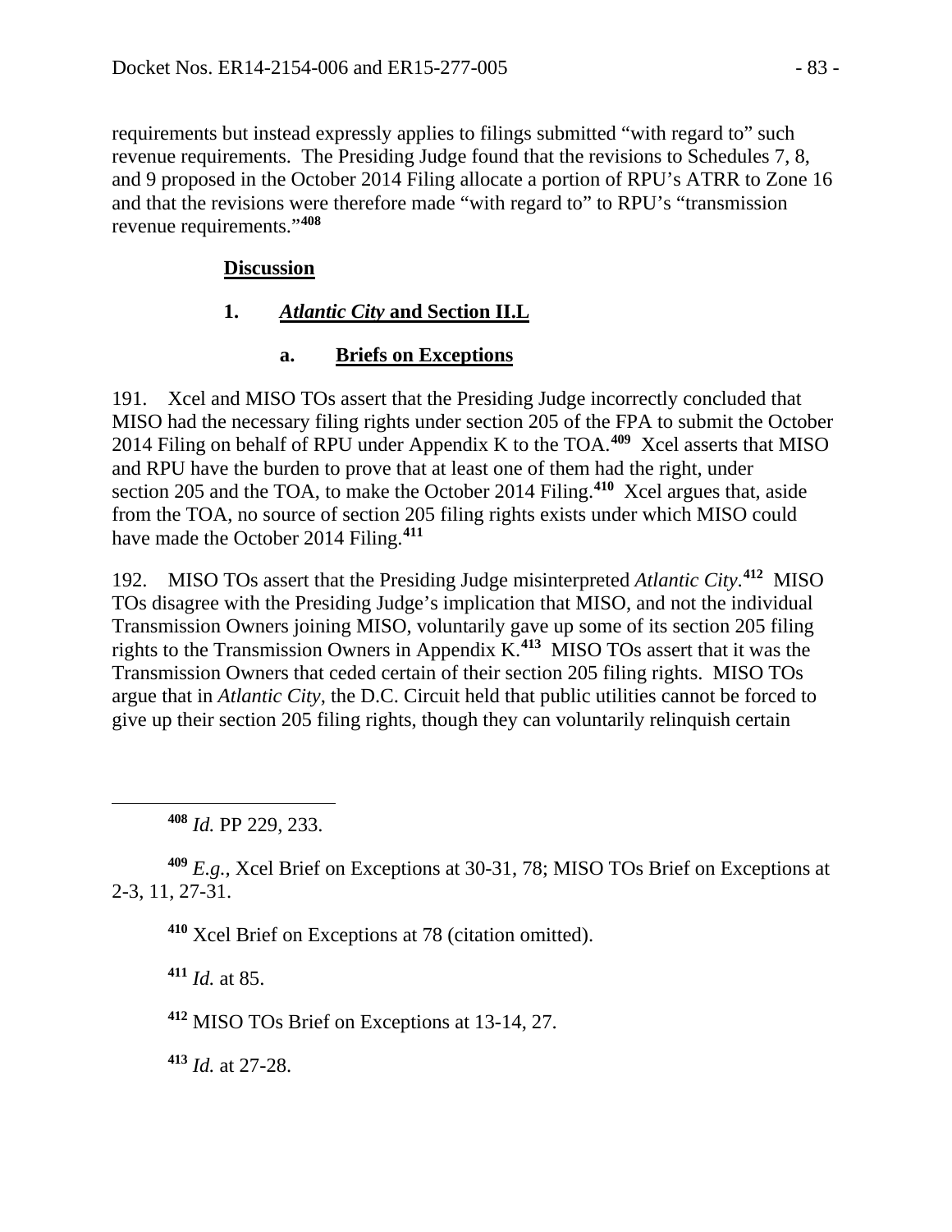requirements but instead expressly applies to filings submitted "with regard to" such revenue requirements. The Presiding Judge found that the revisions to Schedules 7, 8, and 9 proposed in the October 2014 Filing allocate a portion of RPU's ATRR to Zone 16 and that the revisions were therefore made "with regard to" to RPU's "transmission revenue requirements."[408]

## Discussion

### 1. *Atlantic City* and Section II.L

#### a. Briefs on Exceptions

191. Xcel and MISO TOs assert that the Presiding Judge incorrectly concluded that MISO had the necessary filing rights under section 205 of the FPA to submit the October 2014 Filing on behalf of RPU under Appendix K to the TOA.[409] Xcel asserts that MISO and RPU have the burden to prove that at least one of them had the right, under section 205 and the TOA, to make the October 2014 Filing.[410] Xcel argues that, aside from the TOA, no source of section 205 filing rights exists under which MISO could have made the October 2014 Filing.[411]

192. MISO TOs assert that the Presiding Judge misinterpreted *Atlantic City*.[412] MISO TOs disagree with the Presiding Judge's implication that MISO, and not the individual Transmission Owners joining MISO, voluntarily gave up some of its section 205 filing rights to the Transmission Owners in Appendix K.[413] MISO TOs assert that it was the Transmission Owners that ceded certain of their section 205 filing rights. MISO TOs argue that in *Atlantic City*, the D.C. Circuit held that public utilities cannot be forced to give up their section 205 filing rights, though they can voluntarily relinquish certain

---

[408] *Id.* PP 229, 233.

[409] *E.g.*, Xcel Brief on Exceptions at 30-31, 78; MISO TOs Brief on Exceptions at 2-3, 11, 27-31.

[410] Xcel Brief on Exceptions at 78 (citation omitted).

[411] *Id.* at 85.

[412] MISO TOs Brief on Exceptions at 13-14, 27.

[413] *Id.* at 27-28.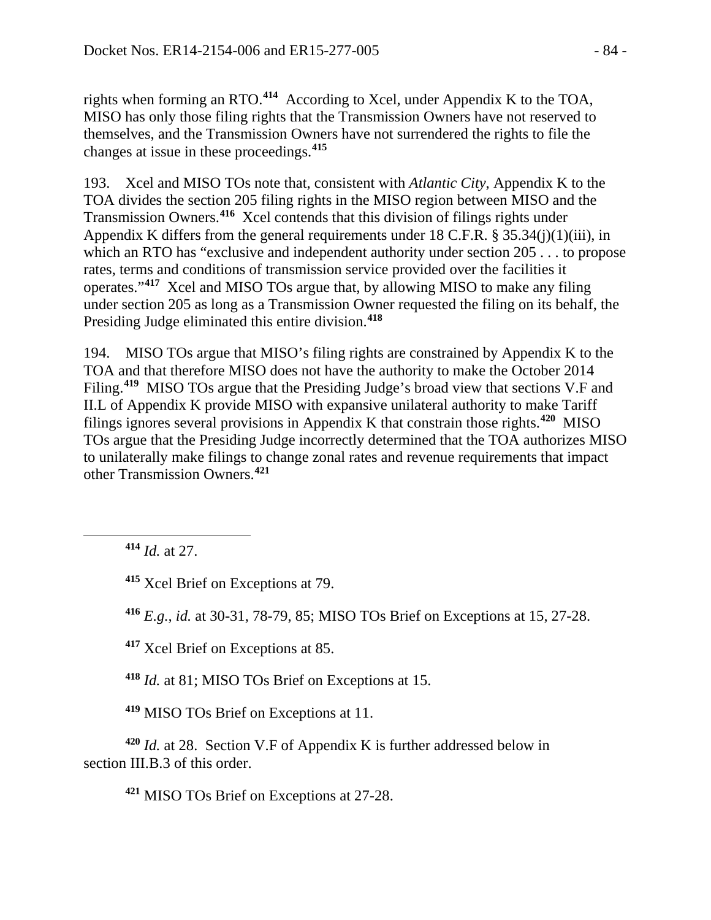rights when forming an RTO.[414] According to Xcel, under Appendix K to the TOA, MISO has only those filing rights that the Transmission Owners have not reserved to themselves, and the Transmission Owners have not surrendered the rights to file the changes at issue in these proceedings.[415]

193. Xcel and MISO TOs note that, consistent with *Atlantic City*, Appendix K to the TOA divides the section 205 filing rights in the MISO region between MISO and the Transmission Owners.[416] Xcel contends that this division of filings rights under Appendix K differs from the general requirements under 18 C.F.R. § 35.34(j)(1)(iii), in which an RTO has "exclusive and independent authority under section 205 . . . to propose rates, terms and conditions of transmission service provided over the facilities it operates."[417] Xcel and MISO TOs argue that, by allowing MISO to make any filing under section 205 as long as a Transmission Owner requested the filing on its behalf, the Presiding Judge eliminated this entire division.[418]

194. MISO TOs argue that MISO's filing rights are constrained by Appendix K to the TOA and that therefore MISO does not have the authority to make the October 2014 Filing.[419] MISO TOs argue that the Presiding Judge's broad view that sections V.F and II.L of Appendix K provide MISO with expansive unilateral authority to make Tariff filings ignores several provisions in Appendix K that constrain those rights.[420] MISO TOs argue that the Presiding Judge incorrectly determined that the TOA authorizes MISO to unilaterally make filings to change zonal rates and revenue requirements that impact other Transmission Owners.[421]

---

[414] *Id.* at 27.

[415] Xcel Brief on Exceptions at 79.

[416] *E.g.*, *id.* at 30-31, 78-79, 85; MISO TOs Brief on Exceptions at 15, 27-28.

[417] Xcel Brief on Exceptions at 85.

[418] *Id.* at 81; MISO TOs Brief on Exceptions at 15.

[419] MISO TOs Brief on Exceptions at 11.

[420] *Id.* at 28. Section V.F of Appendix K is further addressed below in section III.B.3 of this order.

[421] MISO TOs Brief on Exceptions at 27-28.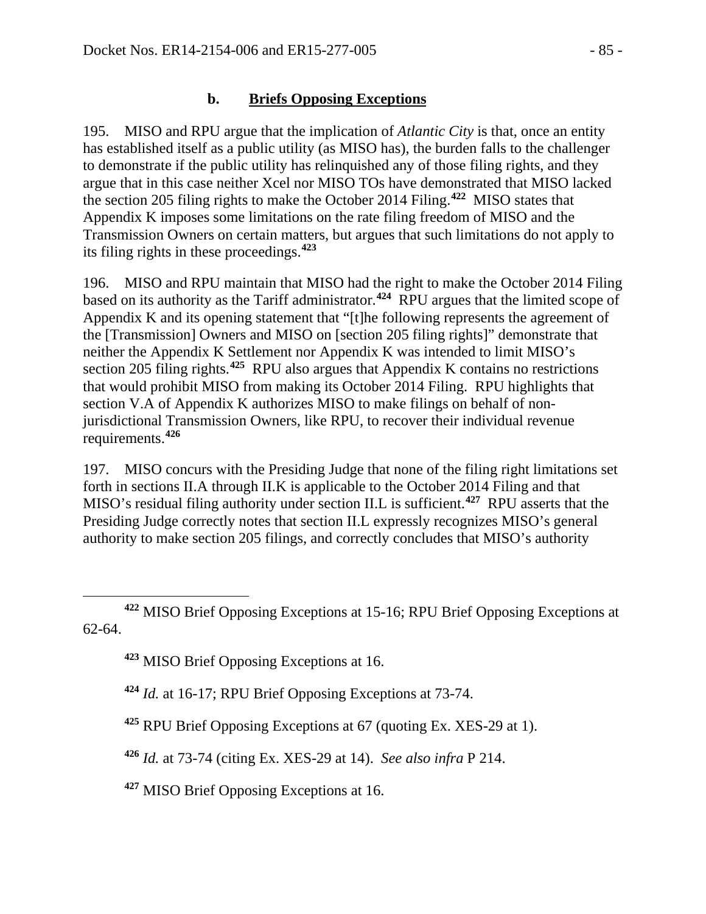### b. **Briefs Opposing Exceptions**

195. MISO and RPU argue that the implication of *Atlantic City* is that, once an entity has established itself as a public utility (as MISO has), the burden falls to the challenger to demonstrate if the public utility has relinquished any of those filing rights, and they argue that in this case neither Xcel nor MISO TOs have demonstrated that MISO lacked the section 205 filing rights to make the October 2014 Filing.[422] MISO states that Appendix K imposes some limitations on the rate filing freedom of MISO and the Transmission Owners on certain matters, but argues that such limitations do not apply to its filing rights in these proceedings.[423]

196. MISO and RPU maintain that MISO had the right to make the October 2014 Filing based on its authority as the Tariff administrator.[424] RPU argues that the limited scope of Appendix K and its opening statement that "[t]he following represents the agreement of the [Transmission] Owners and MISO on [section 205 filing rights]" demonstrate that neither the Appendix K Settlement nor Appendix K was intended to limit MISO's section 205 filing rights.[425] RPU also argues that Appendix K contains no restrictions that would prohibit MISO from making its October 2014 Filing. RPU highlights that section V.A of Appendix K authorizes MISO to make filings on behalf of non-jurisdictional Transmission Owners, like RPU, to recover their individual revenue requirements.[426]

197. MISO concurs with the Presiding Judge that none of the filing right limitations set forth in sections II.A through II.K is applicable to the October 2014 Filing and that MISO's residual filing authority under section II.L is sufficient.[427] RPU asserts that the Presiding Judge correctly notes that section II.L expressly recognizes MISO's general authority to make section 205 filings, and correctly concludes that MISO's authority

---

[422] MISO Brief Opposing Exceptions at 15-16; RPU Brief Opposing Exceptions at 62-64.

[423] MISO Brief Opposing Exceptions at 16.

[424] *Id.* at 16-17; RPU Brief Opposing Exceptions at 73-74.

[425] RPU Brief Opposing Exceptions at 67 (quoting Ex. XES-29 at 1).

[426] *Id.* at 73-74 (citing Ex. XES-29 at 14). *See also infra* P 214.

[427] MISO Brief Opposing Exceptions at 16.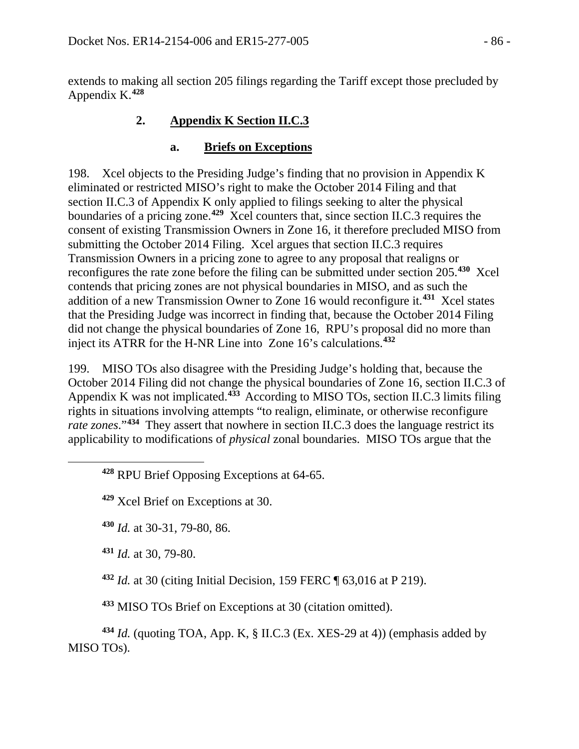extends to making all section 205 filings regarding the Tariff except those precluded by Appendix K.[428]

## 2. Appendix K Section II.C.3

### a. Briefs on Exceptions

198. Xcel objects to the Presiding Judge's finding that no provision in Appendix K eliminated or restricted MISO's right to make the October 2014 Filing and that section II.C.3 of Appendix K only applied to filings seeking to alter the physical boundaries of a pricing zone.[429] Xcel counters that, since section II.C.3 requires the consent of existing Transmission Owners in Zone 16, it therefore precluded MISO from submitting the October 2014 Filing. Xcel argues that section II.C.3 requires Transmission Owners in a pricing zone to agree to any proposal that realigns or reconfigures the rate zone before the filing can be submitted under section 205.[430] Xcel contends that pricing zones are not physical boundaries in MISO, and as such the addition of a new Transmission Owner to Zone 16 would reconfigure it.[431] Xcel states that the Presiding Judge was incorrect in finding that, because the October 2014 Filing did not change the physical boundaries of Zone 16, RPU's proposal did no more than inject its ATRR for the H-NR Line into Zone 16's calculations.[432]

199. MISO TOs also disagree with the Presiding Judge's holding that, because the October 2014 Filing did not change the physical boundaries of Zone 16, section II.C.3 of Appendix K was not implicated.[433] According to MISO TOs, section II.C.3 limits filing rights in situations involving attempts "to realign, eliminate, or otherwise reconfigure *rate zones*."[434] They assert that nowhere in section II.C.3 does the language restrict its applicability to modifications of *physical* zonal boundaries. MISO TOs argue that the

---

[428] RPU Brief Opposing Exceptions at 64-65.

[429] Xcel Brief on Exceptions at 30.

[430] *Id.* at 30-31, 79-80, 86.

[431] *Id.* at 30, 79-80.

[432] *Id.* at 30 (citing Initial Decision, 159 FERC ¶ 63,016 at P 219).

[433] MISO TOs Brief on Exceptions at 30 (citation omitted).

[434] *Id.* (quoting TOA, App. K, § II.C.3 (Ex. XES-29 at 4)) (emphasis added by MISO TOs).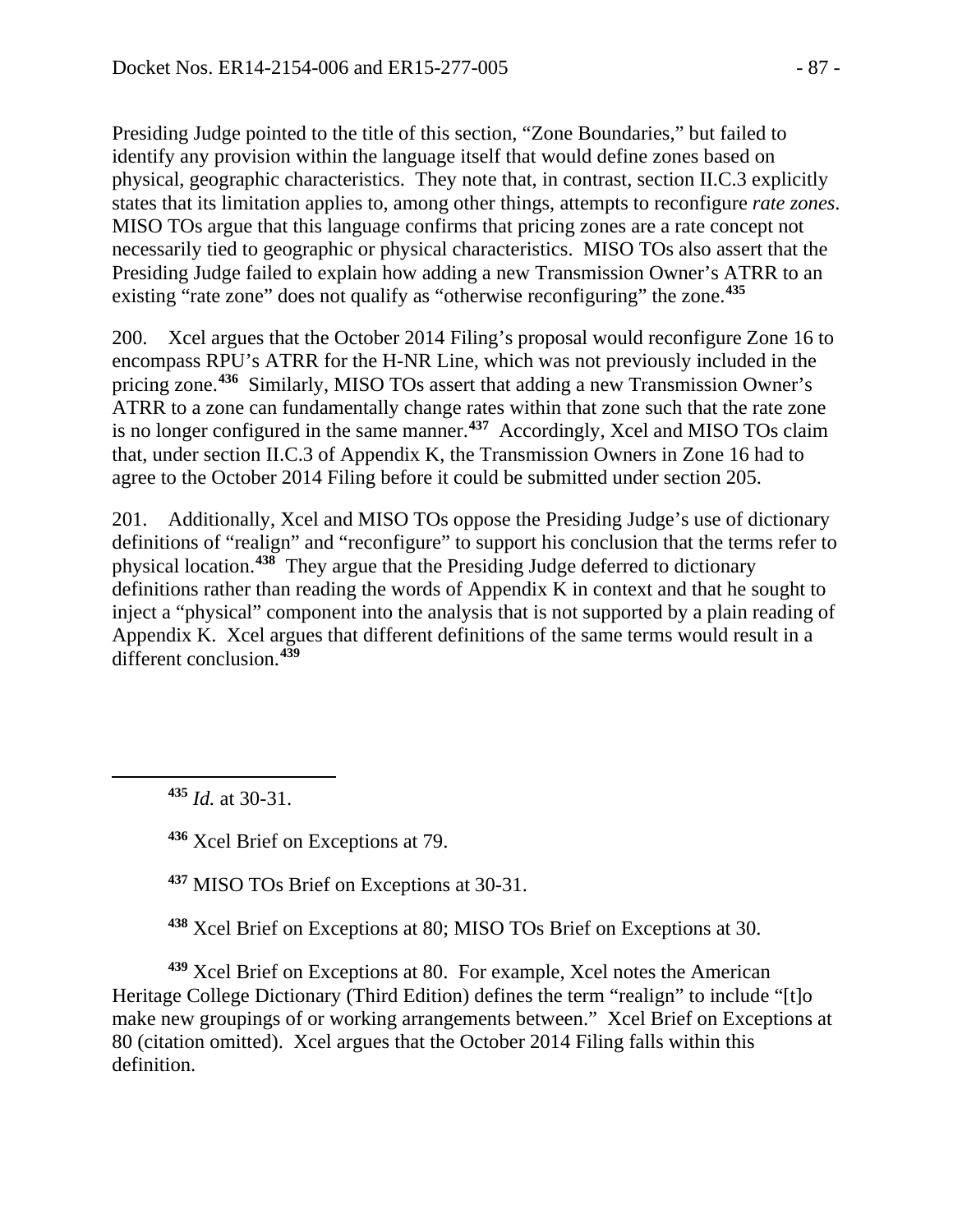Presiding Judge pointed to the title of this section, "Zone Boundaries," but failed to identify any provision within the language itself that would define zones based on physical, geographic characteristics. They note that, in contrast, section II.C.3 explicitly states that its limitation applies to, among other things, attempts to reconfigure *rate zones*. MISO TOs argue that this language confirms that pricing zones are a rate concept not necessarily tied to geographic or physical characteristics. MISO TOs also assert that the Presiding Judge failed to explain how adding a new Transmission Owner's ATRR to an existing "rate zone" does not qualify as "otherwise reconfiguring" the zone.[435]

200. Xcel argues that the October 2014 Filing's proposal would reconfigure Zone 16 to encompass RPU's ATRR for the H-NR Line, which was not previously included in the pricing zone.[436] Similarly, MISO TOs assert that adding a new Transmission Owner's ATRR to a zone can fundamentally change rates within that zone such that the rate zone is no longer configured in the same manner.[437] Accordingly, Xcel and MISO TOs claim that, under section II.C.3 of Appendix K, the Transmission Owners in Zone 16 had to agree to the October 2014 Filing before it could be submitted under section 205.

201. Additionally, Xcel and MISO TOs oppose the Presiding Judge's use of dictionary definitions of "realign" and "reconfigure" to support his conclusion that the terms refer to physical location.[438] They argue that the Presiding Judge deferred to dictionary definitions rather than reading the words of Appendix K in context and that he sought to inject a "physical" component into the analysis that is not supported by a plain reading of Appendix K. Xcel argues that different definitions of the same terms would result in a different conclusion.[439]

---

[435] *Id.* at 30-31.

[436] Xcel Brief on Exceptions at 79.

[437] MISO TOs Brief on Exceptions at 30-31.

[438] Xcel Brief on Exceptions at 80; MISO TOs Brief on Exceptions at 30.

[439] Xcel Brief on Exceptions at 80. For example, Xcel notes the American Heritage College Dictionary (Third Edition) defines the term "realign" to include "[t]o make new groupings of or working arrangements between." Xcel Brief on Exceptions at 80 (citation omitted). Xcel argues that the October 2014 Filing falls within this definition.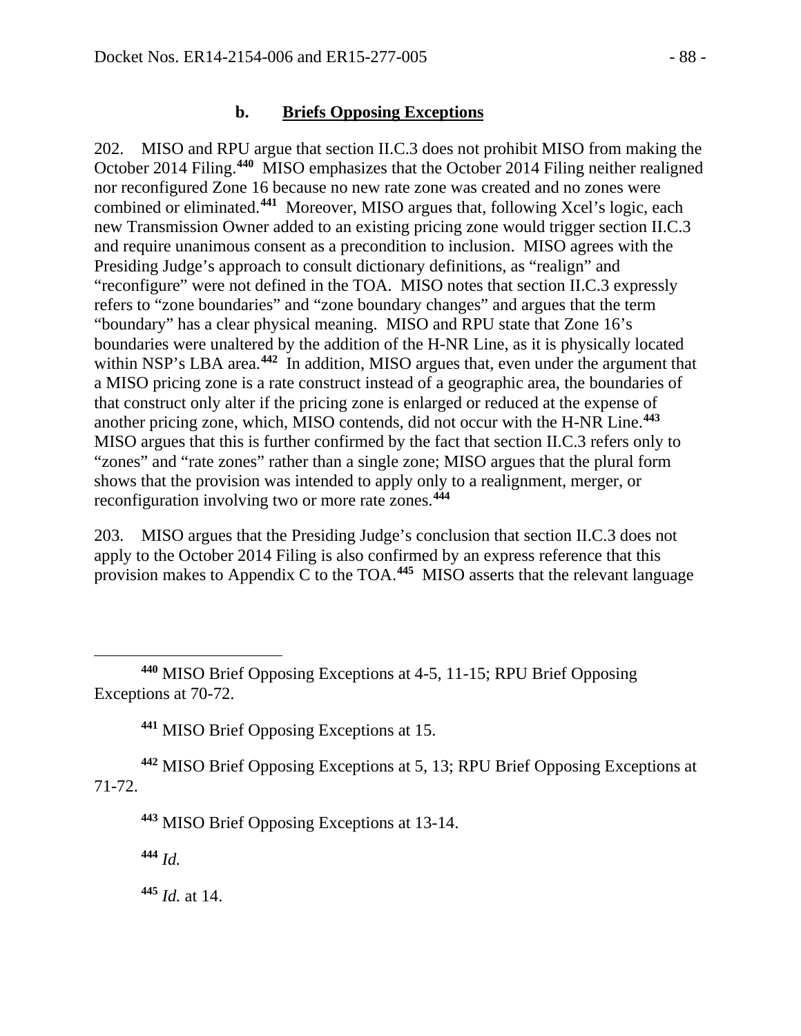### b. **Briefs Opposing Exceptions**

202. MISO and RPU argue that section II.C.3 does not prohibit MISO from making the October 2014 Filing.[440] MISO emphasizes that the October 2014 Filing neither realigned nor reconfigured Zone 16 because no new rate zone was created and no zones were combined or eliminated.[441] Moreover, MISO argues that, following Xcel's logic, each new Transmission Owner added to an existing pricing zone would trigger section II.C.3 and require unanimous consent as a precondition to inclusion. MISO agrees with the Presiding Judge's approach to consult dictionary definitions, as "realign" and "reconfigure" were not defined in the TOA. MISO notes that section II.C.3 expressly refers to "zone boundaries" and "zone boundary changes" and argues that the term "boundary" has a clear physical meaning. MISO and RPU state that Zone 16's boundaries were unaltered by the addition of the H-NR Line, as it is physically located within NSP's LBA area.[442] In addition, MISO argues that, even under the argument that a MISO pricing zone is a rate construct instead of a geographic area, the boundaries of that construct only alter if the pricing zone is enlarged or reduced at the expense of another pricing zone, which, MISO contends, did not occur with the H-NR Line.[443] MISO argues that this is further confirmed by the fact that section II.C.3 refers only to "zones" and "rate zones" rather than a single zone; MISO argues that the plural form shows that the provision was intended to apply only to a realignment, merger, or reconfiguration involving two or more rate zones.[444]

203. MISO argues that the Presiding Judge's conclusion that section II.C.3 does not apply to the October 2014 Filing is also confirmed by an express reference that this provision makes to Appendix C to the TOA.[445] MISO asserts that the relevant language

---

[440] MISO Brief Opposing Exceptions at 4-5, 11-15; RPU Brief Opposing Exceptions at 70-72.

[441] MISO Brief Opposing Exceptions at 15.

[442] MISO Brief Opposing Exceptions at 5, 13; RPU Brief Opposing Exceptions at 71-72.

[443] MISO Brief Opposing Exceptions at 13-14.

[444] *Id.*

[445] *Id.* at 14.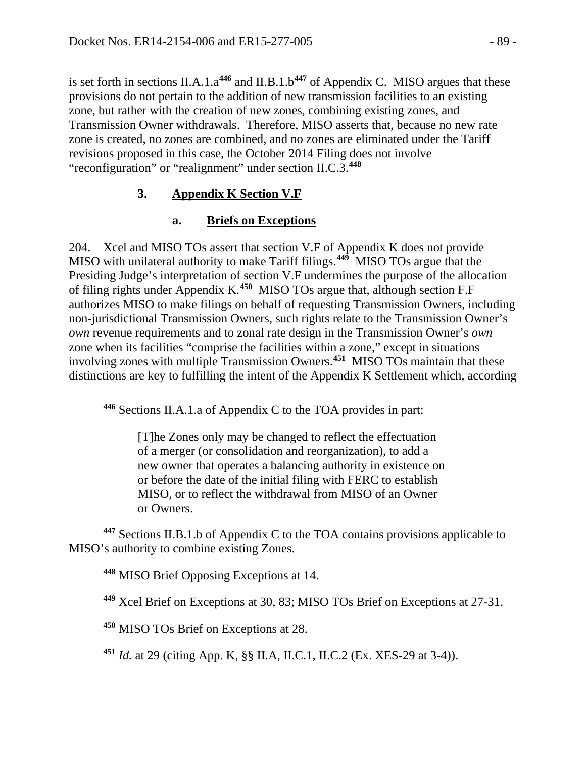is set forth in sections II.A.1.a[446] and II.B.1.b[447] of Appendix C. MISO argues that these provisions do not pertain to the addition of new transmission facilities to an existing zone, but rather with the creation of new zones, combining existing zones, and Transmission Owner withdrawals. Therefore, MISO asserts that, because no new rate zone is created, no zones are combined, and no zones are eliminated under the Tariff revisions proposed in this case, the October 2014 Filing does not involve "reconfiguration" or "realignment" under section II.C.3.[448]

### 3. Appendix K Section V.F

#### a. Briefs on Exceptions

204. Xcel and MISO TOs assert that section V.F of Appendix K does not provide MISO with unilateral authority to make Tariff filings.[449] MISO TOs argue that the Presiding Judge's interpretation of section V.F undermines the purpose of the allocation of filing rights under Appendix K.[450] MISO TOs argue that, although section F.F authorizes MISO to make filings on behalf of requesting Transmission Owners, including non-jurisdictional Transmission Owners, such rights relate to the Transmission Owner's *own* revenue requirements and to zonal rate design in the Transmission Owner's *own* zone when its facilities "comprise the facilities within a zone," except in situations involving zones with multiple Transmission Owners.[451] MISO TOs maintain that these distinctions are key to fulfilling the intent of the Appendix K Settlement which, according

---

[446] Sections II.A.1.a of Appendix C to the TOA provides in part:

> [T]he Zones only may be changed to reflect the effectuation of a merger (or consolidation and reorganization), to add a new owner that operates a balancing authority in existence on or before the date of the initial filing with FERC to establish MISO, or to reflect the withdrawal from MISO of an Owner or Owners.

[447] Sections II.B.1.b of Appendix C to the TOA contains provisions applicable to MISO's authority to combine existing Zones.

[448] MISO Brief Opposing Exceptions at 14.

[449] Xcel Brief on Exceptions at 30, 83; MISO TOs Brief on Exceptions at 27-31.

[450] MISO TOs Brief on Exceptions at 28.

[451] *Id.* at 29 (citing App. K, §§ II.A, II.C.1, II.C.2 (Ex. XES-29 at 3-4)).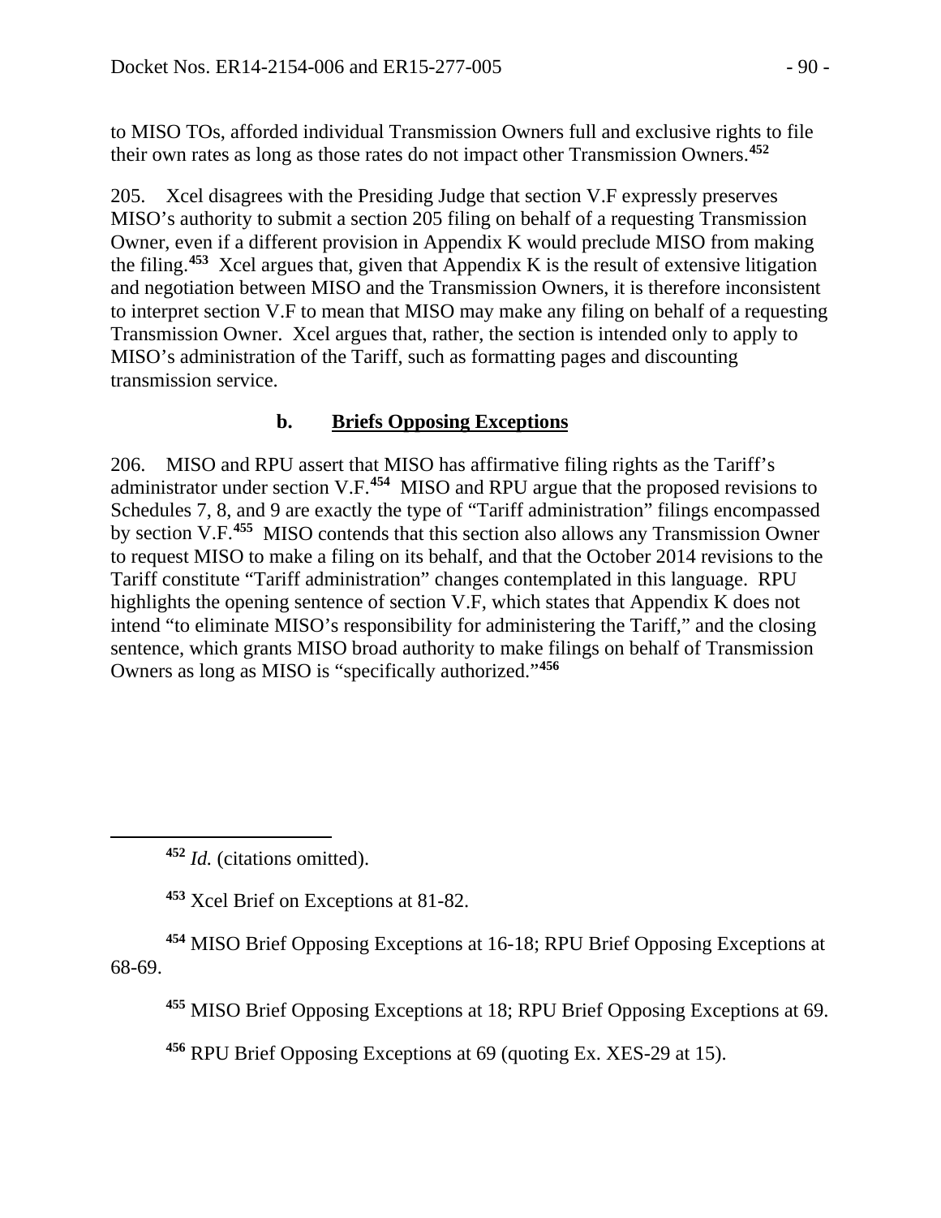to MISO TOs, afforded individual Transmission Owners full and exclusive rights to file their own rates as long as those rates do not impact other Transmission Owners.[452]

205. Xcel disagrees with the Presiding Judge that section V.F expressly preserves MISO's authority to submit a section 205 filing on behalf of a requesting Transmission Owner, even if a different provision in Appendix K would preclude MISO from making the filing.[453] Xcel argues that, given that Appendix K is the result of extensive litigation and negotiation between MISO and the Transmission Owners, it is therefore inconsistent to interpret section V.F to mean that MISO may make any filing on behalf of a requesting Transmission Owner. Xcel argues that, rather, the section is intended only to apply to MISO's administration of the Tariff, such as formatting pages and discounting transmission service.

### b. Briefs Opposing Exceptions

206. MISO and RPU assert that MISO has affirmative filing rights as the Tariff's administrator under section V.F.[454] MISO and RPU argue that the proposed revisions to Schedules 7, 8, and 9 are exactly the type of "Tariff administration" filings encompassed by section V.F.[455] MISO contends that this section also allows any Transmission Owner to request MISO to make a filing on its behalf, and that the October 2014 revisions to the Tariff constitute "Tariff administration" changes contemplated in this language. RPU highlights the opening sentence of section V.F, which states that Appendix K does not intend "to eliminate MISO's responsibility for administering the Tariff," and the closing sentence, which grants MISO broad authority to make filings on behalf of Transmission Owners as long as MISO is "specifically authorized."[456]

---

[452] *Id.* (citations omitted).

[453] Xcel Brief on Exceptions at 81-82.

[454] MISO Brief Opposing Exceptions at 16-18; RPU Brief Opposing Exceptions at 68-69.

[455] MISO Brief Opposing Exceptions at 18; RPU Brief Opposing Exceptions at 69.

[456] RPU Brief Opposing Exceptions at 69 (quoting Ex. XES-29 at 15).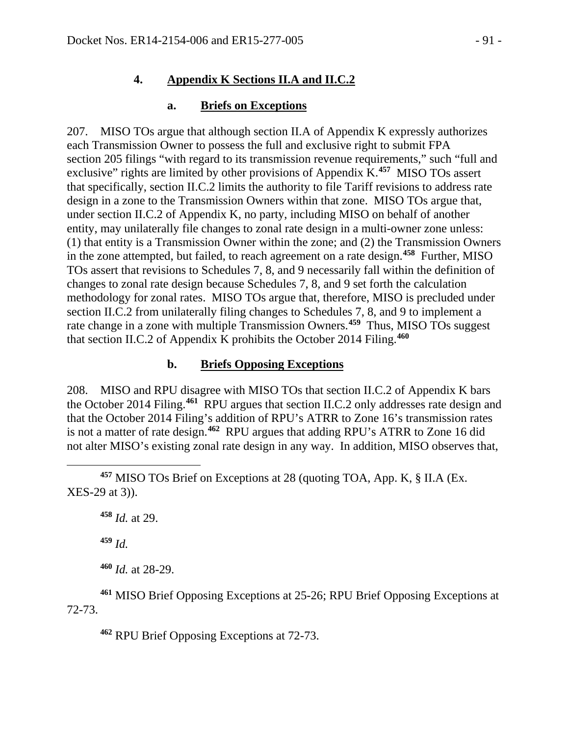### 4. Appendix K Sections II.A and II.C.2

#### a. Briefs on Exceptions

207. MISO TOs argue that although section II.A of Appendix K expressly authorizes each Transmission Owner to possess the full and exclusive right to submit FPA section 205 filings "with regard to its transmission revenue requirements," such "full and exclusive" rights are limited by other provisions of Appendix K.[457] MISO TOs assert that specifically, section II.C.2 limits the authority to file Tariff revisions to address rate design in a zone to the Transmission Owners within that zone. MISO TOs argue that, under section II.C.2 of Appendix K, no party, including MISO on behalf of another entity, may unilaterally file changes to zonal rate design in a multi-owner zone unless: (1) that entity is a Transmission Owner within the zone; and (2) the Transmission Owners in the zone attempted, but failed, to reach agreement on a rate design.[458] Further, MISO TOs assert that revisions to Schedules 7, 8, and 9 necessarily fall within the definition of changes to zonal rate design because Schedules 7, 8, and 9 set forth the calculation methodology for zonal rates. MISO TOs argue that, therefore, MISO is precluded under section II.C.2 from unilaterally filing changes to Schedules 7, 8, and 9 to implement a rate change in a zone with multiple Transmission Owners.[459] Thus, MISO TOs suggest that section II.C.2 of Appendix K prohibits the October 2014 Filing.[460]

#### b. Briefs Opposing Exceptions

208. MISO and RPU disagree with MISO TOs that section II.C.2 of Appendix K bars the October 2014 Filing.[461] RPU argues that section II.C.2 only addresses rate design and that the October 2014 Filing's addition of RPU's ATRR to Zone 16's transmission rates is not a matter of rate design.[462] RPU argues that adding RPU's ATRR to Zone 16 did not alter MISO's existing zonal rate design in any way. In addition, MISO observes that,

---

[457] MISO TOs Brief on Exceptions at 28 (quoting TOA, App. K, § II.A (Ex. XES-29 at 3)).

[458] *Id.* at 29.

[459] *Id.*

[460] *Id.* at 28-29.

[461] MISO Brief Opposing Exceptions at 25-26; RPU Brief Opposing Exceptions at 72-73.

[462] RPU Brief Opposing Exceptions at 72-73.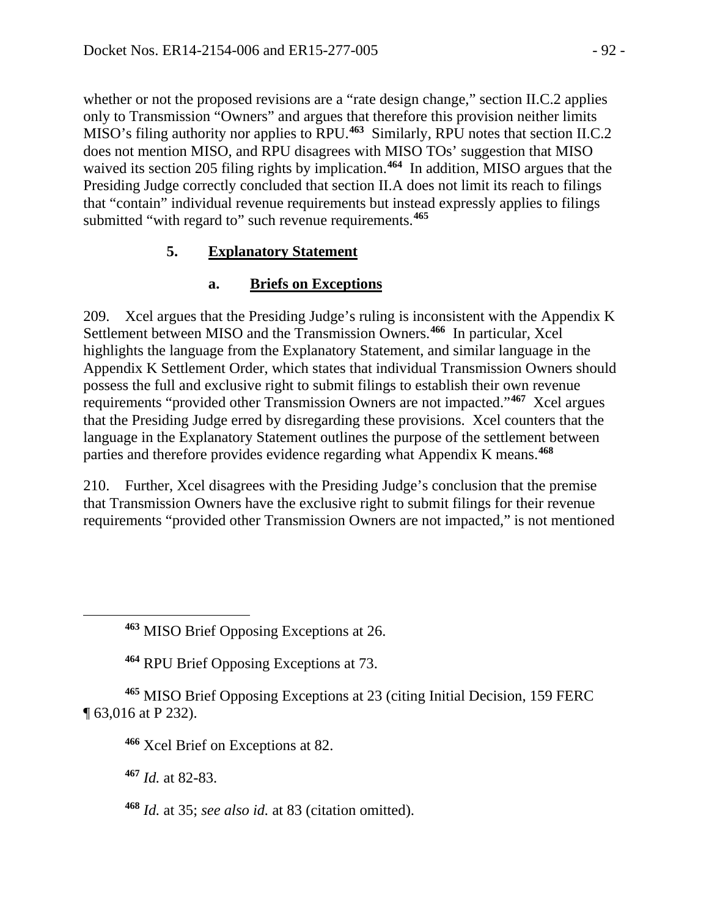whether or not the proposed revisions are a "rate design change," section II.C.2 applies only to Transmission "Owners" and argues that therefore this provision neither limits MISO's filing authority nor applies to RPU.[463] Similarly, RPU notes that section II.C.2 does not mention MISO, and RPU disagrees with MISO TOs' suggestion that MISO waived its section 205 filing rights by implication.[464] In addition, MISO argues that the Presiding Judge correctly concluded that section II.A does not limit its reach to filings that "contain" individual revenue requirements but instead expressly applies to filings submitted "with regard to" such revenue requirements.[465]

### 5. Explanatory Statement

#### a. Briefs on Exceptions

209. Xcel argues that the Presiding Judge's ruling is inconsistent with the Appendix K Settlement between MISO and the Transmission Owners.[466] In particular, Xcel highlights the language from the Explanatory Statement, and similar language in the Appendix K Settlement Order, which states that individual Transmission Owners should possess the full and exclusive right to submit filings to establish their own revenue requirements "provided other Transmission Owners are not impacted."[467] Xcel argues that the Presiding Judge erred by disregarding these provisions. Xcel counters that the language in the Explanatory Statement outlines the purpose of the settlement between parties and therefore provides evidence regarding what Appendix K means.[468]

210. Further, Xcel disagrees with the Presiding Judge's conclusion that the premise that Transmission Owners have the exclusive right to submit filings for their revenue requirements "provided other Transmission Owners are not impacted," is not mentioned

---

[463] MISO Brief Opposing Exceptions at 26.

[464] RPU Brief Opposing Exceptions at 73.

[465] MISO Brief Opposing Exceptions at 23 (citing Initial Decision, 159 FERC ¶ 63,016 at P 232).

[466] Xcel Brief on Exceptions at 82.

[467] *Id.* at 82-83.

[468] *Id.* at 35; *see also id.* at 83 (citation omitted).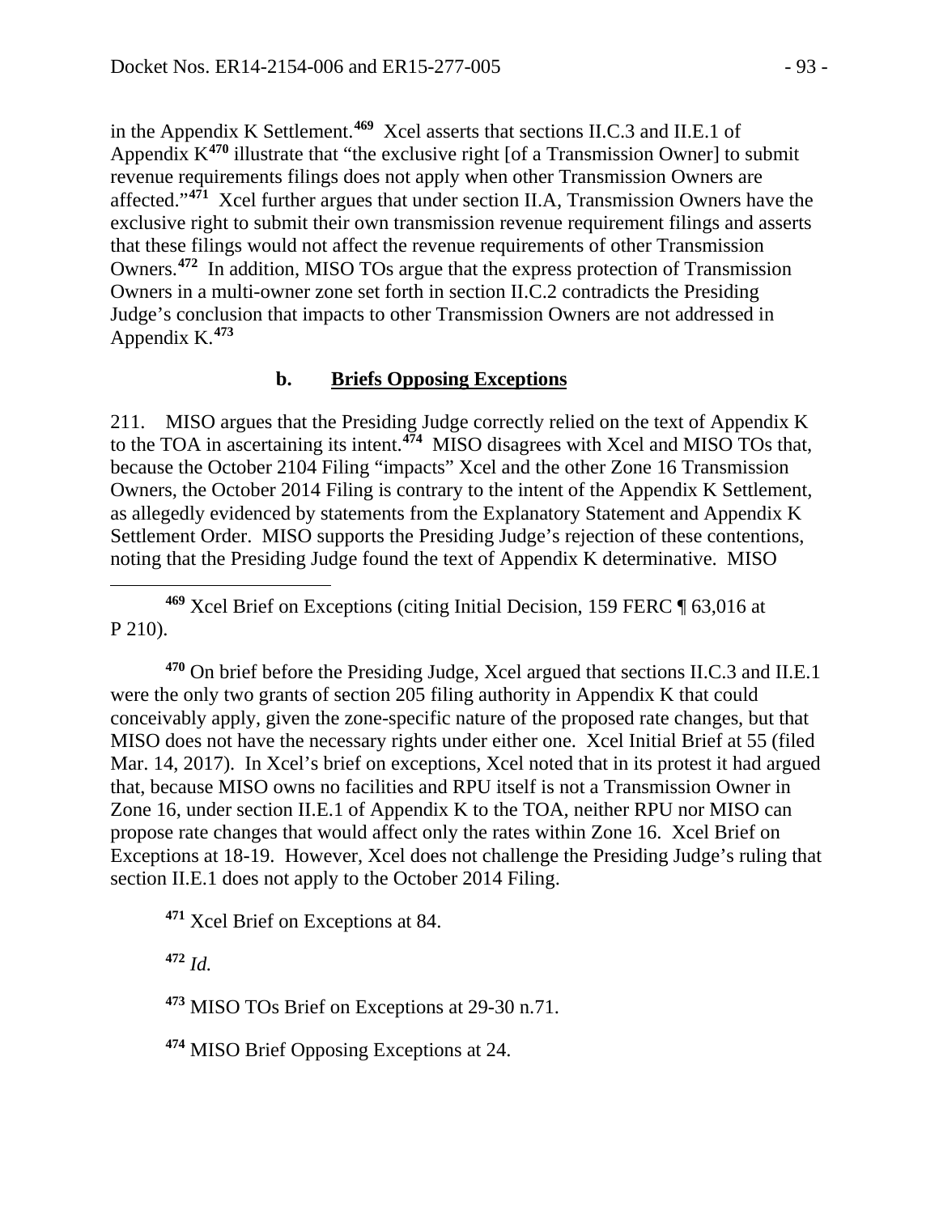in the Appendix K Settlement.[469] Xcel asserts that sections II.C.3 and II.E.1 of Appendix K[470] illustrate that "the exclusive right [of a Transmission Owner] to submit revenue requirements filings does not apply when other Transmission Owners are affected."[471] Xcel further argues that under section II.A, Transmission Owners have the exclusive right to submit their own transmission revenue requirement filings and asserts that these filings would not affect the revenue requirements of other Transmission Owners.[472] In addition, MISO TOs argue that the express protection of Transmission Owners in a multi-owner zone set forth in section II.C.2 contradicts the Presiding Judge's conclusion that impacts to other Transmission Owners are not addressed in Appendix K.[473]

### b. Briefs Opposing Exceptions

211. MISO argues that the Presiding Judge correctly relied on the text of Appendix K to the TOA in ascertaining its intent.[474] MISO disagrees with Xcel and MISO TOs that, because the October 2104 Filing "impacts" Xcel and the other Zone 16 Transmission Owners, the October 2014 Filing is contrary to the intent of the Appendix K Settlement, as allegedly evidenced by statements from the Explanatory Statement and Appendix K Settlement Order. MISO supports the Presiding Judge's rejection of these contentions, noting that the Presiding Judge found the text of Appendix K determinative. MISO

---

[469] Xcel Brief on Exceptions (citing Initial Decision, 159 FERC ¶ 63,016 at P 210).

[470] On brief before the Presiding Judge, Xcel argued that sections II.C.3 and II.E.1 were the only two grants of section 205 filing authority in Appendix K that could conceivably apply, given the zone-specific nature of the proposed rate changes, but that MISO does not have the necessary rights under either one. Xcel Initial Brief at 55 (filed Mar. 14, 2017). In Xcel's brief on exceptions, Xcel noted that in its protest it had argued that, because MISO owns no facilities and RPU itself is not a Transmission Owner in Zone 16, under section II.E.1 of Appendix K to the TOA, neither RPU nor MISO can propose rate changes that would affect only the rates within Zone 16. Xcel Brief on Exceptions at 18-19. However, Xcel does not challenge the Presiding Judge's ruling that section II.E.1 does not apply to the October 2014 Filing.

[471] Xcel Brief on Exceptions at 84.

[472] *Id.*

[473] MISO TOs Brief on Exceptions at 29-30 n.71.

[474] MISO Brief Opposing Exceptions at 24.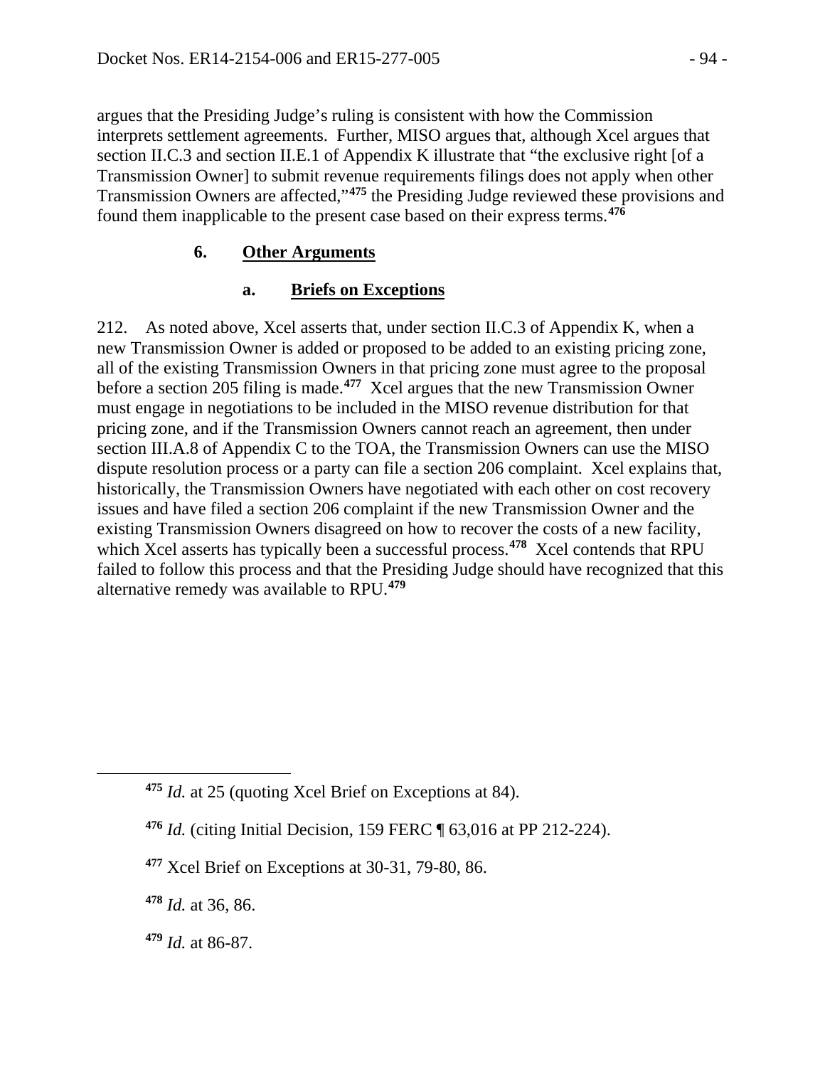argues that the Presiding Judge's ruling is consistent with how the Commission interprets settlement agreements. Further, MISO argues that, although Xcel argues that section II.C.3 and section II.E.1 of Appendix K illustrate that "the exclusive right [of a Transmission Owner] to submit revenue requirements filings does not apply when other Transmission Owners are affected,"[475] the Presiding Judge reviewed these provisions and found them inapplicable to the present case based on their express terms.[476]

### 6. Other Arguments

#### a. Briefs on Exceptions

212. As noted above, Xcel asserts that, under section II.C.3 of Appendix K, when a new Transmission Owner is added or proposed to be added to an existing pricing zone, all of the existing Transmission Owners in that pricing zone must agree to the proposal before a section 205 filing is made.[477] Xcel argues that the new Transmission Owner must engage in negotiations to be included in the MISO revenue distribution for that pricing zone, and if the Transmission Owners cannot reach an agreement, then under section III.A.8 of Appendix C to the TOA, the Transmission Owners can use the MISO dispute resolution process or a party can file a section 206 complaint. Xcel explains that, historically, the Transmission Owners have negotiated with each other on cost recovery issues and have filed a section 206 complaint if the new Transmission Owner and the existing Transmission Owners disagreed on how to recover the costs of a new facility, which Xcel asserts has typically been a successful process.[478] Xcel contends that RPU failed to follow this process and that the Presiding Judge should have recognized that this alternative remedy was available to RPU.[479]

---

[475] *Id.* at 25 (quoting Xcel Brief on Exceptions at 84).

[476] *Id.* (citing Initial Decision, 159 FERC ¶ 63,016 at PP 212-224).

[477] Xcel Brief on Exceptions at 30-31, 79-80, 86.

[478] *Id.* at 36, 86.

[479] *Id.* at 86-87.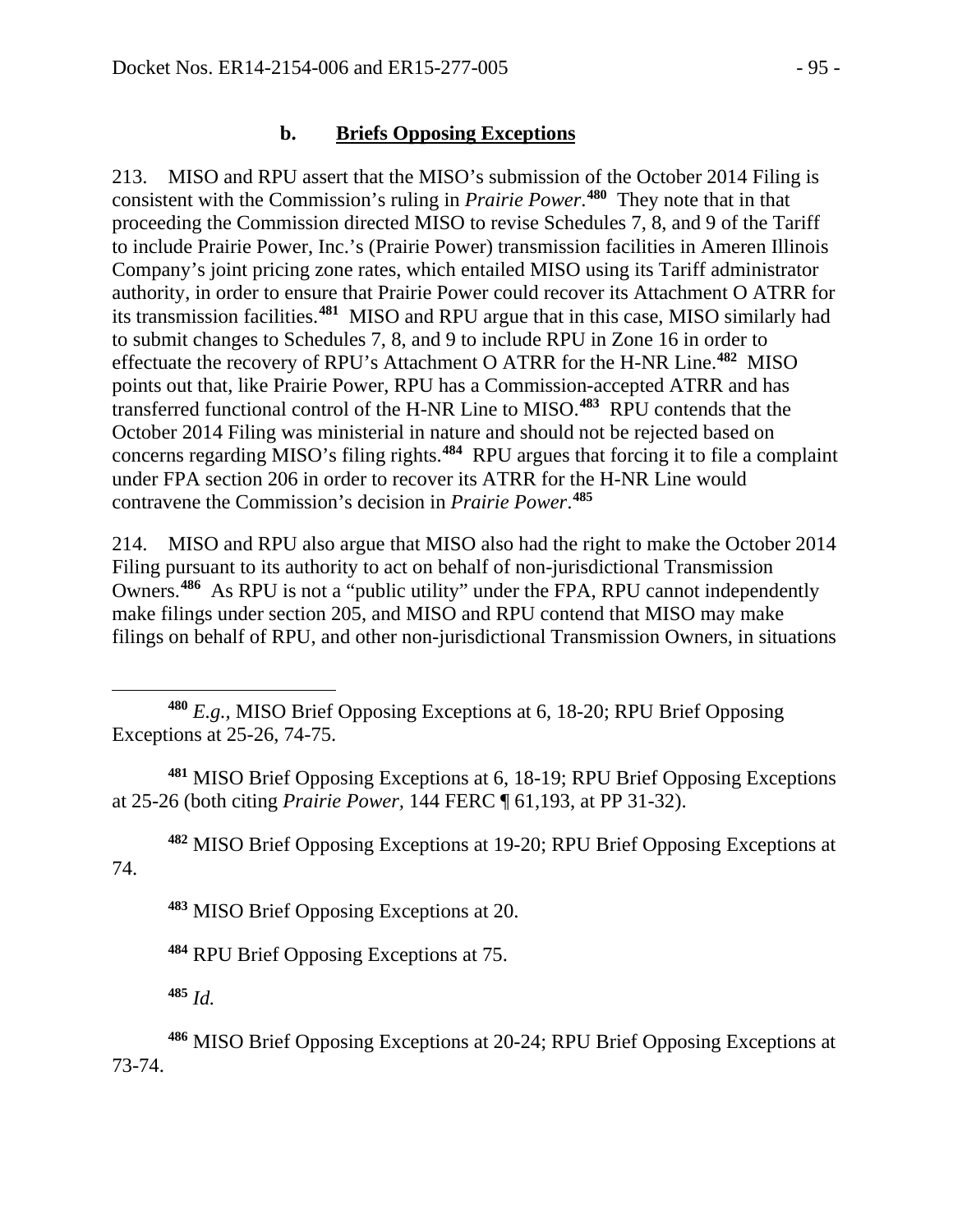### b. **Briefs Opposing Exceptions**

213. MISO and RPU assert that the MISO's submission of the October 2014 Filing is consistent with the Commission's ruling in *Prairie Power*.[480] They note that in that proceeding the Commission directed MISO to revise Schedules 7, 8, and 9 of the Tariff to include Prairie Power, Inc.'s (Prairie Power) transmission facilities in Ameren Illinois Company's joint pricing zone rates, which entailed MISO using its Tariff administrator authority, in order to ensure that Prairie Power could recover its Attachment O ATRR for its transmission facilities.[481] MISO and RPU argue that in this case, MISO similarly had to submit changes to Schedules 7, 8, and 9 to include RPU in Zone 16 in order to effectuate the recovery of RPU's Attachment O ATRR for the H-NR Line.[482] MISO points out that, like Prairie Power, RPU has a Commission-accepted ATRR and has transferred functional control of the H-NR Line to MISO.[483] RPU contends that the October 2014 Filing was ministerial in nature and should not be rejected based on concerns regarding MISO's filing rights.[484] RPU argues that forcing it to file a complaint under FPA section 206 in order to recover its ATRR for the H-NR Line would contravene the Commission's decision in *Prairie Power*.[485]

214. MISO and RPU also argue that MISO also had the right to make the October 2014 Filing pursuant to its authority to act on behalf of non-jurisdictional Transmission Owners.[486] As RPU is not a "public utility" under the FPA, RPU cannot independently make filings under section 205, and MISO and RPU contend that MISO may make filings on behalf of RPU, and other non-jurisdictional Transmission Owners, in situations

---

[480] *E.g.*, MISO Brief Opposing Exceptions at 6, 18-20; RPU Brief Opposing Exceptions at 25-26, 74-75.

[481] MISO Brief Opposing Exceptions at 6, 18-19; RPU Brief Opposing Exceptions at 25-26 (both citing *Prairie Power*, 144 FERC ¶ 61,193, at PP 31-32).

[482] MISO Brief Opposing Exceptions at 19-20; RPU Brief Opposing Exceptions at 74.

[483] MISO Brief Opposing Exceptions at 20.

[484] RPU Brief Opposing Exceptions at 75.

[485] *Id.*

[486] MISO Brief Opposing Exceptions at 20-24; RPU Brief Opposing Exceptions at 73-74.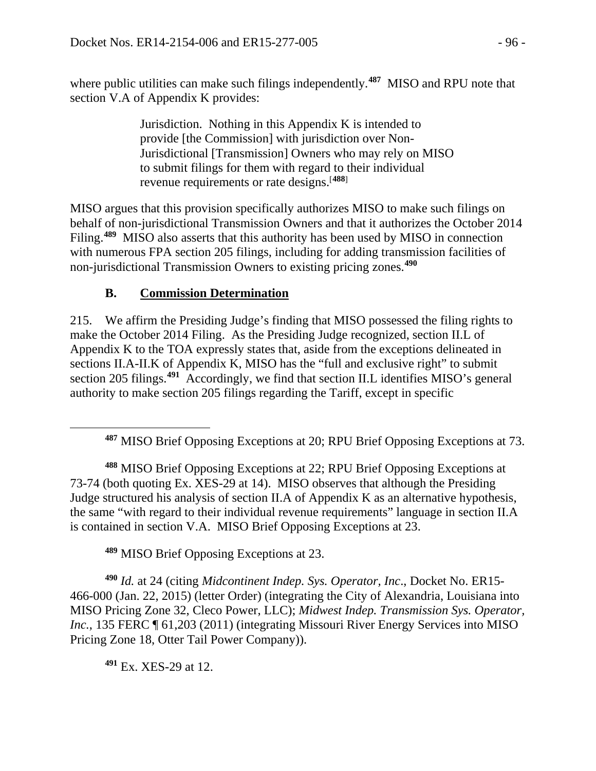where public utilities can make such filings independently.[487] MISO and RPU note that section V.A of Appendix K provides:

> Jurisdiction. Nothing in this Appendix K is intended to provide [the Commission] with jurisdiction over Non-Jurisdictional [Transmission] Owners who may rely on MISO to submit filings for them with regard to their individual revenue requirements or rate designs.[488]

MISO argues that this provision specifically authorizes MISO to make such filings on behalf of non-jurisdictional Transmission Owners and that it authorizes the October 2014 Filing.[489] MISO also asserts that this authority has been used by MISO in connection with numerous FPA section 205 filings, including for adding transmission facilities of non-jurisdictional Transmission Owners to existing pricing zones.[490]

### B. Commission Determination

215. We affirm the Presiding Judge's finding that MISO possessed the filing rights to make the October 2014 Filing. As the Presiding Judge recognized, section II.L of Appendix K to the TOA expressly states that, aside from the exceptions delineated in sections II.A-II.K of Appendix K, MISO has the "full and exclusive right" to submit section 205 filings.[491] Accordingly, we find that section II.L identifies MISO's general authority to make section 205 filings regarding the Tariff, except in specific

---

[487] MISO Brief Opposing Exceptions at 20; RPU Brief Opposing Exceptions at 73.

[488] MISO Brief Opposing Exceptions at 22; RPU Brief Opposing Exceptions at 73-74 (both quoting Ex. XES-29 at 14). MISO observes that although the Presiding Judge structured his analysis of section II.A of Appendix K as an alternative hypothesis, the same "with regard to their individual revenue requirements" language in section II.A is contained in section V.A. MISO Brief Opposing Exceptions at 23.

[489] MISO Brief Opposing Exceptions at 23.

[490] *Id.* at 24 (citing *Midcontinent Indep. Sys. Operator, Inc*., Docket No. ER15-466-000 (Jan. 22, 2015) (letter Order) (integrating the City of Alexandria, Louisiana into MISO Pricing Zone 32, Cleco Power, LLC); *Midwest Indep. Transmission Sys. Operator, Inc.*, 135 FERC ¶ 61,203 (2011) (integrating Missouri River Energy Services into MISO Pricing Zone 18, Otter Tail Power Company)).

[491] Ex. XES-29 at 12.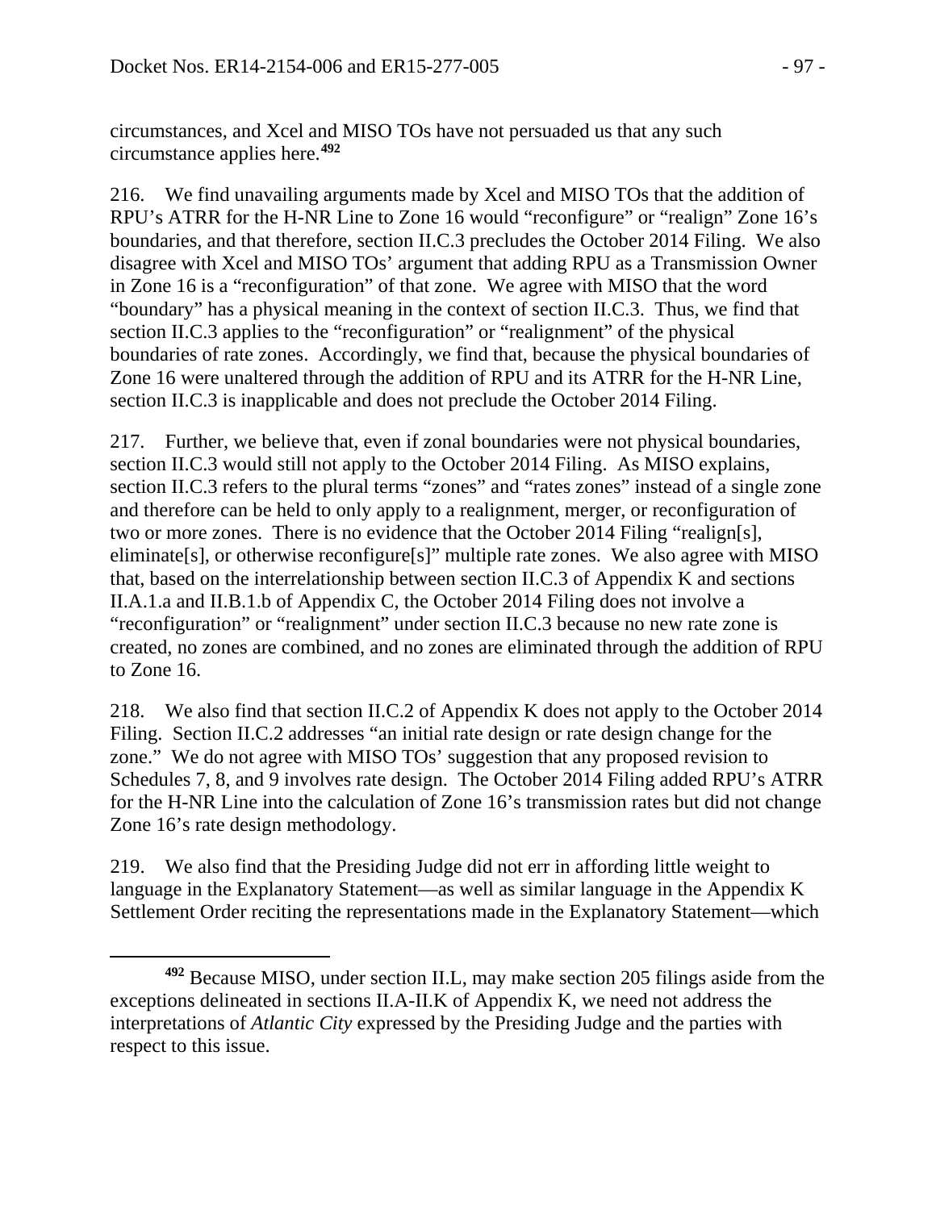circumstances, and Xcel and MISO TOs have not persuaded us that any such circumstance applies here.[492]

216. We find unavailing arguments made by Xcel and MISO TOs that the addition of RPU's ATRR for the H-NR Line to Zone 16 would "reconfigure" or "realign" Zone 16's boundaries, and that therefore, section II.C.3 precludes the October 2014 Filing. We also disagree with Xcel and MISO TOs' argument that adding RPU as a Transmission Owner in Zone 16 is a "reconfiguration" of that zone. We agree with MISO that the word "boundary" has a physical meaning in the context of section II.C.3. Thus, we find that section II.C.3 applies to the "reconfiguration" or "realignment" of the physical boundaries of rate zones. Accordingly, we find that, because the physical boundaries of Zone 16 were unaltered through the addition of RPU and its ATRR for the H-NR Line, section II.C.3 is inapplicable and does not preclude the October 2014 Filing.

217. Further, we believe that, even if zonal boundaries were not physical boundaries, section II.C.3 would still not apply to the October 2014 Filing. As MISO explains, section II.C.3 refers to the plural terms "zones" and "rates zones" instead of a single zone and therefore can be held to only apply to a realignment, merger, or reconfiguration of two or more zones. There is no evidence that the October 2014 Filing "realign[s], eliminate[s], or otherwise reconfigure[s]" multiple rate zones. We also agree with MISO that, based on the interrelationship between section II.C.3 of Appendix K and sections II.A.1.a and II.B.1.b of Appendix C, the October 2014 Filing does not involve a "reconfiguration" or "realignment" under section II.C.3 because no new rate zone is created, no zones are combined, and no zones are eliminated through the addition of RPU to Zone 16.

218. We also find that section II.C.2 of Appendix K does not apply to the October 2014 Filing. Section II.C.2 addresses "an initial rate design or rate design change for the zone." We do not agree with MISO TOs' suggestion that any proposed revision to Schedules 7, 8, and 9 involves rate design. The October 2014 Filing added RPU's ATRR for the H-NR Line into the calculation of Zone 16's transmission rates but did not change Zone 16's rate design methodology.

219. We also find that the Presiding Judge did not err in affording little weight to language in the Explanatory Statement—as well as similar language in the Appendix K Settlement Order reciting the representations made in the Explanatory Statement—which

---

[492] Because MISO, under section II.L, may make section 205 filings aside from the exceptions delineated in sections II.A-II.K of Appendix K, we need not address the interpretations of *Atlantic City* expressed by the Presiding Judge and the parties with respect to this issue.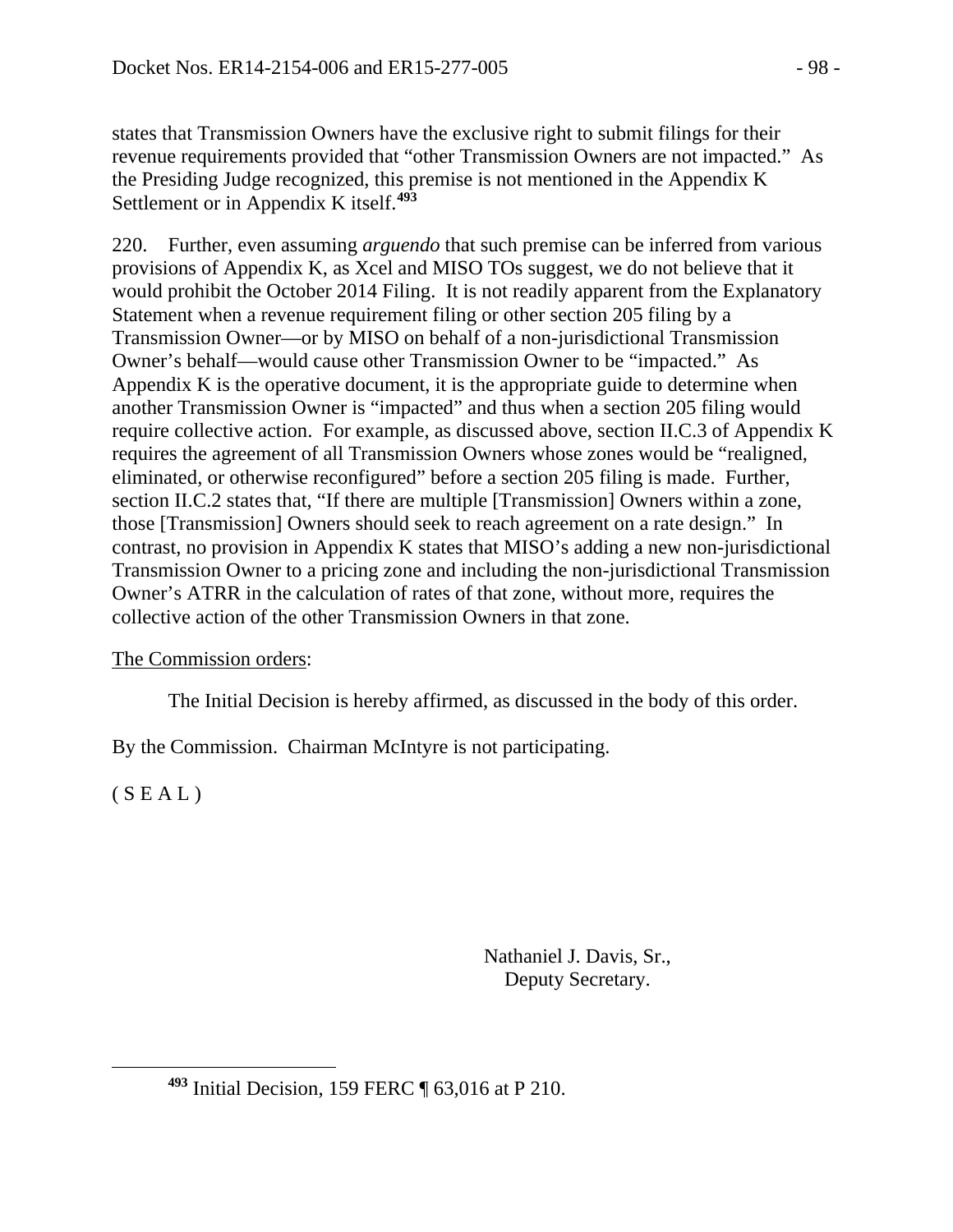states that Transmission Owners have the exclusive right to submit filings for their revenue requirements provided that "other Transmission Owners are not impacted." As the Presiding Judge recognized, this premise is not mentioned in the Appendix K Settlement or in Appendix K itself.[493]

220. Further, even assuming *arguendo* that such premise can be inferred from various provisions of Appendix K, as Xcel and MISO TOs suggest, we do not believe that it would prohibit the October 2014 Filing. It is not readily apparent from the Explanatory Statement when a revenue requirement filing or other section 205 filing by a Transmission Owner—or by MISO on behalf of a non-jurisdictional Transmission Owner's behalf—would cause other Transmission Owner to be "impacted." As Appendix K is the operative document, it is the appropriate guide to determine when another Transmission Owner is "impacted" and thus when a section 205 filing would require collective action. For example, as discussed above, section II.C.3 of Appendix K requires the agreement of all Transmission Owners whose zones would be "realigned, eliminated, or otherwise reconfigured" before a section 205 filing is made. Further, section II.C.2 states that, "If there are multiple [Transmission] Owners within a zone, those [Transmission] Owners should seek to reach agreement on a rate design." In contrast, no provision in Appendix K states that MISO's adding a new non-jurisdictional Transmission Owner to a pricing zone and including the non-jurisdictional Transmission Owner's ATRR in the calculation of rates of that zone, without more, requires the collective action of the other Transmission Owners in that zone.

<u>The Commission orders</u>:

The Initial Decision is hereby affirmed, as discussed in the body of this order.

By the Commission. Chairman McIntyre is not participating.

( S E A L )

Nathaniel J. Davis, Sr.,
Deputy Secretary.

---

[493] Initial Decision, 159 FERC ¶ 63,016 at P 210.